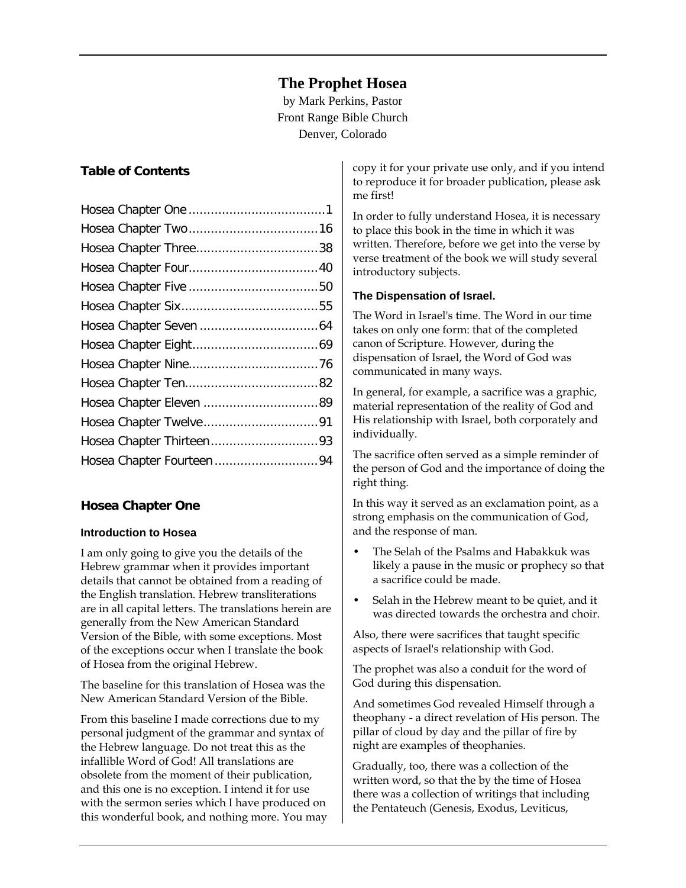# The Prophet Hosea

by Mark Perkins, Pastor
Front Range Bible Church
Denver, Colorado

## Table of Contents

Hosea Chapter One.....................................1
Hosea Chapter Two...................................16
Hosea Chapter Three.................................38
Hosea Chapter Four...................................40
Hosea Chapter Five...................................50
Hosea Chapter Six.....................................55
Hosea Chapter Seven................................64
Hosea Chapter Eight..................................69
Hosea Chapter Nine...................................76
Hosea Chapter Ten....................................82
Hosea Chapter Eleven...............................89
Hosea Chapter Twelve...............................91
Hosea Chapter Thirteen.............................93
Hosea Chapter Fourteen............................94

## Hosea Chapter One

### Introduction to Hosea

I am only going to give you the details of the Hebrew grammar when it provides important details that cannot be obtained from a reading of the English translation. Hebrew transliterations are in all capital letters. The translations herein are generally from the New American Standard Version of the Bible, with some exceptions. Most of the exceptions occur when I translate the book of Hosea from the original Hebrew.

The baseline for this translation of Hosea was the New American Standard Version of the Bible.

From this baseline I made corrections due to my personal judgment of the grammar and syntax of the Hebrew language. Do not treat this as the infallible Word of God! All translations are obsolete from the moment of their publication, and this one is no exception. I intend it for use with the sermon series which I have produced on this wonderful book, and nothing more. You may copy it for your private use only, and if you intend to reproduce it for broader publication, please ask me first!

In order to fully understand Hosea, it is necessary to place this book in the time in which it was written. Therefore, before we get into the verse by verse treatment of the book we will study several introductory subjects.

### The Dispensation of Israel.

The Word in Israel's time. The Word in our time takes on only one form: that of the completed canon of Scripture. However, during the dispensation of Israel, the Word of God was communicated in many ways.

In general, for example, a sacrifice was a graphic, material representation of the reality of God and His relationship with Israel, both corporately and individually.

The sacrifice often served as a simple reminder of the person of God and the importance of doing the right thing.

In this way it served as an exclamation point, as a strong emphasis on the communication of God, and the response of man.

- The Selah of the Psalms and Habakkuk was likely a pause in the music or prophecy so that a sacrifice could be made.
- Selah in the Hebrew meant to be quiet, and it was directed towards the orchestra and choir.

Also, there were sacrifices that taught specific aspects of Israel's relationship with God.

The prophet was also a conduit for the word of God during this dispensation.

And sometimes God revealed Himself through a theophany - a direct revelation of His person. The pillar of cloud by day and the pillar of fire by night are examples of theophanies.

Gradually, too, there was a collection of the written word, so that the by the time of Hosea there was a collection of writings that including the Pentateuch (Genesis, Exodus, Leviticus,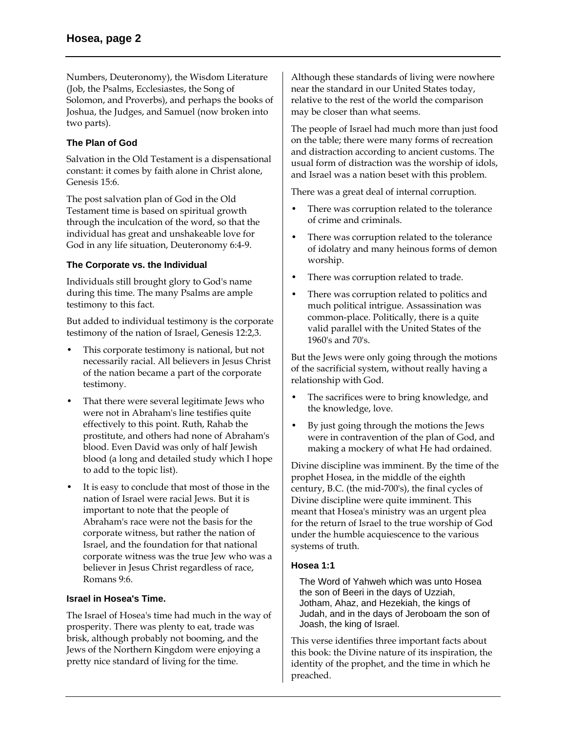Numbers, Deuteronomy), the Wisdom Literature (Job, the Psalms, Ecclesiastes, the Song of Solomon, and Proverbs), and perhaps the books of Joshua, the Judges, and Samuel (now broken into two parts).

### The Plan of God

Salvation in the Old Testament is a dispensational constant: it comes by faith alone in Christ alone, Genesis 15:6.

The post salvation plan of God in the Old Testament time is based on spiritual growth through the inculcation of the word, so that the individual has great and unshakeable love for God in any life situation, Deuteronomy 6:4-9.

### The Corporate vs. the Individual

Individuals still brought glory to God's name during this time. The many Psalms are ample testimony to this fact.

But added to individual testimony is the corporate testimony of the nation of Israel, Genesis 12:2,3.

- This corporate testimony is national, but not necessarily racial. All believers in Jesus Christ of the nation became a part of the corporate testimony.
- That there were several legitimate Jews who were not in Abraham's line testifies quite effectively to this point. Ruth, Rahab the prostitute, and others had none of Abraham's blood. Even David was only of half Jewish blood (a long and detailed study which I hope to add to the topic list).
- It is easy to conclude that most of those in the nation of Israel were racial Jews. But it is important to note that the people of Abraham's race were not the basis for the corporate witness, but rather the nation of Israel, and the foundation for that national corporate witness was the true Jew who was a believer in Jesus Christ regardless of race, Romans 9:6.

### Israel in Hosea's Time.

The Israel of Hosea's time had much in the way of prosperity. There was plenty to eat, trade was brisk, although probably not booming, and the Jews of the Northern Kingdom were enjoying a pretty nice standard of living for the time.

Although these standards of living were nowhere near the standard in our United States today, relative to the rest of the world the comparison may be closer than what seems.

The people of Israel had much more than just food on the table; there were many forms of recreation and distraction according to ancient customs. The usual form of distraction was the worship of idols, and Israel was a nation beset with this problem.

There was a great deal of internal corruption.

- There was corruption related to the tolerance of crime and criminals.
- There was corruption related to the tolerance of idolatry and many heinous forms of demon worship.
- There was corruption related to trade.
- There was corruption related to politics and much political intrigue. Assassination was common-place. Politically, there is a quite valid parallel with the United States of the 1960's and 70's.

But the Jews were only going through the motions of the sacrificial system, without really having a relationship with God.

- The sacrifices were to bring knowledge, and the knowledge, love.
- By just going through the motions the Jews were in contravention of the plan of God, and making a mockery of what He had ordained.

Divine discipline was imminent. By the time of the prophet Hosea, in the middle of the eighth century, B.C. (the mid-700's), the final cycles of Divine discipline were quite imminent. This meant that Hosea's ministry was an urgent plea for the return of Israel to the true worship of God under the humble acquiescence to the various systems of truth.

### Hosea 1:1

> The Word of Yahweh which was unto Hosea the son of Beeri in the days of Uzziah, Jotham, Ahaz, and Hezekiah, the kings of Judah, and in the days of Jeroboam the son of Joash, the king of Israel.

This verse identifies three important facts about this book: the Divine nature of its inspiration, the identity of the prophet, and the time in which he preached.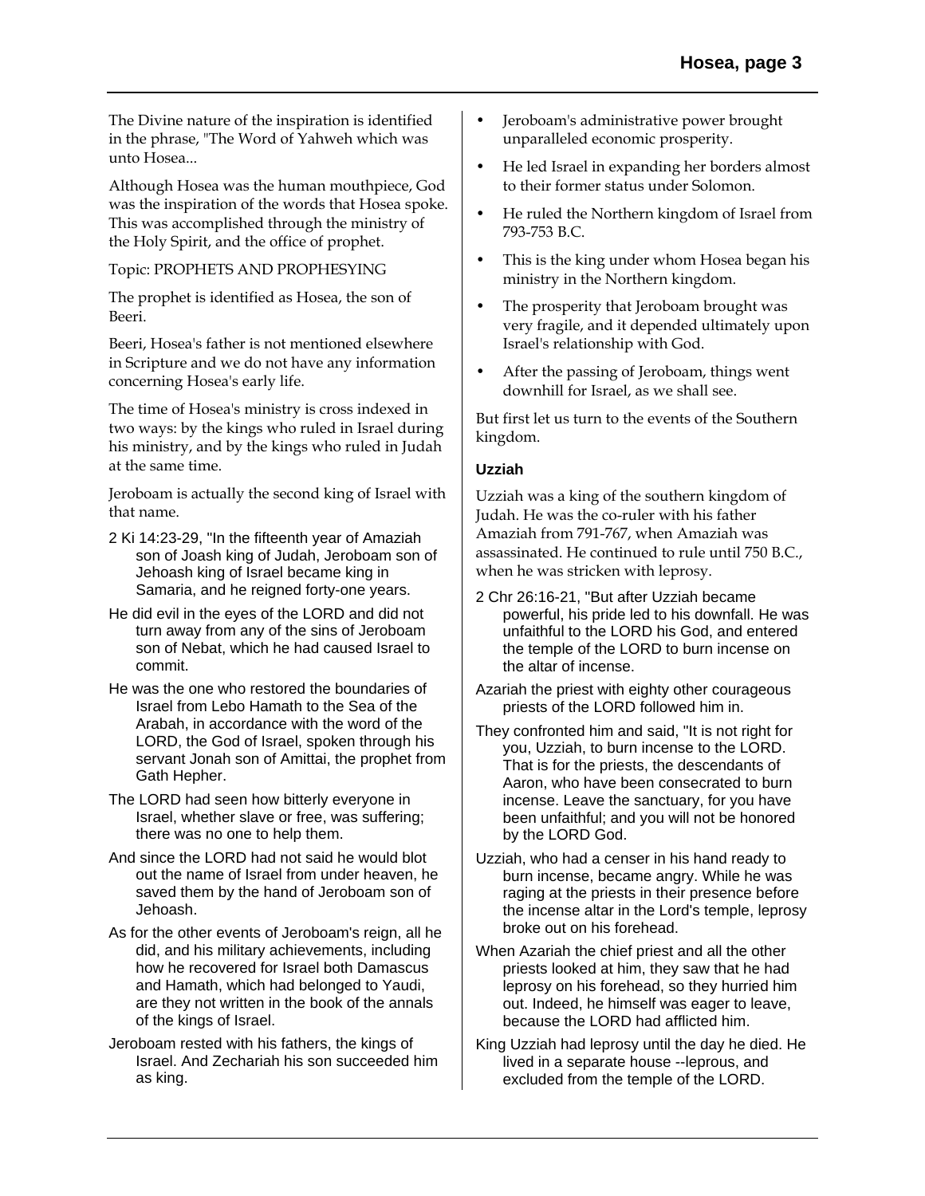The Divine nature of the inspiration is identified in the phrase, "The Word of Yahweh which was unto Hosea...

Although Hosea was the human mouthpiece, God was the inspiration of the words that Hosea spoke. This was accomplished through the ministry of the Holy Spirit, and the office of prophet.

Topic: PROPHETS AND PROPHESYING

The prophet is identified as Hosea, the son of Beeri.

Beeri, Hosea's father is not mentioned elsewhere in Scripture and we do not have any information concerning Hosea's early life.

The time of Hosea's ministry is cross indexed in two ways: by the kings who ruled in Israel during his ministry, and by the kings who ruled in Judah at the same time.

Jeroboam is actually the second king of Israel with that name.

2 Ki 14:23-29, "In the fifteenth year of Amaziah son of Joash king of Judah, Jeroboam son of Jehoash king of Israel became king in Samaria, and he reigned forty-one years.

He did evil in the eyes of the LORD and did not turn away from any of the sins of Jeroboam son of Nebat, which he had caused Israel to commit.

He was the one who restored the boundaries of Israel from Lebo Hamath to the Sea of the Arabah, in accordance with the word of the LORD, the God of Israel, spoken through his servant Jonah son of Amittai, the prophet from Gath Hepher.

The LORD had seen how bitterly everyone in Israel, whether slave or free, was suffering; there was no one to help them.

And since the LORD had not said he would blot out the name of Israel from under heaven, he saved them by the hand of Jeroboam son of Jehoash.

As for the other events of Jeroboam's reign, all he did, and his military achievements, including how he recovered for Israel both Damascus and Hamath, which had belonged to Yaudi, are they not written in the book of the annals of the kings of Israel.

Jeroboam rested with his fathers, the kings of Israel. And Zechariah his son succeeded him as king.

- Jeroboam's administrative power brought unparalleled economic prosperity.
- He led Israel in expanding her borders almost to their former status under Solomon.
- He ruled the Northern kingdom of Israel from 793-753 B.C.
- This is the king under whom Hosea began his ministry in the Northern kingdom.
- The prosperity that Jeroboam brought was very fragile, and it depended ultimately upon Israel's relationship with God.
- After the passing of Jeroboam, things went downhill for Israel, as we shall see.

But first let us turn to the events of the Southern kingdom.

### Uzziah

Uzziah was a king of the southern kingdom of Judah. He was the co-ruler with his father Amaziah from 791-767, when Amaziah was assassinated. He continued to rule until 750 B.C., when he was stricken with leprosy.

2 Chr 26:16-21, "But after Uzziah became powerful, his pride led to his downfall. He was unfaithful to the LORD his God, and entered the temple of the LORD to burn incense on the altar of incense.

Azariah the priest with eighty other courageous priests of the LORD followed him in.

They confronted him and said, "It is not right for you, Uzziah, to burn incense to the LORD. That is for the priests, the descendants of Aaron, who have been consecrated to burn incense. Leave the sanctuary, for you have been unfaithful; and you will not be honored by the LORD God.

Uzziah, who had a censer in his hand ready to burn incense, became angry. While he was raging at the priests in their presence before the incense altar in the Lord's temple, leprosy broke out on his forehead.

When Azariah the chief priest and all the other priests looked at him, they saw that he had leprosy on his forehead, so they hurried him out. Indeed, he himself was eager to leave, because the LORD had afflicted him.

King Uzziah had leprosy until the day he died. He lived in a separate house --leprous, and excluded from the temple of the LORD.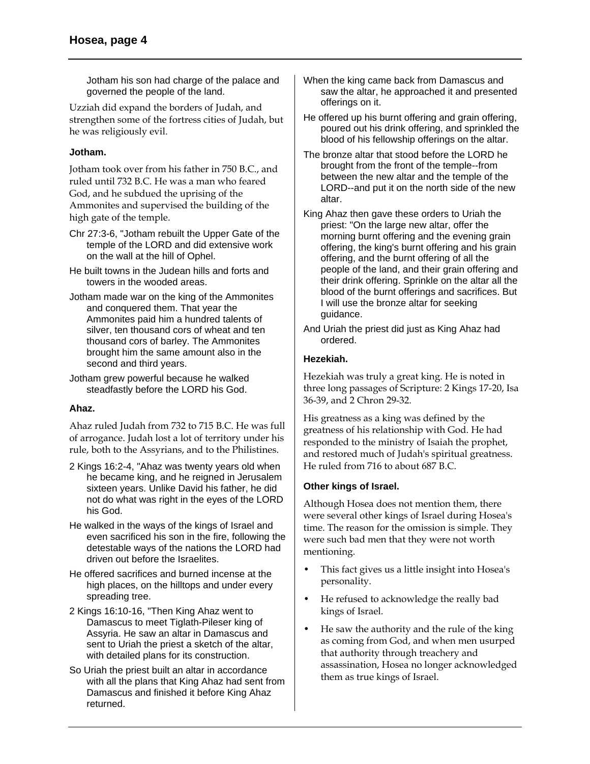Jotham his son had charge of the palace and governed the people of the land.

Uzziah did expand the borders of Judah, and strengthen some of the fortress cities of Judah, but he was religiously evil.

**Jotham.**

Jotham took over from his father in 750 B.C., and ruled until 732 B.C. He was a man who feared God, and he subdued the uprising of the Ammonites and supervised the building of the high gate of the temple.

Chr 27:3-6, "Jotham rebuilt the Upper Gate of the temple of the LORD and did extensive work on the wall at the hill of Ophel.

He built towns in the Judean hills and forts and towers in the wooded areas.

Jotham made war on the king of the Ammonites and conquered them. That year the Ammonites paid him a hundred talents of silver, ten thousand cors of wheat and ten thousand cors of barley. The Ammonites brought him the same amount also in the second and third years.

Jotham grew powerful because he walked steadfastly before the LORD his God.

**Ahaz.**

Ahaz ruled Judah from 732 to 715 B.C. He was full of arrogance. Judah lost a lot of territory under his rule, both to the Assyrians, and to the Philistines.

2 Kings 16:2-4, "Ahaz was twenty years old when he became king, and he reigned in Jerusalem sixteen years. Unlike David his father, he did not do what was right in the eyes of the LORD his God.

He walked in the ways of the kings of Israel and even sacrificed his son in the fire, following the detestable ways of the nations the LORD had driven out before the Israelites.

He offered sacrifices and burned incense at the high places, on the hilltops and under every spreading tree.

2 Kings 16:10-16, "Then King Ahaz went to Damascus to meet Tiglath-Pileser king of Assyria. He saw an altar in Damascus and sent to Uriah the priest a sketch of the altar, with detailed plans for its construction.

So Uriah the priest built an altar in accordance with all the plans that King Ahaz had sent from Damascus and finished it before King Ahaz returned.

When the king came back from Damascus and saw the altar, he approached it and presented offerings on it.

He offered up his burnt offering and grain offering, poured out his drink offering, and sprinkled the blood of his fellowship offerings on the altar.

The bronze altar that stood before the LORD he brought from the front of the temple--from between the new altar and the temple of the LORD--and put it on the north side of the new altar.

King Ahaz then gave these orders to Uriah the priest: "On the large new altar, offer the morning burnt offering and the evening grain offering, the king's burnt offering and his grain offering, and the burnt offering of all the people of the land, and their grain offering and their drink offering. Sprinkle on the altar all the blood of the burnt offerings and sacrifices. But I will use the bronze altar for seeking guidance.

And Uriah the priest did just as King Ahaz had ordered.

**Hezekiah.**

Hezekiah was truly a great king. He is noted in three long passages of Scripture: 2 Kings 17-20, Isa 36-39, and 2 Chron 29-32.

His greatness as a king was defined by the greatness of his relationship with God. He had responded to the ministry of Isaiah the prophet, and restored much of Judah's spiritual greatness. He ruled from 716 to about 687 B.C.

**Other kings of Israel.**

Although Hosea does not mention them, there were several other kings of Israel during Hosea's time. The reason for the omission is simple. They were such bad men that they were not worth mentioning.

- This fact gives us a little insight into Hosea's personality.
- He refused to acknowledge the really bad kings of Israel.
- He saw the authority and the rule of the king as coming from God, and when men usurped that authority through treachery and assassination, Hosea no longer acknowledged them as true kings of Israel.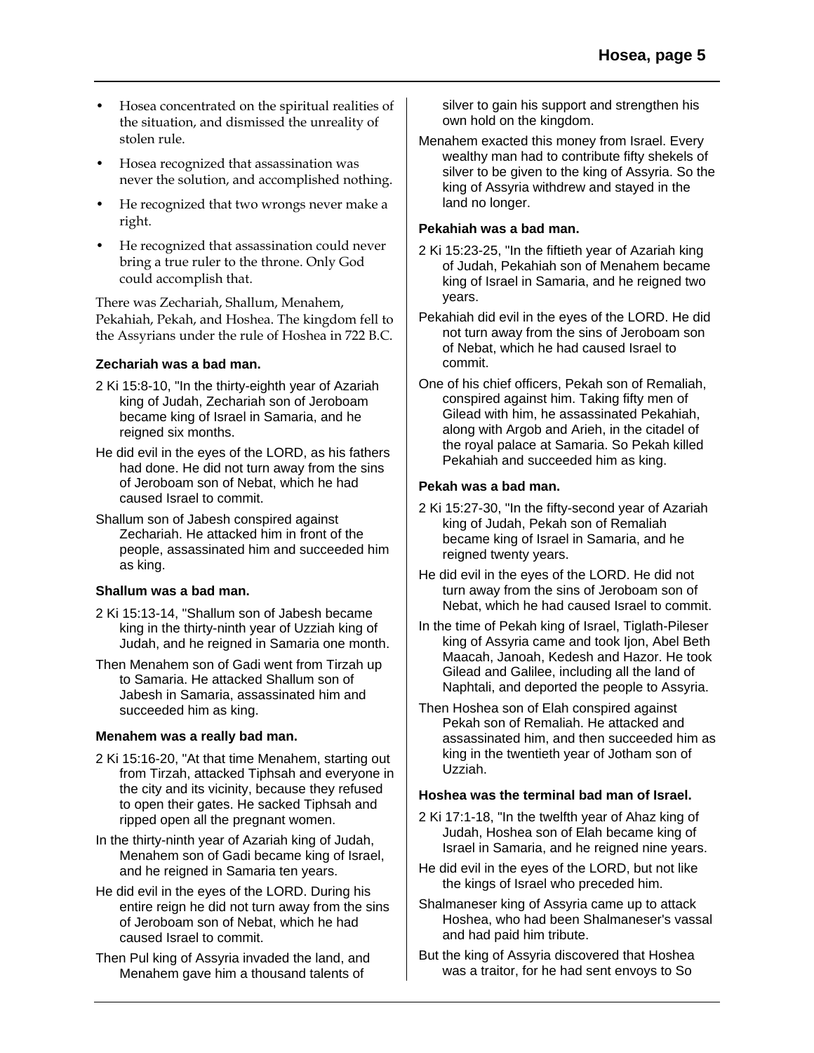- Hosea concentrated on the spiritual realities of the situation, and dismissed the unreality of stolen rule.
- Hosea recognized that assassination was never the solution, and accomplished nothing.
- He recognized that two wrongs never make a right.
- He recognized that assassination could never bring a true ruler to the throne. Only God could accomplish that.

There was Zechariah, Shallum, Menahem, Pekahiah, Pekah, and Hoshea. The kingdom fell to the Assyrians under the rule of Hoshea in 722 B.C.

**Zechariah was a bad man.**

2 Ki 15:8-10, "In the thirty-eighth year of Azariah king of Judah, Zechariah son of Jeroboam became king of Israel in Samaria, and he reigned six months.

He did evil in the eyes of the LORD, as his fathers had done. He did not turn away from the sins of Jeroboam son of Nebat, which he had caused Israel to commit.

Shallum son of Jabesh conspired against Zechariah. He attacked him in front of the people, assassinated him and succeeded him as king.

**Shallum was a bad man.**

2 Ki 15:13-14, "Shallum son of Jabesh became king in the thirty-ninth year of Uzziah king of Judah, and he reigned in Samaria one month.

Then Menahem son of Gadi went from Tirzah up to Samaria. He attacked Shallum son of Jabesh in Samaria, assassinated him and succeeded him as king.

**Menahem was a really bad man.**

2 Ki 15:16-20, "At that time Menahem, starting out from Tirzah, attacked Tiphsah and everyone in the city and its vicinity, because they refused to open their gates. He sacked Tiphsah and ripped open all the pregnant women.

In the thirty-ninth year of Azariah king of Judah, Menahem son of Gadi became king of Israel, and he reigned in Samaria ten years.

He did evil in the eyes of the LORD. During his entire reign he did not turn away from the sins of Jeroboam son of Nebat, which he had caused Israel to commit.

Then Pul king of Assyria invaded the land, and Menahem gave him a thousand talents of silver to gain his support and strengthen his own hold on the kingdom.

Menahem exacted this money from Israel. Every wealthy man had to contribute fifty shekels of silver to be given to the king of Assyria. So the king of Assyria withdrew and stayed in the land no longer.

**Pekahiah was a bad man.**

2 Ki 15:23-25, "In the fiftieth year of Azariah king of Judah, Pekahiah son of Menahem became king of Israel in Samaria, and he reigned two years.

Pekahiah did evil in the eyes of the LORD. He did not turn away from the sins of Jeroboam son of Nebat, which he had caused Israel to commit.

One of his chief officers, Pekah son of Remaliah, conspired against him. Taking fifty men of Gilead with him, he assassinated Pekahiah, along with Argob and Arieh, in the citadel of the royal palace at Samaria. So Pekah killed Pekahiah and succeeded him as king.

**Pekah was a bad man.**

2 Ki 15:27-30, "In the fifty-second year of Azariah king of Judah, Pekah son of Remaliah became king of Israel in Samaria, and he reigned twenty years.

He did evil in the eyes of the LORD. He did not turn away from the sins of Jeroboam son of Nebat, which he had caused Israel to commit.

In the time of Pekah king of Israel, Tiglath-Pileser king of Assyria came and took Ijon, Abel Beth Maacah, Janoah, Kedesh and Hazor. He took Gilead and Galilee, including all the land of Naphtali, and deported the people to Assyria.

Then Hoshea son of Elah conspired against Pekah son of Remaliah. He attacked and assassinated him, and then succeeded him as king in the twentieth year of Jotham son of Uzziah.

**Hoshea was the terminal bad man of Israel.**

2 Ki 17:1-18, "In the twelfth year of Ahaz king of Judah, Hoshea son of Elah became king of Israel in Samaria, and he reigned nine years.

He did evil in the eyes of the LORD, but not like the kings of Israel who preceded him.

Shalmaneser king of Assyria came up to attack Hoshea, who had been Shalmaneser's vassal and had paid him tribute.

But the king of Assyria discovered that Hoshea was a traitor, for he had sent envoys to So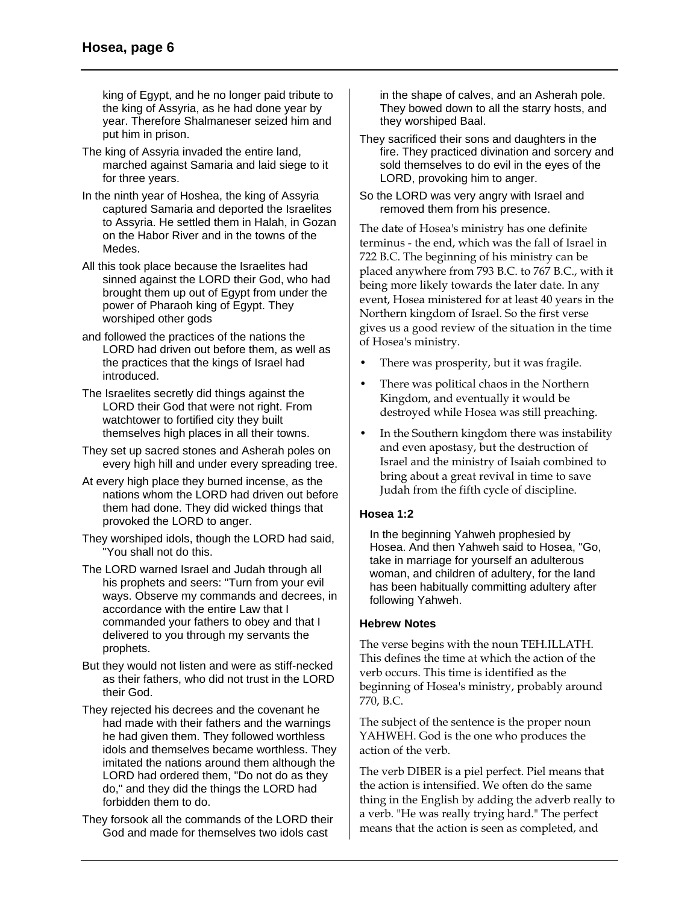king of Egypt, and he no longer paid tribute to the king of Assyria, as he had done year by year. Therefore Shalmaneser seized him and put him in prison.

The king of Assyria invaded the entire land, marched against Samaria and laid siege to it for three years.

In the ninth year of Hoshea, the king of Assyria captured Samaria and deported the Israelites to Assyria. He settled them in Halah, in Gozan on the Habor River and in the towns of the Medes.

All this took place because the Israelites had sinned against the LORD their God, who had brought them up out of Egypt from under the power of Pharaoh king of Egypt. They worshiped other gods

and followed the practices of the nations the LORD had driven out before them, as well as the practices that the kings of Israel had introduced.

The Israelites secretly did things against the LORD their God that were not right. From watchtower to fortified city they built themselves high places in all their towns.

They set up sacred stones and Asherah poles on every high hill and under every spreading tree.

At every high place they burned incense, as the nations whom the LORD had driven out before them had done. They did wicked things that provoked the LORD to anger.

They worshiped idols, though the LORD had said, "You shall not do this.

The LORD warned Israel and Judah through all his prophets and seers: "Turn from your evil ways. Observe my commands and decrees, in accordance with the entire Law that I commanded your fathers to obey and that I delivered to you through my servants the prophets.

But they would not listen and were as stiff-necked as their fathers, who did not trust in the LORD their God.

They rejected his decrees and the covenant he had made with their fathers and the warnings he had given them. They followed worthless idols and themselves became worthless. They imitated the nations around them although the LORD had ordered them, "Do not do as they do," and they did the things the LORD had forbidden them to do.

They forsook all the commands of the LORD their God and made for themselves two idols cast in the shape of calves, and an Asherah pole. They bowed down to all the starry hosts, and they worshiped Baal.

They sacrificed their sons and daughters in the fire. They practiced divination and sorcery and sold themselves to do evil in the eyes of the LORD, provoking him to anger.

So the LORD was very angry with Israel and removed them from his presence.

The date of Hosea's ministry has one definite terminus - the end, which was the fall of Israel in 722 B.C. The beginning of his ministry can be placed anywhere from 793 B.C. to 767 B.C., with it being more likely towards the later date. In any event, Hosea ministered for at least 40 years in the Northern kingdom of Israel. So the first verse gives us a good review of the situation in the time of Hosea's ministry.

- There was prosperity, but it was fragile.
- There was political chaos in the Northern Kingdom, and eventually it would be destroyed while Hosea was still preaching.
- In the Southern kingdom there was instability and even apostasy, but the destruction of Israel and the ministry of Isaiah combined to bring about a great revival in time to save Judah from the fifth cycle of discipline.

### Hosea 1:2

In the beginning Yahweh prophesied by Hosea. And then Yahweh said to Hosea, "Go, take in marriage for yourself an adulterous woman, and children of adultery, for the land has been habitually committing adultery after following Yahweh.

### Hebrew Notes

The verse begins with the noun TEH.ILLATH. This defines the time at which the action of the verb occurs. This time is identified as the beginning of Hosea's ministry, probably around 770, B.C.

The subject of the sentence is the proper noun YAHWEH. God is the one who produces the action of the verb.

The verb DIBER is a piel perfect. Piel means that the action is intensified. We often do the same thing in the English by adding the adverb really to a verb. "He was really trying hard." The perfect means that the action is seen as completed, and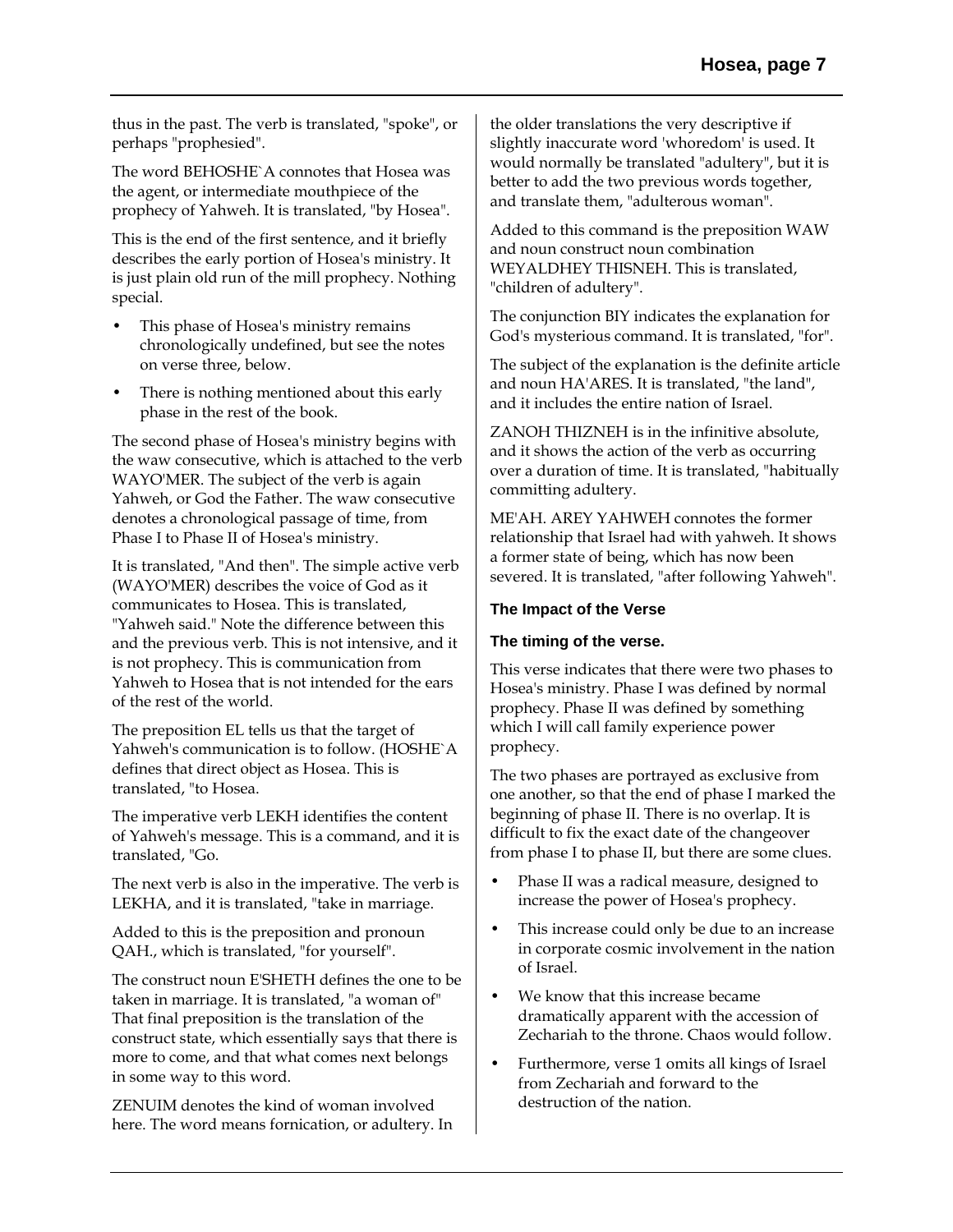thus in the past. The verb is translated, "spoke", or perhaps "prophesied".

The word BEHOSHE`A connotes that Hosea was the agent, or intermediate mouthpiece of the prophecy of Yahweh. It is translated, "by Hosea".

This is the end of the first sentence, and it briefly describes the early portion of Hosea's ministry. It is just plain old run of the mill prophecy. Nothing special.

- This phase of Hosea's ministry remains chronologically undefined, but see the notes on verse three, below.
- There is nothing mentioned about this early phase in the rest of the book.

The second phase of Hosea's ministry begins with the waw consecutive, which is attached to the verb WAYO'MER. The subject of the verb is again Yahweh, or God the Father. The waw consecutive denotes a chronological passage of time, from Phase I to Phase II of Hosea's ministry.

It is translated, "And then". The simple active verb (WAYO'MER) describes the voice of God as it communicates to Hosea. This is translated, "Yahweh said." Note the difference between this and the previous verb. This is not intensive, and it is not prophecy. This is communication from Yahweh to Hosea that is not intended for the ears of the rest of the world.

The preposition EL tells us that the target of Yahweh's communication is to follow. (HOSHE`A defines that direct object as Hosea. This is translated, "to Hosea.

The imperative verb LEKH identifies the content of Yahweh's message. This is a command, and it is translated, "Go.

The next verb is also in the imperative. The verb is LEKHA, and it is translated, "take in marriage.

Added to this is the preposition and pronoun QAH., which is translated, "for yourself".

The construct noun E'SHETH defines the one to be taken in marriage. It is translated, "a woman of" That final preposition is the translation of the construct state, which essentially says that there is more to come, and that what comes next belongs in some way to this word.

ZENUIM denotes the kind of woman involved here. The word means fornication, or adultery. In the older translations the very descriptive if slightly inaccurate word 'whoredom' is used. It would normally be translated "adultery", but it is better to add the two previous words together, and translate them, "adulterous woman".

Added to this command is the preposition WAW and noun construct noun combination WEYALDHEY THISNEH. This is translated, "children of adultery".

The conjunction BIY indicates the explanation for God's mysterious command. It is translated, "for".

The subject of the explanation is the definite article and noun HA'ARES. It is translated, "the land", and it includes the entire nation of Israel.

ZANOH THIZNEH is in the infinitive absolute, and it shows the action of the verb as occurring over a duration of time. It is translated, "habitually committing adultery.

ME'AH. AREY YAHWEH connotes the former relationship that Israel had with yahweh. It shows a former state of being, which has now been severed. It is translated, "after following Yahweh".

### The Impact of the Verse

#### The timing of the verse.

This verse indicates that there were two phases to Hosea's ministry. Phase I was defined by normal prophecy. Phase II was defined by something which I will call family experience power prophecy.

The two phases are portrayed as exclusive from one another, so that the end of phase I marked the beginning of phase II. There is no overlap. It is difficult to fix the exact date of the changeover from phase I to phase II, but there are some clues.

- Phase II was a radical measure, designed to increase the power of Hosea's prophecy.
- This increase could only be due to an increase in corporate cosmic involvement in the nation of Israel.
- We know that this increase became dramatically apparent with the accession of Zechariah to the throne. Chaos would follow.
- Furthermore, verse 1 omits all kings of Israel from Zechariah and forward to the destruction of the nation.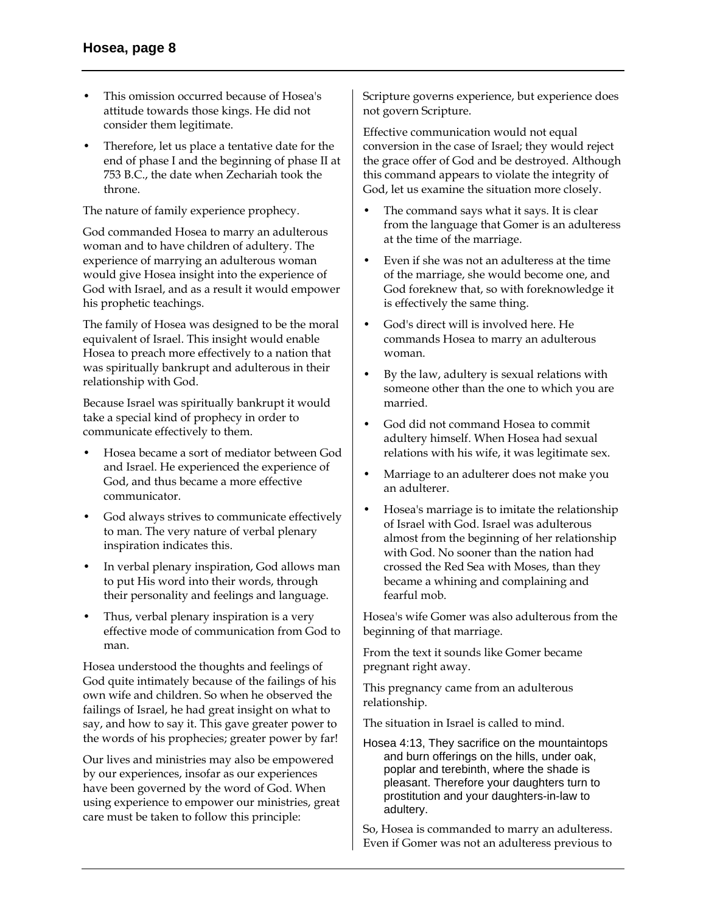- This omission occurred because of Hosea's attitude towards those kings. He did not consider them legitimate.
- Therefore, let us place a tentative date for the end of phase I and the beginning of phase II at 753 B.C., the date when Zechariah took the throne.

The nature of family experience prophecy.

God commanded Hosea to marry an adulterous woman and to have children of adultery. The experience of marrying an adulterous woman would give Hosea insight into the experience of God with Israel, and as a result it would empower his prophetic teachings.

The family of Hosea was designed to be the moral equivalent of Israel. This insight would enable Hosea to preach more effectively to a nation that was spiritually bankrupt and adulterous in their relationship with God.

Because Israel was spiritually bankrupt it would take a special kind of prophecy in order to communicate effectively to them.

- Hosea became a sort of mediator between God and Israel. He experienced the experience of God, and thus became a more effective communicator.
- God always strives to communicate effectively to man. The very nature of verbal plenary inspiration indicates this.
- In verbal plenary inspiration, God allows man to put His word into their words, through their personality and feelings and language.
- Thus, verbal plenary inspiration is a very effective mode of communication from God to man.

Hosea understood the thoughts and feelings of God quite intimately because of the failings of his own wife and children. So when he observed the failings of Israel, he had great insight on what to say, and how to say it. This gave greater power to the words of his prophecies; greater power by far!

Our lives and ministries may also be empowered by our experiences, insofar as our experiences have been governed by the word of God. When using experience to empower our ministries, great care must be taken to follow this principle: Scripture governs experience, but experience does not govern Scripture.

Effective communication would not equal conversion in the case of Israel; they would reject the grace offer of God and be destroyed. Although this command appears to violate the integrity of God, let us examine the situation more closely.

- The command says what it says. It is clear from the language that Gomer is an adulteress at the time of the marriage.
- Even if she was not an adulteress at the time of the marriage, she would become one, and God foreknew that, so with foreknowledge it is effectively the same thing.
- God's direct will is involved here. He commands Hosea to marry an adulterous woman.
- By the law, adultery is sexual relations with someone other than the one to which you are married.
- God did not command Hosea to commit adultery himself. When Hosea had sexual relations with his wife, it was legitimate sex.
- Marriage to an adulterer does not make you an adulterer.
- Hosea's marriage is to imitate the relationship of Israel with God. Israel was adulterous almost from the beginning of her relationship with God. No sooner than the nation had crossed the Red Sea with Moses, than they became a whining and complaining and fearful mob.

Hosea's wife Gomer was also adulterous from the beginning of that marriage.

From the text it sounds like Gomer became pregnant right away.

This pregnancy came from an adulterous relationship.

The situation in Israel is called to mind.

> Hosea 4:13, They sacrifice on the mountaintops and burn offerings on the hills, under oak, poplar and terebinth, where the shade is pleasant. Therefore your daughters turn to prostitution and your daughters-in-law to adultery.

So, Hosea is commanded to marry an adulteress. Even if Gomer was not an adulteress previous to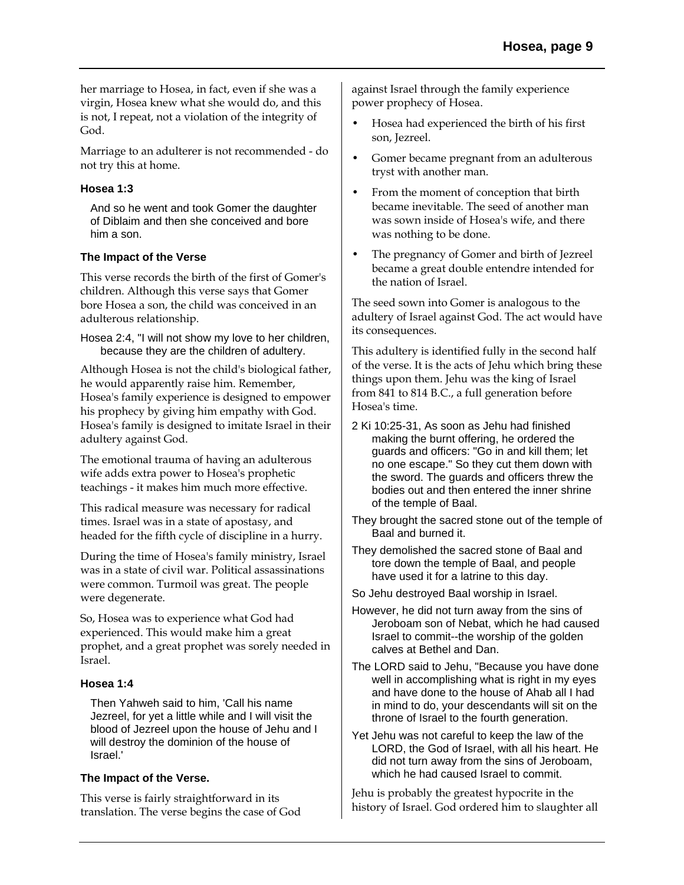her marriage to Hosea, in fact, even if she was a virgin, Hosea knew what she would do, and this is not, I repeat, not a violation of the integrity of God.

Marriage to an adulterer is not recommended - do not try this at home.

#### Hosea 1:3

> And so he went and took Gomer the daughter of Diblaim and then she conceived and bore him a son.

#### The Impact of the Verse

This verse records the birth of the first of Gomer's children. Although this verse says that Gomer bore Hosea a son, the child was conceived in an adulterous relationship.

Hosea 2:4, "I will not show my love to her children, because they are the children of adultery.

Although Hosea is not the child's biological father, he would apparently raise him. Remember, Hosea's family experience is designed to empower his prophecy by giving him empathy with God. Hosea's family is designed to imitate Israel in their adultery against God.

The emotional trauma of having an adulterous wife adds extra power to Hosea's prophetic teachings - it makes him much more effective.

This radical measure was necessary for radical times. Israel was in a state of apostasy, and headed for the fifth cycle of discipline in a hurry.

During the time of Hosea's family ministry, Israel was in a state of civil war. Political assassinations were common. Turmoil was great. The people were degenerate.

So, Hosea was to experience what God had experienced. This would make him a great prophet, and a great prophet was sorely needed in Israel.

#### Hosea 1:4

> Then Yahweh said to him, 'Call his name Jezreel, for yet a little while and I will visit the blood of Jezreel upon the house of Jehu and I will destroy the dominion of the house of Israel.'

#### The Impact of the Verse.

This verse is fairly straightforward in its translation. The verse begins the case of God against Israel through the family experience power prophecy of Hosea.

- Hosea had experienced the birth of his first son, Jezreel.
- Gomer became pregnant from an adulterous tryst with another man.
- From the moment of conception that birth became inevitable. The seed of another man was sown inside of Hosea's wife, and there was nothing to be done.
- The pregnancy of Gomer and birth of Jezreel became a great double entendre intended for the nation of Israel.

The seed sown into Gomer is analogous to the adultery of Israel against God. The act would have its consequences.

This adultery is identified fully in the second half of the verse. It is the acts of Jehu which bring these things upon them. Jehu was the king of Israel from 841 to 814 B.C., a full generation before Hosea's time.

2 Ki 10:25-31, As soon as Jehu had finished making the burnt offering, he ordered the guards and officers: "Go in and kill them; let no one escape." So they cut them down with the sword. The guards and officers threw the bodies out and then entered the inner shrine of the temple of Baal.

They brought the sacred stone out of the temple of Baal and burned it.

They demolished the sacred stone of Baal and tore down the temple of Baal, and people have used it for a latrine to this day.

So Jehu destroyed Baal worship in Israel.

However, he did not turn away from the sins of Jeroboam son of Nebat, which he had caused Israel to commit--the worship of the golden calves at Bethel and Dan.

The LORD said to Jehu, "Because you have done well in accomplishing what is right in my eyes and have done to the house of Ahab all I had in mind to do, your descendants will sit on the throne of Israel to the fourth generation.

Yet Jehu was not careful to keep the law of the LORD, the God of Israel, with all his heart. He did not turn away from the sins of Jeroboam, which he had caused Israel to commit.

Jehu is probably the greatest hypocrite in the history of Israel. God ordered him to slaughter all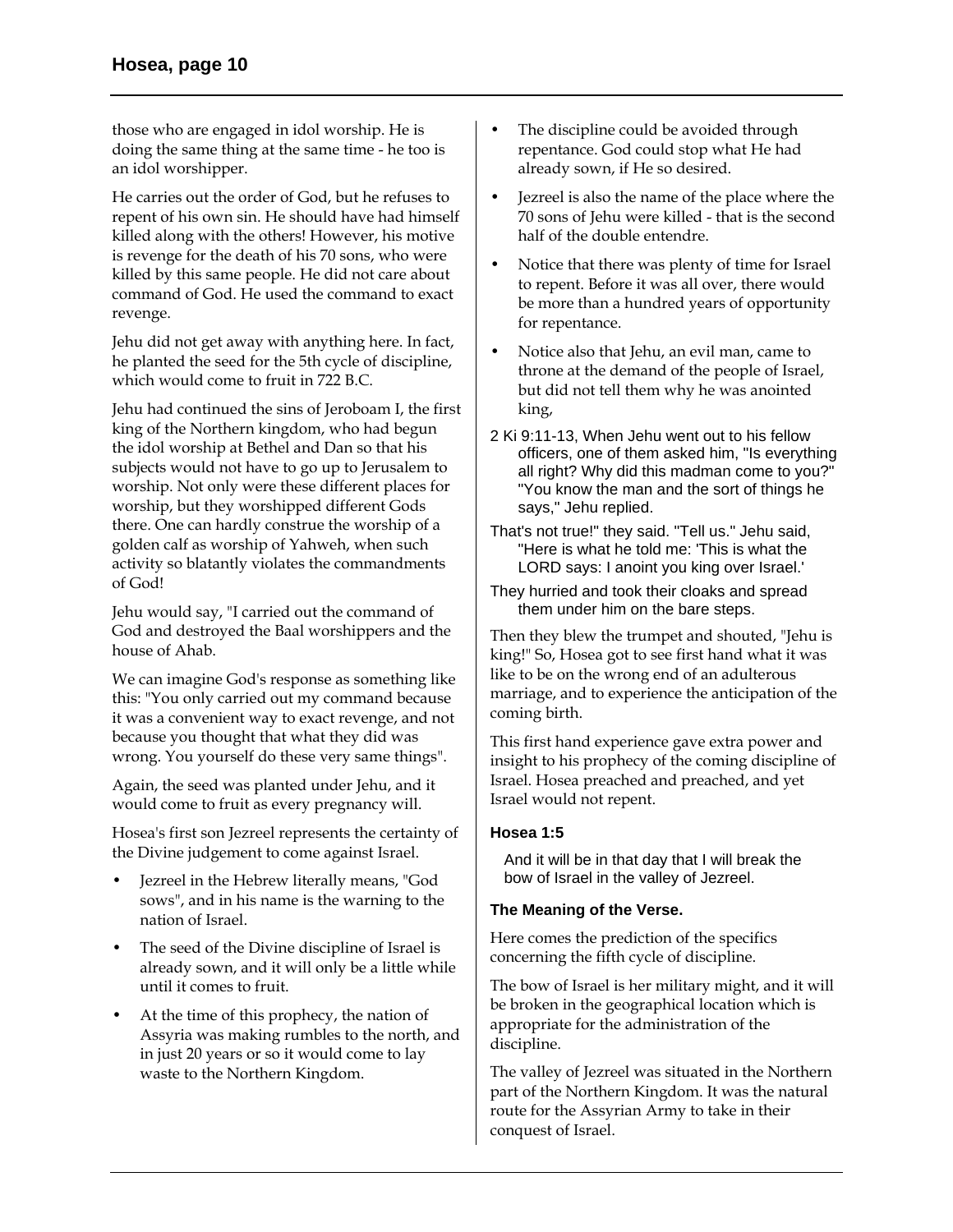those who are engaged in idol worship. He is doing the same thing at the same time - he too is an idol worshipper.

He carries out the order of God, but he refuses to repent of his own sin. He should have had himself killed along with the others! However, his motive is revenge for the death of his 70 sons, who were killed by this same people. He did not care about command of God. He used the command to exact revenge.

Jehu did not get away with anything here. In fact, he planted the seed for the 5th cycle of discipline, which would come to fruit in 722 B.C.

Jehu had continued the sins of Jeroboam I, the first king of the Northern kingdom, who had begun the idol worship at Bethel and Dan so that his subjects would not have to go up to Jerusalem to worship. Not only were these different places for worship, but they worshipped different Gods there. One can hardly construe the worship of a golden calf as worship of Yahweh, when such activity so blatantly violates the commandments of God!

Jehu would say, "I carried out the command of God and destroyed the Baal worshippers and the house of Ahab.

We can imagine God's response as something like this: "You only carried out my command because it was a convenient way to exact revenge, and not because you thought that what they did was wrong. You yourself do these very same things".

Again, the seed was planted under Jehu, and it would come to fruit as every pregnancy will.

Hosea's first son Jezreel represents the certainty of the Divine judgement to come against Israel.

- Jezreel in the Hebrew literally means, "God sows", and in his name is the warning to the nation of Israel.
- The seed of the Divine discipline of Israel is already sown, and it will only be a little while until it comes to fruit.
- At the time of this prophecy, the nation of Assyria was making rumbles to the north, and in just 20 years or so it would come to lay waste to the Northern Kingdom.
- The discipline could be avoided through repentance. God could stop what He had already sown, if He so desired.
- Jezreel is also the name of the place where the 70 sons of Jehu were killed - that is the second half of the double entendre.
- Notice that there was plenty of time for Israel to repent. Before it was all over, there would be more than a hundred years of opportunity for repentance.
- Notice also that Jehu, an evil man, came to throne at the demand of the people of Israel, but did not tell them why he was anointed king,

2 Ki 9:11-13, When Jehu went out to his fellow officers, one of them asked him, "Is everything all right? Why did this madman come to you?" "You know the man and the sort of things he says," Jehu replied.

That's not true!" they said. "Tell us." Jehu said, "Here is what he told me: 'This is what the LORD says: I anoint you king over Israel.'

They hurried and took their cloaks and spread them under him on the bare steps.

Then they blew the trumpet and shouted, "Jehu is king!" So, Hosea got to see first hand what it was like to be on the wrong end of an adulterous marriage, and to experience the anticipation of the coming birth.

This first hand experience gave extra power and insight to his prophecy of the coming discipline of Israel. Hosea preached and preached, and yet Israel would not repent.

#### Hosea 1:5

> And it will be in that day that I will break the bow of Israel in the valley of Jezreel.

#### The Meaning of the Verse.

Here comes the prediction of the specifics concerning the fifth cycle of discipline.

The bow of Israel is her military might, and it will be broken in the geographical location which is appropriate for the administration of the discipline.

The valley of Jezreel was situated in the Northern part of the Northern Kingdom. It was the natural route for the Assyrian Army to take in their conquest of Israel.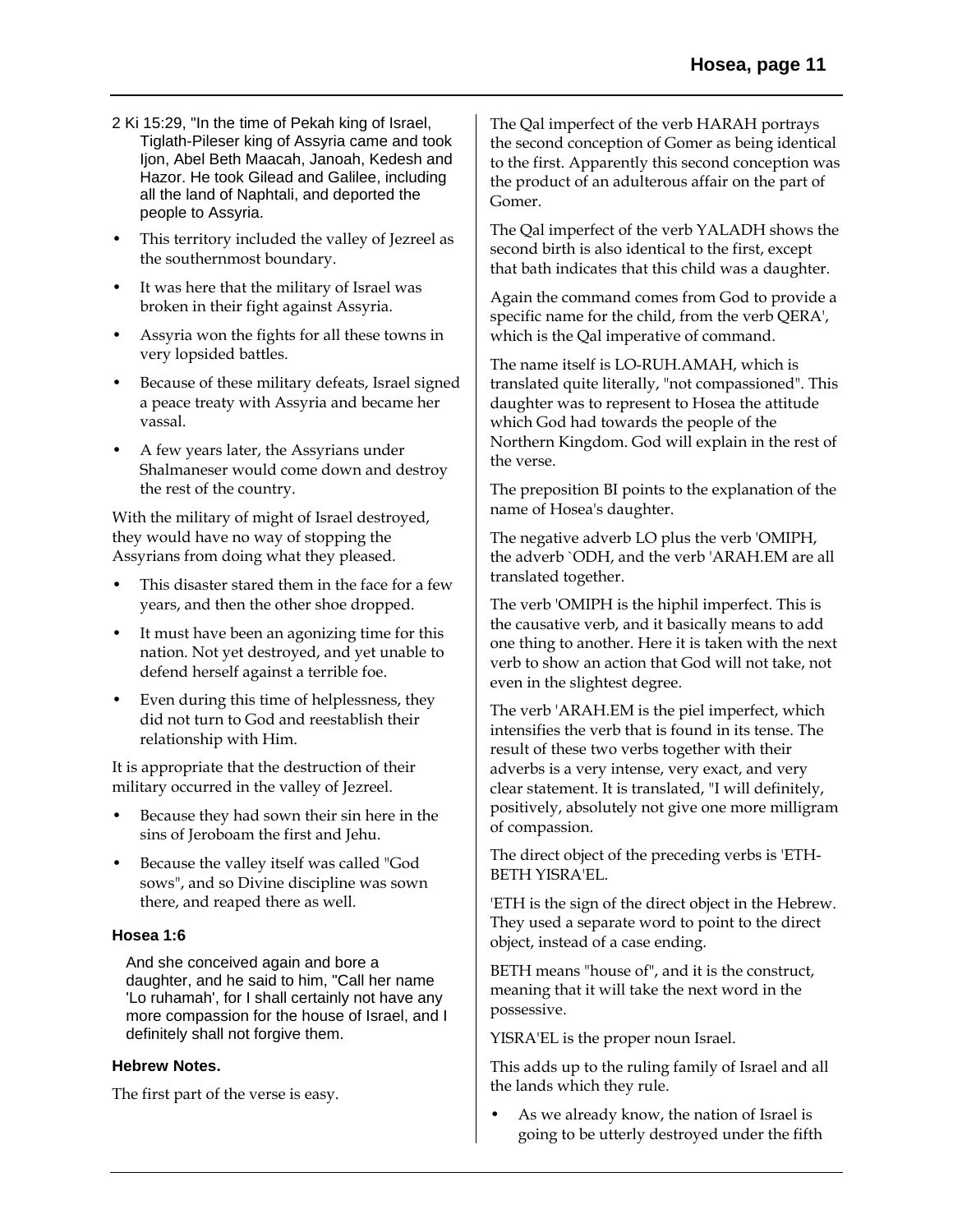2 Ki 15:29, "In the time of Pekah king of Israel, Tiglath-Pileser king of Assyria came and took Ijon, Abel Beth Maacah, Janoah, Kedesh and Hazor. He took Gilead and Galilee, including all the land of Naphtali, and deported the people to Assyria.

- This territory included the valley of Jezreel as the southernmost boundary.
- It was here that the military of Israel was broken in their fight against Assyria.
- Assyria won the fights for all these towns in very lopsided battles.
- Because of these military defeats, Israel signed a peace treaty with Assyria and became her vassal.
- A few years later, the Assyrians under Shalmaneser would come down and destroy the rest of the country.

With the military of might of Israel destroyed, they would have no way of stopping the Assyrians from doing what they pleased.

- This disaster stared them in the face for a few years, and then the other shoe dropped.
- It must have been an agonizing time for this nation. Not yet destroyed, and yet unable to defend herself against a terrible foe.
- Even during this time of helplessness, they did not turn to God and reestablish their relationship with Him.

It is appropriate that the destruction of their military occurred in the valley of Jezreel.

- Because they had sown their sin here in the sins of Jeroboam the first and Jehu.
- Because the valley itself was called "God sows", and so Divine discipline was sown there, and reaped there as well.

#### Hosea 1:6

And she conceived again and bore a daughter, and he said to him, "Call her name 'Lo ruhamah', for I shall certainly not have any more compassion for the house of Israel, and I definitely shall not forgive them.

#### Hebrew Notes.

The first part of the verse is easy.

The Qal imperfect of the verb HARAH portrays the second conception of Gomer as being identical to the first. Apparently this second conception was the product of an adulterous affair on the part of Gomer.

The Qal imperfect of the verb YALADH shows the second birth is also identical to the first, except that bath indicates that this child was a daughter.

Again the command comes from God to provide a specific name for the child, from the verb QERA', which is the Qal imperative of command.

The name itself is LO-RUH.AMAH, which is translated quite literally, "not compassioned". This daughter was to represent to Hosea the attitude which God had towards the people of the Northern Kingdom. God will explain in the rest of the verse.

The preposition BI points to the explanation of the name of Hosea's daughter.

The negative adverb LO plus the verb 'OMIPH, the adverb `ODH, and the verb 'ARAH.EM are all translated together.

The verb 'OMIPH is the hiphil imperfect. This is the causative verb, and it basically means to add one thing to another. Here it is taken with the next verb to show an action that God will not take, not even in the slightest degree.

The verb 'ARAH.EM is the piel imperfect, which intensifies the verb that is found in its tense. The result of these two verbs together with their adverbs is a very intense, very exact, and very clear statement. It is translated, "I will definitely, positively, absolutely not give one more milligram of compassion.

The direct object of the preceding verbs is 'ETH-BETH YISRA'EL.

'ETH is the sign of the direct object in the Hebrew. They used a separate word to point to the direct object, instead of a case ending.

BETH means "house of", and it is the construct, meaning that it will take the next word in the possessive.

YISRA'EL is the proper noun Israel.

This adds up to the ruling family of Israel and all the lands which they rule.

- As we already know, the nation of Israel is going to be utterly destroyed under the fifth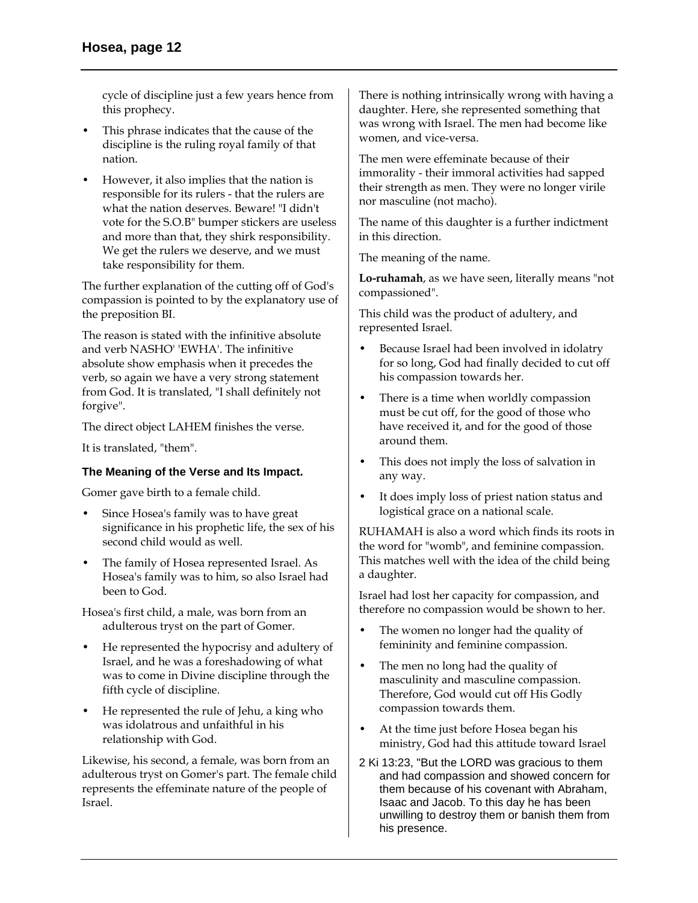cycle of discipline just a few years hence from this prophecy.

- This phrase indicates that the cause of the discipline is the ruling royal family of that nation.
- However, it also implies that the nation is responsible for its rulers - that the rulers are what the nation deserves. Beware! "I didn't vote for the S.O.B" bumper stickers are useless and more than that, they shirk responsibility. We get the rulers we deserve, and we must take responsibility for them.

The further explanation of the cutting off of God's compassion is pointed to by the explanatory use of the preposition BI.

The reason is stated with the infinitive absolute and verb NASHO' 'EWHA'. The infinitive absolute show emphasis when it precedes the verb, so again we have a very strong statement from God. It is translated, "I shall definitely not forgive".

The direct object LAHEM finishes the verse.

It is translated, "them".

### The Meaning of the Verse and Its Impact.

Gomer gave birth to a female child.

- Since Hosea's family was to have great significance in his prophetic life, the sex of his second child would as well.
- The family of Hosea represented Israel. As Hosea's family was to him, so also Israel had been to God.

Hosea's first child, a male, was born from an adulterous tryst on the part of Gomer.

- He represented the hypocrisy and adultery of Israel, and he was a foreshadowing of what was to come in Divine discipline through the fifth cycle of discipline.
- He represented the rule of Jehu, a king who was idolatrous and unfaithful in his relationship with God.

Likewise, his second, a female, was born from an adulterous tryst on Gomer's part. The female child represents the effeminate nature of the people of Israel.

There is nothing intrinsically wrong with having a daughter. Here, she represented something that was wrong with Israel. The men had become like women, and vice-versa.

The men were effeminate because of their immorality - their immoral activities had sapped their strength as men. They were no longer virile nor masculine (not macho).

The name of this daughter is a further indictment in this direction.

The meaning of the name.

**Lo-ruhamah**, as we have seen, literally means "not compassioned".

This child was the product of adultery, and represented Israel.

- Because Israel had been involved in idolatry for so long, God had finally decided to cut off his compassion towards her.
- There is a time when worldly compassion must be cut off, for the good of those who have received it, and for the good of those around them.
- This does not imply the loss of salvation in any way.
- It does imply loss of priest nation status and logistical grace on a national scale.

RUHAMAH is also a word which finds its roots in the word for "womb", and feminine compassion. This matches well with the idea of the child being a daughter.

Israel had lost her capacity for compassion, and therefore no compassion would be shown to her.

- The women no longer had the quality of femininity and feminine compassion.
- The men no long had the quality of masculinity and masculine compassion. Therefore, God would cut off His Godly compassion towards them.
- At the time just before Hosea began his ministry, God had this attitude toward Israel

2 Ki 13:23, "But the LORD was gracious to them and had compassion and showed concern for them because of his covenant with Abraham, Isaac and Jacob. To this day he has been unwilling to destroy them or banish them from his presence.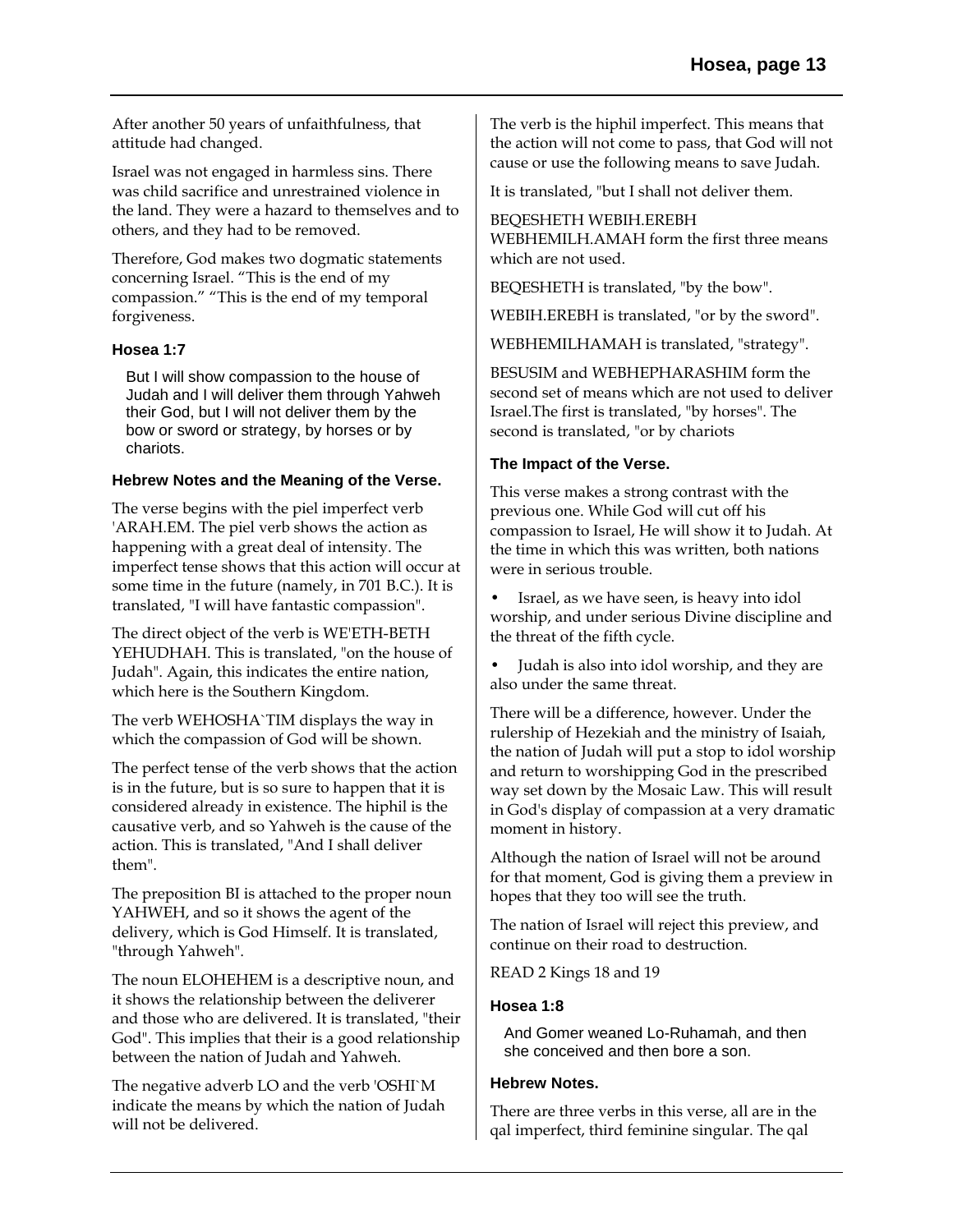After another 50 years of unfaithfulness, that attitude had changed.

Israel was not engaged in harmless sins. There was child sacrifice and unrestrained violence in the land. They were a hazard to themselves and to others, and they had to be removed.

Therefore, God makes two dogmatic statements concerning Israel. “This is the end of my compassion.” “This is the end of my temporal forgiveness.

### Hosea 1:7

> But I will show compassion to the house of Judah and I will deliver them through Yahweh their God, but I will not deliver them by the bow or sword or strategy, by horses or by chariots.

### Hebrew Notes and the Meaning of the Verse.

The verse begins with the piel imperfect verb 'ARAH.EM. The piel verb shows the action as happening with a great deal of intensity. The imperfect tense shows that this action will occur at some time in the future (namely, in 701 B.C.). It is translated, "I will have fantastic compassion".

The direct object of the verb is WE'ETH-BETH YEHUDHAH. This is translated, "on the house of Judah". Again, this indicates the entire nation, which here is the Southern Kingdom.

The verb WEHOSHA`TIM displays the way in which the compassion of God will be shown.

The perfect tense of the verb shows that the action is in the future, but is so sure to happen that it is considered already in existence. The hiphil is the causative verb, and so Yahweh is the cause of the action. This is translated, "And I shall deliver them".

The preposition BI is attached to the proper noun YAHWEH, and so it shows the agent of the delivery, which is God Himself. It is translated, "through Yahweh".

The noun ELOHEHEM is a descriptive noun, and it shows the relationship between the deliverer and those who are delivered. It is translated, "their God". This implies that their is a good relationship between the nation of Judah and Yahweh.

The negative adverb LO and the verb 'OSHI`M indicate the means by which the nation of Judah will not be delivered.

The verb is the hiphil imperfect. This means that the action will not come to pass, that God will not cause or use the following means to save Judah.

It is translated, "but I shall not deliver them.

BEQESHETH WEBIH.EREBH WEBHEMILH.AMAH form the first three means which are not used.

BEQESHETH is translated, "by the bow".

WEBIH.EREBH is translated, "or by the sword".

WEBHEMILHAMAH is translated, "strategy".

BESUSIM and WEBHEPHARASHIM form the second set of means which are not used to deliver Israel.The first is translated, "by horses". The second is translated, "or by chariots

### The Impact of the Verse.

This verse makes a strong contrast with the previous one. While God will cut off his compassion to Israel, He will show it to Judah. At the time in which this was written, both nations were in serious trouble.

- Israel, as we have seen, is heavy into idol worship, and under serious Divine discipline and the threat of the fifth cycle.
- Judah is also into idol worship, and they are also under the same threat.

There will be a difference, however. Under the rulership of Hezekiah and the ministry of Isaiah, the nation of Judah will put a stop to idol worship and return to worshipping God in the prescribed way set down by the Mosaic Law. This will result in God's display of compassion at a very dramatic moment in history.

Although the nation of Israel will not be around for that moment, God is giving them a preview in hopes that they too will see the truth.

The nation of Israel will reject this preview, and continue on their road to destruction.

READ 2 Kings 18 and 19

### Hosea 1:8

> And Gomer weaned Lo-Ruhamah, and then she conceived and then bore a son.

### Hebrew Notes.

There are three verbs in this verse, all are in the qal imperfect, third feminine singular. The qal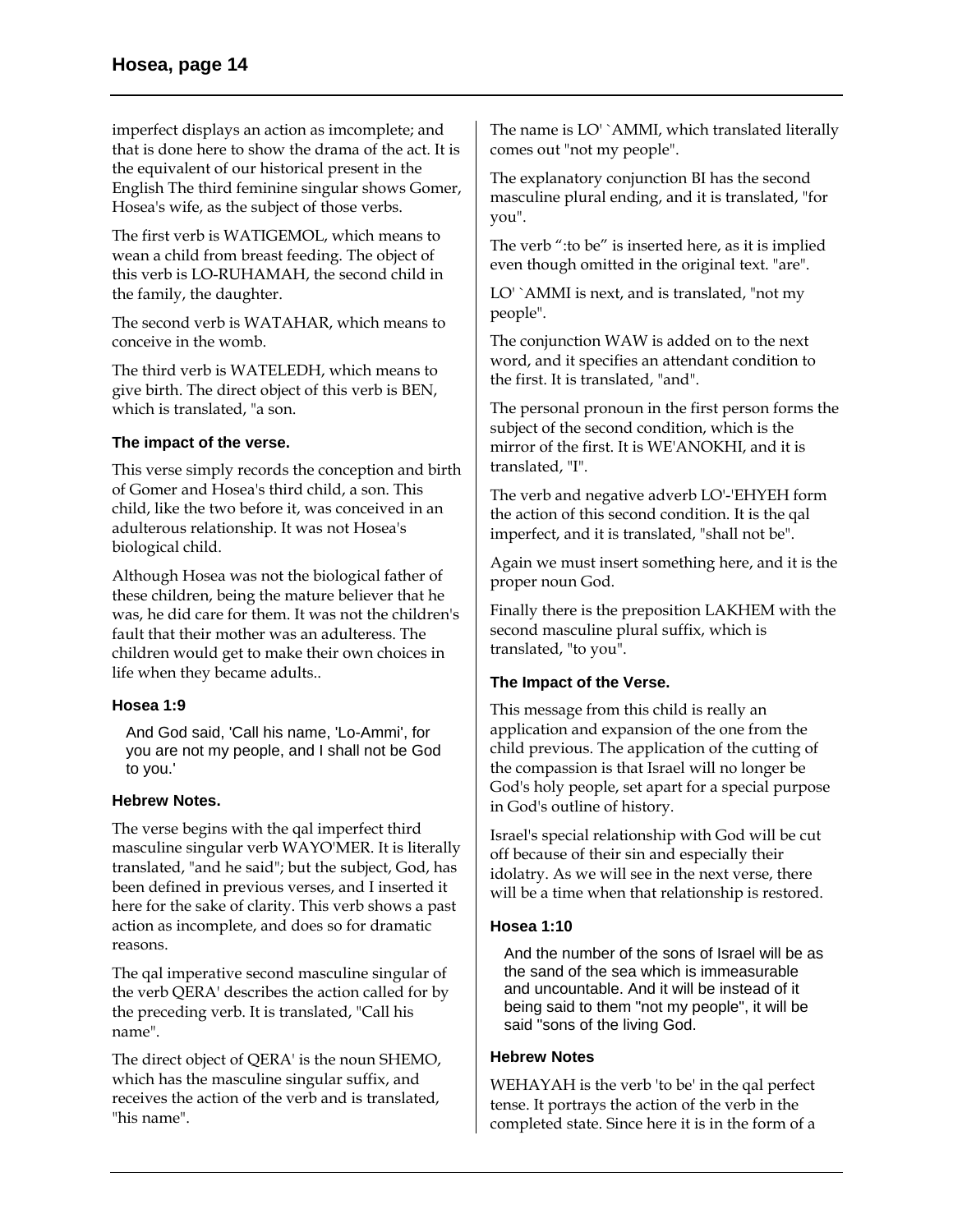imperfect displays an action as imcomplete; and that is done here to show the drama of the act. It is the equivalent of our historical present in the English The third feminine singular shows Gomer, Hosea's wife, as the subject of those verbs.

The first verb is WATIGEMOL, which means to wean a child from breast feeding. The object of this verb is LO-RUHAMAH, the second child in the family, the daughter.

The second verb is WATAHAR, which means to conceive in the womb.

The third verb is WATELEDH, which means to give birth. The direct object of this verb is BEN, which is translated, "a son.

### The impact of the verse.

This verse simply records the conception and birth of Gomer and Hosea's third child, a son. This child, like the two before it, was conceived in an adulterous relationship. It was not Hosea's biological child.

Although Hosea was not the biological father of these children, being the mature believer that he was, he did care for them. It was not the children's fault that their mother was an adulteress. The children would get to make their own choices in life when they became adults..

### Hosea 1:9

> And God said, 'Call his name, 'Lo-Ammi', for you are not my people, and I shall not be God to you.'

### Hebrew Notes.

The verse begins with the qal imperfect third masculine singular verb WAYO'MER. It is literally translated, "and he said"; but the subject, God, has been defined in previous verses, and I inserted it here for the sake of clarity. This verb shows a past action as incomplete, and does so for dramatic reasons.

The qal imperative second masculine singular of the verb QERA' describes the action called for by the preceding verb. It is translated, "Call his name".

The direct object of QERA' is the noun SHEMO, which has the masculine singular suffix, and receives the action of the verb and is translated, "his name".

The name is LO' `AMMI, which translated literally comes out "not my people".

The explanatory conjunction BI has the second masculine plural ending, and it is translated, "for you".

The verb ":to be" is inserted here, as it is implied even though omitted in the original text. "are".

LO' `AMMI is next, and is translated, "not my people".

The conjunction WAW is added on to the next word, and it specifies an attendant condition to the first. It is translated, "and".

The personal pronoun in the first person forms the subject of the second condition, which is the mirror of the first. It is WE'ANOKHI, and it is translated, "I".

The verb and negative adverb LO'-'EHYEH form the action of this second condition. It is the qal imperfect, and it is translated, "shall not be".

Again we must insert something here, and it is the proper noun God.

Finally there is the preposition LAKHEM with the second masculine plural suffix, which is translated, "to you".

### The Impact of the Verse.

This message from this child is really an application and expansion of the one from the child previous. The application of the cutting of the compassion is that Israel will no longer be God's holy people, set apart for a special purpose in God's outline of history.

Israel's special relationship with God will be cut off because of their sin and especially their idolatry. As we will see in the next verse, there will be a time when that relationship is restored.

### Hosea 1:10

> And the number of the sons of Israel will be as the sand of the sea which is immeasurable and uncountable. And it will be instead of it being said to them "not my people", it will be said "sons of the living God.

### Hebrew Notes

WEHAYAH is the verb 'to be' in the qal perfect tense. It portrays the action of the verb in the completed state. Since here it is in the form of a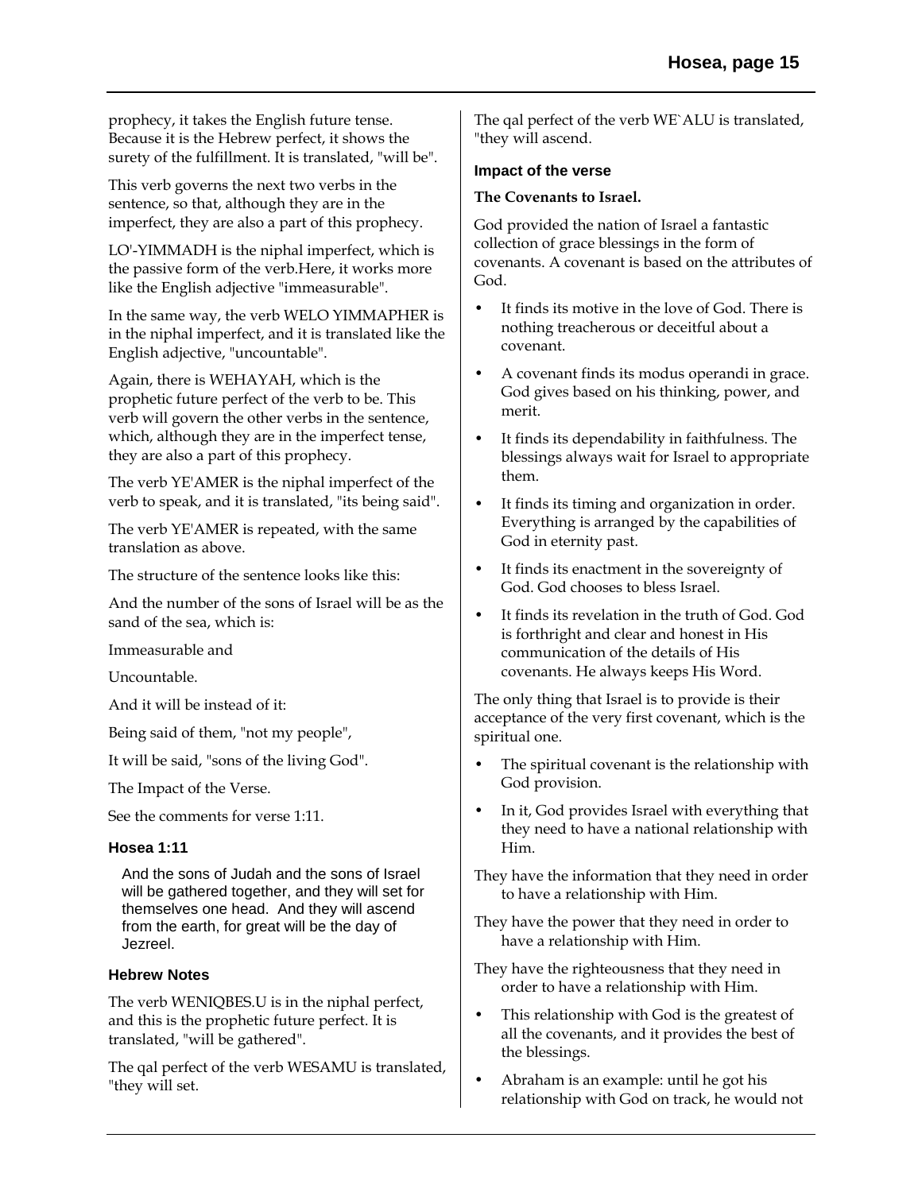prophecy, it takes the English future tense. Because it is the Hebrew perfect, it shows the surety of the fulfillment. It is translated, "will be".

This verb governs the next two verbs in the sentence, so that, although they are in the imperfect, they are also a part of this prophecy.

LO'-YIMMADH is the niphal imperfect, which is the passive form of the verb.Here, it works more like the English adjective "immeasurable".

In the same way, the verb WELO YIMMAPHER is in the niphal imperfect, and it is translated like the English adjective, "uncountable".

Again, there is WEHAYAH, which is the prophetic future perfect of the verb to be. This verb will govern the other verbs in the sentence, which, although they are in the imperfect tense, they are also a part of this prophecy.

The verb YE'AMER is the niphal imperfect of the verb to speak, and it is translated, "its being said".

The verb YE'AMER is repeated, with the same translation as above.

The structure of the sentence looks like this:

And the number of the sons of Israel will be as the sand of the sea, which is:

Immeasurable and

Uncountable.

And it will be instead of it:

Being said of them, "not my people",

It will be said, "sons of the living God".

The Impact of the Verse.

See the comments for verse 1:11.

### Hosea 1:11

And the sons of Judah and the sons of Israel will be gathered together, and they will set for themselves one head. And they will ascend from the earth, for great will be the day of Jezreel.

### Hebrew Notes

The verb WENIQBES.U is in the niphal perfect, and this is the prophetic future perfect. It is translated, "will be gathered".

The qal perfect of the verb WESAMU is translated, "they will set.

The qal perfect of the verb WE`ALU is translated, "they will ascend.

### Impact of the verse

**The Covenants to Israel.**

God provided the nation of Israel a fantastic collection of grace blessings in the form of covenants. A covenant is based on the attributes of God.

- It finds its motive in the love of God. There is nothing treacherous or deceitful about a covenant.
- A covenant finds its modus operandi in grace. God gives based on his thinking, power, and merit.
- It finds its dependability in faithfulness. The blessings always wait for Israel to appropriate them.
- It finds its timing and organization in order. Everything is arranged by the capabilities of God in eternity past.
- It finds its enactment in the sovereignty of God. God chooses to bless Israel.
- It finds its revelation in the truth of God. God is forthright and clear and honest in His communication of the details of His covenants. He always keeps His Word.

The only thing that Israel is to provide is their acceptance of the very first covenant, which is the spiritual one.

- The spiritual covenant is the relationship with God provision.
- In it, God provides Israel with everything that they need to have a national relationship with Him.

They have the information that they need in order to have a relationship with Him.

They have the power that they need in order to have a relationship with Him.

They have the righteousness that they need in order to have a relationship with Him.

- This relationship with God is the greatest of all the covenants, and it provides the best of the blessings.
- Abraham is an example: until he got his relationship with God on track, he would not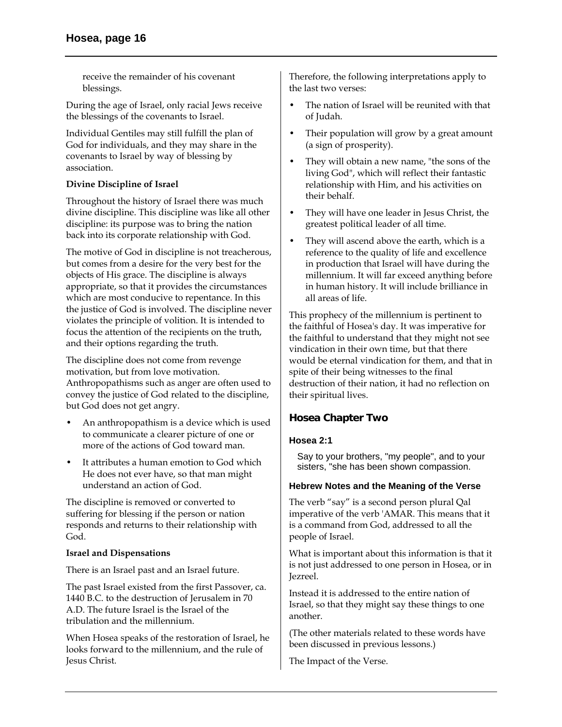receive the remainder of his covenant blessings.

During the age of Israel, only racial Jews receive the blessings of the covenants to Israel.

Individual Gentiles may still fulfill the plan of God for individuals, and they may share in the covenants to Israel by way of blessing by association.

**Divine Discipline of Israel**

Throughout the history of Israel there was much divine discipline. This discipline was like all other discipline: its purpose was to bring the nation back into its corporate relationship with God.

The motive of God in discipline is not treacherous, but comes from a desire for the very best for the objects of His grace. The discipline is always appropriate, so that it provides the circumstances which are most conducive to repentance. In this the justice of God is involved. The discipline never violates the principle of volition. It is intended to focus the attention of the recipients on the truth, and their options regarding the truth.

The discipline does not come from revenge motivation, but from love motivation. Anthropopathisms such as anger are often used to convey the justice of God related to the discipline, but God does not get angry.

- An anthropopathism is a device which is used to communicate a clearer picture of one or more of the actions of God toward man.
- It attributes a human emotion to God which He does not ever have, so that man might understand an action of God.

The discipline is removed or converted to suffering for blessing if the person or nation responds and returns to their relationship with God.

**Israel and Dispensations**

There is an Israel past and an Israel future.

The past Israel existed from the first Passover, ca. 1440 B.C. to the destruction of Jerusalem in 70 A.D. The future Israel is the Israel of the tribulation and the millennium.

When Hosea speaks of the restoration of Israel, he looks forward to the millennium, and the rule of Jesus Christ.

Therefore, the following interpretations apply to the last two verses:

- The nation of Israel will be reunited with that of Judah.
- Their population will grow by a great amount (a sign of prosperity).
- They will obtain a new name, "the sons of the living God", which will reflect their fantastic relationship with Him, and his activities on their behalf.
- They will have one leader in Jesus Christ, the greatest political leader of all time.
- They will ascend above the earth, which is a reference to the quality of life and excellence in production that Israel will have during the millennium. It will far exceed anything before in human history. It will include brilliance in all areas of life.

This prophecy of the millennium is pertinent to the faithful of Hosea's day. It was imperative for the faithful to understand that they might not see vindication in their own time, but that there would be eternal vindication for them, and that in spite of their being witnesses to the final destruction of their nation, it had no reflection on their spiritual lives.

## Hosea Chapter Two

### Hosea 2:1

Say to your brothers, "my people", and to your sisters, "she has been shown compassion.

#### Hebrew Notes and the Meaning of the Verse

The verb "say" is a second person plural Qal imperative of the verb 'AMAR. This means that it is a command from God, addressed to all the people of Israel.

What is important about this information is that it is not just addressed to one person in Hosea, or in Jezreel.

Instead it is addressed to the entire nation of Israel, so that they might say these things to one another.

(The other materials related to these words have been discussed in previous lessons.)

The Impact of the Verse.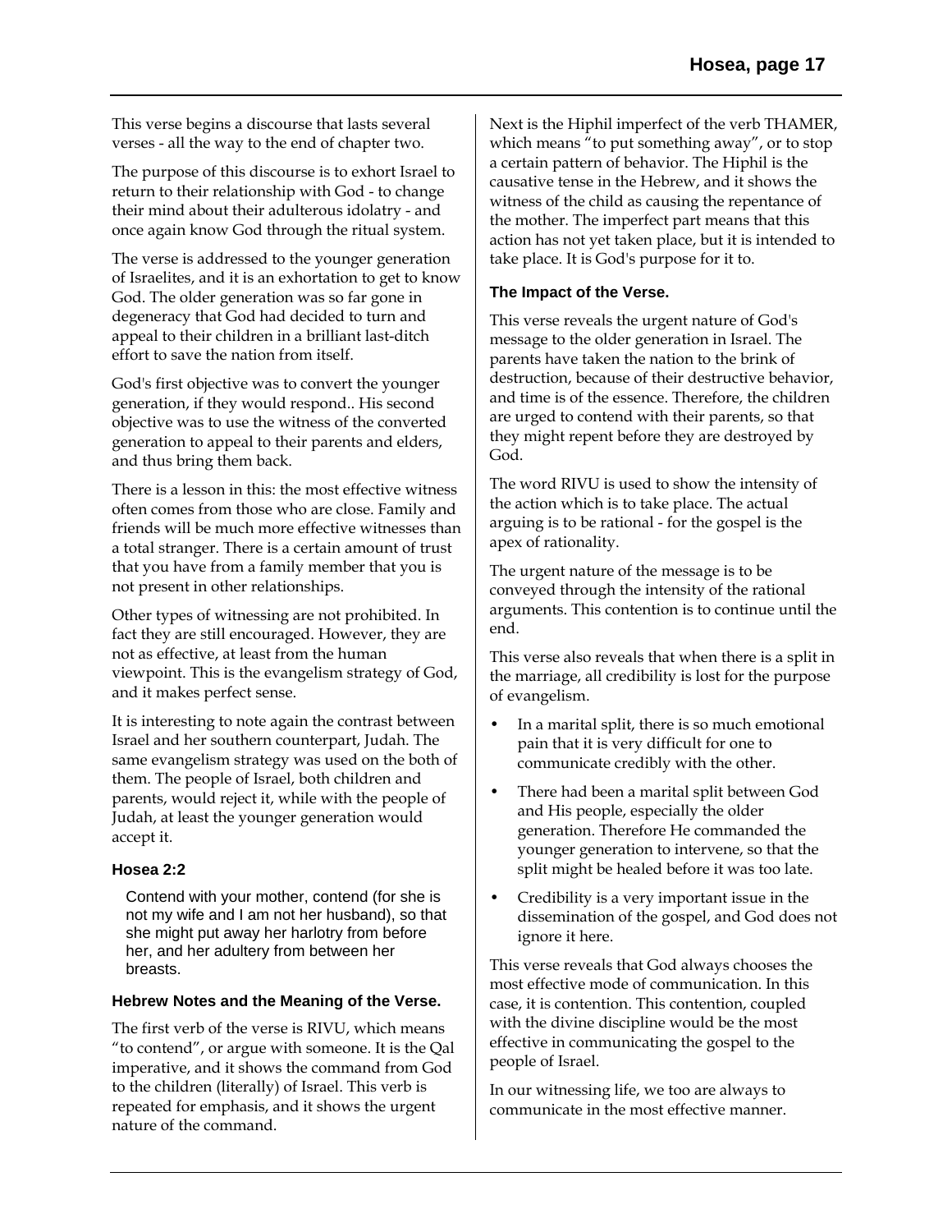This verse begins a discourse that lasts several verses - all the way to the end of chapter two.

The purpose of this discourse is to exhort Israel to return to their relationship with God - to change their mind about their adulterous idolatry - and once again know God through the ritual system.

The verse is addressed to the younger generation of Israelites, and it is an exhortation to get to know God. The older generation was so far gone in degeneracy that God had decided to turn and appeal to their children in a brilliant last-ditch effort to save the nation from itself.

God's first objective was to convert the younger generation, if they would respond.. His second objective was to use the witness of the converted generation to appeal to their parents and elders, and thus bring them back.

There is a lesson in this: the most effective witness often comes from those who are close. Family and friends will be much more effective witnesses than a total stranger. There is a certain amount of trust that you have from a family member that you is not present in other relationships.

Other types of witnessing are not prohibited. In fact they are still encouraged. However, they are not as effective, at least from the human viewpoint. This is the evangelism strategy of God, and it makes perfect sense.

It is interesting to note again the contrast between Israel and her southern counterpart, Judah. The same evangelism strategy was used on the both of them. The people of Israel, both children and parents, would reject it, while with the people of Judah, at least the younger generation would accept it.

#### Hosea 2:2

> Contend with your mother, contend (for she is not my wife and I am not her husband), so that she might put away her harlotry from before her, and her adultery from between her breasts.

#### Hebrew Notes and the Meaning of the Verse.

The first verb of the verse is RIVU, which means "to contend", or argue with someone. It is the Qal imperative, and it shows the command from God to the children (literally) of Israel. This verb is repeated for emphasis, and it shows the urgent nature of the command.

Next is the Hiphil imperfect of the verb THAMER, which means "to put something away", or to stop a certain pattern of behavior. The Hiphil is the causative tense in the Hebrew, and it shows the witness of the child as causing the repentance of the mother. The imperfect part means that this action has not yet taken place, but it is intended to take place. It is God's purpose for it to.

#### The Impact of the Verse.

This verse reveals the urgent nature of God's message to the older generation in Israel. The parents have taken the nation to the brink of destruction, because of their destructive behavior, and time is of the essence. Therefore, the children are urged to contend with their parents, so that they might repent before they are destroyed by God.

The word RIVU is used to show the intensity of the action which is to take place. The actual arguing is to be rational - for the gospel is the apex of rationality.

The urgent nature of the message is to be conveyed through the intensity of the rational arguments. This contention is to continue until the end.

This verse also reveals that when there is a split in the marriage, all credibility is lost for the purpose of evangelism.

- In a marital split, there is so much emotional pain that it is very difficult for one to communicate credibly with the other.
- There had been a marital split between God and His people, especially the older generation. Therefore He commanded the younger generation to intervene, so that the split might be healed before it was too late.
- Credibility is a very important issue in the dissemination of the gospel, and God does not ignore it here.

This verse reveals that God always chooses the most effective mode of communication. In this case, it is contention. This contention, coupled with the divine discipline would be the most effective in communicating the gospel to the people of Israel.

In our witnessing life, we too are always to communicate in the most effective manner.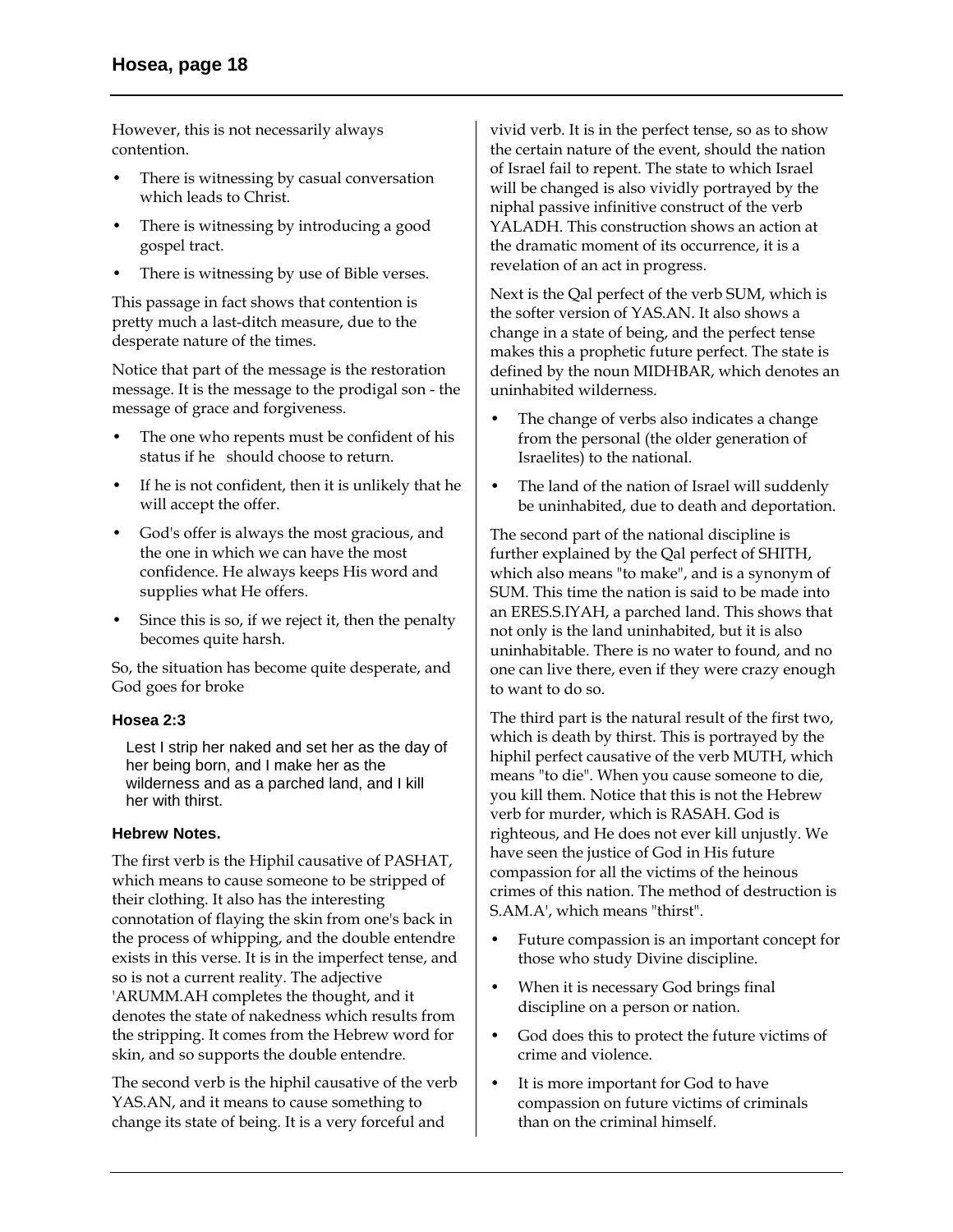However, this is not necessarily always contention.

- There is witnessing by casual conversation which leads to Christ.
- There is witnessing by introducing a good gospel tract.
- There is witnessing by use of Bible verses.

This passage in fact shows that contention is pretty much a last-ditch measure, due to the desperate nature of the times.

Notice that part of the message is the restoration message. It is the message to the prodigal son - the message of grace and forgiveness.

- The one who repents must be confident of his status if he should choose to return.
- If he is not confident, then it is unlikely that he will accept the offer.
- God's offer is always the most gracious, and the one in which we can have the most confidence. He always keeps His word and supplies what He offers.
- Since this is so, if we reject it, then the penalty becomes quite harsh.

So, the situation has become quite desperate, and God goes for broke

### Hosea 2:3

> Lest I strip her naked and set her as the day of her being born, and I make her as the wilderness and as a parched land, and I kill her with thirst.

### Hebrew Notes.

The first verb is the Hiphil causative of PASHAT, which means to cause someone to be stripped of their clothing. It also has the interesting connotation of flaying the skin from one's back in the process of whipping, and the double entendre exists in this verse. It is in the imperfect tense, and so is not a current reality. The adjective 'ARUMM.AH completes the thought, and it denotes the state of nakedness which results from the stripping. It comes from the Hebrew word for skin, and so supports the double entendre.

The second verb is the hiphil causative of the verb YAS.AN, and it means to cause something to change its state of being. It is a very forceful and vivid verb. It is in the perfect tense, so as to show the certain nature of the event, should the nation of Israel fail to repent. The state to which Israel will be changed is also vividly portrayed by the niphal passive infinitive construct of the verb YALADH. This construction shows an action at the dramatic moment of its occurrence, it is a revelation of an act in progress.

Next is the Qal perfect of the verb SUM, which is the softer version of YAS.AN. It also shows a change in a state of being, and the perfect tense makes this a prophetic future perfect. The state is defined by the noun MIDHBAR, which denotes an uninhabited wilderness.

- The change of verbs also indicates a change from the personal (the older generation of Israelites) to the national.
- The land of the nation of Israel will suddenly be uninhabited, due to death and deportation.

The second part of the national discipline is further explained by the Qal perfect of SHITH, which also means "to make", and is a synonym of SUM. This time the nation is said to be made into an ERES.S.IYAH, a parched land. This shows that not only is the land uninhabited, but it is also uninhabitable. There is no water to found, and no one can live there, even if they were crazy enough to want to do so.

The third part is the natural result of the first two, which is death by thirst. This is portrayed by the hiphil perfect causative of the verb MUTH, which means "to die". When you cause someone to die, you kill them. Notice that this is not the Hebrew verb for murder, which is RASAH. God is righteous, and He does not ever kill unjustly. We have seen the justice of God in His future compassion for all the victims of the heinous crimes of this nation. The method of destruction is S.AM.A', which means "thirst".

- Future compassion is an important concept for those who study Divine discipline.
- When it is necessary God brings final discipline on a person or nation.
- God does this to protect the future victims of crime and violence.
- It is more important for God to have compassion on future victims of criminals than on the criminal himself.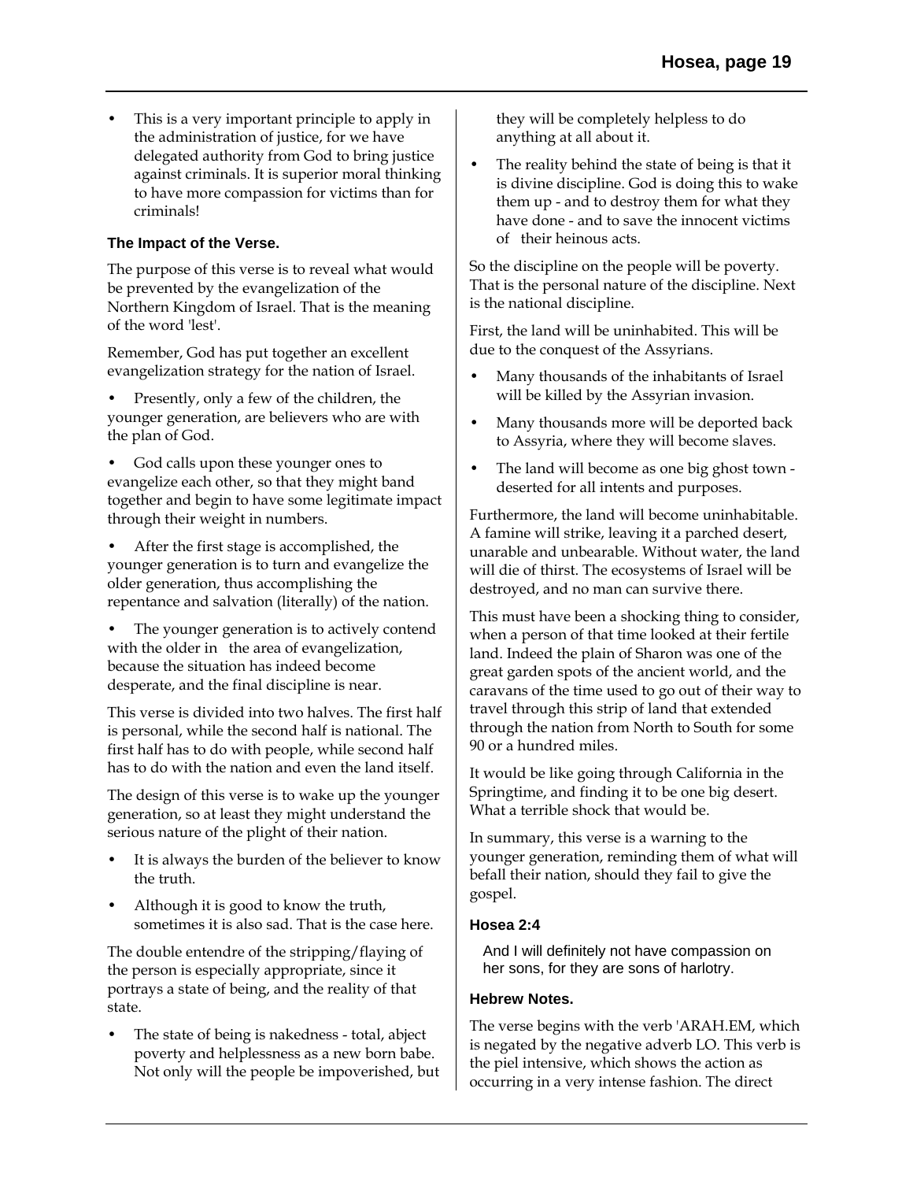- This is a very important principle to apply in the administration of justice, for we have delegated authority from God to bring justice against criminals. It is superior moral thinking to have more compassion for victims than for criminals!

### The Impact of the Verse.

The purpose of this verse is to reveal what would be prevented by the evangelization of the Northern Kingdom of Israel. That is the meaning of the word 'lest'.

Remember, God has put together an excellent evangelization strategy for the nation of Israel.

- Presently, only a few of the children, the younger generation, are believers who are with the plan of God.
- God calls upon these younger ones to evangelize each other, so that they might band together and begin to have some legitimate impact through their weight in numbers.
- After the first stage is accomplished, the younger generation is to turn and evangelize the older generation, thus accomplishing the repentance and salvation (literally) of the nation.
- The younger generation is to actively contend with the older in the area of evangelization, because the situation has indeed become desperate, and the final discipline is near.

This verse is divided into two halves. The first half is personal, while the second half is national. The first half has to do with people, while second half has to do with the nation and even the land itself.

The design of this verse is to wake up the younger generation, so at least they might understand the serious nature of the plight of their nation.

- It is always the burden of the believer to know the truth.
- Although it is good to know the truth, sometimes it is also sad. That is the case here.

The double entendre of the stripping/flaying of the person is especially appropriate, since it portrays a state of being, and the reality of that state.

- The state of being is nakedness - total, abject poverty and helplessness as a new born babe. Not only will the people be impoverished, but they will be completely helpless to do anything at all about it.
- The reality behind the state of being is that it is divine discipline. God is doing this to wake them up - and to destroy them for what they have done - and to save the innocent victims of their heinous acts.

So the discipline on the people will be poverty. That is the personal nature of the discipline. Next is the national discipline.

First, the land will be uninhabited. This will be due to the conquest of the Assyrians.

- Many thousands of the inhabitants of Israel will be killed by the Assyrian invasion.
- Many thousands more will be deported back to Assyria, where they will become slaves.
- The land will become as one big ghost town - deserted for all intents and purposes.

Furthermore, the land will become uninhabitable. A famine will strike, leaving it a parched desert, unarable and unbearable. Without water, the land will die of thirst. The ecosystems of Israel will be destroyed, and no man can survive there.

This must have been a shocking thing to consider, when a person of that time looked at their fertile land. Indeed the plain of Sharon was one of the great garden spots of the ancient world, and the caravans of the time used to go out of their way to travel through this strip of land that extended through the nation from North to South for some 90 or a hundred miles.

It would be like going through California in the Springtime, and finding it to be one big desert. What a terrible shock that would be.

In summary, this verse is a warning to the younger generation, reminding them of what will befall their nation, should they fail to give the gospel.

### Hosea 2:4

> And I will definitely not have compassion on her sons, for they are sons of harlotry.

### Hebrew Notes.

The verse begins with the verb 'ARAH.EM, which is negated by the negative adverb LO. This verb is the piel intensive, which shows the action as occurring in a very intense fashion. The direct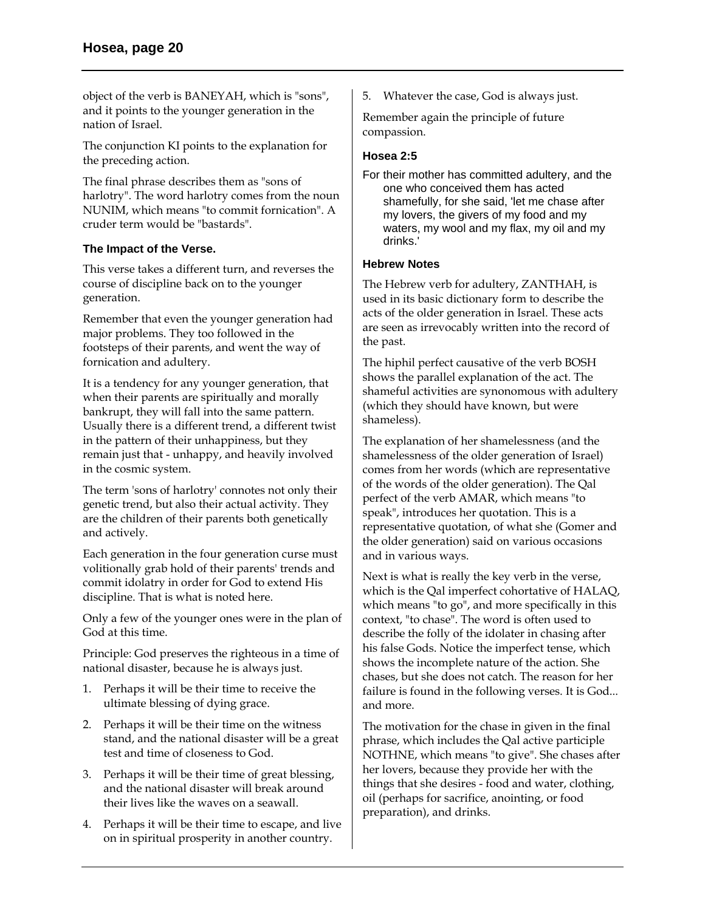object of the verb is BANEYAH, which is "sons", and it points to the younger generation in the nation of Israel.

The conjunction KI points to the explanation for the preceding action.

The final phrase describes them as "sons of harlotry". The word harlotry comes from the noun NUNIM, which means "to commit fornication". A cruder term would be "bastards".

### The Impact of the Verse.

This verse takes a different turn, and reverses the course of discipline back on to the younger generation.

Remember that even the younger generation had major problems. They too followed in the footsteps of their parents, and went the way of fornication and adultery.

It is a tendency for any younger generation, that when their parents are spiritually and morally bankrupt, they will fall into the same pattern. Usually there is a different trend, a different twist in the pattern of their unhappiness, but they remain just that - unhappy, and heavily involved in the cosmic system.

The term 'sons of harlotry' connotes not only their genetic trend, but also their actual activity. They are the children of their parents both genetically and actively.

Each generation in the four generation curse must volitionally grab hold of their parents' trends and commit idolatry in order for God to extend His discipline. That is what is noted here.

Only a few of the younger ones were in the plan of God at this time.

Principle: God preserves the righteous in a time of national disaster, because he is always just.

1. Perhaps it will be their time to receive the ultimate blessing of dying grace.
2. Perhaps it will be their time on the witness stand, and the national disaster will be a great test and time of closeness to God.
3. Perhaps it will be their time of great blessing, and the national disaster will break around their lives like the waves on a seawall.
4. Perhaps it will be their time to escape, and live on in spiritual prosperity in another country.
5. Whatever the case, God is always just.

Remember again the principle of future compassion.

### Hosea 2:5

For their mother has committed adultery, and the one who conceived them has acted shamefully, for she said, 'let me chase after my lovers, the givers of my food and my waters, my wool and my flax, my oil and my drinks.'

### Hebrew Notes

The Hebrew verb for adultery, ZANTHAH, is used in its basic dictionary form to describe the acts of the older generation in Israel. These acts are seen as irrevocably written into the record of the past.

The hiphil perfect causative of the verb BOSH shows the parallel explanation of the act. The shameful activities are synonomous with adultery (which they should have known, but were shameless).

The explanation of her shamelessness (and the shamelessness of the older generation of Israel) comes from her words (which are representative of the words of the older generation). The Qal perfect of the verb AMAR, which means "to speak", introduces her quotation. This is a representative quotation, of what she (Gomer and the older generation) said on various occasions and in various ways.

Next is what is really the key verb in the verse, which is the Qal imperfect cohortative of HALAQ, which means "to go", and more specifically in this context, "to chase". The word is often used to describe the folly of the idolater in chasing after his false Gods. Notice the imperfect tense, which shows the incomplete nature of the action. She chases, but she does not catch. The reason for her failure is found in the following verses. It is God... and more.

The motivation for the chase in given in the final phrase, which includes the Qal active participle NOTHNE, which means "to give". She chases after her lovers, because they provide her with the things that she desires - food and water, clothing, oil (perhaps for sacrifice, anointing, or food preparation), and drinks.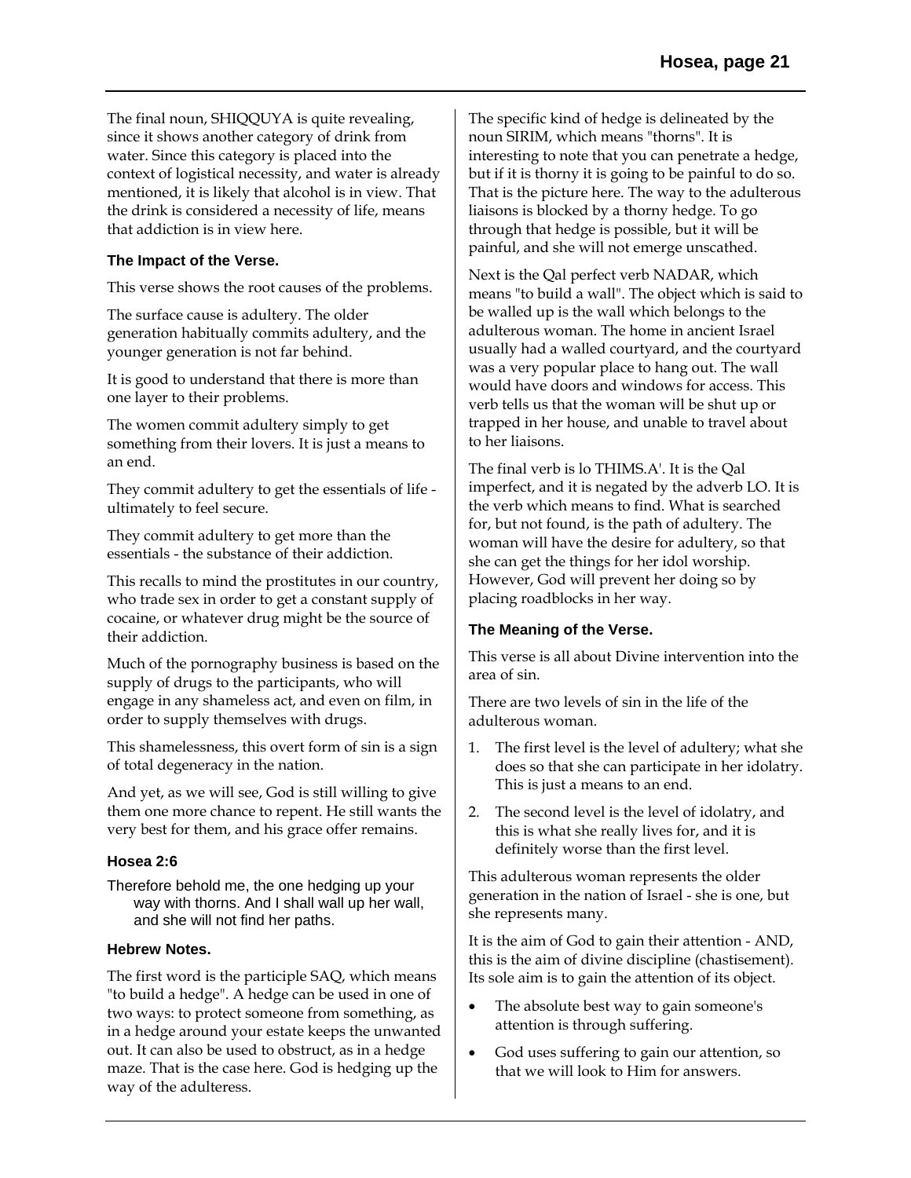The final noun, SHIQQUYA is quite revealing, since it shows another category of drink from water. Since this category is placed into the context of logistical necessity, and water is already mentioned, it is likely that alcohol is in view. That the drink is considered a necessity of life, means that addiction is in view here.

### The Impact of the Verse.

This verse shows the root causes of the problems.

The surface cause is adultery. The older generation habitually commits adultery, and the younger generation is not far behind.

It is good to understand that there is more than one layer to their problems.

The women commit adultery simply to get something from their lovers. It is just a means to an end.

They commit adultery to get the essentials of life - ultimately to feel secure.

They commit adultery to get more than the essentials - the substance of their addiction.

This recalls to mind the prostitutes in our country, who trade sex in order to get a constant supply of cocaine, or whatever drug might be the source of their addiction.

Much of the pornography business is based on the supply of drugs to the participants, who will engage in any shameless act, and even on film, in order to supply themselves with drugs.

This shamelessness, this overt form of sin is a sign of total degeneracy in the nation.

And yet, as we will see, God is still willing to give them one more chance to repent. He still wants the very best for them, and his grace offer remains.

### Hosea 2:6

Therefore behold me, the one hedging up your way with thorns. And I shall wall up her wall, and she will not find her paths.

### Hebrew Notes.

The first word is the participle SAQ, which means "to build a hedge". A hedge can be used in one of two ways: to protect someone from something, as in a hedge around your estate keeps the unwanted out. It can also be used to obstruct, as in a hedge maze. That is the case here. God is hedging up the way of the adulteress.

The specific kind of hedge is delineated by the noun SIRIM, which means "thorns". It is interesting to note that you can penetrate a hedge, but if it is thorny it is going to be painful to do so. That is the picture here. The way to the adulterous liaisons is blocked by a thorny hedge. To go through that hedge is possible, but it will be painful, and she will not emerge unscathed.

Next is the Qal perfect verb NADAR, which means "to build a wall". The object which is said to be walled up is the wall which belongs to the adulterous woman. The home in ancient Israel usually had a walled courtyard, and the courtyard was a very popular place to hang out. The wall would have doors and windows for access. This verb tells us that the woman will be shut up or trapped in her house, and unable to travel about to her liaisons.

The final verb is lo THIMS.A'. It is the Qal imperfect, and it is negated by the adverb LO. It is the verb which means to find. What is searched for, but not found, is the path of adultery. The woman will have the desire for adultery, so that she can get the things for her idol worship. However, God will prevent her doing so by placing roadblocks in her way.

### The Meaning of the Verse.

This verse is all about Divine intervention into the area of sin.

There are two levels of sin in the life of the adulterous woman.

1. The first level is the level of adultery; what she does so that she can participate in her idolatry. This is just a means to an end.
2. The second level is the level of idolatry, and this is what she really lives for, and it is definitely worse than the first level.

This adulterous woman represents the older generation in the nation of Israel - she is one, but she represents many.

It is the aim of God to gain their attention - AND, this is the aim of divine discipline (chastisement). Its sole aim is to gain the attention of its object.

- The absolute best way to gain someone's attention is through suffering.
- God uses suffering to gain our attention, so that we will look to Him for answers.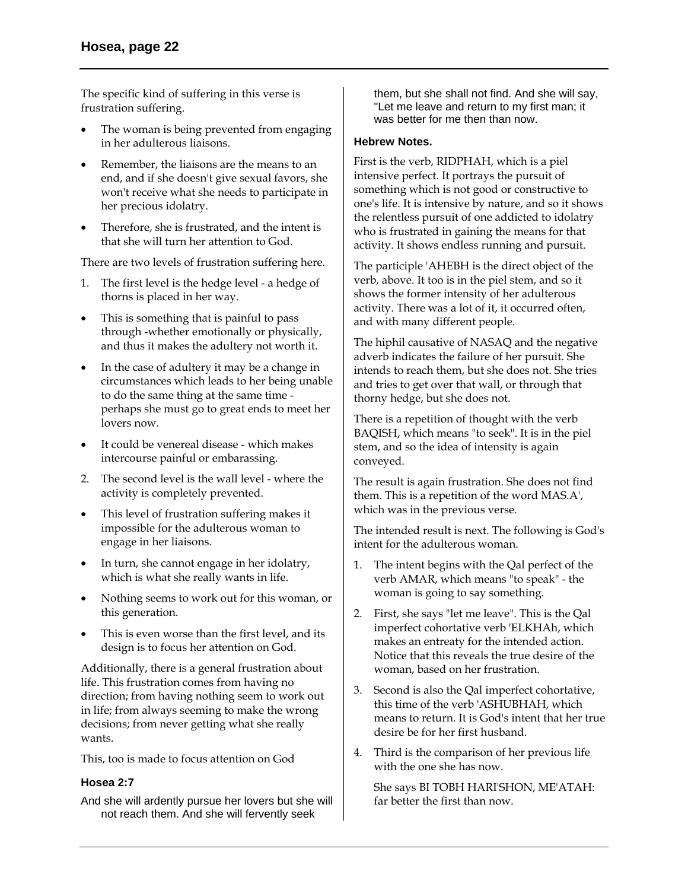The specific kind of suffering in this verse is frustration suffering.

- The woman is being prevented from engaging in her adulterous liaisons.
- Remember, the liaisons are the means to an end, and if she doesn't give sexual favors, she won't receive what she needs to participate in her precious idolatry.
- Therefore, she is frustrated, and the intent is that she will turn her attention to God.

There are two levels of frustration suffering here.

1. The first level is the hedge level - a hedge of thorns is placed in her way.

- This is something that is painful to pass through -whether emotionally or physically, and thus it makes the adultery not worth it.
- In the case of adultery it may be a change in circumstances which leads to her being unable to do the same thing at the same time - perhaps she must go to great ends to meet her lovers now.
- It could be venereal disease - which makes intercourse painful or embarassing.

2. The second level is the wall level - where the activity is completely prevented.

- This level of frustration suffering makes it impossible for the adulterous woman to engage in her liaisons.
- In turn, she cannot engage in her idolatry, which is what she really wants in life.
- Nothing seems to work out for this woman, or this generation.
- This is even worse than the first level, and its design is to focus her attention on God.

Additionally, there is a general frustration about life. This frustration comes from having no direction; from having nothing seem to work out in life; from always seeming to make the wrong decisions; from never getting what she really wants.

This, too is made to focus attention on God

### Hosea 2:7

And she will ardently pursue her lovers but she will not reach them. And she will fervently seek them, but she shall not find. And she will say, "Let me leave and return to my first man; it was better for me then than now.

#### Hebrew Notes.

First is the verb, RIDPHAH, which is a piel intensive perfect. It portrays the pursuit of something which is not good or constructive to one's life. It is intensive by nature, and so it shows the relentless pursuit of one addicted to idolatry who is frustrated in gaining the means for that activity. It shows endless running and pursuit.

The participle 'AHEBH is the direct object of the verb, above. It too is in the piel stem, and so it shows the former intensity of her adulterous activity. There was a lot of it, it occurred often, and with many different people.

The hiphil causative of NASAQ and the negative adverb indicates the failure of her pursuit. She intends to reach them, but she does not. She tries and tries to get over that wall, or through that thorny hedge, but she does not.

There is a repetition of thought with the verb BAQISH, which means "to seek". It is in the piel stem, and so the idea of intensity is again conveyed.

The result is again frustration. She does not find them. This is a repetition of the word MAS.A', which was in the previous verse.

The intended result is next. The following is God's intent for the adulterous woman.

1. The intent begins with the Qal perfect of the verb AMAR, which means "to speak" - the woman is going to say something.
2. First, she says "let me leave". This is the Qal imperfect cohortative verb 'ELKHAh, which makes an entreaty for the intended action. Notice that this reveals the true desire of the woman, based on her frustration.
3. Second is also the Qal imperfect cohortative, this time of the verb 'ASHUBHAH, which means to return. It is God's intent that her true desire be for her first husband.
4. Third is the comparison of her previous life with the one she has now.

   She says BI TOBH HARI'SHON, ME'ATAH: far better the first than now.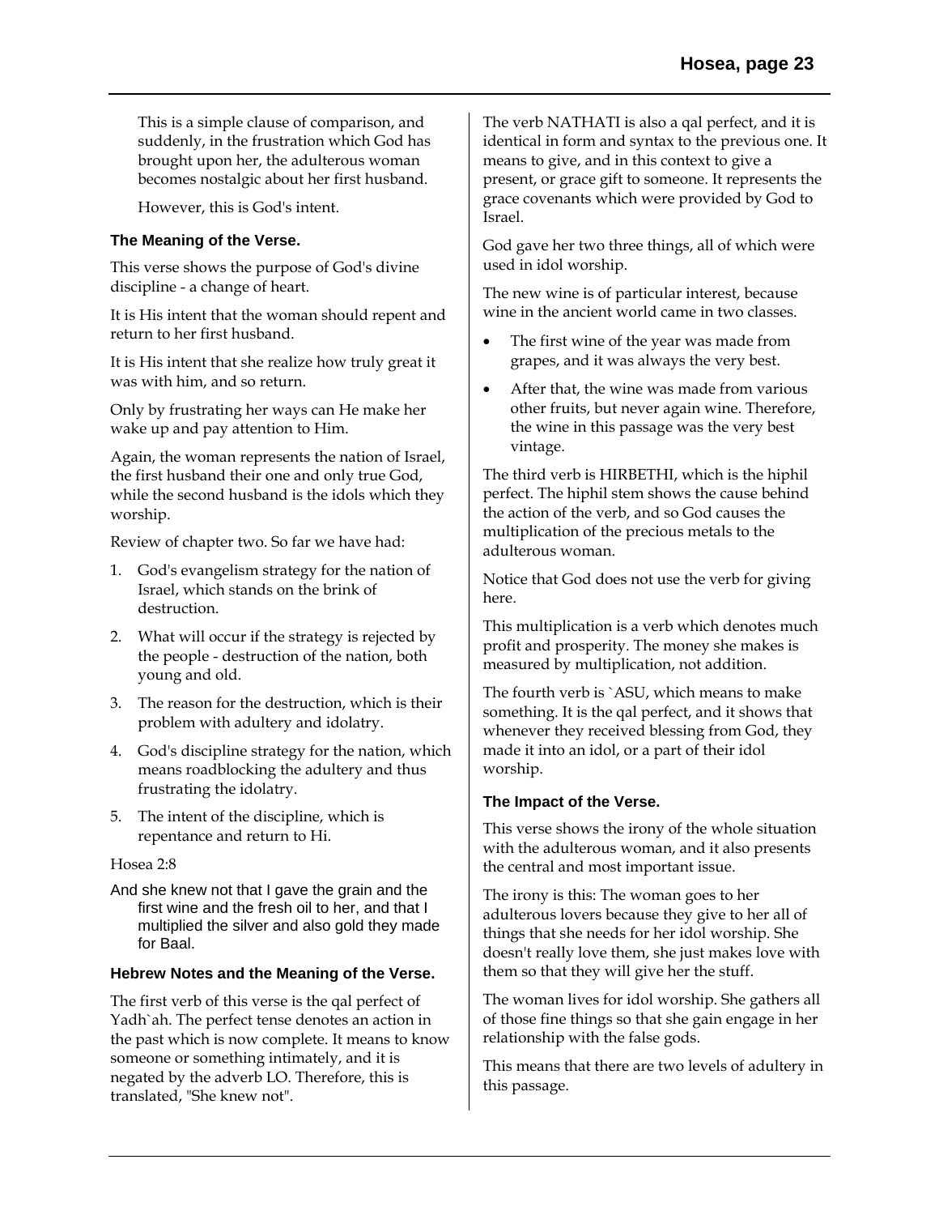This is a simple clause of comparison, and suddenly, in the frustration which God has brought upon her, the adulterous woman becomes nostalgic about her first husband.

However, this is God's intent.

### The Meaning of the Verse.

This verse shows the purpose of God's divine discipline - a change of heart.

It is His intent that the woman should repent and return to her first husband.

It is His intent that she realize how truly great it was with him, and so return.

Only by frustrating her ways can He make her wake up and pay attention to Him.

Again, the woman represents the nation of Israel, the first husband their one and only true God, while the second husband is the idols which they worship.

Review of chapter two. So far we have had:

1. God's evangelism strategy for the nation of Israel, which stands on the brink of destruction.
2. What will occur if the strategy is rejected by the people - destruction of the nation, both young and old.
3. The reason for the destruction, which is their problem with adultery and idolatry.
4. God's discipline strategy for the nation, which means roadblocking the adultery and thus frustrating the idolatry.
5. The intent of the discipline, which is repentance and return to Hi.

Hosea 2:8

And she knew not that I gave the grain and the first wine and the fresh oil to her, and that I multiplied the silver and also gold they made for Baal.

### Hebrew Notes and the Meaning of the Verse.

The first verb of this verse is the qal perfect of Yadh`ah. The perfect tense denotes an action in the past which is now complete. It means to know someone or something intimately, and it is negated by the adverb LO. Therefore, this is translated, "She knew not".

The verb NATHATI is also a qal perfect, and it is identical in form and syntax to the previous one. It means to give, and in this context to give a present, or grace gift to someone. It represents the grace covenants which were provided by God to Israel.

God gave her two three things, all of which were used in idol worship.

The new wine is of particular interest, because wine in the ancient world came in two classes.

- The first wine of the year was made from grapes, and it was always the very best.
- After that, the wine was made from various other fruits, but never again wine. Therefore, the wine in this passage was the very best vintage.

The third verb is HIRBETHI, which is the hiphil perfect. The hiphil stem shows the cause behind the action of the verb, and so God causes the multiplication of the precious metals to the adulterous woman.

Notice that God does not use the verb for giving here.

This multiplication is a verb which denotes much profit and prosperity. The money she makes is measured by multiplication, not addition.

The fourth verb is `ASU, which means to make something. It is the qal perfect, and it shows that whenever they received blessing from God, they made it into an idol, or a part of their idol worship.

### The Impact of the Verse.

This verse shows the irony of the whole situation with the adulterous woman, and it also presents the central and most important issue.

The irony is this: The woman goes to her adulterous lovers because they give to her all of things that she needs for her idol worship. She doesn't really love them, she just makes love with them so that they will give her the stuff.

The woman lives for idol worship. She gathers all of those fine things so that she gain engage in her relationship with the false gods.

This means that there are two levels of adultery in this passage.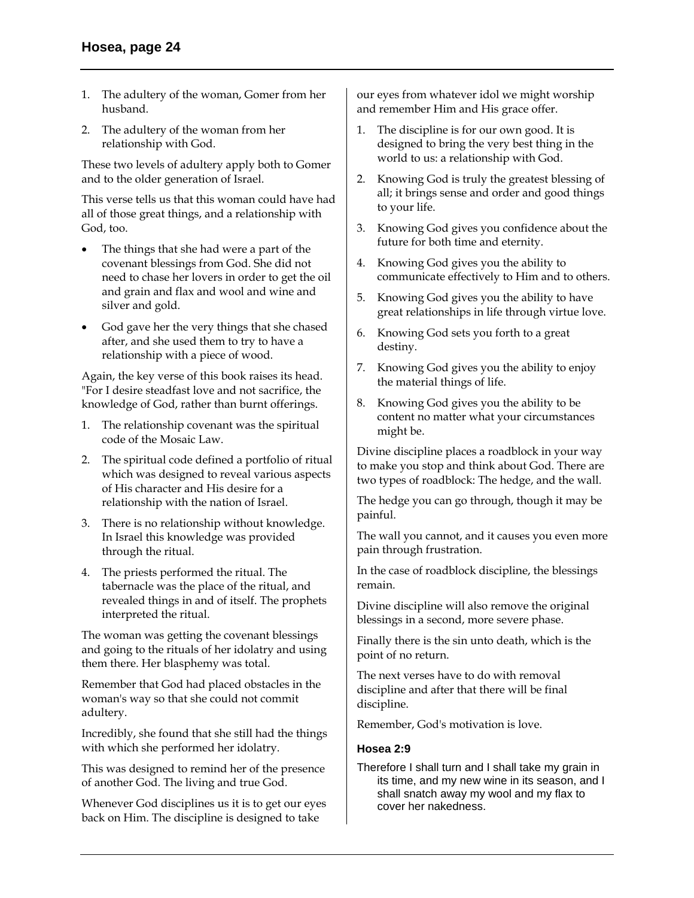1. The adultery of the woman, Gomer from her husband.
2. The adultery of the woman from her relationship with God.

These two levels of adultery apply both to Gomer and to the older generation of Israel.

This verse tells us that this woman could have had all of those great things, and a relationship with God, too.

- The things that she had were a part of the covenant blessings from God. She did not need to chase her lovers in order to get the oil and grain and flax and wool and wine and silver and gold.
- God gave her the very things that she chased after, and she used them to try to have a relationship with a piece of wood.

Again, the key verse of this book raises its head. "For I desire steadfast love and not sacrifice, the knowledge of God, rather than burnt offerings.

1. The relationship covenant was the spiritual code of the Mosaic Law.
2. The spiritual code defined a portfolio of ritual which was designed to reveal various aspects of His character and His desire for a relationship with the nation of Israel.
3. There is no relationship without knowledge. In Israel this knowledge was provided through the ritual.
4. The priests performed the ritual. The tabernacle was the place of the ritual, and revealed things in and of itself. The prophets interpreted the ritual.

The woman was getting the covenant blessings and going to the rituals of her idolatry and using them there. Her blasphemy was total.

Remember that God had placed obstacles in the woman's way so that she could not commit adultery.

Incredibly, she found that she still had the things with which she performed her idolatry.

This was designed to remind her of the presence of another God. The living and true God.

Whenever God disciplines us it is to get our eyes back on Him. The discipline is designed to take our eyes from whatever idol we might worship and remember Him and His grace offer.

1. The discipline is for our own good. It is designed to bring the very best thing in the world to us: a relationship with God.
2. Knowing God is truly the greatest blessing of all; it brings sense and order and good things to your life.
3. Knowing God gives you confidence about the future for both time and eternity.
4. Knowing God gives you the ability to communicate effectively to Him and to others.
5. Knowing God gives you the ability to have great relationships in life through virtue love.
6. Knowing God sets you forth to a great destiny.
7. Knowing God gives you the ability to enjoy the material things of life.
8. Knowing God gives you the ability to be content no matter what your circumstances might be.

Divine discipline places a roadblock in your way to make you stop and think about God. There are two types of roadblock: The hedge, and the wall.

The hedge you can go through, though it may be painful.

The wall you cannot, and it causes you even more pain through frustration.

In the case of roadblock discipline, the blessings remain.

Divine discipline will also remove the original blessings in a second, more severe phase.

Finally there is the sin unto death, which is the point of no return.

The next verses have to do with removal discipline and after that there will be final discipline.

Remember, God's motivation is love.

### Hosea 2:9

Therefore I shall turn and I shall take my grain in its time, and my new wine in its season, and I shall snatch away my wool and my flax to cover her nakedness.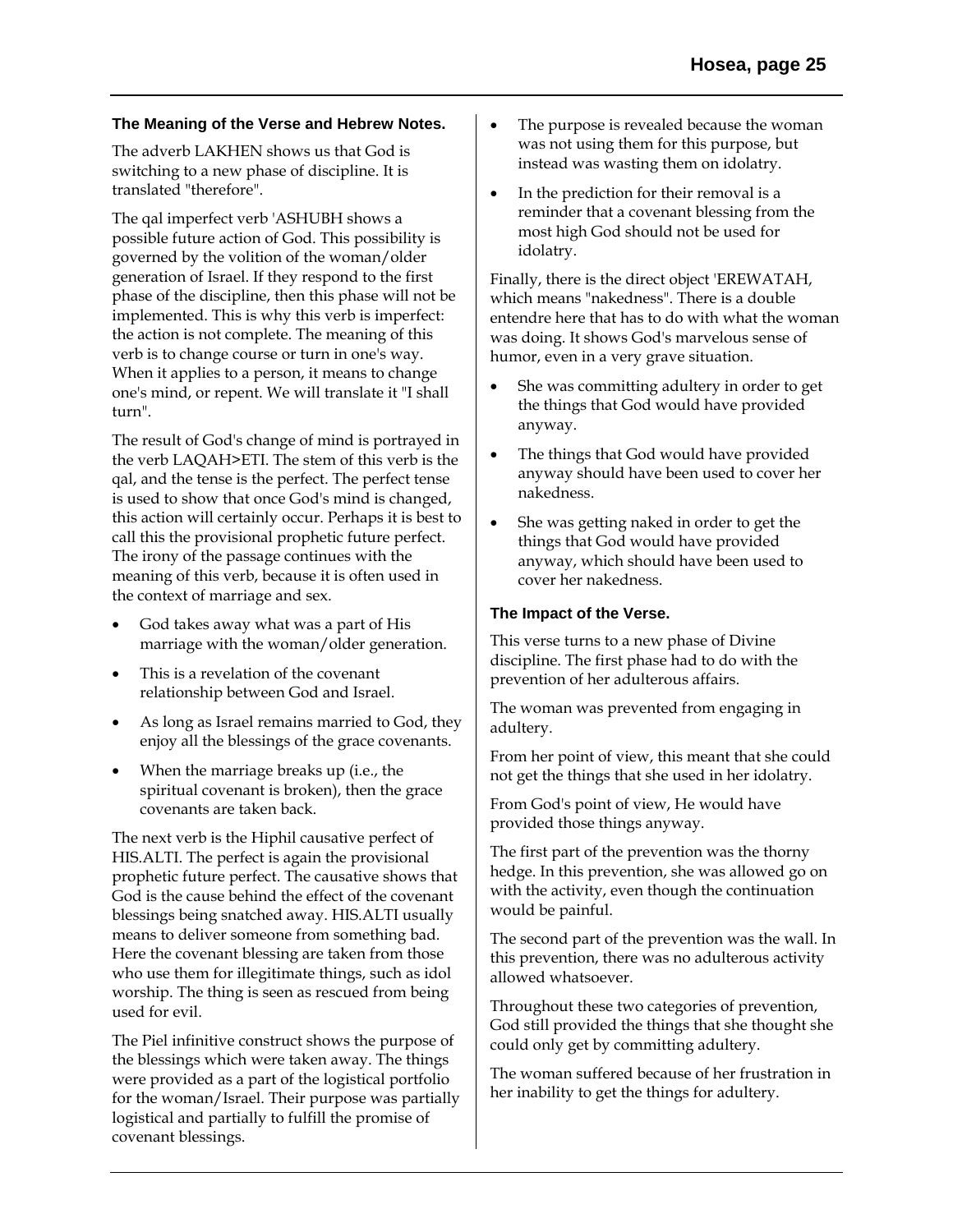### The Meaning of the Verse and Hebrew Notes.

The adverb LAKHEN shows us that God is switching to a new phase of discipline. It is translated "therefore".

The qal imperfect verb 'ASHUBH shows a possible future action of God. This possibility is governed by the volition of the woman/older generation of Israel. If they respond to the first phase of the discipline, then this phase will not be implemented. This is why this verb is imperfect: the action is not complete. The meaning of this verb is to change course or turn in one's way. When it applies to a person, it means to change one's mind, or repent. We will translate it "I shall turn".

The result of God's change of mind is portrayed in the verb LAQAH>ETI. The stem of this verb is the qal, and the tense is the perfect. The perfect tense is used to show that once God's mind is changed, this action will certainly occur. Perhaps it is best to call this the provisional prophetic future perfect. The irony of the passage continues with the meaning of this verb, because it is often used in the context of marriage and sex.

- God takes away what was a part of His marriage with the woman/older generation.
- This is a revelation of the covenant relationship between God and Israel.
- As long as Israel remains married to God, they enjoy all the blessings of the grace covenants.
- When the marriage breaks up (i.e., the spiritual covenant is broken), then the grace covenants are taken back.

The next verb is the Hiphil causative perfect of HIS.ALTI. The perfect is again the provisional prophetic future perfect. The causative shows that God is the cause behind the effect of the covenant blessings being snatched away. HIS.ALTI usually means to deliver someone from something bad. Here the covenant blessing are taken from those who use them for illegitimate things, such as idol worship. The thing is seen as rescued from being used for evil.

The Piel infinitive construct shows the purpose of the blessings which were taken away. The things were provided as a part of the logistical portfolio for the woman/Israel. Their purpose was partially logistical and partially to fulfill the promise of covenant blessings.

- The purpose is revealed because the woman was not using them for this purpose, but instead was wasting them on idolatry.
- In the prediction for their removal is a reminder that a covenant blessing from the most high God should not be used for idolatry.

Finally, there is the direct object 'EREWATAH, which means "nakedness". There is a double entendre here that has to do with what the woman was doing. It shows God's marvelous sense of humor, even in a very grave situation.

- She was committing adultery in order to get the things that God would have provided anyway.
- The things that God would have provided anyway should have been used to cover her nakedness.
- She was getting naked in order to get the things that God would have provided anyway, which should have been used to cover her nakedness.

### The Impact of the Verse.

This verse turns to a new phase of Divine discipline. The first phase had to do with the prevention of her adulterous affairs.

The woman was prevented from engaging in adultery.

From her point of view, this meant that she could not get the things that she used in her idolatry.

From God's point of view, He would have provided those things anyway.

The first part of the prevention was the thorny hedge. In this prevention, she was allowed go on with the activity, even though the continuation would be painful.

The second part of the prevention was the wall. In this prevention, there was no adulterous activity allowed whatsoever.

Throughout these two categories of prevention, God still provided the things that she thought she could only get by committing adultery.

The woman suffered because of her frustration in her inability to get the things for adultery.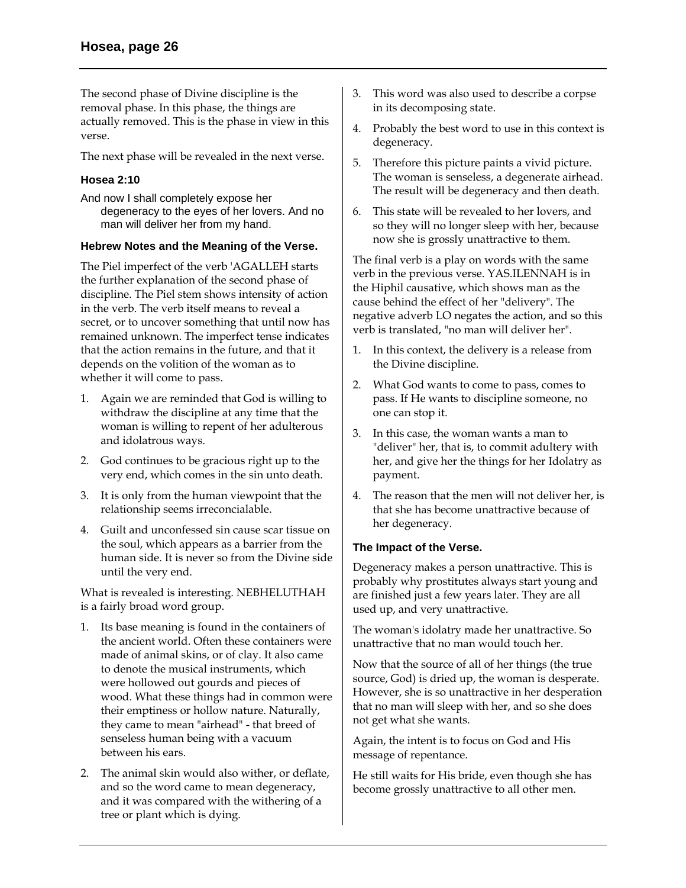The second phase of Divine discipline is the removal phase. In this phase, the things are actually removed. This is the phase in view in this verse.

The next phase will be revealed in the next verse.

### Hosea 2:10

And now I shall completely expose her degeneracy to the eyes of her lovers. And no man will deliver her from my hand.

### Hebrew Notes and the Meaning of the Verse.

The Piel imperfect of the verb 'AGALLEH starts the further explanation of the second phase of discipline. The Piel stem shows intensity of action in the verb. The verb itself means to reveal a secret, or to uncover something that until now has remained unknown. The imperfect tense indicates that the action remains in the future, and that it depends on the volition of the woman as to whether it will come to pass.

1. Again we are reminded that God is willing to withdraw the discipline at any time that the woman is willing to repent of her adulterous and idolatrous ways.
2. God continues to be gracious right up to the very end, which comes in the sin unto death.
3. It is only from the human viewpoint that the relationship seems irreconcialable.
4. Guilt and unconfessed sin cause scar tissue on the soul, which appears as a barrier from the human side. It is never so from the Divine side until the very end.

What is revealed is interesting. NEBHELUTHAH is a fairly broad word group.

1. Its base meaning is found in the containers of the ancient world. Often these containers were made of animal skins, or of clay. It also came to denote the musical instruments, which were hollowed out gourds and pieces of wood. What these things had in common were their emptiness or hollow nature. Naturally, they came to mean "airhead" - that breed of senseless human being with a vacuum between his ears.
2. The animal skin would also wither, or deflate, and so the word came to mean degeneracy, and it was compared with the withering of a tree or plant which is dying.
3. This word was also used to describe a corpse in its decomposing state.
4. Probably the best word to use in this context is degeneracy.
5. Therefore this picture paints a vivid picture. The woman is senseless, a degenerate airhead. The result will be degeneracy and then death.
6. This state will be revealed to her lovers, and so they will no longer sleep with her, because now she is grossly unattractive to them.

The final verb is a play on words with the same verb in the previous verse. YAS.ILENNAH is in the Hiphil causative, which shows man as the cause behind the effect of her "delivery". The negative adverb LO negates the action, and so this verb is translated, "no man will deliver her".

1. In this context, the delivery is a release from the Divine discipline.
2. What God wants to come to pass, comes to pass. If He wants to discipline someone, no one can stop it.
3. In this case, the woman wants a man to "deliver" her, that is, to commit adultery with her, and give her the things for her Idolatry as payment.
4. The reason that the men will not deliver her, is that she has become unattractive because of her degeneracy.

### The Impact of the Verse.

Degeneracy makes a person unattractive. This is probably why prostitutes always start young and are finished just a few years later. They are all used up, and very unattractive.

The woman's idolatry made her unattractive. So unattractive that no man would touch her.

Now that the source of all of her things (the true source, God) is dried up, the woman is desperate. However, she is so unattractive in her desperation that no man will sleep with her, and so she does not get what she wants.

Again, the intent is to focus on God and His message of repentance.

He still waits for His bride, even though she has become grossly unattractive to all other men.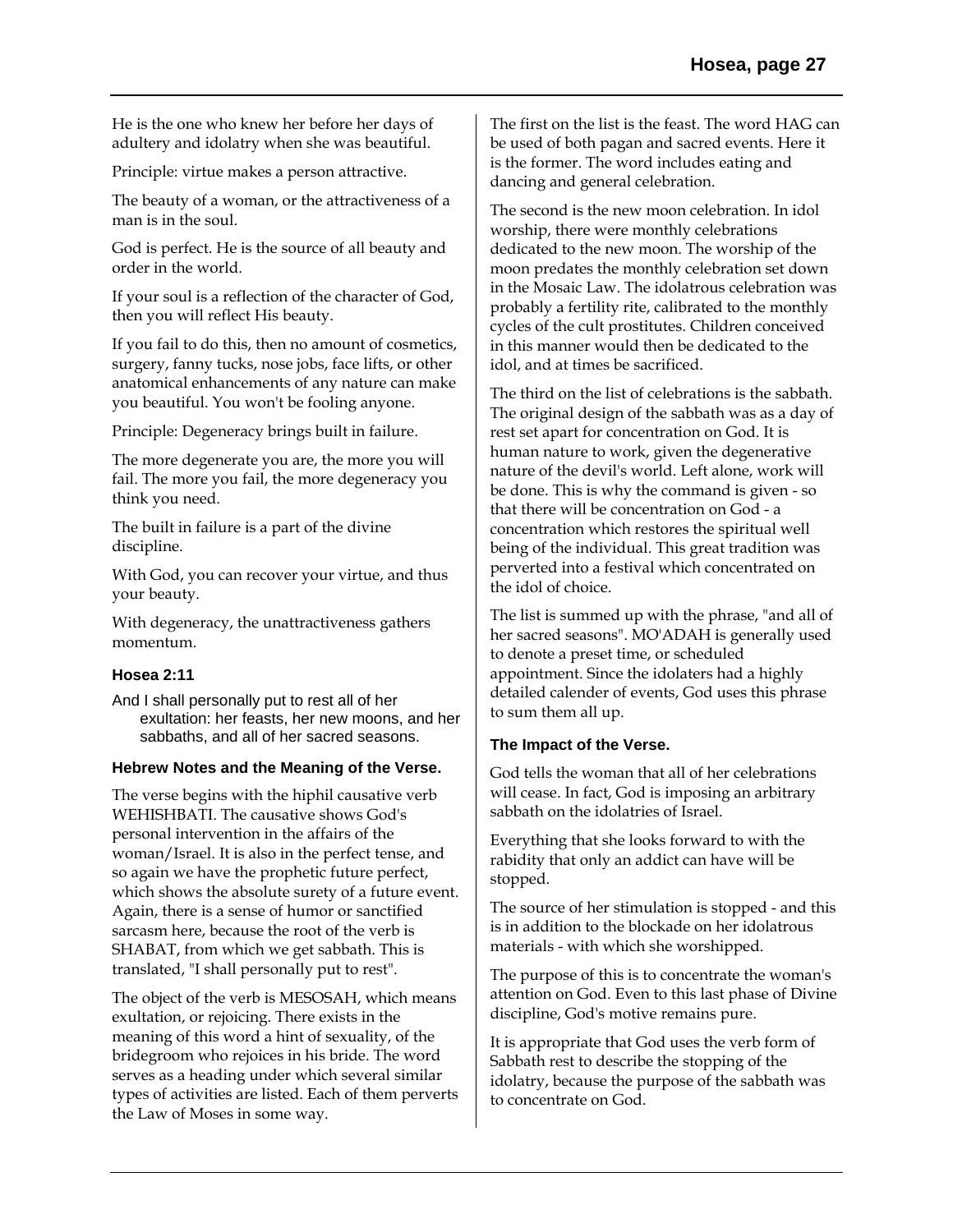He is the one who knew her before her days of adultery and idolatry when she was beautiful.

Principle: virtue makes a person attractive.

The beauty of a woman, or the attractiveness of a man is in the soul.

God is perfect. He is the source of all beauty and order in the world.

If your soul is a reflection of the character of God, then you will reflect His beauty.

If you fail to do this, then no amount of cosmetics, surgery, fanny tucks, nose jobs, face lifts, or other anatomical enhancements of any nature can make you beautiful. You won't be fooling anyone.

Principle: Degeneracy brings built in failure.

The more degenerate you are, the more you will fail. The more you fail, the more degeneracy you think you need.

The built in failure is a part of the divine discipline.

With God, you can recover your virtue, and thus your beauty.

With degeneracy, the unattractiveness gathers momentum.

### Hosea 2:11

And I shall personally put to rest all of her exultation: her feasts, her new moons, and her sabbaths, and all of her sacred seasons.

### Hebrew Notes and the Meaning of the Verse.

The verse begins with the hiphil causative verb WEHISHBATI. The causative shows God's personal intervention in the affairs of the woman/Israel. It is also in the perfect tense, and so again we have the prophetic future perfect, which shows the absolute surety of a future event. Again, there is a sense of humor or sanctified sarcasm here, because the root of the verb is SHABAT, from which we get sabbath. This is translated, "I shall personally put to rest".

The object of the verb is MESOSAH, which means exultation, or rejoicing. There exists in the meaning of this word a hint of sexuality, of the bridegroom who rejoices in his bride. The word serves as a heading under which several similar types of activities are listed. Each of them perverts the Law of Moses in some way.

The first on the list is the feast. The word HAG can be used of both pagan and sacred events. Here it is the former. The word includes eating and dancing and general celebration.

The second is the new moon celebration. In idol worship, there were monthly celebrations dedicated to the new moon. The worship of the moon predates the monthly celebration set down in the Mosaic Law. The idolatrous celebration was probably a fertility rite, calibrated to the monthly cycles of the cult prostitutes. Children conceived in this manner would then be dedicated to the idol, and at times be sacrificed.

The third on the list of celebrations is the sabbath. The original design of the sabbath was as a day of rest set apart for concentration on God. It is human nature to work, given the degenerative nature of the devil's world. Left alone, work will be done. This is why the command is given - so that there will be concentration on God - a concentration which restores the spiritual well being of the individual. This great tradition was perverted into a festival which concentrated on the idol of choice.

The list is summed up with the phrase, "and all of her sacred seasons". MO'ADAH is generally used to denote a preset time, or scheduled appointment. Since the idolaters had a highly detailed calender of events, God uses this phrase to sum them all up.

### The Impact of the Verse.

God tells the woman that all of her celebrations will cease. In fact, God is imposing an arbitrary sabbath on the idolatries of Israel.

Everything that she looks forward to with the rabidity that only an addict can have will be stopped.

The source of her stimulation is stopped - and this is in addition to the blockade on her idolatrous materials - with which she worshipped.

The purpose of this is to concentrate the woman's attention on God. Even to this last phase of Divine discipline, God's motive remains pure.

It is appropriate that God uses the verb form of Sabbath rest to describe the stopping of the idolatry, because the purpose of the sabbath was to concentrate on God.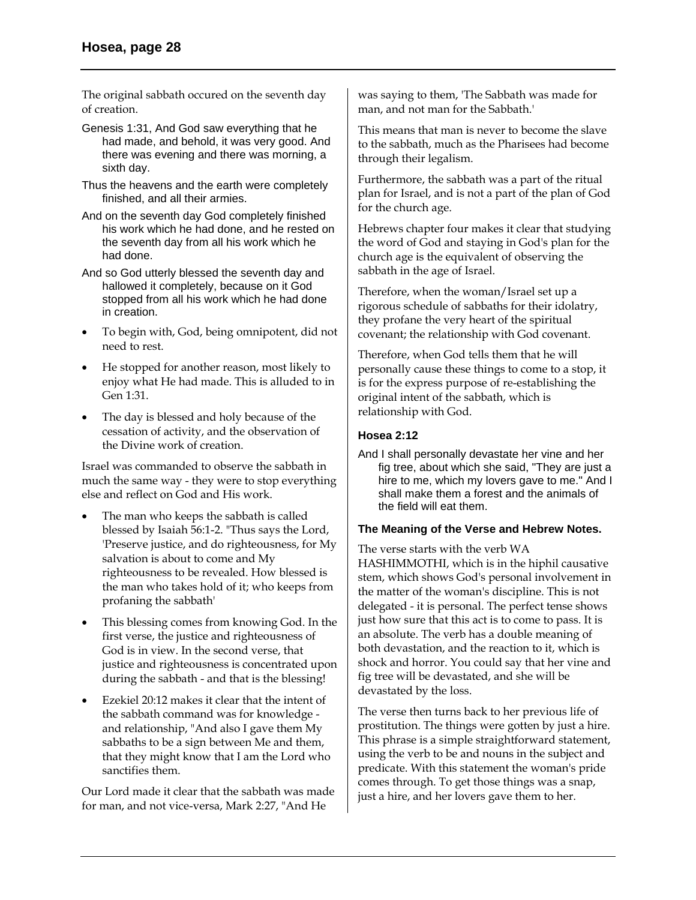The original sabbath occured on the seventh day of creation.

Genesis 1:31, And God saw everything that he had made, and behold, it was very good. And there was evening and there was morning, a sixth day.

Thus the heavens and the earth were completely finished, and all their armies.

And on the seventh day God completely finished his work which he had done, and he rested on the seventh day from all his work which he had done.

And so God utterly blessed the seventh day and hallowed it completely, because on it God stopped from all his work which he had done in creation.

- To begin with, God, being omnipotent, did not need to rest.
- He stopped for another reason, most likely to enjoy what He had made. This is alluded to in Gen 1:31.
- The day is blessed and holy because of the cessation of activity, and the observation of the Divine work of creation.

Israel was commanded to observe the sabbath in much the same way - they were to stop everything else and reflect on God and His work.

- The man who keeps the sabbath is called blessed by Isaiah 56:1-2. "Thus says the Lord, 'Preserve justice, and do righteousness, for My salvation is about to come and My righteousness to be revealed. How blessed is the man who takes hold of it; who keeps from profaning the sabbath'
- This blessing comes from knowing God. In the first verse, the justice and righteousness of God is in view. In the second verse, that justice and righteousness is concentrated upon during the sabbath - and that is the blessing!
- Ezekiel 20:12 makes it clear that the intent of the sabbath command was for knowledge - and relationship, "And also I gave them My sabbaths to be a sign between Me and them, that they might know that I am the Lord who sanctifies them.

Our Lord made it clear that the sabbath was made for man, and not vice-versa, Mark 2:27, "And He was saying to them, 'The Sabbath was made for man, and not man for the Sabbath.'

This means that man is never to become the slave to the sabbath, much as the Pharisees had become through their legalism.

Furthermore, the sabbath was a part of the ritual plan for Israel, and is not a part of the plan of God for the church age.

Hebrews chapter four makes it clear that studying the word of God and staying in God's plan for the church age is the equivalent of observing the sabbath in the age of Israel.

Therefore, when the woman/Israel set up a rigorous schedule of sabbaths for their idolatry, they profane the very heart of the spiritual covenant; the relationship with God covenant.

Therefore, when God tells them that he will personally cause these things to come to a stop, it is for the express purpose of re-establishing the original intent of the sabbath, which is relationship with God.

### Hosea 2:12

And I shall personally devastate her vine and her fig tree, about which she said, "They are just a hire to me, which my lovers gave to me." And I shall make them a forest and the animals of the field will eat them.

### The Meaning of the Verse and Hebrew Notes.

The verse starts with the verb WA HASHIMMOTHI, which is in the hiphil causative stem, which shows God's personal involvement in the matter of the woman's discipline. This is not delegated - it is personal. The perfect tense shows just how sure that this act is to come to pass. It is an absolute. The verb has a double meaning of both devastation, and the reaction to it, which is shock and horror. You could say that her vine and fig tree will be devastated, and she will be devastated by the loss.

The verse then turns back to her previous life of prostitution. The things were gotten by just a hire. This phrase is a simple straightforward statement, using the verb to be and nouns in the subject and predicate. With this statement the woman's pride comes through. To get those things was a snap, just a hire, and her lovers gave them to her.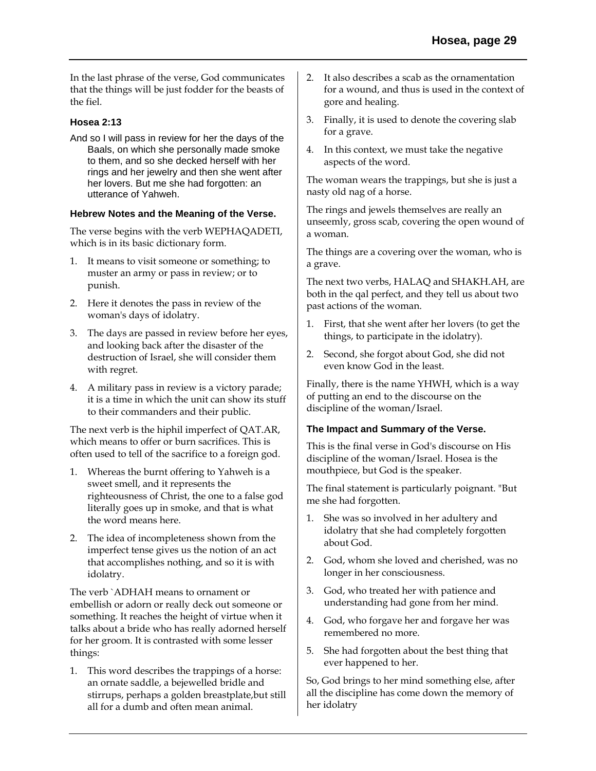In the last phrase of the verse, God communicates that the things will be just fodder for the beasts of the fiel.

#### Hosea 2:13

And so I will pass in review for her the days of the Baals, on which she personally made smoke to them, and so she decked herself with her rings and her jewelry and then she went after her lovers. But me she had forgotten: an utterance of Yahweh.

#### Hebrew Notes and the Meaning of the Verse.

The verse begins with the verb WEPHAQADETI, which is in its basic dictionary form.

1. It means to visit someone or something; to muster an army or pass in review; or to punish.
2. Here it denotes the pass in review of the woman's days of idolatry.
3. The days are passed in review before her eyes, and looking back after the disaster of the destruction of Israel, she will consider them with regret.
4. A military pass in review is a victory parade; it is a time in which the unit can show its stuff to their commanders and their public.

The next verb is the hiphil imperfect of QAT.AR, which means to offer or burn sacrifices. This is often used to tell of the sacrifice to a foreign god.

1. Whereas the burnt offering to Yahweh is a sweet smell, and it represents the righteousness of Christ, the one to a false god literally goes up in smoke, and that is what the word means here.
2. The idea of incompleteness shown from the imperfect tense gives us the notion of an act that accomplishes nothing, and so it is with idolatry.

The verb `ADHAH means to ornament or embellish or adorn or really deck out someone or something. It reaches the height of virtue when it talks about a bride who has really adorned herself for her groom. It is contrasted with some lesser things:

1. This word describes the trappings of a horse: an ornate saddle, a bejewelled bridle and stirrups, perhaps a golden breastplate,but still all for a dumb and often mean animal.
2. It also describes a scab as the ornamentation for a wound, and thus is used in the context of gore and healing.
3. Finally, it is used to denote the covering slab for a grave.
4. In this context, we must take the negative aspects of the word.

The woman wears the trappings, but she is just a nasty old nag of a horse.

The rings and jewels themselves are really an unseemly, gross scab, covering the open wound of a woman.

The things are a covering over the woman, who is a grave.

The next two verbs, HALAQ and SHAKH.AH, are both in the qal perfect, and they tell us about two past actions of the woman.

1. First, that she went after her lovers (to get the things, to participate in the idolatry).
2. Second, she forgot about God, she did not even know God in the least.

Finally, there is the name YHWH, which is a way of putting an end to the discourse on the discipline of the woman/Israel.

#### The Impact and Summary of the Verse.

This is the final verse in God's discourse on His discipline of the woman/Israel. Hosea is the mouthpiece, but God is the speaker.

The final statement is particularly poignant. "But me she had forgotten.

1. She was so involved in her adultery and idolatry that she had completely forgotten about God.
2. God, whom she loved and cherished, was no longer in her consciousness.
3. God, who treated her with patience and understanding had gone from her mind.
4. God, who forgave her and forgave her was remembered no more.
5. She had forgotten about the best thing that ever happened to her.

So, God brings to her mind something else, after all the discipline has come down the memory of her idolatry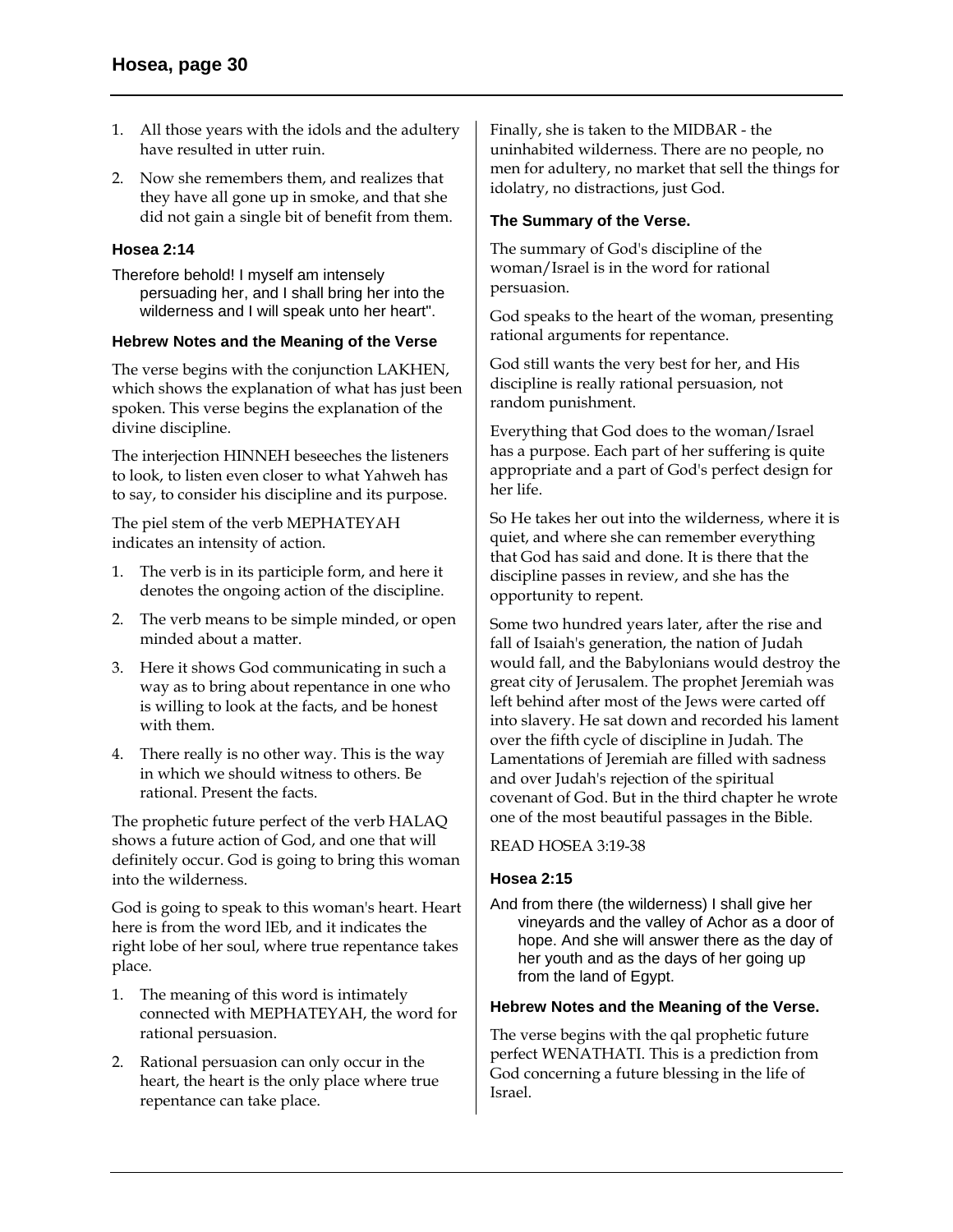1. All those years with the idols and the adultery have resulted in utter ruin.
2. Now she remembers them, and realizes that they have all gone up in smoke, and that she did not gain a single bit of benefit from them.

### Hosea 2:14

Therefore behold! I myself am intensely persuading her, and I shall bring her into the wilderness and I will speak unto her heart".

#### Hebrew Notes and the Meaning of the Verse

The verse begins with the conjunction LAKHEN, which shows the explanation of what has just been spoken. This verse begins the explanation of the divine discipline.

The interjection HINNEH beseeches the listeners to look, to listen even closer to what Yahweh has to say, to consider his discipline and its purpose.

The piel stem of the verb MEPHATEYAH indicates an intensity of action.

1. The verb is in its participle form, and here it denotes the ongoing action of the discipline.
2. The verb means to be simple minded, or open minded about a matter.
3. Here it shows God communicating in such a way as to bring about repentance in one who is willing to look at the facts, and be honest with them.
4. There really is no other way. This is the way in which we should witness to others. Be rational. Present the facts.

The prophetic future perfect of the verb HALAQ shows a future action of God, and one that will definitely occur. God is going to bring this woman into the wilderness.

God is going to speak to this woman's heart. Heart here is from the word lEb, and it indicates the right lobe of her soul, where true repentance takes place.

1. The meaning of this word is intimately connected with MEPHATEYAH, the word for rational persuasion.
2. Rational persuasion can only occur in the heart, the heart is the only place where true repentance can take place.

Finally, she is taken to the MIDBAR - the uninhabited wilderness. There are no people, no men for adultery, no market that sell the things for idolatry, no distractions, just God.

#### The Summary of the Verse.

The summary of God's discipline of the woman/Israel is in the word for rational persuasion.

God speaks to the heart of the woman, presenting rational arguments for repentance.

God still wants the very best for her, and His discipline is really rational persuasion, not random punishment.

Everything that God does to the woman/Israel has a purpose. Each part of her suffering is quite appropriate and a part of God's perfect design for her life.

So He takes her out into the wilderness, where it is quiet, and where she can remember everything that God has said and done. It is there that the discipline passes in review, and she has the opportunity to repent.

Some two hundred years later, after the rise and fall of Isaiah's generation, the nation of Judah would fall, and the Babylonians would destroy the great city of Jerusalem. The prophet Jeremiah was left behind after most of the Jews were carted off into slavery. He sat down and recorded his lament over the fifth cycle of discipline in Judah. The Lamentations of Jeremiah are filled with sadness and over Judah's rejection of the spiritual covenant of God. But in the third chapter he wrote one of the most beautiful passages in the Bible.

READ HOSEA 3:19-38

### Hosea 2:15

And from there (the wilderness) I shall give her vineyards and the valley of Achor as a door of hope. And she will answer there as the day of her youth and as the days of her going up from the land of Egypt.

#### Hebrew Notes and the Meaning of the Verse.

The verse begins with the qal prophetic future perfect WENATHATI. This is a prediction from God concerning a future blessing in the life of Israel.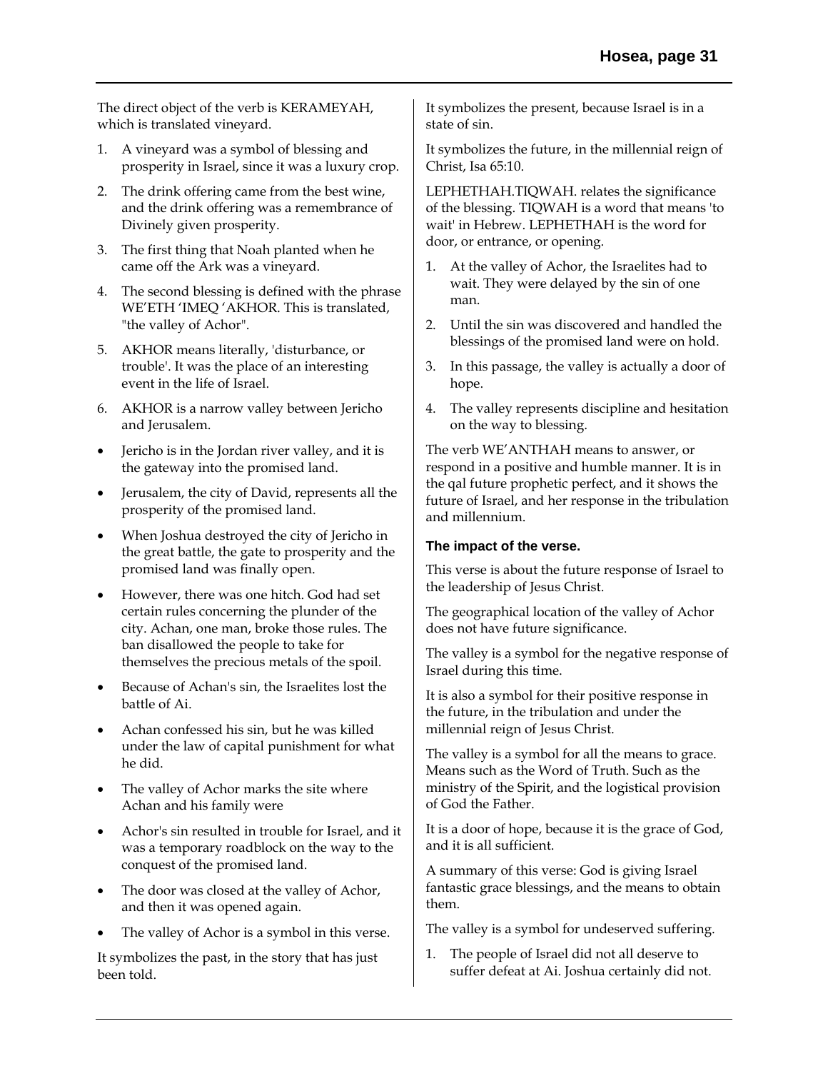The direct object of the verb is KERAMEYAH, which is translated vineyard.

1. A vineyard was a symbol of blessing and prosperity in Israel, since it was a luxury crop.
2. The drink offering came from the best wine, and the drink offering was a remembrance of Divinely given prosperity.
3. The first thing that Noah planted when he came off the Ark was a vineyard.
4. The second blessing is defined with the phrase WE'ETH 'IMEQ 'AKHOR. This is translated, "the valley of Achor".
5. AKHOR means literally, 'disturbance, or trouble'. It was the place of an interesting event in the life of Israel.
6. AKHOR is a narrow valley between Jericho and Jerusalem.

- Jericho is in the Jordan river valley, and it is the gateway into the promised land.
- Jerusalem, the city of David, represents all the prosperity of the promised land.
- When Joshua destroyed the city of Jericho in the great battle, the gate to prosperity and the promised land was finally open.
- However, there was one hitch. God had set certain rules concerning the plunder of the city. Achan, one man, broke those rules. The ban disallowed the people to take for themselves the precious metals of the spoil.
- Because of Achan's sin, the Israelites lost the battle of Ai.
- Achan confessed his sin, but he was killed under the law of capital punishment for what he did.
- The valley of Achor marks the site where Achan and his family were
- Achor's sin resulted in trouble for Israel, and it was a temporary roadblock on the way to the conquest of the promised land.
- The door was closed at the valley of Achor, and then it was opened again.
- The valley of Achor is a symbol in this verse.

It symbolizes the past, in the story that has just been told.

It symbolizes the present, because Israel is in a state of sin.

It symbolizes the future, in the millennial reign of Christ, Isa 65:10.

LEPHETHAH.TIQWAH. relates the significance of the blessing. TIQWAH is a word that means 'to wait' in Hebrew. LEPHETHAH is the word for door, or entrance, or opening.

1. At the valley of Achor, the Israelites had to wait. They were delayed by the sin of one man.
2. Until the sin was discovered and handled the blessings of the promised land were on hold.
3. In this passage, the valley is actually a door of hope.
4. The valley represents discipline and hesitation on the way to blessing.

The verb WE'ANTHAH means to answer, or respond in a positive and humble manner. It is in the qal future prophetic perfect, and it shows the future of Israel, and her response in the tribulation and millennium.

#### The impact of the verse.

This verse is about the future response of Israel to the leadership of Jesus Christ.

The geographical location of the valley of Achor does not have future significance.

The valley is a symbol for the negative response of Israel during this time.

It is also a symbol for their positive response in the future, in the tribulation and under the millennial reign of Jesus Christ.

The valley is a symbol for all the means to grace. Means such as the Word of Truth. Such as the ministry of the Spirit, and the logistical provision of God the Father.

It is a door of hope, because it is the grace of God, and it is all sufficient.

A summary of this verse: God is giving Israel fantastic grace blessings, and the means to obtain them.

The valley is a symbol for undeserved suffering.

1. The people of Israel did not all deserve to suffer defeat at Ai. Joshua certainly did not.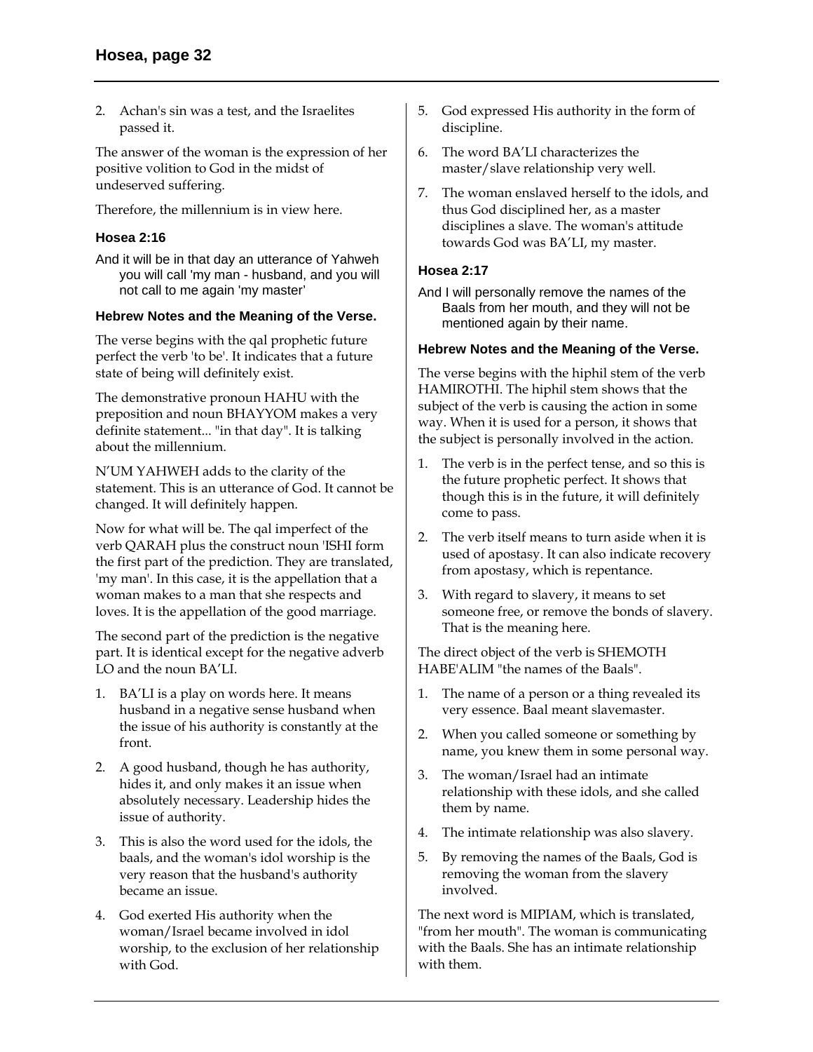2. Achan's sin was a test, and the Israelites passed it.

The answer of the woman is the expression of her positive volition to God in the midst of undeserved suffering.

Therefore, the millennium is in view here.

### Hosea 2:16

And it will be in that day an utterance of Yahweh you will call 'my man - husband, and you will not call to me again 'my master'

### Hebrew Notes and the Meaning of the Verse.

The verse begins with the qal prophetic future perfect the verb 'to be'. It indicates that a future state of being will definitely exist.

The demonstrative pronoun HAHU with the preposition and noun BHAYYOM makes a very definite statement... "in that day". It is talking about the millennium.

N'UM YAHWEH adds to the clarity of the statement. This is an utterance of God. It cannot be changed. It will definitely happen.

Now for what will be. The qal imperfect of the verb QARAH plus the construct noun 'ISHI form the first part of the prediction. They are translated, 'my man'. In this case, it is the appellation that a woman makes to a man that she respects and loves. It is the appellation of the good marriage.

The second part of the prediction is the negative part. It is identical except for the negative adverb LO and the noun BA'LI.

1. BA'LI is a play on words here. It means husband in a negative sense husband when the issue of his authority is constantly at the front.
2. A good husband, though he has authority, hides it, and only makes it an issue when absolutely necessary. Leadership hides the issue of authority.
3. This is also the word used for the idols, the baals, and the woman's idol worship is the very reason that the husband's authority became an issue.
4. God exerted His authority when the woman/Israel became involved in idol worship, to the exclusion of her relationship with God.
5. God expressed His authority in the form of discipline.
6. The word BA'LI characterizes the master/slave relationship very well.
7. The woman enslaved herself to the idols, and thus God disciplined her, as a master disciplines a slave. The woman's attitude towards God was BA'LI, my master.

### Hosea 2:17

And I will personally remove the names of the Baals from her mouth, and they will not be mentioned again by their name.

### Hebrew Notes and the Meaning of the Verse.

The verse begins with the hiphil stem of the verb HAMIROTHI. The hiphil stem shows that the subject of the verb is causing the action in some way. When it is used for a person, it shows that the subject is personally involved in the action.

1. The verb is in the perfect tense, and so this is the future prophetic perfect. It shows that though this is in the future, it will definitely come to pass.
2. The verb itself means to turn aside when it is used of apostasy. It can also indicate recovery from apostasy, which is repentance.
3. With regard to slavery, it means to set someone free, or remove the bonds of slavery. That is the meaning here.

The direct object of the verb is SHEMOTH HABE'ALIM "the names of the Baals".

1. The name of a person or a thing revealed its very essence. Baal meant slavemaster.
2. When you called someone or something by name, you knew them in some personal way.
3. The woman/Israel had an intimate relationship with these idols, and she called them by name.
4. The intimate relationship was also slavery.
5. By removing the names of the Baals, God is removing the woman from the slavery involved.

The next word is MIPIAM, which is translated, "from her mouth". The woman is communicating with the Baals. She has an intimate relationship with them.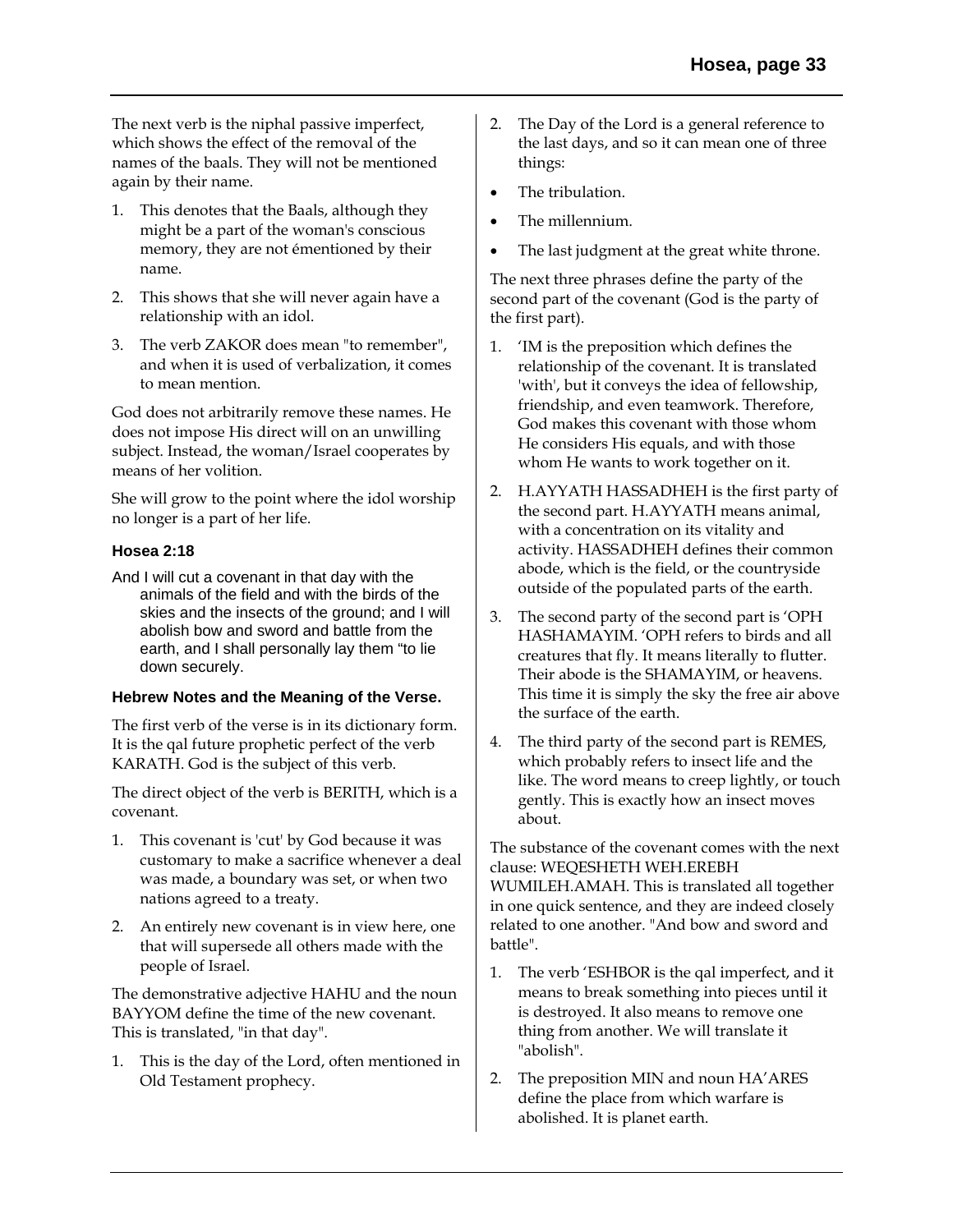The next verb is the niphal passive imperfect, which shows the effect of the removal of the names of the baals. They will not be mentioned again by their name.

1. This denotes that the Baals, although they might be a part of the woman's conscious memory, they are not émentioned by their name.
2. This shows that she will never again have a relationship with an idol.
3. The verb ZAKOR does mean "to remember", and when it is used of verbalization, it comes to mean mention.

God does not arbitrarily remove these names. He does not impose His direct will on an unwilling subject. Instead, the woman/Israel cooperates by means of her volition.

She will grow to the point where the idol worship no longer is a part of her life.

### Hosea 2:18

And I will cut a covenant in that day with the animals of the field and with the birds of the skies and the insects of the ground; and I will abolish bow and sword and battle from the earth, and I shall personally lay them "to lie down securely.

### Hebrew Notes and the Meaning of the Verse.

The first verb of the verse is in its dictionary form. It is the qal future prophetic perfect of the verb KARATH. God is the subject of this verb.

The direct object of the verb is BERITH, which is a covenant.

1. This covenant is 'cut' by God because it was customary to make a sacrifice whenever a deal was made, a boundary was set, or when two nations agreed to a treaty.
2. An entirely new covenant is in view here, one that will supersede all others made with the people of Israel.

The demonstrative adjective HAHU and the noun BAYYOM define the time of the new covenant. This is translated, "in that day".

1. This is the day of the Lord, often mentioned in Old Testament prophecy.
2. The Day of the Lord is a general reference to the last days, and so it can mean one of three things:

- The tribulation.
- The millennium.
- The last judgment at the great white throne.

The next three phrases define the party of the second part of the covenant (God is the party of the first part).

1. ‘IM is the preposition which defines the relationship of the covenant. It is translated 'with', but it conveys the idea of fellowship, friendship, and even teamwork. Therefore, God makes this covenant with those whom He considers His equals, and with those whom He wants to work together on it.
2. H.AYYATH HASSADHEH is the first party of the second part. H.AYYATH means animal, with a concentration on its vitality and activity. HASSADHEH defines their common abode, which is the field, or the countryside outside of the populated parts of the earth.
3. The second party of the second part is ‘OPH HASHAMAYIM. ‘OPH refers to birds and all creatures that fly. It means literally to flutter. Their abode is the SHAMAYIM, or heavens. This time it is simply the sky the free air above the surface of the earth.
4. The third party of the second part is REMES, which probably refers to insect life and the like. The word means to creep lightly, or touch gently. This is exactly how an insect moves about.

The substance of the covenant comes with the next clause: WEQESHETH WEH.EREBH WUMILEH.AMAH. This is translated all together in one quick sentence, and they are indeed closely related to one another. "And bow and sword and battle".

1. The verb ‘ESHBOR is the qal imperfect, and it means to break something into pieces until it is destroyed. It also means to remove one thing from another. We will translate it "abolish".
2. The preposition MIN and noun HA’ARES define the place from which warfare is abolished. It is planet earth.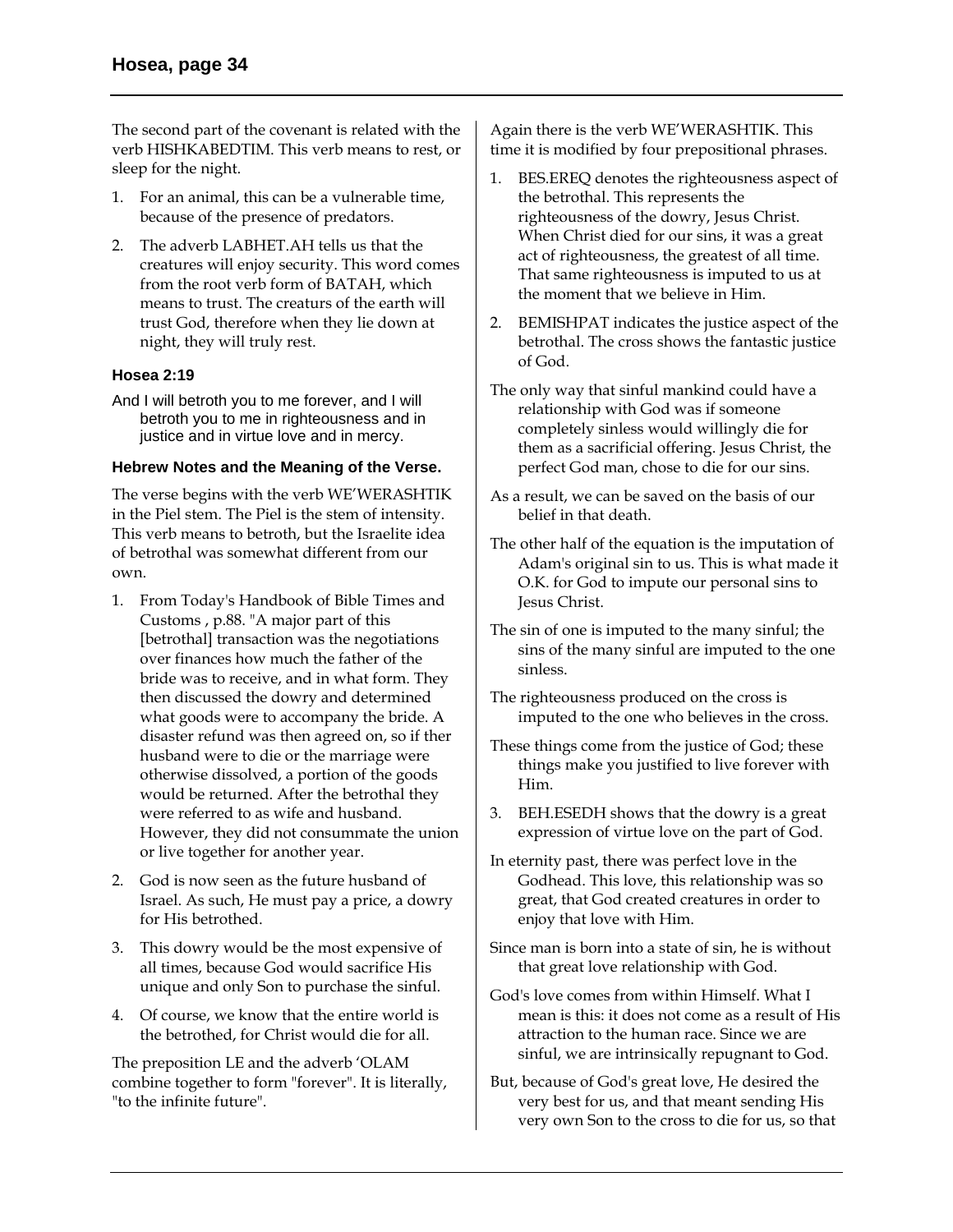The second part of the covenant is related with the verb HISHKABEDTIM. This verb means to rest, or sleep for the night.

1. For an animal, this can be a vulnerable time, because of the presence of predators.
2. The adverb LABHET.AH tells us that the creatures will enjoy security. This word comes from the root verb form of BATAH, which means to trust. The creaturs of the earth will trust God, therefore when they lie down at night, they will truly rest.

### Hosea 2:19

And I will betroth you to me forever, and I will betroth you to me in righteousness and in justice and in virtue love and in mercy.

### Hebrew Notes and the Meaning of the Verse.

The verse begins with the verb WE'WERASHTIK in the Piel stem. The Piel is the stem of intensity. This verb means to betroth, but the Israelite idea of betrothal was somewhat different from our own.

1. From Today's Handbook of Bible Times and Customs , p.88. "A major part of this [betrothal] transaction was the negotiations over finances how much the father of the bride was to receive, and in what form. They then discussed the dowry and determined what goods were to accompany the bride. A disaster refund was then agreed on, so if ther husband were to die or the marriage were otherwise dissolved, a portion of the goods would be returned. After the betrothal they were referred to as wife and husband. However, they did not consummate the union or live together for another year.
2. God is now seen as the future husband of Israel. As such, He must pay a price, a dowry for His betrothed.
3. This dowry would be the most expensive of all times, because God would sacrifice His unique and only Son to purchase the sinful.
4. Of course, we know that the entire world is the betrothed, for Christ would die for all.

The preposition LE and the adverb 'OLAM combine together to form "forever". It is literally, "to the infinite future".

Again there is the verb WE'WERASHTIK. This time it is modified by four prepositional phrases.

1. BES.EREQ denotes the righteousness aspect of the betrothal. This represents the righteousness of the dowry, Jesus Christ. When Christ died for our sins, it was a great act of righteousness, the greatest of all time. That same righteousness is imputed to us at the moment that we believe in Him.
2. BEMISHPAT indicates the justice aspect of the betrothal. The cross shows the fantastic justice of God.

The only way that sinful mankind could have a relationship with God was if someone completely sinless would willingly die for them as a sacrificial offering. Jesus Christ, the perfect God man, chose to die for our sins.

As a result, we can be saved on the basis of our belief in that death.

The other half of the equation is the imputation of Adam's original sin to us. This is what made it O.K. for God to impute our personal sins to Jesus Christ.

The sin of one is imputed to the many sinful; the sins of the many sinful are imputed to the one sinless.

The righteousness produced on the cross is imputed to the one who believes in the cross.

These things come from the justice of God; these things make you justified to live forever with Him.

3. BEH.ESEDH shows that the dowry is a great expression of virtue love on the part of God.

In eternity past, there was perfect love in the Godhead. This love, this relationship was so great, that God created creatures in order to enjoy that love with Him.

Since man is born into a state of sin, he is without that great love relationship with God.

God's love comes from within Himself. What I mean is this: it does not come as a result of His attraction to the human race. Since we are sinful, we are intrinsically repugnant to God.

But, because of God's great love, He desired the very best for us, and that meant sending His very own Son to the cross to die for us, so that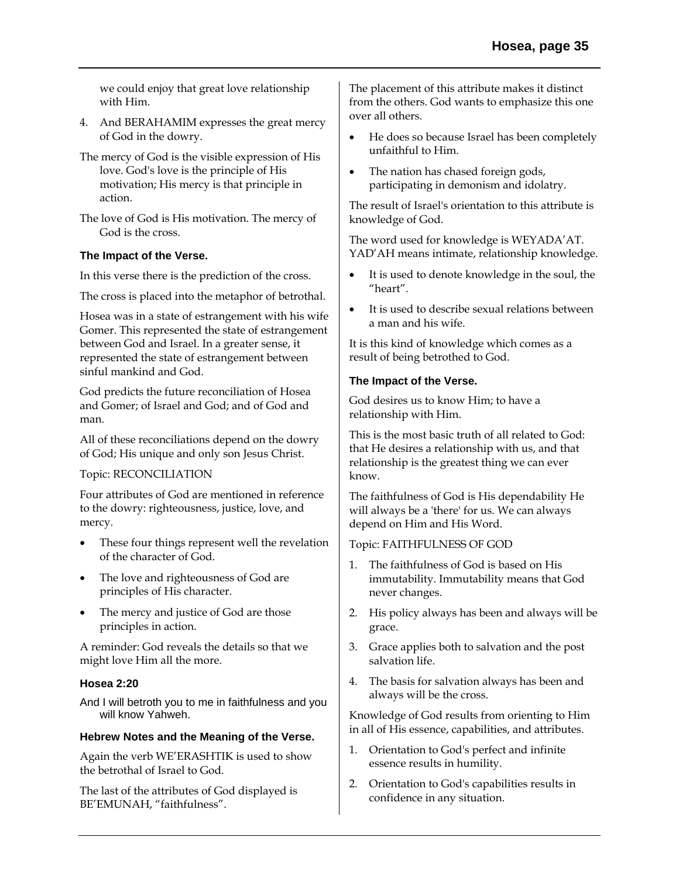we could enjoy that great love relationship with Him.

4. And BERAHAMIM expresses the great mercy of God in the dowry.

The mercy of God is the visible expression of His love. God's love is the principle of His motivation; His mercy is that principle in action.

The love of God is His motivation. The mercy of God is the cross.

### The Impact of the Verse.

In this verse there is the prediction of the cross.

The cross is placed into the metaphor of betrothal.

Hosea was in a state of estrangement with his wife Gomer. This represented the state of estrangement between God and Israel. In a greater sense, it represented the state of estrangement between sinful mankind and God.

God predicts the future reconciliation of Hosea and Gomer; of Israel and God; and of God and man.

All of these reconciliations depend on the dowry of God; His unique and only son Jesus Christ.

Topic: RECONCILIATION

Four attributes of God are mentioned in reference to the dowry: righteousness, justice, love, and mercy.

- These four things represent well the revelation of the character of God.
- The love and righteousness of God are principles of His character.
- The mercy and justice of God are those principles in action.

A reminder: God reveals the details so that we might love Him all the more.

### Hosea 2:20

And I will betroth you to me in faithfulness and you will know Yahweh.

### Hebrew Notes and the Meaning of the Verse.

Again the verb WE'ERASHTIK is used to show the betrothal of Israel to God.

The last of the attributes of God displayed is BE'EMUNAH, "faithfulness".

The placement of this attribute makes it distinct from the others. God wants to emphasize this one over all others.

- He does so because Israel has been completely unfaithful to Him.
- The nation has chased foreign gods, participating in demonism and idolatry.

The result of Israel's orientation to this attribute is knowledge of God.

The word used for knowledge is WEYADA'AT. YAD'AH means intimate, relationship knowledge.

- It is used to denote knowledge in the soul, the "heart".
- It is used to describe sexual relations between a man and his wife.

It is this kind of knowledge which comes as a result of being betrothed to God.

### The Impact of the Verse.

God desires us to know Him; to have a relationship with Him.

This is the most basic truth of all related to God: that He desires a relationship with us, and that relationship is the greatest thing we can ever know.

The faithfulness of God is His dependability He will always be a 'there' for us. We can always depend on Him and His Word.

Topic: FAITHFULNESS OF GOD

1. The faithfulness of God is based on His immutability. Immutability means that God never changes.
2. His policy always has been and always will be grace.
3. Grace applies both to salvation and the post salvation life.
4. The basis for salvation always has been and always will be the cross.

Knowledge of God results from orienting to Him in all of His essence, capabilities, and attributes.

1. Orientation to God's perfect and infinite essence results in humility.
2. Orientation to God's capabilities results in confidence in any situation.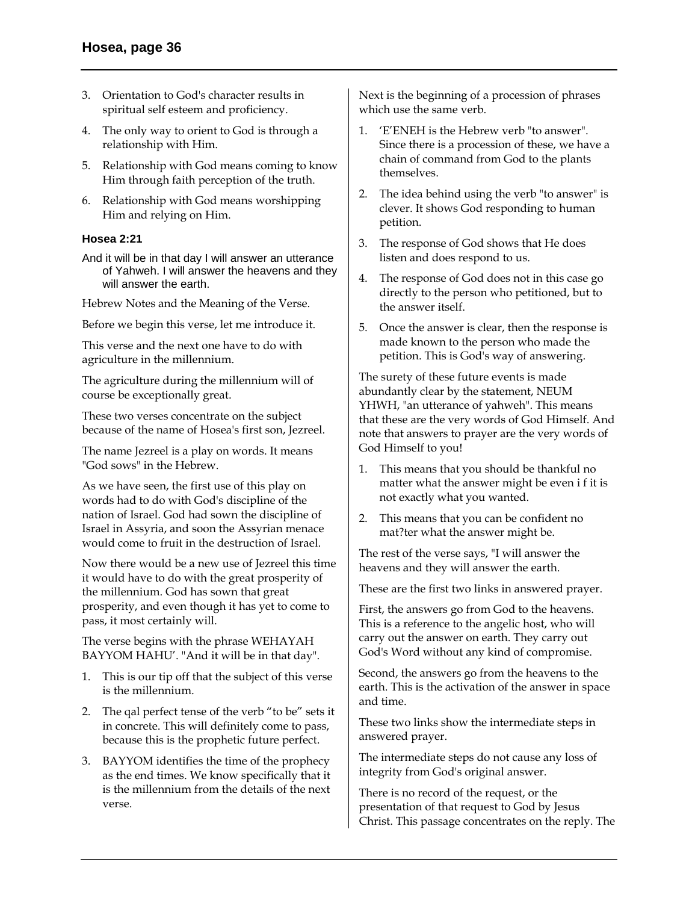3. Orientation to God's character results in spiritual self esteem and proficiency.
4. The only way to orient to God is through a relationship with Him.
5. Relationship with God means coming to know Him through faith perception of the truth.
6. Relationship with God means worshipping Him and relying on Him.

### Hosea 2:21

And it will be in that day I will answer an utterance of Yahweh. I will answer the heavens and they will answer the earth.

Hebrew Notes and the Meaning of the Verse.

Before we begin this verse, let me introduce it.

This verse and the next one have to do with agriculture in the millennium.

The agriculture during the millennium will of course be exceptionally great.

These two verses concentrate on the subject because of the name of Hosea's first son, Jezreel.

The name Jezreel is a play on words. It means "God sows" in the Hebrew.

As we have seen, the first use of this play on words had to do with God's discipline of the nation of Israel. God had sown the discipline of Israel in Assyria, and soon the Assyrian menace would come to fruit in the destruction of Israel.

Now there would be a new use of Jezreel this time it would have to do with the great prosperity of the millennium. God has sown that great prosperity, and even though it has yet to come to pass, it most certainly will.

The verse begins with the phrase WEHAYAH BAYYOM HAHU'. "And it will be in that day".

1. This is our tip off that the subject of this verse is the millennium.
2. The qal perfect tense of the verb "to be" sets it in concrete. This will definitely come to pass, because this is the prophetic future perfect.
3. BAYYOM identifies the time of the prophecy as the end times. We know specifically that it is the millennium from the details of the next verse.

Next is the beginning of a procession of phrases which use the same verb.

1. 'E'ENEH is the Hebrew verb "to answer". Since there is a procession of these, we have a chain of command from God to the plants themselves.
2. The idea behind using the verb "to answer" is clever. It shows God responding to human petition.
3. The response of God shows that He does listen and does respond to us.
4. The response of God does not in this case go directly to the person who petitioned, but to the answer itself.
5. Once the answer is clear, then the response is made known to the person who made the petition. This is God's way of answering.

The surety of these future events is made abundantly clear by the statement, NEUM YHWH, "an utterance of yahweh". This means that these are the very words of God Himself. And note that answers to prayer are the very words of God Himself to you!

1. This means that you should be thankful no matter what the answer might be even i f it is not exactly what you wanted.
2. This means that you can be confident no mat?ter what the answer might be.

The rest of the verse says, "I will answer the heavens and they will answer the earth.

These are the first two links in answered prayer.

First, the answers go from God to the heavens. This is a reference to the angelic host, who will carry out the answer on earth. They carry out God's Word without any kind of compromise.

Second, the answers go from the heavens to the earth. This is the activation of the answer in space and time.

These two links show the intermediate steps in answered prayer.

The intermediate steps do not cause any loss of integrity from God's original answer.

There is no record of the request, or the presentation of that request to God by Jesus Christ. This passage concentrates on the reply. The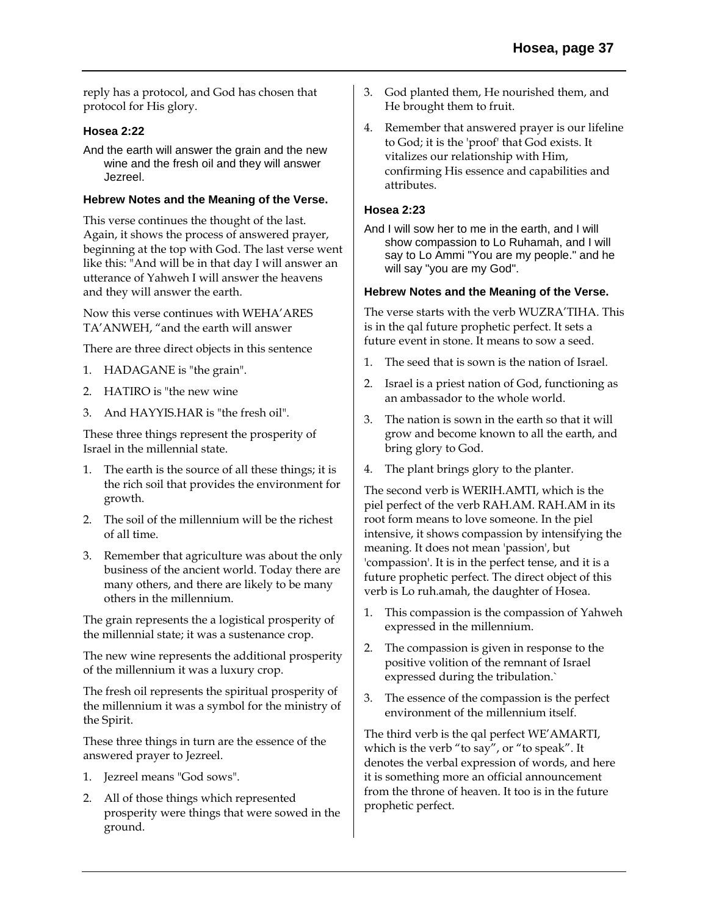reply has a protocol, and God has chosen that protocol for His glory.

### Hosea 2:22

And the earth will answer the grain and the new wine and the fresh oil and they will answer Jezreel.

#### Hebrew Notes and the Meaning of the Verse.

This verse continues the thought of the last. Again, it shows the process of answered prayer, beginning at the top with God. The last verse went like this: "And will be in that day I will answer an utterance of Yahweh I will answer the heavens and they will answer the earth.

Now this verse continues with WEHA'ARES TA'ANWEH, "and the earth will answer

There are three direct objects in this sentence

1. HADAGANE is "the grain".
2. HATIRO is "the new wine
3. And HAYYIS.HAR is "the fresh oil".

These three things represent the prosperity of Israel in the millennial state.

1. The earth is the source of all these things; it is the rich soil that provides the environment for growth.
2. The soil of the millennium will be the richest of all time.
3. Remember that agriculture was about the only business of the ancient world. Today there are many others, and there are likely to be many others in the millennium.

The grain represents the a logistical prosperity of the millennial state; it was a sustenance crop.

The new wine represents the additional prosperity of the millennium it was a luxury crop.

The fresh oil represents the spiritual prosperity of the millennium it was a symbol for the ministry of the Spirit.

These three things in turn are the essence of the answered prayer to Jezreel.

1. Jezreel means "God sows".
2. All of those things which represented prosperity were things that were sowed in the ground.
3. God planted them, He nourished them, and He brought them to fruit.
4. Remember that answered prayer is our lifeline to God; it is the 'proof' that God exists. It vitalizes our relationship with Him, confirming His essence and capabilities and attributes.

### Hosea 2:23

And I will sow her to me in the earth, and I will show compassion to Lo Ruhamah, and I will say to Lo Ammi "You are my people." and he will say "you are my God".

#### Hebrew Notes and the Meaning of the Verse.

The verse starts with the verb WUZRA'TIHA. This is in the qal future prophetic perfect. It sets a future event in stone. It means to sow a seed.

1. The seed that is sown is the nation of Israel.
2. Israel is a priest nation of God, functioning as an ambassador to the whole world.
3. The nation is sown in the earth so that it will grow and become known to all the earth, and bring glory to God.
4. The plant brings glory to the planter.

The second verb is WERIH.AMTI, which is the piel perfect of the verb RAH.AM. RAH.AM in its root form means to love someone. In the piel intensive, it shows compassion by intensifying the meaning. It does not mean 'passion', but 'compassion'. It is in the perfect tense, and it is a future prophetic perfect. The direct object of this verb is Lo ruh.amah, the daughter of Hosea.

1. This compassion is the compassion of Yahweh expressed in the millennium.
2. The compassion is given in response to the positive volition of the remnant of Israel expressed during the tribulation.`
3. The essence of the compassion is the perfect environment of the millennium itself.

The third verb is the qal perfect WE'AMARTI, which is the verb "to say", or "to speak". It denotes the verbal expression of words, and here it is something more an official announcement from the throne of heaven. It too is in the future prophetic perfect.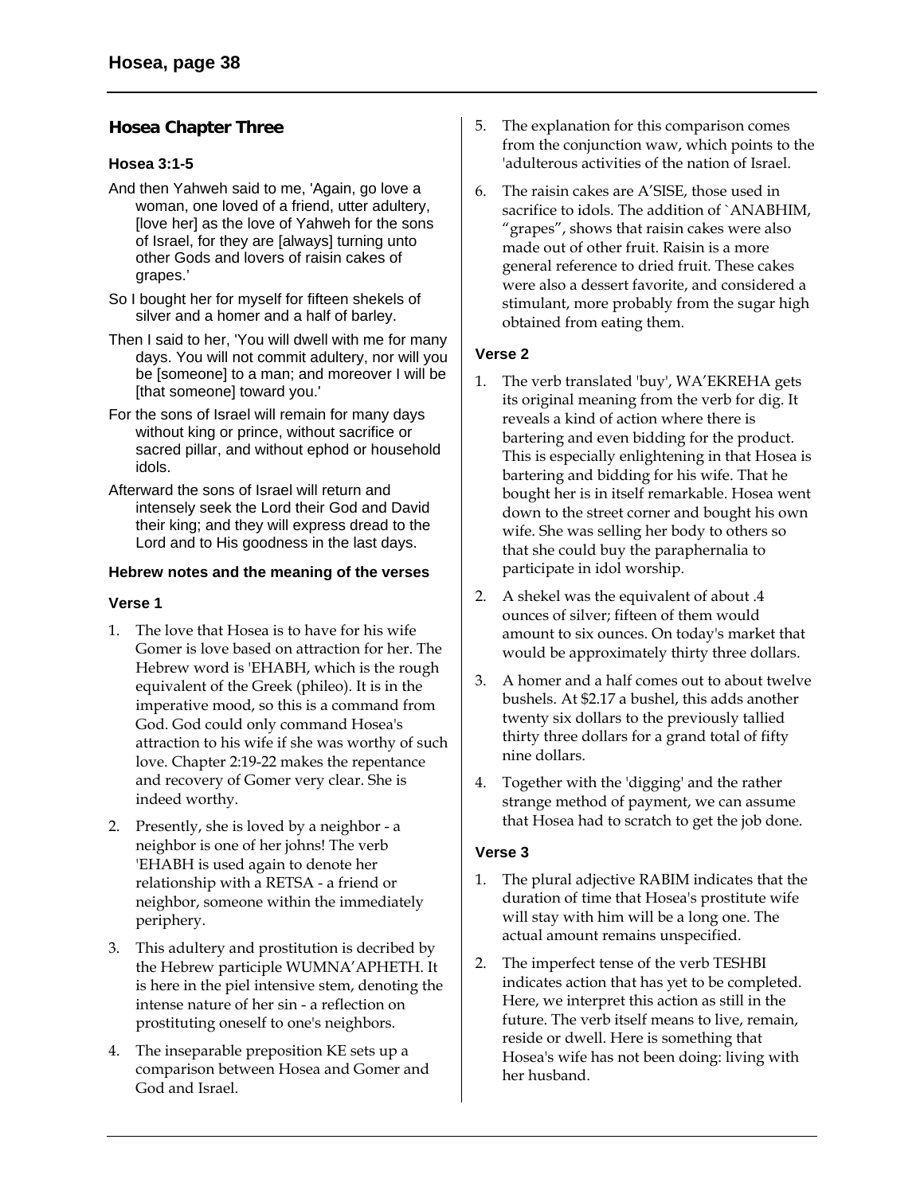## Hosea Chapter Three

### Hosea 3:1-5

And then Yahweh said to me, 'Again, go love a woman, one loved of a friend, utter adultery, [love her] as the love of Yahweh for the sons of Israel, for they are [always] turning unto other Gods and lovers of raisin cakes of grapes.'

So I bought her for myself for fifteen shekels of silver and a homer and a half of barley.

Then I said to her, 'You will dwell with me for many days. You will not commit adultery, nor will you be [someone] to a man; and moreover I will be [that someone] toward you.'

For the sons of Israel will remain for many days without king or prince, without sacrifice or sacred pillar, and without ephod or household idols.

Afterward the sons of Israel will return and intensely seek the Lord their God and David their king; and they will express dread to the Lord and to His goodness in the last days.

#### Hebrew notes and the meaning of the verses

#### Verse 1

1. The love that Hosea is to have for his wife Gomer is love based on attraction for her. The Hebrew word is 'EHABH, which is the rough equivalent of the Greek (phileo). It is in the imperative mood, so this is a command from God. God could only command Hosea's attraction to his wife if she was worthy of such love. Chapter 2:19-22 makes the repentance and recovery of Gomer very clear. She is indeed worthy.
2. Presently, she is loved by a neighbor - a neighbor is one of her johns! The verb 'EHABH is used again to denote her relationship with a RETSA - a friend or neighbor, someone within the immediately periphery.
3. This adultery and prostitution is decribed by the Hebrew participle WUMNA'APHETH. It is here in the piel intensive stem, denoting the intense nature of her sin - a reflection on prostituting oneself to one's neighbors.
4. The inseparable preposition KE sets up a comparison between Hosea and Gomer and God and Israel.
5. The explanation for this comparison comes from the conjunction waw, which points to the 'adulterous activities of the nation of Israel.
6. The raisin cakes are A'SISE, those used in sacrifice to idols. The addition of `ANABHIM, "grapes", shows that raisin cakes were also made out of other fruit. Raisin is a more general reference to dried fruit. These cakes were also a dessert favorite, and considered a stimulant, more probably from the sugar high obtained from eating them.

#### Verse 2

1. The verb translated 'buy', WA'EKREHA gets its original meaning from the verb for dig. It reveals a kind of action where there is bartering and even bidding for the product. This is especially enlightening in that Hosea is bartering and bidding for his wife. That he bought her is in itself remarkable. Hosea went down to the street corner and bought his own wife. She was selling her body to others so that she could buy the paraphernalia to participate in idol worship.
2. A shekel was the equivalent of about .4 ounces of silver; fifteen of them would amount to six ounces. On today's market that would be approximately thirty three dollars.
3. A homer and a half comes out to about twelve bushels. At $2.17 a bushel, this adds another twenty six dollars to the previously tallied thirty three dollars for a grand total of fifty nine dollars.
4. Together with the 'digging' and the rather strange method of payment, we can assume that Hosea had to scratch to get the job done.

#### Verse 3

1. The plural adjective RABIM indicates that the duration of time that Hosea's prostitute wife will stay with him will be a long one. The actual amount remains unspecified.
2. The imperfect tense of the verb TESHBI indicates action that has yet to be completed. Here, we interpret this action as still in the future. The verb itself means to live, remain, reside or dwell. Here is something that Hosea's wife has not been doing: living with her husband.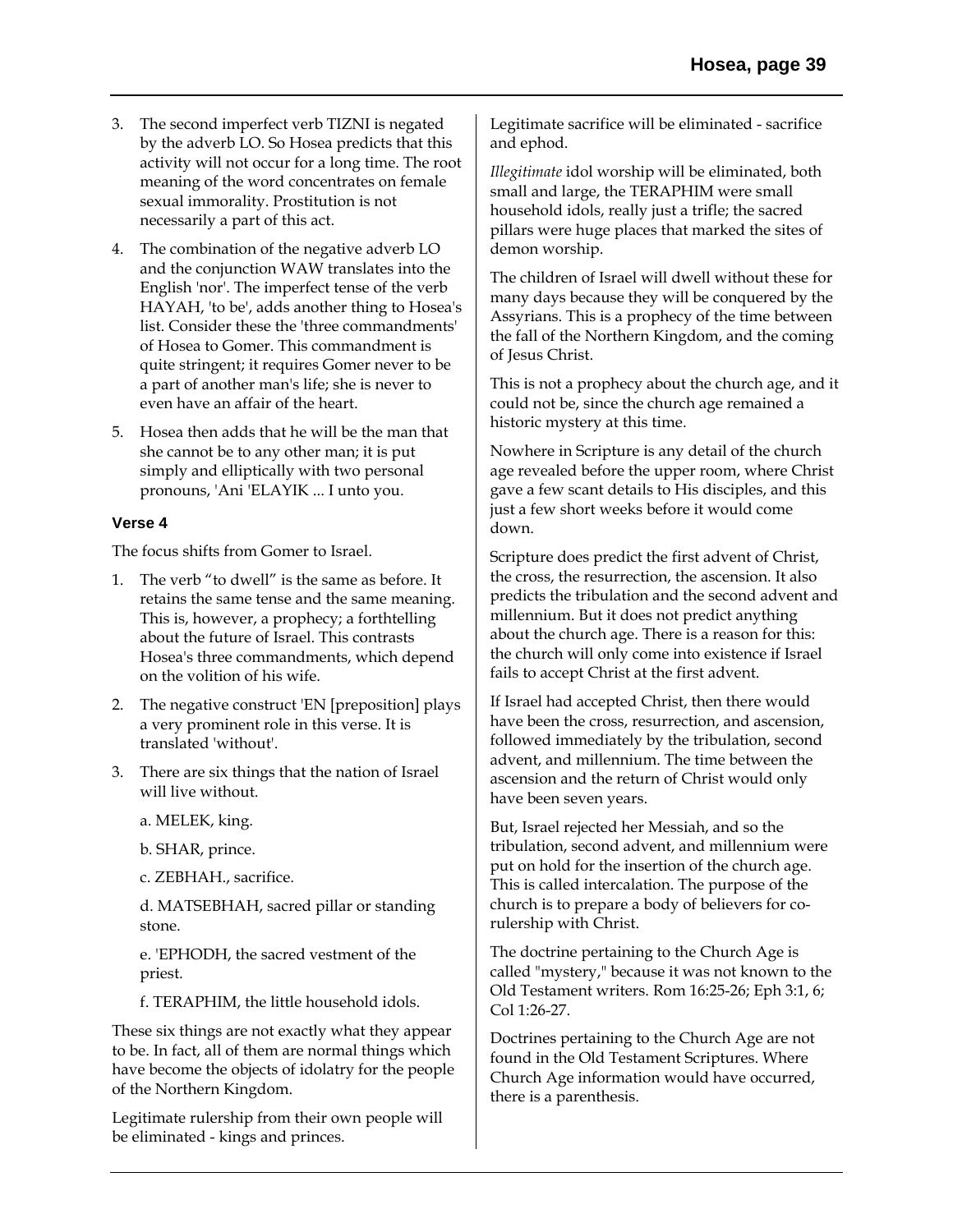3. The second imperfect verb TIZNI is negated by the adverb LO. So Hosea predicts that this activity will not occur for a long time. The root meaning of the word concentrates on female sexual immorality. Prostitution is not necessarily a part of this act.

4. The combination of the negative adverb LO and the conjunction WAW translates into the English 'nor'. The imperfect tense of the verb HAYAH, 'to be', adds another thing to Hosea's list. Consider these the 'three commandments' of Hosea to Gomer. This commandment is quite stringent; it requires Gomer never to be a part of another man's life; she is never to even have an affair of the heart.

5. Hosea then adds that he will be the man that she cannot be to any other man; it is put simply and elliptically with two personal pronouns, 'Ani 'ELAYIK ... I unto you.

### Verse 4

The focus shifts from Gomer to Israel.

1. The verb "to dwell" is the same as before. It retains the same tense and the same meaning. This is, however, a prophecy; a forthtelling about the future of Israel. This contrasts Hosea's three commandments, which depend on the volition of his wife.

2. The negative construct 'EN [preposition] plays a very prominent role in this verse. It is translated 'without'.

3. There are six things that the nation of Israel will live without.

   a. MELEK, king.

   b. SHAR, prince.

   c. ZEBHAH., sacrifice.

   d. MATSEBHAH, sacred pillar or standing stone.

   e. 'EPHODH, the sacred vestment of the priest.

   f. TERAPHIM, the little household idols.

These six things are not exactly what they appear to be. In fact, all of them are normal things which have become the objects of idolatry for the people of the Northern Kingdom.

Legitimate rulership from their own people will be eliminated - kings and princes.

Legitimate sacrifice will be eliminated - sacrifice and ephod.

*Illegitimate* idol worship will be eliminated, both small and large, the TERAPHIM were small household idols, really just a trifle; the sacred pillars were huge places that marked the sites of demon worship.

The children of Israel will dwell without these for many days because they will be conquered by the Assyrians. This is a prophecy of the time between the fall of the Northern Kingdom, and the coming of Jesus Christ.

This is not a prophecy about the church age, and it could not be, since the church age remained a historic mystery at this time.

Nowhere in Scripture is any detail of the church age revealed before the upper room, where Christ gave a few scant details to His disciples, and this just a few short weeks before it would come down.

Scripture does predict the first advent of Christ, the cross, the resurrection, the ascension. It also predicts the tribulation and the second advent and millennium. But it does not predict anything about the church age. There is a reason for this: the church will only come into existence if Israel fails to accept Christ at the first advent.

If Israel had accepted Christ, then there would have been the cross, resurrection, and ascension, followed immediately by the tribulation, second advent, and millennium. The time between the ascension and the return of Christ would only have been seven years.

But, Israel rejected her Messiah, and so the tribulation, second advent, and millennium were put on hold for the insertion of the church age. This is called intercalation. The purpose of the church is to prepare a body of believers for co-rulership with Christ.

The doctrine pertaining to the Church Age is called "mystery," because it was not known to the Old Testament writers. Rom 16:25-26; Eph 3:1, 6; Col 1:26-27.

Doctrines pertaining to the Church Age are not found in the Old Testament Scriptures. Where Church Age information would have occurred, there is a parenthesis.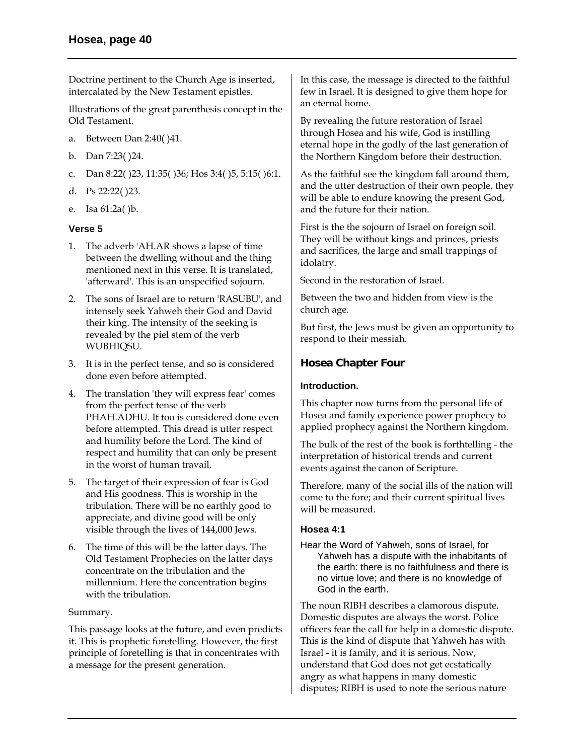Doctrine pertinent to the Church Age is inserted, intercalated by the New Testament epistles.

Illustrations of the great parenthesis concept in the Old Testament.

a. Between Dan 2:40( )41.

b. Dan 7:23( )24.

c. Dan 8:22( )23, 11:35( )36; Hos 3:4( )5, 5:15( )6:1.

d. Ps 22:22( )23.

e. Isa 61:2a( )b.

### Verse 5

1. The adverb 'AH.AR shows a lapse of time between the dwelling without and the thing mentioned next in this verse. It is translated, 'afterward'. This is an unspecified sojourn.
2. The sons of Israel are to return 'RASUBU', and intensely seek Yahweh their God and David their king. The intensity of the seeking is revealed by the piel stem of the verb WUBHIQSU.
3. It is in the perfect tense, and so is considered done even before attempted.
4. The translation 'they will express fear' comes from the perfect tense of the verb PHAH.ADHU. It too is considered done even before attempted. This dread is utter respect and humility before the Lord. The kind of respect and humility that can only be present in the worst of human travail.
5. The target of their expression of fear is God and His goodness. This is worship in the tribulation. There will be no earthly good to appreciate, and divine good will be only visible through the lives of 144,000 Jews.
6. The time of this will be the latter days. The Old Testament Prophecies on the latter days concentrate on the tribulation and the millennium. Here the concentration begins with the tribulation.

Summary.

This passage looks at the future, and even predicts it. This is prophetic foretelling. However, the first principle of foretelling is that in concentrates with a message for the present generation.

In this case, the message is directed to the faithful few in Israel. It is designed to give them hope for an eternal home.

By revealing the future restoration of Israel through Hosea and his wife, God is instilling eternal hope in the godly of the last generation of the Northern Kingdom before their destruction.

As the faithful see the kingdom fall around them, and the utter destruction of their own people, they will be able to endure knowing the present God, and the future for their nation.

First is the the sojourn of Israel on foreign soil. They will be without kings and princes, priests and sacrifices, the large and small trappings of idolatry.

Second in the restoration of Israel.

Between the two and hidden from view is the church age.

But first, the Jews must be given an opportunity to respond to their messiah.

## Hosea Chapter Four

### Introduction.

This chapter now turns from the personal life of Hosea and family experience power prophecy to applied prophecy against the Northern kingdom.

The bulk of the rest of the book is forthtelling - the interpretation of historical trends and current events against the canon of Scripture.

Therefore, many of the social ills of the nation will come to the fore; and their current spiritual lives will be measured.

### Hosea 4:1

Hear the Word of Yahweh, sons of Israel, for Yahweh has a dispute with the inhabitants of the earth: there is no faithfulness and there is no virtue love; and there is no knowledge of God in the earth.

The noun RIBH describes a clamorous dispute. Domestic disputes are always the worst. Police officers fear the call for help in a domestic dispute. This is the kind of dispute that Yahweh has with Israel - it is family, and it is serious. Now, understand that God does not get ecstatically angry as what happens in many domestic disputes; RIBH is used to note the serious nature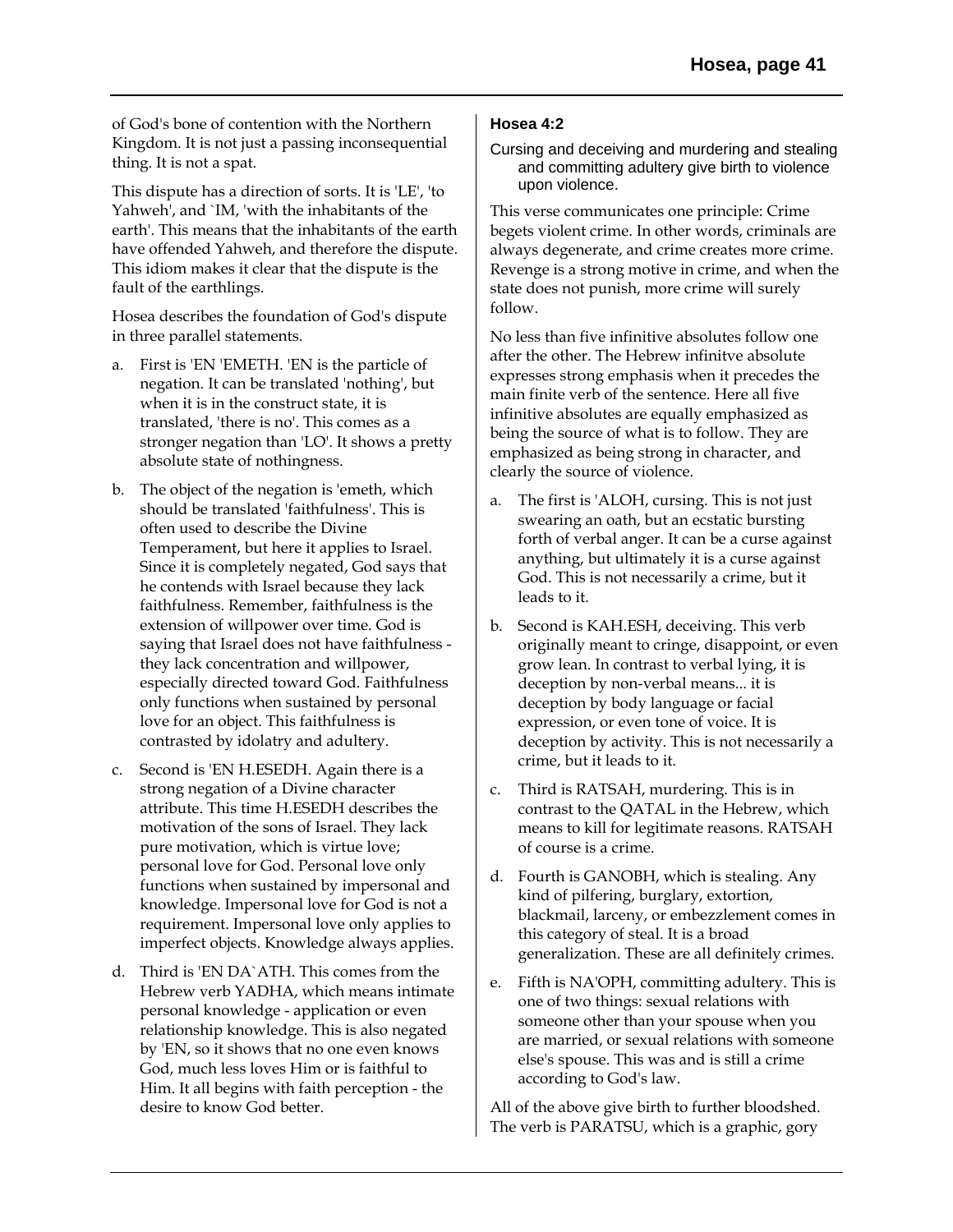of God's bone of contention with the Northern Kingdom. It is not just a passing inconsequential thing. It is not a spat.

This dispute has a direction of sorts. It is 'LE', 'to Yahweh', and `IM, 'with the inhabitants of the earth'. This means that the inhabitants of the earth have offended Yahweh, and therefore the dispute. This idiom makes it clear that the dispute is the fault of the earthlings.

Hosea describes the foundation of God's dispute in three parallel statements.

a. First is 'EN 'EMETH. 'EN is the particle of negation. It can be translated 'nothing', but when it is in the construct state, it is translated, 'there is no'. This comes as a stronger negation than 'LO'. It shows a pretty absolute state of nothingness.

b. The object of the negation is 'emeth, which should be translated 'faithfulness'. This is often used to describe the Divine Temperament, but here it applies to Israel. Since it is completely negated, God says that he contends with Israel because they lack faithfulness. Remember, faithfulness is the extension of willpower over time. God is saying that Israel does not have faithfulness - they lack concentration and willpower, especially directed toward God. Faithfulness only functions when sustained by personal love for an object. This faithfulness is contrasted by idolatry and adultery.

c. Second is 'EN H.ESEDH. Again there is a strong negation of a Divine character attribute. This time H.ESEDH describes the motivation of the sons of Israel. They lack pure motivation, which is virtue love; personal love for God. Personal love only functions when sustained by impersonal and knowledge. Impersonal love for God is not a requirement. Impersonal love only applies to imperfect objects. Knowledge always applies.

d. Third is 'EN DA`ATH. This comes from the Hebrew verb YADHA, which means intimate personal knowledge - application or even relationship knowledge. This is also negated by 'EN, so it shows that no one even knows God, much less loves Him or is faithful to Him. It all begins with faith perception - the desire to know God better.

### Hosea 4:2

Cursing and deceiving and murdering and stealing and committing adultery give birth to violence upon violence.

This verse communicates one principle: Crime begets violent crime. In other words, criminals are always degenerate, and crime creates more crime. Revenge is a strong motive in crime, and when the state does not punish, more crime will surely follow.

No less than five infinitive absolutes follow one after the other. The Hebrew infinitve absolute expresses strong emphasis when it precedes the main finite verb of the sentence. Here all five infinitive absolutes are equally emphasized as being the source of what is to follow. They are emphasized as being strong in character, and clearly the source of violence.

a. The first is 'ALOH, cursing. This is not just swearing an oath, but an ecstatic bursting forth of verbal anger. It can be a curse against anything, but ultimately it is a curse against God. This is not necessarily a crime, but it leads to it.

b. Second is KAH.ESH, deceiving. This verb originally meant to cringe, disappoint, or even grow lean. In contrast to verbal lying, it is deception by non-verbal means... it is deception by body language or facial expression, or even tone of voice. It is deception by activity. This is not necessarily a crime, but it leads to it.

c. Third is RATSAH, murdering. This is in contrast to the QATAL in the Hebrew, which means to kill for legitimate reasons. RATSAH of course is a crime.

d. Fourth is GANOBH, which is stealing. Any kind of pilfering, burglary, extortion, blackmail, larceny, or embezzlement comes in this category of steal. It is a broad generalization. These are all definitely crimes.

e. Fifth is NA'OPH, committing adultery. This is one of two things: sexual relations with someone other than your spouse when you are married, or sexual relations with someone else's spouse. This was and is still a crime according to God's law.

All of the above give birth to further bloodshed. The verb is PARATSU, which is a graphic, gory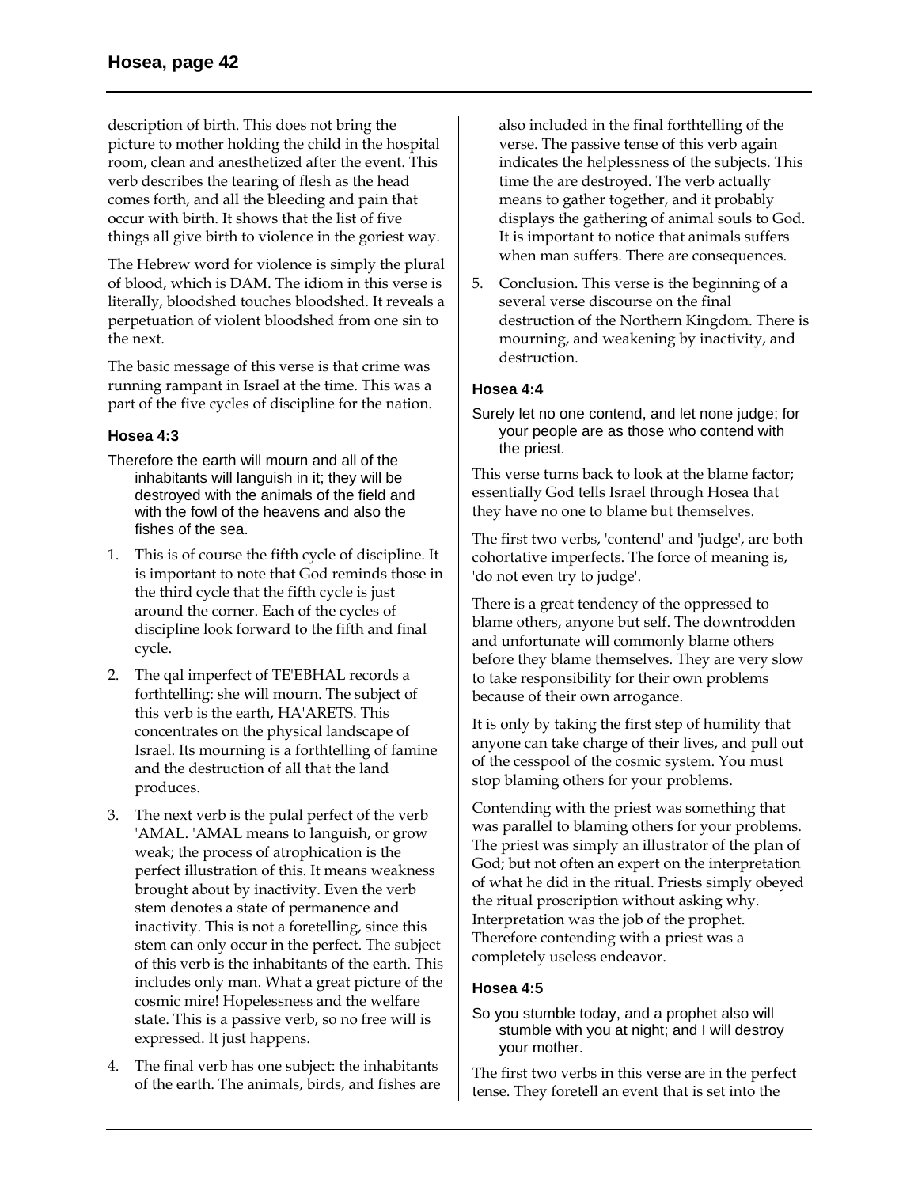description of birth. This does not bring the picture to mother holding the child in the hospital room, clean and anesthetized after the event. This verb describes the tearing of flesh as the head comes forth, and all the bleeding and pain that occur with birth. It shows that the list of five things all give birth to violence in the goriest way.

The Hebrew word for violence is simply the plural of blood, which is DAM. The idiom in this verse is literally, bloodshed touches bloodshed. It reveals a perpetuation of violent bloodshed from one sin to the next.

The basic message of this verse is that crime was running rampant in Israel at the time. This was a part of the five cycles of discipline for the nation.

### Hosea 4:3

Therefore the earth will mourn and all of the inhabitants will languish in it; they will be destroyed with the animals of the field and with the fowl of the heavens and also the fishes of the sea.

1. This is of course the fifth cycle of discipline. It is important to note that God reminds those in the third cycle that the fifth cycle is just around the corner. Each of the cycles of discipline look forward to the fifth and final cycle.
2. The qal imperfect of TE'EBHAL records a forthtelling: she will mourn. The subject of this verb is the earth, HA'ARETS. This concentrates on the physical landscape of Israel. Its mourning is a forthtelling of famine and the destruction of all that the land produces.
3. The next verb is the pulal perfect of the verb 'AMAL. 'AMAL means to languish, or grow weak; the process of atrophication is the perfect illustration of this. It means weakness brought about by inactivity. Even the verb stem denotes a state of permanence and inactivity. This is not a foretelling, since this stem can only occur in the perfect. The subject of this verb is the inhabitants of the earth. This includes only man. What a great picture of the cosmic mire! Hopelessness and the welfare state. This is a passive verb, so no free will is expressed. It just happens.
4. The final verb has one subject: the inhabitants of the earth. The animals, birds, and fishes are also included in the final forthtelling of the verse. The passive tense of this verb again indicates the helplessness of the subjects. This time the are destroyed. The verb actually means to gather together, and it probably displays the gathering of animal souls to God. It is important to notice that animals suffers when man suffers. There are consequences.
5. Conclusion. This verse is the beginning of a several verse discourse on the final destruction of the Northern Kingdom. There is mourning, and weakening by inactivity, and destruction.

### Hosea 4:4

Surely let no one contend, and let none judge; for your people are as those who contend with the priest.

This verse turns back to look at the blame factor; essentially God tells Israel through Hosea that they have no one to blame but themselves.

The first two verbs, 'contend' and 'judge', are both cohortative imperfects. The force of meaning is, 'do not even try to judge'.

There is a great tendency of the oppressed to blame others, anyone but self. The downtrodden and unfortunate will commonly blame others before they blame themselves. They are very slow to take responsibility for their own problems because of their own arrogance.

It is only by taking the first step of humility that anyone can take charge of their lives, and pull out of the cesspool of the cosmic system. You must stop blaming others for your problems.

Contending with the priest was something that was parallel to blaming others for your problems. The priest was simply an illustrator of the plan of God; but not often an expert on the interpretation of what he did in the ritual. Priests simply obeyed the ritual proscription without asking why. Interpretation was the job of the prophet. Therefore contending with a priest was a completely useless endeavor.

### Hosea 4:5

So you stumble today, and a prophet also will stumble with you at night; and I will destroy your mother.

The first two verbs in this verse are in the perfect tense. They foretell an event that is set into the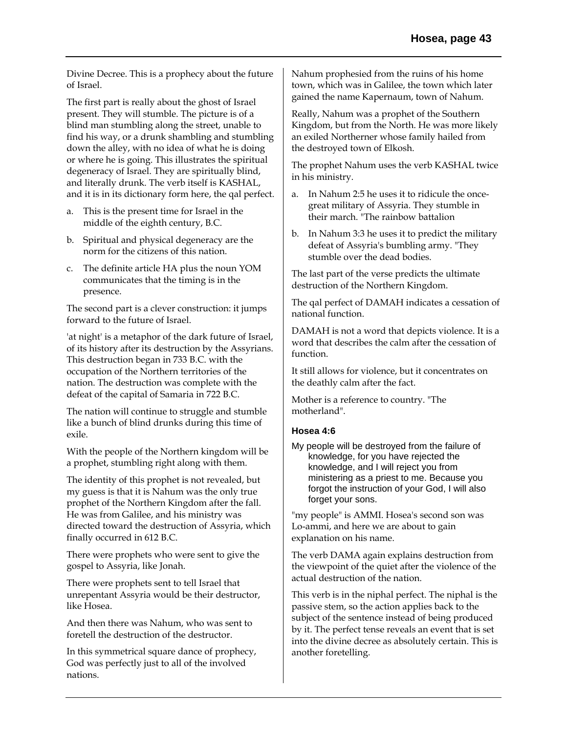Divine Decree. This is a prophecy about the future of Israel.

The first part is really about the ghost of Israel present. They will stumble. The picture is of a blind man stumbling along the street, unable to find his way, or a drunk shambling and stumbling down the alley, with no idea of what he is doing or where he is going. This illustrates the spiritual degeneracy of Israel. They are spiritually blind, and literally drunk. The verb itself is KASHAL, and it is in its dictionary form here, the qal perfect.

a. This is the present time for Israel in the middle of the eighth century, B.C.
b. Spiritual and physical degeneracy are the norm for the citizens of this nation.
c. The definite article HA plus the noun YOM communicates that the timing is in the presence.

The second part is a clever construction: it jumps forward to the future of Israel.

'at night' is a metaphor of the dark future of Israel, of its history after its destruction by the Assyrians. This destruction began in 733 B.C. with the occupation of the Northern territories of the nation. The destruction was complete with the defeat of the capital of Samaria in 722 B.C.

The nation will continue to struggle and stumble like a bunch of blind drunks during this time of exile.

With the people of the Northern kingdom will be a prophet, stumbling right along with them.

The identity of this prophet is not revealed, but my guess is that it is Nahum was the only true prophet of the Northern Kingdom after the fall. He was from Galilee, and his ministry was directed toward the destruction of Assyria, which finally occurred in 612 B.C.

There were prophets who were sent to give the gospel to Assyria, like Jonah.

There were prophets sent to tell Israel that unrepentant Assyria would be their destructor, like Hosea.

And then there was Nahum, who was sent to foretell the destruction of the destructor.

In this symmetrical square dance of prophecy, God was perfectly just to all of the involved nations.

Nahum prophesied from the ruins of his home town, which was in Galilee, the town which later gained the name Kapernaum, town of Nahum.

Really, Nahum was a prophet of the Southern Kingdom, but from the North. He was more likely an exiled Northerner whose family hailed from the destroyed town of Elkosh.

The prophet Nahum uses the verb KASHAL twice in his ministry.

a. In Nahum 2:5 he uses it to ridicule the once-great military of Assyria. They stumble in their march. "The rainbow battalion
b. In Nahum 3:3 he uses it to predict the military defeat of Assyria's bumbling army. "They stumble over the dead bodies.

The last part of the verse predicts the ultimate destruction of the Northern Kingdom.

The qal perfect of DAMAH indicates a cessation of national function.

DAMAH is not a word that depicts violence. It is a word that describes the calm after the cessation of function.

It still allows for violence, but it concentrates on the deathly calm after the fact.

Mother is a reference to country. "The motherland".

### Hosea 4:6

My people will be destroyed from the failure of knowledge, for you have rejected the knowledge, and I will reject you from ministering as a priest to me. Because you forgot the instruction of your God, I will also forget your sons.

"my people" is AMMI. Hosea's second son was Lo-ammi, and here we are about to gain explanation on his name.

The verb DAMA again explains destruction from the viewpoint of the quiet after the violence of the actual destruction of the nation.

This verb is in the niphal perfect. The niphal is the passive stem, so the action applies back to the subject of the sentence instead of being produced by it. The perfect tense reveals an event that is set into the divine decree as absolutely certain. This is another foretelling.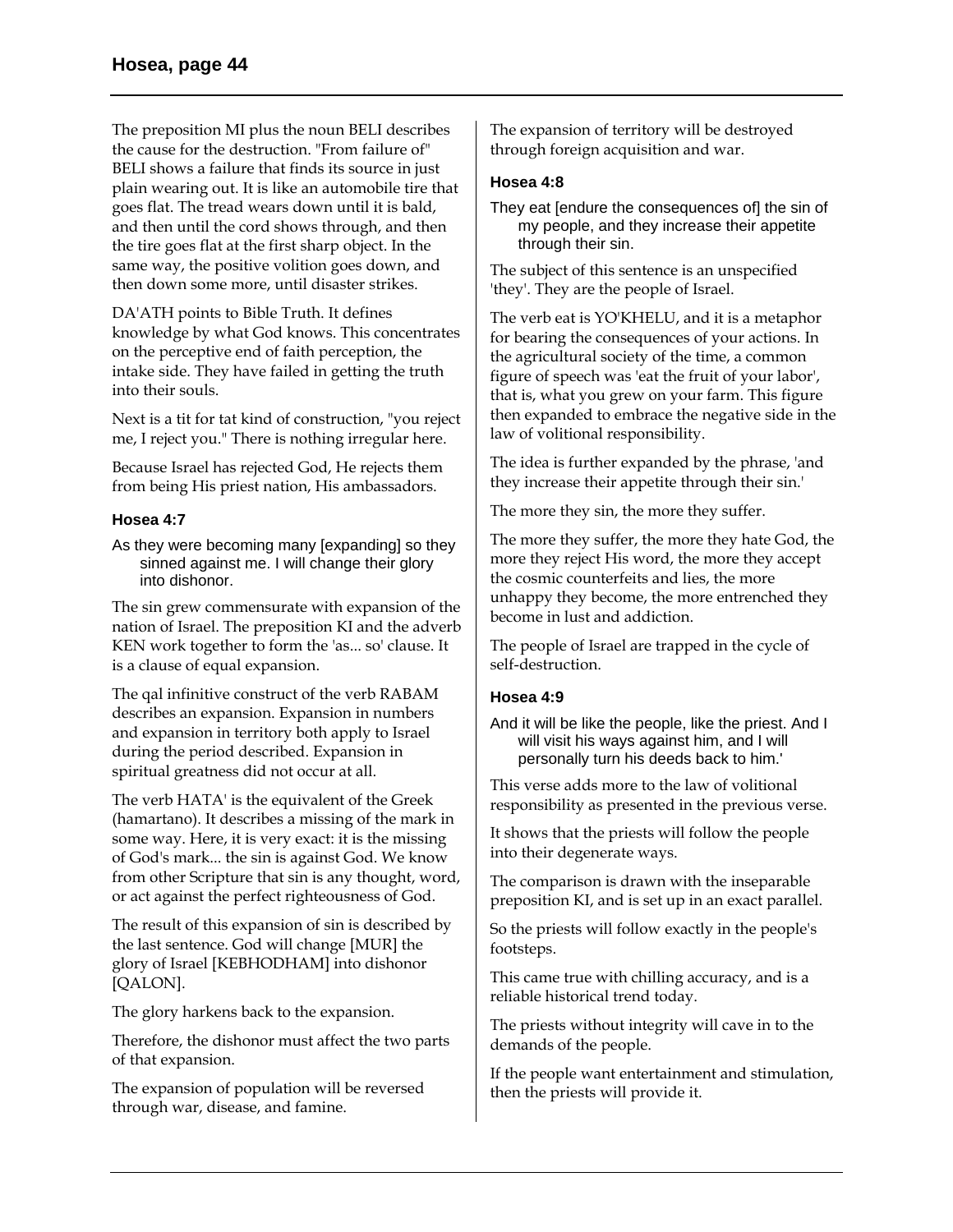The preposition MI plus the noun BELI describes the cause for the destruction. "From failure of" BELI shows a failure that finds its source in just plain wearing out. It is like an automobile tire that goes flat. The tread wears down until it is bald, and then until the cord shows through, and then the tire goes flat at the first sharp object. In the same way, the positive volition goes down, and then down some more, until disaster strikes.

DA'ATH points to Bible Truth. It defines knowledge by what God knows. This concentrates on the perceptive end of faith perception, the intake side. They have failed in getting the truth into their souls.

Next is a tit for tat kind of construction, "you reject me, I reject you." There is nothing irregular here.

Because Israel has rejected God, He rejects them from being His priest nation, His ambassadors.

### Hosea 4:7

As they were becoming many [expanding] so they sinned against me. I will change their glory into dishonor.

The sin grew commensurate with expansion of the nation of Israel. The preposition KI and the adverb KEN work together to form the 'as... so' clause. It is a clause of equal expansion.

The qal infinitive construct of the verb RABAM describes an expansion. Expansion in numbers and expansion in territory both apply to Israel during the period described. Expansion in spiritual greatness did not occur at all.

The verb HATA' is the equivalent of the Greek (hamartano). It describes a missing of the mark in some way. Here, it is very exact: it is the missing of God's mark... the sin is against God. We know from other Scripture that sin is any thought, word, or act against the perfect righteousness of God.

The result of this expansion of sin is described by the last sentence. God will change [MUR] the glory of Israel [KEBHODHAM] into dishonor [QALON].

The glory harkens back to the expansion.

Therefore, the dishonor must affect the two parts of that expansion.

The expansion of population will be reversed through war, disease, and famine.

The expansion of territory will be destroyed through foreign acquisition and war.

### Hosea 4:8

They eat [endure the consequences of] the sin of my people, and they increase their appetite through their sin.

The subject of this sentence is an unspecified 'they'. They are the people of Israel.

The verb eat is YO'KHELU, and it is a metaphor for bearing the consequences of your actions. In the agricultural society of the time, a common figure of speech was 'eat the fruit of your labor', that is, what you grew on your farm. This figure then expanded to embrace the negative side in the law of volitional responsibility.

The idea is further expanded by the phrase, 'and they increase their appetite through their sin.'

The more they sin, the more they suffer.

The more they suffer, the more they hate God, the more they reject His word, the more they accept the cosmic counterfeits and lies, the more unhappy they become, the more entrenched they become in lust and addiction.

The people of Israel are trapped in the cycle of self-destruction.

### Hosea 4:9

And it will be like the people, like the priest. And I will visit his ways against him, and I will personally turn his deeds back to him.'

This verse adds more to the law of volitional responsibility as presented in the previous verse.

It shows that the priests will follow the people into their degenerate ways.

The comparison is drawn with the inseparable preposition KI, and is set up in an exact parallel.

So the priests will follow exactly in the people's footsteps.

This came true with chilling accuracy, and is a reliable historical trend today.

The priests without integrity will cave in to the demands of the people.

If the people want entertainment and stimulation, then the priests will provide it.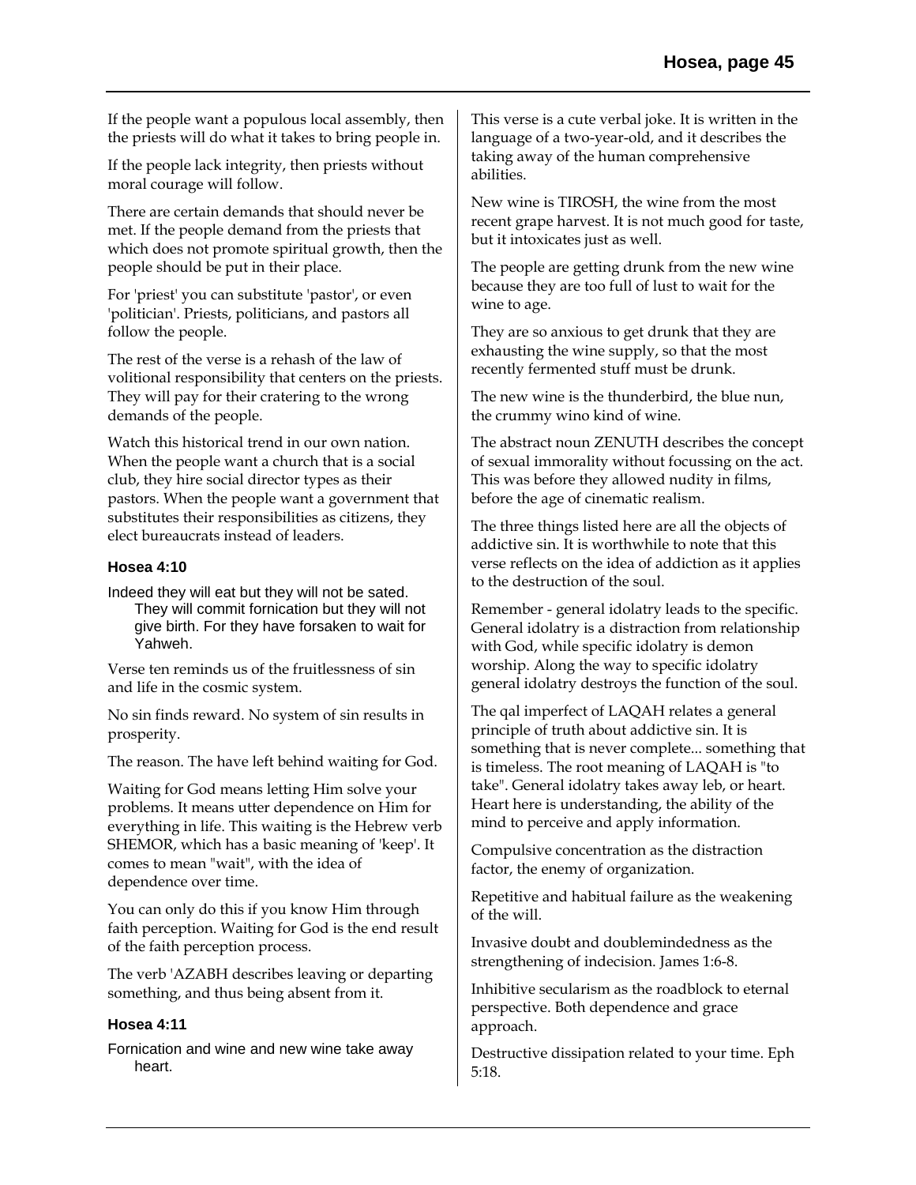If the people want a populous local assembly, then the priests will do what it takes to bring people in.

If the people lack integrity, then priests without moral courage will follow.

There are certain demands that should never be met. If the people demand from the priests that which does not promote spiritual growth, then the people should be put in their place.

For 'priest' you can substitute 'pastor', or even 'politician'. Priests, politicians, and pastors all follow the people.

The rest of the verse is a rehash of the law of volitional responsibility that centers on the priests. They will pay for their cratering to the wrong demands of the people.

Watch this historical trend in our own nation. When the people want a church that is a social club, they hire social director types as their pastors. When the people want a government that substitutes their responsibilities as citizens, they elect bureaucrats instead of leaders.

### Hosea 4:10

Indeed they will eat but they will not be sated. They will commit fornication but they will not give birth. For they have forsaken to wait for Yahweh.

Verse ten reminds us of the fruitlessness of sin and life in the cosmic system.

No sin finds reward. No system of sin results in prosperity.

The reason. The have left behind waiting for God.

Waiting for God means letting Him solve your problems. It means utter dependence on Him for everything in life. This waiting is the Hebrew verb SHEMOR, which has a basic meaning of 'keep'. It comes to mean "wait", with the idea of dependence over time.

You can only do this if you know Him through faith perception. Waiting for God is the end result of the faith perception process.

The verb 'AZABH describes leaving or departing something, and thus being absent from it.

### Hosea 4:11

Fornication and wine and new wine take away heart.

This verse is a cute verbal joke. It is written in the language of a two-year-old, and it describes the taking away of the human comprehensive abilities.

New wine is TIROSH, the wine from the most recent grape harvest. It is not much good for taste, but it intoxicates just as well.

The people are getting drunk from the new wine because they are too full of lust to wait for the wine to age.

They are so anxious to get drunk that they are exhausting the wine supply, so that the most recently fermented stuff must be drunk.

The new wine is the thunderbird, the blue nun, the crummy wino kind of wine.

The abstract noun ZENUTH describes the concept of sexual immorality without focussing on the act. This was before they allowed nudity in films, before the age of cinematic realism.

The three things listed here are all the objects of addictive sin. It is worthwhile to note that this verse reflects on the idea of addiction as it applies to the destruction of the soul.

Remember - general idolatry leads to the specific. General idolatry is a distraction from relationship with God, while specific idolatry is demon worship. Along the way to specific idolatry general idolatry destroys the function of the soul.

The qal imperfect of LAQAH relates a general principle of truth about addictive sin. It is something that is never complete... something that is timeless. The root meaning of LAQAH is "to take". General idolatry takes away leb, or heart. Heart here is understanding, the ability of the mind to perceive and apply information.

Compulsive concentration as the distraction factor, the enemy of organization.

Repetitive and habitual failure as the weakening of the will.

Invasive doubt and doublemindedness as the strengthening of indecision. James 1:6-8.

Inhibitive secularism as the roadblock to eternal perspective. Both dependence and grace approach.

Destructive dissipation related to your time. Eph 5:18.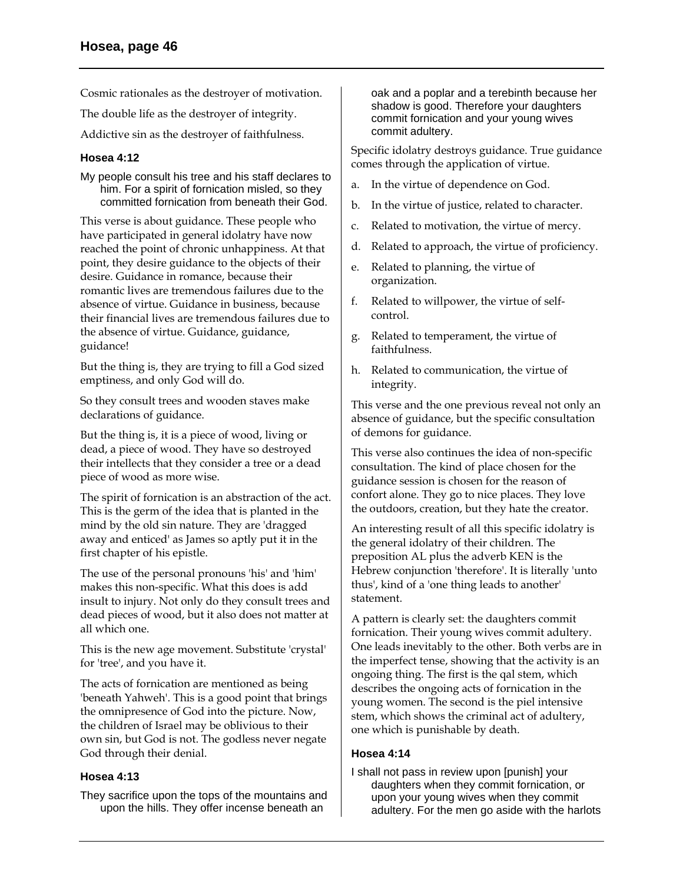Cosmic rationales as the destroyer of motivation.

The double life as the destroyer of integrity.

Addictive sin as the destroyer of faithfulness.

### Hosea 4:12

My people consult his tree and his staff declares to him. For a spirit of fornication misled, so they committed fornication from beneath their God.

This verse is about guidance. These people who have participated in general idolatry have now reached the point of chronic unhappiness. At that point, they desire guidance to the objects of their desire. Guidance in romance, because their romantic lives are tremendous failures due to the absence of virtue. Guidance in business, because their financial lives are tremendous failures due to the absence of virtue. Guidance, guidance, guidance!

But the thing is, they are trying to fill a God sized emptiness, and only God will do.

So they consult trees and wooden staves make declarations of guidance.

But the thing is, it is a piece of wood, living or dead, a piece of wood. They have so destroyed their intellects that they consider a tree or a dead piece of wood as more wise.

The spirit of fornication is an abstraction of the act. This is the germ of the idea that is planted in the mind by the old sin nature. They are 'dragged away and enticed' as James so aptly put it in the first chapter of his epistle.

The use of the personal pronouns 'his' and 'him' makes this non-specific. What this does is add insult to injury. Not only do they consult trees and dead pieces of wood, but it also does not matter at all which one.

This is the new age movement. Substitute 'crystal' for 'tree', and you have it.

The acts of fornication are mentioned as being 'beneath Yahweh'. This is a good point that brings the omnipresence of God into the picture. Now, the children of Israel may be oblivious to their own sin, but God is not. The godless never negate God through their denial.

### Hosea 4:13

They sacrifice upon the tops of the mountains and upon the hills. They offer incense beneath an oak and a poplar and a terebinth because her shadow is good. Therefore your daughters commit fornication and your young wives commit adultery.

Specific idolatry destroys guidance. True guidance comes through the application of virtue.

a. In the virtue of dependence on God.

b. In the virtue of justice, related to character.

c. Related to motivation, the virtue of mercy.

d. Related to approach, the virtue of proficiency.

e. Related to planning, the virtue of organization.

f. Related to willpower, the virtue of self-control.

g. Related to temperament, the virtue of faithfulness.

h. Related to communication, the virtue of integrity.

This verse and the one previous reveal not only an absence of guidance, but the specific consultation of demons for guidance.

This verse also continues the idea of non-specific consultation. The kind of place chosen for the guidance session is chosen for the reason of confort alone. They go to nice places. They love the outdoors, creation, but they hate the creator.

An interesting result of all this specific idolatry is the general idolatry of their children. The preposition AL plus the adverb KEN is the Hebrew conjunction 'therefore'. It is literally 'unto thus', kind of a 'one thing leads to another' statement.

A pattern is clearly set: the daughters commit fornication. Their young wives commit adultery. One leads inevitably to the other. Both verbs are in the imperfect tense, showing that the activity is an ongoing thing. The first is the qal stem, which describes the ongoing acts of fornication in the young women. The second is the piel intensive stem, which shows the criminal act of adultery, one which is punishable by death.

### Hosea 4:14

I shall not pass in review upon [punish] your daughters when they commit fornication, or upon your young wives when they commit adultery. For the men go aside with the harlots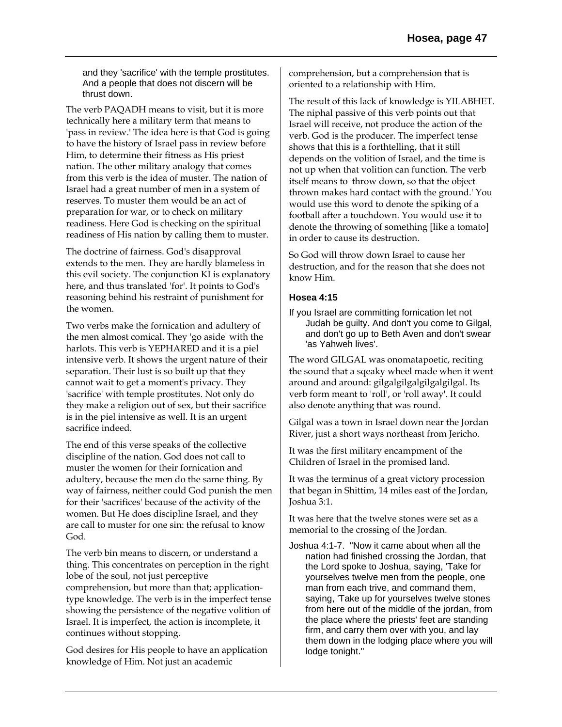and they 'sacrifice' with the temple prostitutes. And a people that does not discern will be thrust down.

The verb PAQADH means to visit, but it is more technically here a military term that means to 'pass in review.' The idea here is that God is going to have the history of Israel pass in review before Him, to determine their fitness as His priest nation. The other military analogy that comes from this verb is the idea of muster. The nation of Israel had a great number of men in a system of reserves. To muster them would be an act of preparation for war, or to check on military readiness. Here God is checking on the spiritual readiness of His nation by calling them to muster.

The doctrine of fairness. God's disapproval extends to the men. They are hardly blameless in this evil society. The conjunction KI is explanatory here, and thus translated 'for'. It points to God's reasoning behind his restraint of punishment for the women.

Two verbs make the fornication and adultery of the men almost comical. They 'go aside' with the harlots. This verb is YEPHARED and it is a piel intensive verb. It shows the urgent nature of their separation. Their lust is so built up that they cannot wait to get a moment's privacy. They 'sacrifice' with temple prostitutes. Not only do they make a religion out of sex, but their sacrifice is in the piel intensive as well. It is an urgent sacrifice indeed.

The end of this verse speaks of the collective discipline of the nation. God does not call to muster the women for their fornication and adultery, because the men do the same thing. By way of fairness, neither could God punish the men for their 'sacrifices' because of the activity of the women. But He does discipline Israel, and they are call to muster for one sin: the refusal to know God.

The verb bin means to discern, or understand a thing. This concentrates on perception in the right lobe of the soul, not just perceptive comprehension, but more than that; application-type knowledge. The verb is in the imperfect tense showing the persistence of the negative volition of Israel. It is imperfect, the action is incomplete, it continues without stopping.

God desires for His people to have an application knowledge of Him. Not just an academic comprehension, but a comprehension that is oriented to a relationship with Him.

The result of this lack of knowledge is YILABHET. The niphal passive of this verb points out that Israel will receive, not produce the action of the verb. God is the producer. The imperfect tense shows that this is a forthtelling, that it still depends on the volition of Israel, and the time is not up when that volition can function. The verb itself means to 'throw down, so that the object thrown makes hard contact with the ground.' You would use this word to denote the spiking of a football after a touchdown. You would use it to denote the throwing of something [like a tomato] in order to cause its destruction.

So God will throw down Israel to cause her destruction, and for the reason that she does not know Him.

### Hosea 4:15

If you Israel are committing fornication let not Judah be guilty. And don't you come to Gilgal, and don't go up to Beth Aven and don't swear 'as Yahweh lives'.

The word GILGAL was onomatapoetic, reciting the sound that a sqeaky wheel made when it went around and around: gilgalgilgalgilgalgilgal. Its verb form meant to 'roll', or 'roll away'. It could also denote anything that was round.

Gilgal was a town in Israel down near the Jordan River, just a short ways northeast from Jericho.

It was the first military encampment of the Children of Israel in the promised land.

It was the terminus of a great victory procession that began in Shittim, 14 miles east of the Jordan, Joshua 3:1.

It was here that the twelve stones were set as a memorial to the crossing of the Jordan.

Joshua 4:1-7. "Now it came about when all the nation had finished crossing the Jordan, that the Lord spoke to Joshua, saying, 'Take for yourselves twelve men from the people, one man from each trive, and command them, saying, 'Take up for yourselves twelve stones from here out of the middle of the jordan, from the place where the priests' feet are standing firm, and carry them over with you, and lay them down in the lodging place where you will lodge tonight."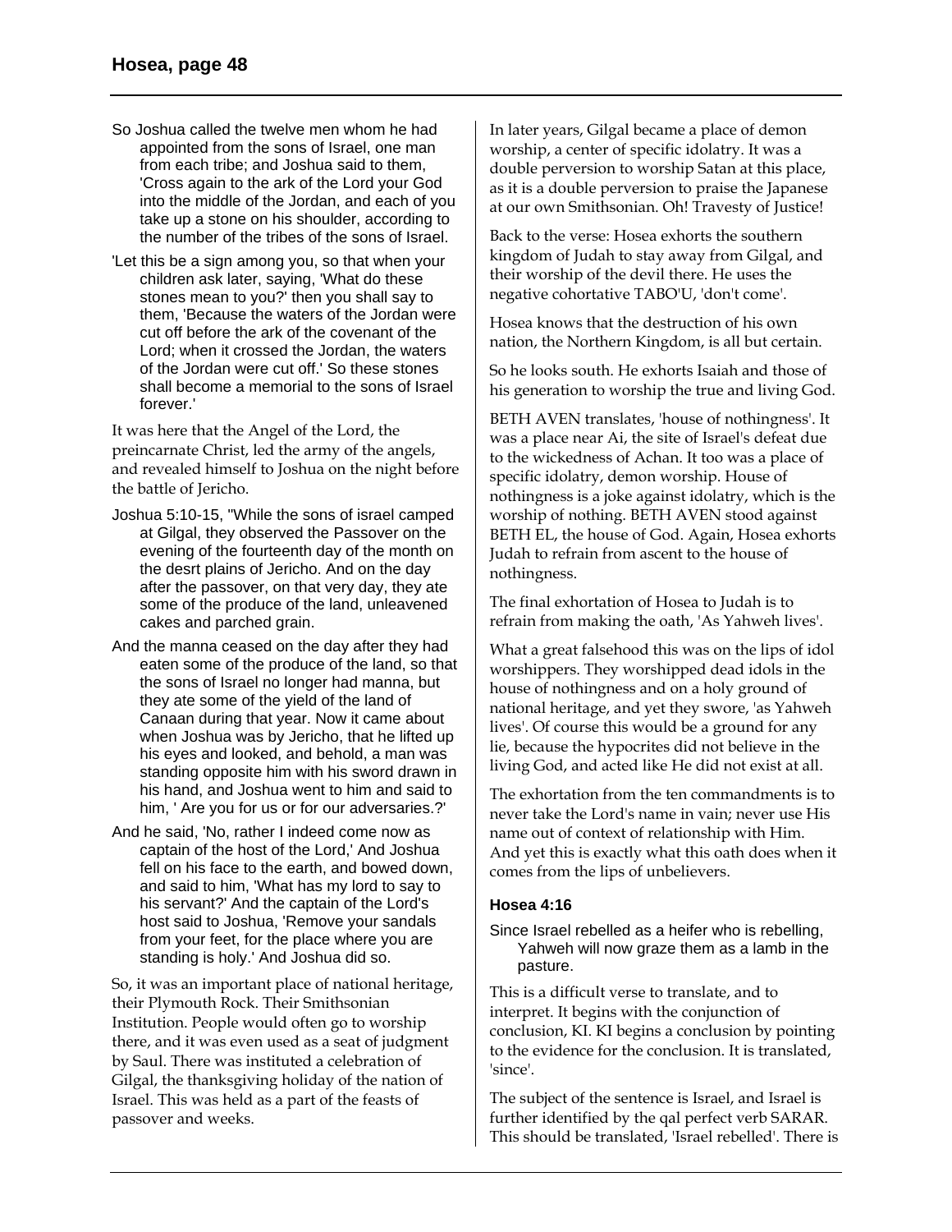So Joshua called the twelve men whom he had appointed from the sons of Israel, one man from each tribe; and Joshua said to them, 'Cross again to the ark of the Lord your God into the middle of the Jordan, and each of you take up a stone on his shoulder, according to the number of the tribes of the sons of Israel.

'Let this be a sign among you, so that when your children ask later, saying, 'What do these stones mean to you?' then you shall say to them, 'Because the waters of the Jordan were cut off before the ark of the covenant of the Lord; when it crossed the Jordan, the waters of the Jordan were cut off.' So these stones shall become a memorial to the sons of Israel forever.'

It was here that the Angel of the Lord, the preincarnate Christ, led the army of the angels, and revealed himself to Joshua on the night before the battle of Jericho.

Joshua 5:10-15, "While the sons of israel camped at Gilgal, they observed the Passover on the evening of the fourteenth day of the month on the desrt plains of Jericho. And on the day after the passover, on that very day, they ate some of the produce of the land, unleavened cakes and parched grain.

And the manna ceased on the day after they had eaten some of the produce of the land, so that the sons of Israel no longer had manna, but they ate some of the yield of the land of Canaan during that year. Now it came about when Joshua was by Jericho, that he lifted up his eyes and looked, and behold, a man was standing opposite him with his sword drawn in his hand, and Joshua went to him and said to him, ' Are you for us or for our adversaries.?'

And he said, 'No, rather I indeed come now as captain of the host of the Lord,' And Joshua fell on his face to the earth, and bowed down, and said to him, 'What has my lord to say to his servant?' And the captain of the Lord's host said to Joshua, 'Remove your sandals from your feet, for the place where you are standing is holy.' And Joshua did so.

So, it was an important place of national heritage, their Plymouth Rock. Their Smithsonian Institution. People would often go to worship there, and it was even used as a seat of judgment by Saul. There was instituted a celebration of Gilgal, the thanksgiving holiday of the nation of Israel. This was held as a part of the feasts of passover and weeks.

In later years, Gilgal became a place of demon worship, a center of specific idolatry. It was a double perversion to worship Satan at this place, as it is a double perversion to praise the Japanese at our own Smithsonian. Oh! Travesty of Justice!

Back to the verse: Hosea exhorts the southern kingdom of Judah to stay away from Gilgal, and their worship of the devil there. He uses the negative cohortative TABO'U, 'don't come'.

Hosea knows that the destruction of his own nation, the Northern Kingdom, is all but certain.

So he looks south. He exhorts Isaiah and those of his generation to worship the true and living God.

BETH AVEN translates, 'house of nothingness'. It was a place near Ai, the site of Israel's defeat due to the wickedness of Achan. It too was a place of specific idolatry, demon worship. House of nothingness is a joke against idolatry, which is the worship of nothing. BETH AVEN stood against BETH EL, the house of God. Again, Hosea exhorts Judah to refrain from ascent to the house of nothingness.

The final exhortation of Hosea to Judah is to refrain from making the oath, 'As Yahweh lives'.

What a great falsehood this was on the lips of idol worshippers. They worshipped dead idols in the house of nothingness and on a holy ground of national heritage, and yet they swore, 'as Yahweh lives'. Of course this would be a ground for any lie, because the hypocrites did not believe in the living God, and acted like He did not exist at all.

The exhortation from the ten commandments is to never take the Lord's name in vain; never use His name out of context of relationship with Him. And yet this is exactly what this oath does when it comes from the lips of unbelievers.

### Hosea 4:16

Since Israel rebelled as a heifer who is rebelling, Yahweh will now graze them as a lamb in the pasture.

This is a difficult verse to translate, and to interpret. It begins with the conjunction of conclusion, KI. KI begins a conclusion by pointing to the evidence for the conclusion. It is translated, 'since'.

The subject of the sentence is Israel, and Israel is further identified by the qal perfect verb SARAR. This should be translated, 'Israel rebelled'. There is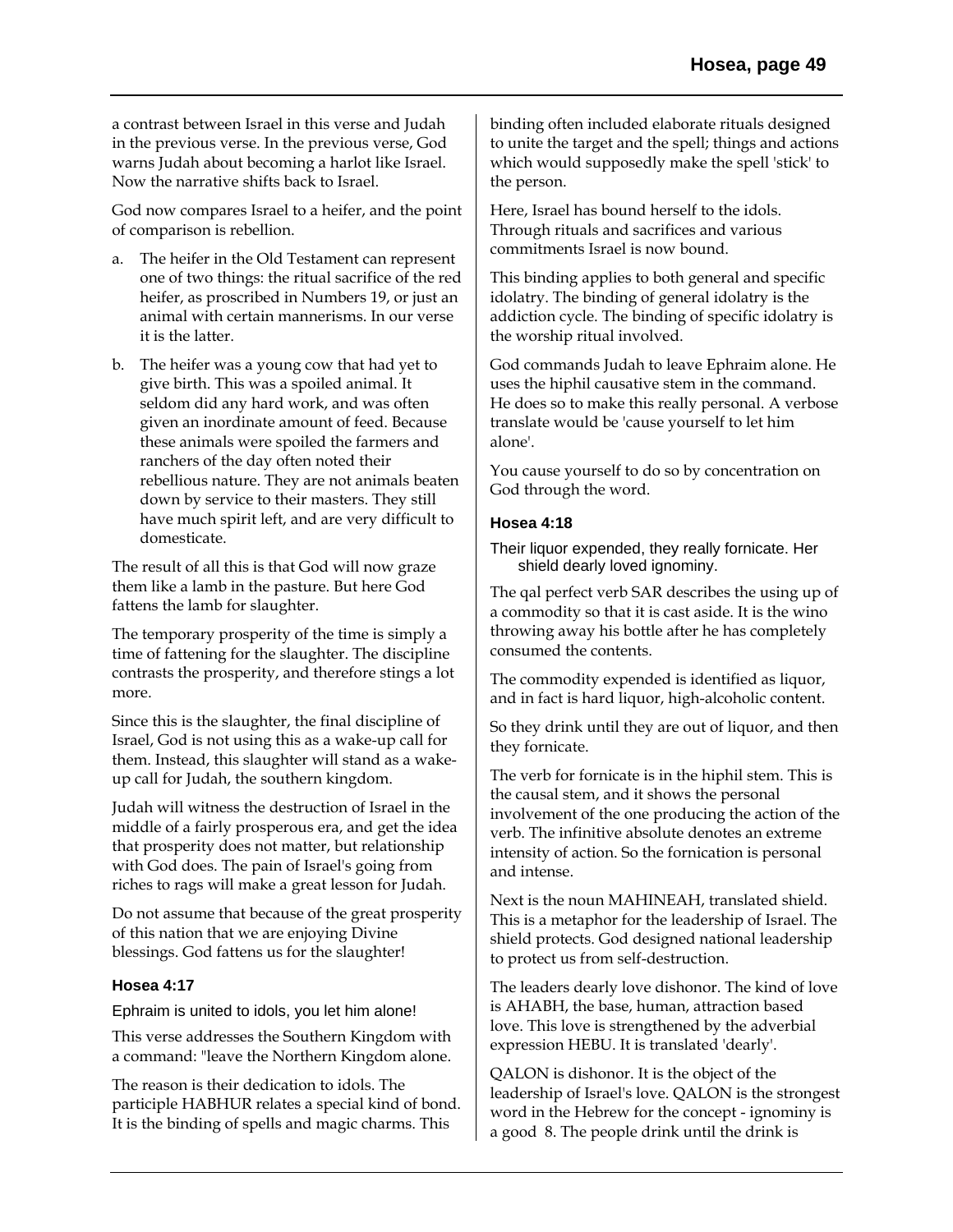a contrast between Israel in this verse and Judah in the previous verse. In the previous verse, God warns Judah about becoming a harlot like Israel. Now the narrative shifts back to Israel.

God now compares Israel to a heifer, and the point of comparison is rebellion.

a. The heifer in the Old Testament can represent one of two things: the ritual sacrifice of the red heifer, as proscribed in Numbers 19, or just an animal with certain mannerisms. In our verse it is the latter.

b. The heifer was a young cow that had yet to give birth. This was a spoiled animal. It seldom did any hard work, and was often given an inordinate amount of feed. Because these animals were spoiled the farmers and ranchers of the day often noted their rebellious nature. They are not animals beaten down by service to their masters. They still have much spirit left, and are very difficult to domesticate.

The result of all this is that God will now graze them like a lamb in the pasture. But here God fattens the lamb for slaughter.

The temporary prosperity of the time is simply a time of fattening for the slaughter. The discipline contrasts the prosperity, and therefore stings a lot more.

Since this is the slaughter, the final discipline of Israel, God is not using this as a wake-up call for them. Instead, this slaughter will stand as a wake-up call for Judah, the southern kingdom.

Judah will witness the destruction of Israel in the middle of a fairly prosperous era, and get the idea that prosperity does not matter, but relationship with God does. The pain of Israel's going from riches to rags will make a great lesson for Judah.

Do not assume that because of the great prosperity of this nation that we are enjoying Divine blessings. God fattens us for the slaughter!

### Hosea 4:17

Ephraim is united to idols, you let him alone!

This verse addresses the Southern Kingdom with a command: "leave the Northern Kingdom alone.

The reason is their dedication to idols. The participle HABHUR relates a special kind of bond. It is the binding of spells and magic charms. This binding often included elaborate rituals designed to unite the target and the spell; things and actions which would supposedly make the spell 'stick' to the person.

Here, Israel has bound herself to the idols. Through rituals and sacrifices and various commitments Israel is now bound.

This binding applies to both general and specific idolatry. The binding of general idolatry is the addiction cycle. The binding of specific idolatry is the worship ritual involved.

God commands Judah to leave Ephraim alone. He uses the hiphil causative stem in the command. He does so to make this really personal. A verbose translate would be 'cause yourself to let him alone'.

You cause yourself to do so by concentration on God through the word.

### Hosea 4:18

Their liquor expended, they really fornicate. Her shield dearly loved ignominy.

The qal perfect verb SAR describes the using up of a commodity so that it is cast aside. It is the wino throwing away his bottle after he has completely consumed the contents.

The commodity expended is identified as liquor, and in fact is hard liquor, high-alcoholic content.

So they drink until they are out of liquor, and then they fornicate.

The verb for fornicate is in the hiphil stem. This is the causal stem, and it shows the personal involvement of the one producing the action of the verb. The infinitive absolute denotes an extreme intensity of action. So the fornication is personal and intense.

Next is the noun MAHINEAH, translated shield. This is a metaphor for the leadership of Israel. The shield protects. God designed national leadership to protect us from self-destruction.

The leaders dearly love dishonor. The kind of love is AHABH, the base, human, attraction based love. This love is strengthened by the adverbial expression HEBU. It is translated 'dearly'.

QALON is dishonor. It is the object of the leadership of Israel's love. QALON is the strongest word in the Hebrew for the concept - ignominy is a good 8. The people drink until the drink is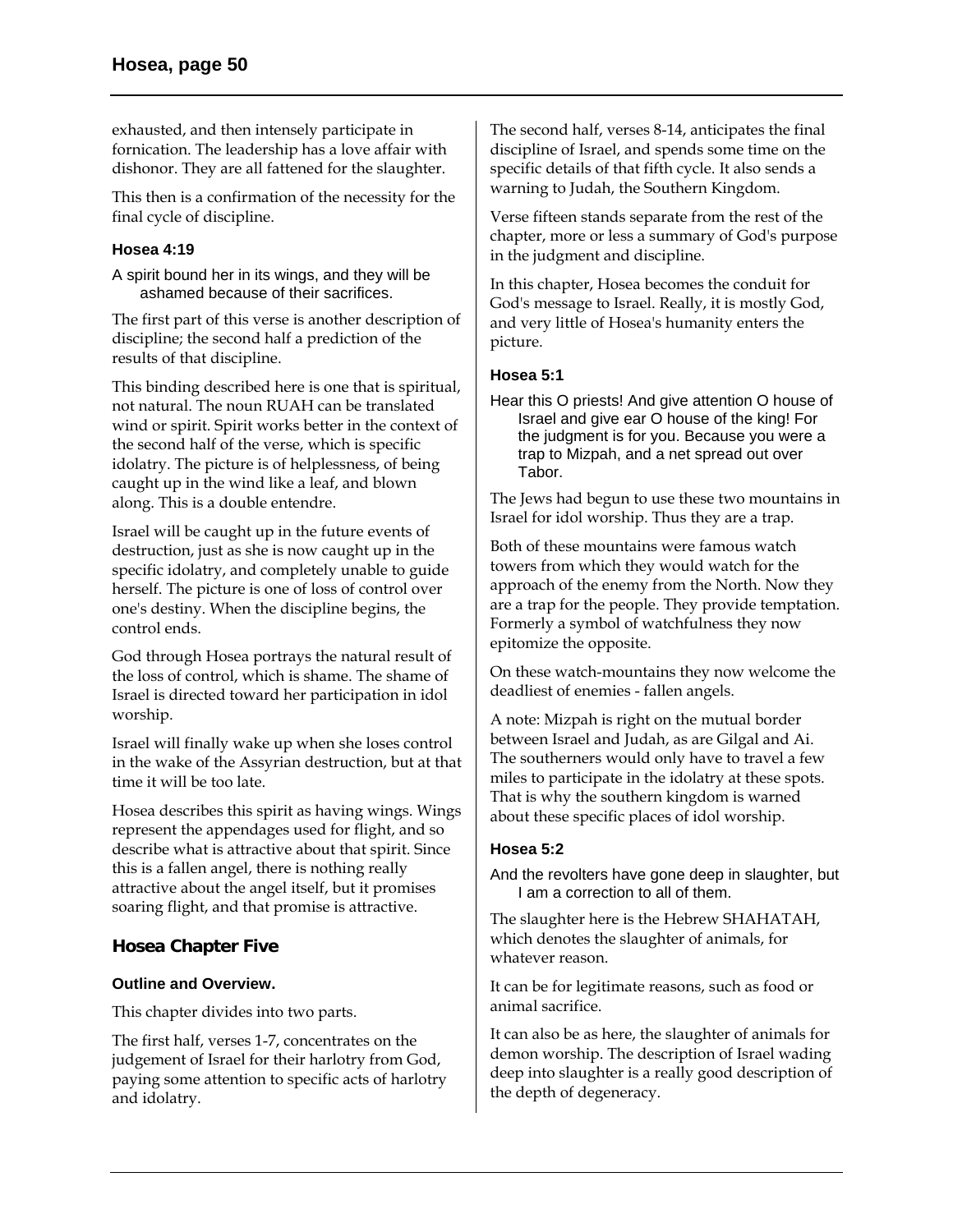exhausted, and then intensely participate in fornication. The leadership has a love affair with dishonor. They are all fattened for the slaughter.

This then is a confirmation of the necessity for the final cycle of discipline.

### Hosea 4:19

A spirit bound her in its wings, and they will be ashamed because of their sacrifices.

The first part of this verse is another description of discipline; the second half a prediction of the results of that discipline.

This binding described here is one that is spiritual, not natural. The noun RUAH can be translated wind or spirit. Spirit works better in the context of the second half of the verse, which is specific idolatry. The picture is of helplessness, of being caught up in the wind like a leaf, and blown along. This is a double entendre.

Israel will be caught up in the future events of destruction, just as she is now caught up in the specific idolatry, and completely unable to guide herself. The picture is one of loss of control over one's destiny. When the discipline begins, the control ends.

God through Hosea portrays the natural result of the loss of control, which is shame. The shame of Israel is directed toward her participation in idol worship.

Israel will finally wake up when she loses control in the wake of the Assyrian destruction, but at that time it will be too late.

Hosea describes this spirit as having wings. Wings represent the appendages used for flight, and so describe what is attractive about that spirit. Since this is a fallen angel, there is nothing really attractive about the angel itself, but it promises soaring flight, and that promise is attractive.

## Hosea Chapter Five

### Outline and Overview.

This chapter divides into two parts.

The first half, verses 1-7, concentrates on the judgement of Israel for their harlotry from God, paying some attention to specific acts of harlotry and idolatry.

The second half, verses 8-14, anticipates the final discipline of Israel, and spends some time on the specific details of that fifth cycle. It also sends a warning to Judah, the Southern Kingdom.

Verse fifteen stands separate from the rest of the chapter, more or less a summary of God's purpose in the judgment and discipline.

In this chapter, Hosea becomes the conduit for God's message to Israel. Really, it is mostly God, and very little of Hosea's humanity enters the picture.

### Hosea 5:1

Hear this O priests! And give attention O house of Israel and give ear O house of the king! For the judgment is for you. Because you were a trap to Mizpah, and a net spread out over Tabor.

The Jews had begun to use these two mountains in Israel for idol worship. Thus they are a trap.

Both of these mountains were famous watch towers from which they would watch for the approach of the enemy from the North. Now they are a trap for the people. They provide temptation. Formerly a symbol of watchfulness they now epitomize the opposite.

On these watch-mountains they now welcome the deadliest of enemies - fallen angels.

A note: Mizpah is right on the mutual border between Israel and Judah, as are Gilgal and Ai. The southerners would only have to travel a few miles to participate in the idolatry at these spots. That is why the southern kingdom is warned about these specific places of idol worship.

### Hosea 5:2

And the revolters have gone deep in slaughter, but I am a correction to all of them.

The slaughter here is the Hebrew SHAHATAH, which denotes the slaughter of animals, for whatever reason.

It can be for legitimate reasons, such as food or animal sacrifice.

It can also be as here, the slaughter of animals for demon worship. The description of Israel wading deep into slaughter is a really good description of the depth of degeneracy.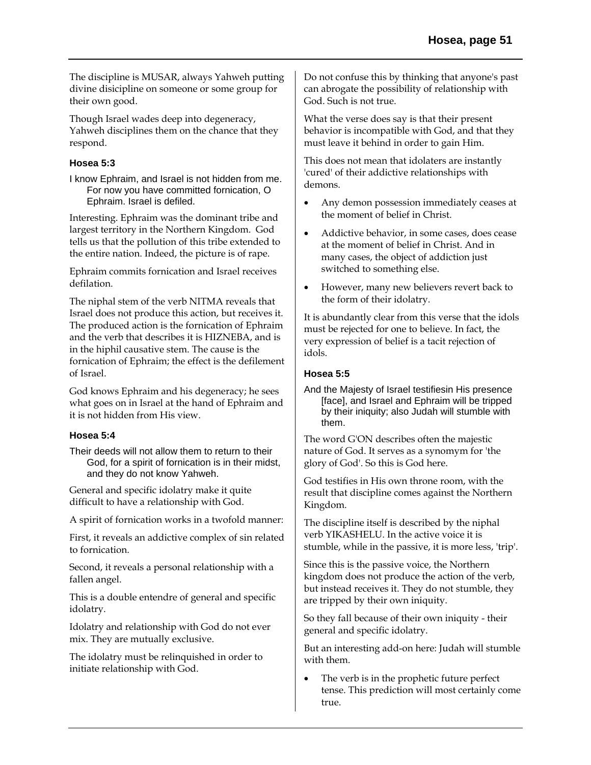The discipline is MUSAR, always Yahweh putting divine disicipline on someone or some group for their own good.

Though Israel wades deep into degeneracy, Yahweh disciplines them on the chance that they respond.

### Hosea 5:3

I know Ephraim, and Israel is not hidden from me. For now you have committed fornication, O Ephraim. Israel is defiled.

Interesting. Ephraim was the dominant tribe and largest territory in the Northern Kingdom. God tells us that the pollution of this tribe extended to the entire nation. Indeed, the picture is of rape.

Ephraim commits fornication and Israel receives defilation.

The niphal stem of the verb NITMA reveals that Israel does not produce this action, but receives it. The produced action is the fornication of Ephraim and the verb that describes it is HIZNEBA, and is in the hiphil causative stem. The cause is the fornication of Ephraim; the effect is the defilement of Israel.

God knows Ephraim and his degeneracy; he sees what goes on in Israel at the hand of Ephraim and it is not hidden from His view.

### Hosea 5:4

Their deeds will not allow them to return to their God, for a spirit of fornication is in their midst, and they do not know Yahweh.

General and specific idolatry make it quite difficult to have a relationship with God.

A spirit of fornication works in a twofold manner:

First, it reveals an addictive complex of sin related to fornication.

Second, it reveals a personal relationship with a fallen angel.

This is a double entendre of general and specific idolatry.

Idolatry and relationship with God do not ever mix. They are mutually exclusive.

The idolatry must be relinquished in order to initiate relationship with God.

Do not confuse this by thinking that anyone's past can abrogate the possibility of relationship with God. Such is not true.

What the verse does say is that their present behavior is incompatible with God, and that they must leave it behind in order to gain Him.

This does not mean that idolaters are instantly 'cured' of their addictive relationships with demons.

- Any demon possession immediately ceases at the moment of belief in Christ.
- Addictive behavior, in some cases, does cease at the moment of belief in Christ. And in many cases, the object of addiction just switched to something else.
- However, many new believers revert back to the form of their idolatry.

It is abundantly clear from this verse that the idols must be rejected for one to believe. In fact, the very expression of belief is a tacit rejection of idols.

### Hosea 5:5

And the Majesty of Israel testifiesin His presence [face], and Israel and Ephraim will be tripped by their iniquity; also Judah will stumble with them.

The word G'ON describes often the majestic nature of God. It serves as a synomym for 'the glory of God'. So this is God here.

God testifies in His own throne room, with the result that discipline comes against the Northern Kingdom.

The discipline itself is described by the niphal verb YIKASHELU. In the active voice it is stumble, while in the passive, it is more less, 'trip'.

Since this is the passive voice, the Northern kingdom does not produce the action of the verb, but instead receives it. They do not stumble, they are tripped by their own iniquity.

So they fall because of their own iniquity - their general and specific idolatry.

But an interesting add-on here: Judah will stumble with them.

- The verb is in the prophetic future perfect tense. This prediction will most certainly come true.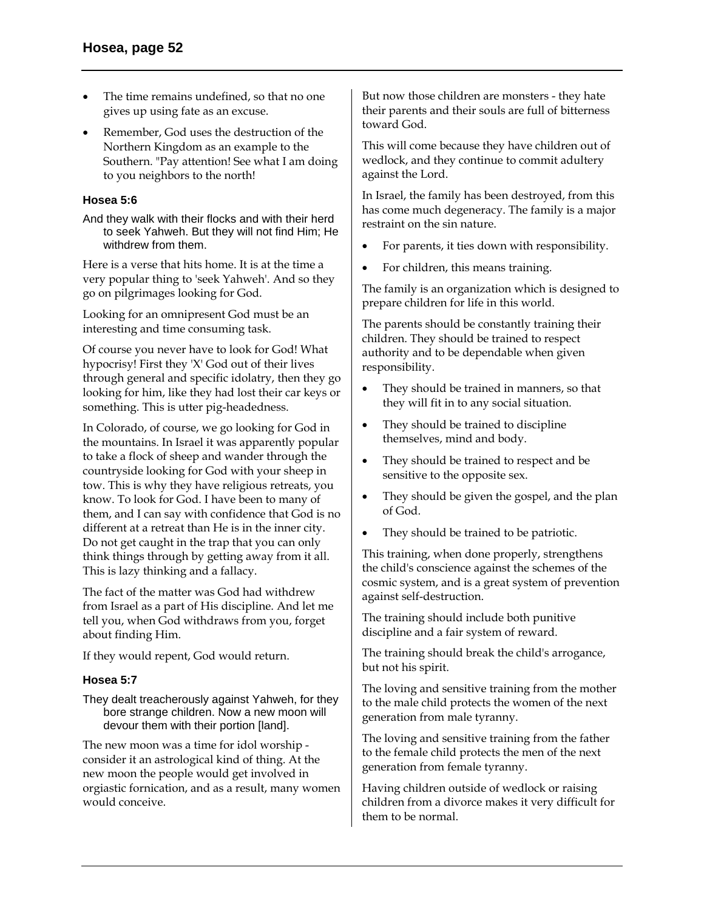- The time remains undefined, so that no one gives up using fate as an excuse.
- Remember, God uses the destruction of the Northern Kingdom as an example to the Southern. "Pay attention! See what I am doing to you neighbors to the north!

### Hosea 5:6

And they walk with their flocks and with their herd to seek Yahweh. But they will not find Him; He withdrew from them.

Here is a verse that hits home. It is at the time a very popular thing to 'seek Yahweh'. And so they go on pilgrimages looking for God.

Looking for an omnipresent God must be an interesting and time consuming task.

Of course you never have to look for God! What hypocrisy! First they 'X' God out of their lives through general and specific idolatry, then they go looking for him, like they had lost their car keys or something. This is utter pig-headedness.

In Colorado, of course, we go looking for God in the mountains. In Israel it was apparently popular to take a flock of sheep and wander through the countryside looking for God with your sheep in tow. This is why they have religious retreats, you know. To look for God. I have been to many of them, and I can say with confidence that God is no different at a retreat than He is in the inner city. Do not get caught in the trap that you can only think things through by getting away from it all. This is lazy thinking and a fallacy.

The fact of the matter was God had withdrew from Israel as a part of His discipline. And let me tell you, when God withdraws from you, forget about finding Him.

If they would repent, God would return.

### Hosea 5:7

They dealt treacherously against Yahweh, for they bore strange children. Now a new moon will devour them with their portion [land].

The new moon was a time for idol worship - consider it an astrological kind of thing. At the new moon the people would get involved in orgiastic fornication, and as a result, many women would conceive.

But now those children are monsters - they hate their parents and their souls are full of bitterness toward God.

This will come because they have children out of wedlock, and they continue to commit adultery against the Lord.

In Israel, the family has been destroyed, from this has come much degeneracy. The family is a major restraint on the sin nature.

- For parents, it ties down with responsibility.
- For children, this means training.

The family is an organization which is designed to prepare children for life in this world.

The parents should be constantly training their children. They should be trained to respect authority and to be dependable when given responsibility.

- They should be trained in manners, so that they will fit in to any social situation.
- They should be trained to discipline themselves, mind and body.
- They should be trained to respect and be sensitive to the opposite sex.
- They should be given the gospel, and the plan of God.
- They should be trained to be patriotic.

This training, when done properly, strengthens the child's conscience against the schemes of the cosmic system, and is a great system of prevention against self-destruction.

The training should include both punitive discipline and a fair system of reward.

The training should break the child's arrogance, but not his spirit.

The loving and sensitive training from the mother to the male child protects the women of the next generation from male tyranny.

The loving and sensitive training from the father to the female child protects the men of the next generation from female tyranny.

Having children outside of wedlock or raising children from a divorce makes it very difficult for them to be normal.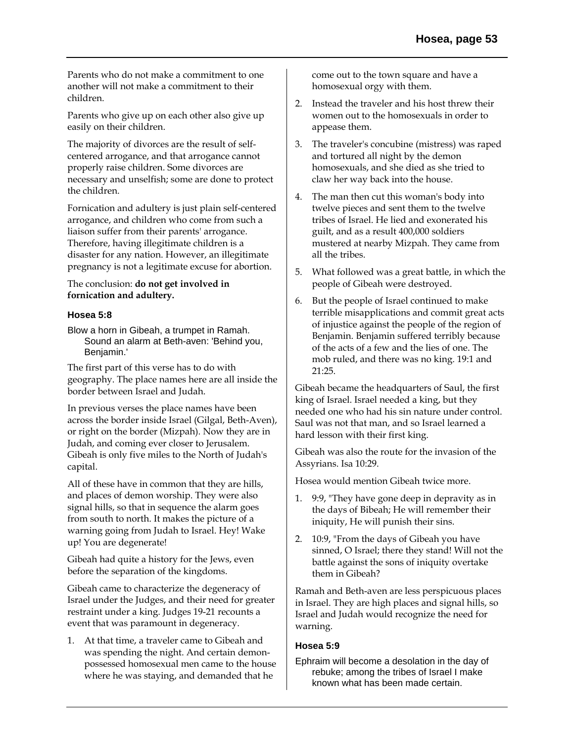Parents who do not make a commitment to one another will not make a commitment to their children.

Parents who give up on each other also give up easily on their children.

The majority of divorces are the result of self-centered arrogance, and that arrogance cannot properly raise children. Some divorces are necessary and unselfish; some are done to protect the children.

Fornication and adultery is just plain self-centered arrogance, and children who come from such a liaison suffer from their parents' arrogance. Therefore, having illegitimate children is a disaster for any nation. However, an illegitimate pregnancy is not a legitimate excuse for abortion.

The conclusion: **do not get involved in fornication and adultery.**

### Hosea 5:8

Blow a horn in Gibeah, a trumpet in Ramah. Sound an alarm at Beth-aven: 'Behind you, Benjamin.'

The first part of this verse has to do with geography. The place names here are all inside the border between Israel and Judah.

In previous verses the place names have been across the border inside Israel (Gilgal, Beth-Aven), or right on the border (Mizpah). Now they are in Judah, and coming ever closer to Jerusalem. Gibeah is only five miles to the North of Judah's capital.

All of these have in common that they are hills, and places of demon worship. They were also signal hills, so that in sequence the alarm goes from south to north. It makes the picture of a warning going from Judah to Israel. Hey! Wake up! You are degenerate!

Gibeah had quite a history for the Jews, even before the separation of the kingdoms.

Gibeah came to characterize the degeneracy of Israel under the Judges, and their need for greater restraint under a king. Judges 19-21 recounts a event that was paramount in degeneracy.

1. At that time, a traveler came to Gibeah and was spending the night. And certain demon-possessed homosexual men came to the house where he was staying, and demanded that he come out to the town square and have a homosexual orgy with them.
2. Instead the traveler and his host threw their women out to the homosexuals in order to appease them.
3. The traveler's concubine (mistress) was raped and tortured all night by the demon homosexuals, and she died as she tried to claw her way back into the house.
4. The man then cut this woman's body into twelve pieces and sent them to the twelve tribes of Israel. He lied and exonerated his guilt, and as a result 400,000 soldiers mustered at nearby Mizpah. They came from all the tribes.
5. What followed was a great battle, in which the people of Gibeah were destroyed.
6. But the people of Israel continued to make terrible misapplications and commit great acts of injustice against the people of the region of Benjamin. Benjamin suffered terribly because of the acts of a few and the lies of one. The mob ruled, and there was no king. 19:1 and 21:25.

Gibeah became the headquarters of Saul, the first king of Israel. Israel needed a king, but they needed one who had his sin nature under control. Saul was not that man, and so Israel learned a hard lesson with their first king.

Gibeah was also the route for the invasion of the Assyrians. Isa 10:29.

Hosea would mention Gibeah twice more.

1. 9:9, "They have gone deep in depravity as in the days of Bibeah; He will remember their iniquity, He will punish their sins.
2. 10:9, "From the days of Gibeah you have sinned, O Israel; there they stand! Will not the battle against the sons of iniquity overtake them in Gibeah?

Ramah and Beth-aven are less perspicuous places in Israel. They are high places and signal hills, so Israel and Judah would recognize the need for warning.

### Hosea 5:9

Ephraim will become a desolation in the day of rebuke; among the tribes of Israel I make known what has been made certain.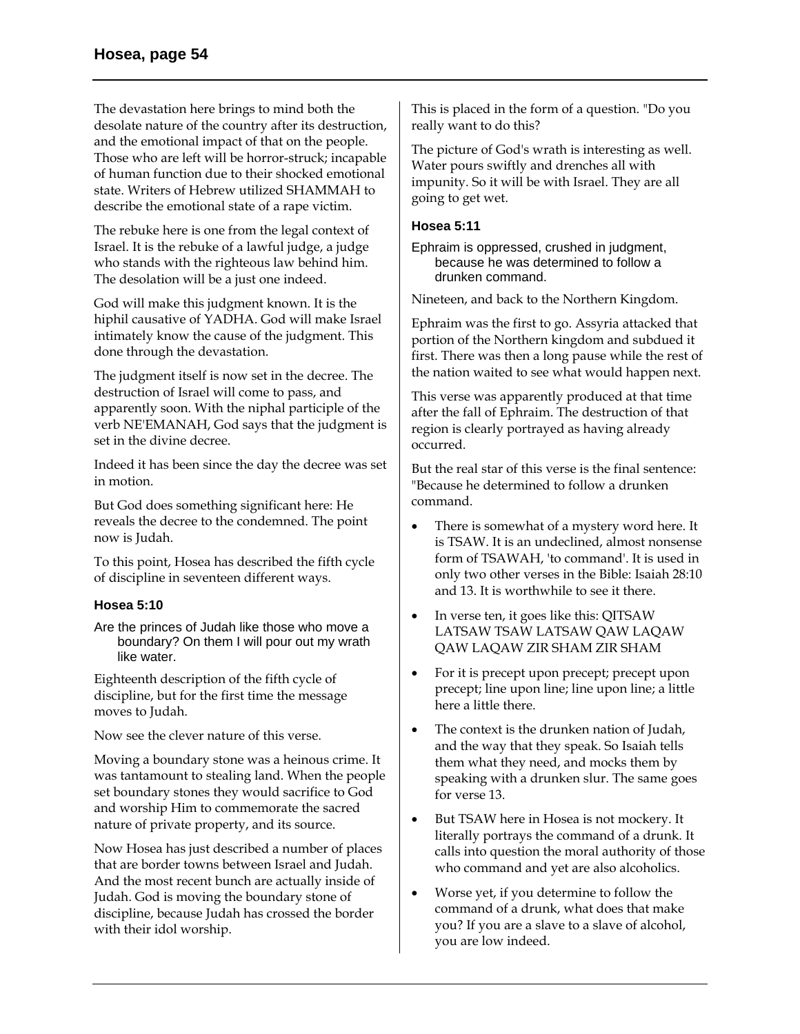The devastation here brings to mind both the desolate nature of the country after its destruction, and the emotional impact of that on the people. Those who are left will be horror-struck; incapable of human function due to their shocked emotional state. Writers of Hebrew utilized SHAMMAH to describe the emotional state of a rape victim.

The rebuke here is one from the legal context of Israel. It is the rebuke of a lawful judge, a judge who stands with the righteous law behind him. The desolation will be a just one indeed.

God will make this judgment known. It is the hiphil causative of YADHA. God will make Israel intimately know the cause of the judgment. This done through the devastation.

The judgment itself is now set in the decree. The destruction of Israel will come to pass, and apparently soon. With the niphal participle of the verb NE'EMANAH, God says that the judgment is set in the divine decree.

Indeed it has been since the day the decree was set in motion.

But God does something significant here: He reveals the decree to the condemned. The point now is Judah.

To this point, Hosea has described the fifth cycle of discipline in seventeen different ways.

### Hosea 5:10

Are the princes of Judah like those who move a boundary? On them I will pour out my wrath like water.

Eighteenth description of the fifth cycle of discipline, but for the first time the message moves to Judah.

Now see the clever nature of this verse.

Moving a boundary stone was a heinous crime. It was tantamount to stealing land. When the people set boundary stones they would sacrifice to God and worship Him to commemorate the sacred nature of private property, and its source.

Now Hosea has just described a number of places that are border towns between Israel and Judah. And the most recent bunch are actually inside of Judah. God is moving the boundary stone of discipline, because Judah has crossed the border with their idol worship.

This is placed in the form of a question. "Do you really want to do this?

The picture of God's wrath is interesting as well. Water pours swiftly and drenches all with impunity. So it will be with Israel. They are all going to get wet.

### Hosea 5:11

Ephraim is oppressed, crushed in judgment, because he was determined to follow a drunken command.

Nineteen, and back to the Northern Kingdom.

Ephraim was the first to go. Assyria attacked that portion of the Northern kingdom and subdued it first. There was then a long pause while the rest of the nation waited to see what would happen next.

This verse was apparently produced at that time after the fall of Ephraim. The destruction of that region is clearly portrayed as having already occurred.

But the real star of this verse is the final sentence: "Because he determined to follow a drunken command.

- There is somewhat of a mystery word here. It is TSAW. It is an undeclined, almost nonsense form of TSAWAH, 'to command'. It is used in only two other verses in the Bible: Isaiah 28:10 and 13. It is worthwhile to see it there.
- In verse ten, it goes like this: QITSAW LATSAW TSAW LATSAW QAW LAQAW QAW LAQAW ZIR SHAM ZIR SHAM
- For it is precept upon precept; precept upon precept; line upon line; line upon line; a little here a little there.
- The context is the drunken nation of Judah, and the way that they speak. So Isaiah tells them what they need, and mocks them by speaking with a drunken slur. The same goes for verse 13.
- But TSAW here in Hosea is not mockery. It literally portrays the command of a drunk. It calls into question the moral authority of those who command and yet are also alcoholics.
- Worse yet, if you determine to follow the command of a drunk, what does that make you? If you are a slave to a slave of alcohol, you are low indeed.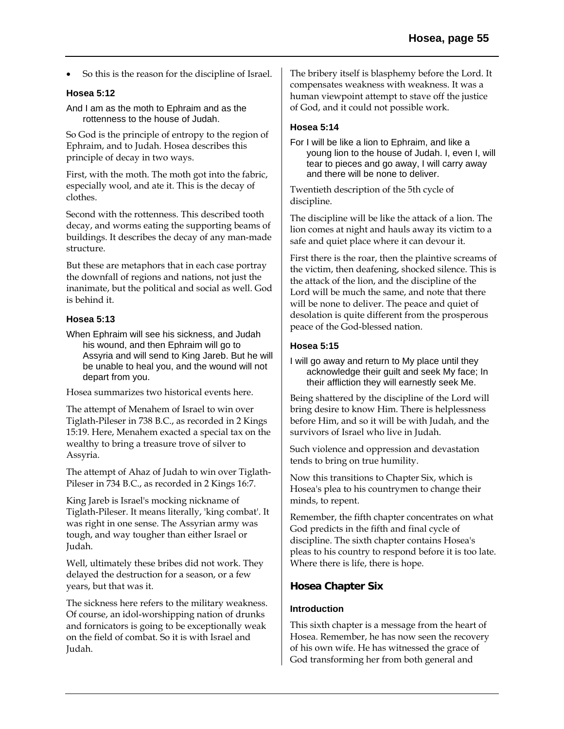- So this is the reason for the discipline of Israel.

### Hosea 5:12

And I am as the moth to Ephraim and as the rottenness to the house of Judah.

So God is the principle of entropy to the region of Ephraim, and to Judah. Hosea describes this principle of decay in two ways.

First, with the moth. The moth got into the fabric, especially wool, and ate it. This is the decay of clothes.

Second with the rottenness. This described tooth decay, and worms eating the supporting beams of buildings. It describes the decay of any man-made structure.

But these are metaphors that in each case portray the downfall of regions and nations, not just the inanimate, but the political and social as well. God is behind it.

### Hosea 5:13

When Ephraim will see his sickness, and Judah his wound, and then Ephraim will go to Assyria and will send to King Jareb. But he will be unable to heal you, and the wound will not depart from you.

Hosea summarizes two historical events here.

The attempt of Menahem of Israel to win over Tiglath-Pileser in 738 B.C., as recorded in 2 Kings 15:19. Here, Menahem exacted a special tax on the wealthy to bring a treasure trove of silver to Assyria.

The attempt of Ahaz of Judah to win over Tiglath-Pileser in 734 B.C., as recorded in 2 Kings 16:7.

King Jareb is Israel's mocking nickname of Tiglath-Pileser. It means literally, 'king combat'. It was right in one sense. The Assyrian army was tough, and way tougher than either Israel or Judah.

Well, ultimately these bribes did not work. They delayed the destruction for a season, or a few years, but that was it.

The sickness here refers to the military weakness. Of course, an idol-worshipping nation of drunks and fornicators is going to be exceptionally weak on the field of combat. So it is with Israel and Judah.

The bribery itself is blasphemy before the Lord. It compensates weakness with weakness. It was a human viewpoint attempt to stave off the justice of God, and it could not possible work.

### Hosea 5:14

For I will be like a lion to Ephraim, and like a young lion to the house of Judah. I, even I, will tear to pieces and go away, I will carry away and there will be none to deliver.

Twentieth description of the 5th cycle of discipline.

The discipline will be like the attack of a lion. The lion comes at night and hauls away its victim to a safe and quiet place where it can devour it.

First there is the roar, then the plaintive screams of the victim, then deafening, shocked silence. This is the attack of the lion, and the discipline of the Lord will be much the same, and note that there will be none to deliver. The peace and quiet of desolation is quite different from the prosperous peace of the God-blessed nation.

### Hosea 5:15

I will go away and return to My place until they acknowledge their guilt and seek My face; In their affliction they will earnestly seek Me.

Being shattered by the discipline of the Lord will bring desire to know Him. There is helplessness before Him, and so it will be with Judah, and the survivors of Israel who live in Judah.

Such violence and oppression and devastation tends to bring on true humility.

Now this transitions to Chapter Six, which is Hosea's plea to his countrymen to change their minds, to repent.

Remember, the fifth chapter concentrates on what God predicts in the fifth and final cycle of discipline. The sixth chapter contains Hosea's pleas to his country to respond before it is too late. Where there is life, there is hope.

## Hosea Chapter Six

### Introduction

This sixth chapter is a message from the heart of Hosea. Remember, he has now seen the recovery of his own wife. He has witnessed the grace of God transforming her from both general and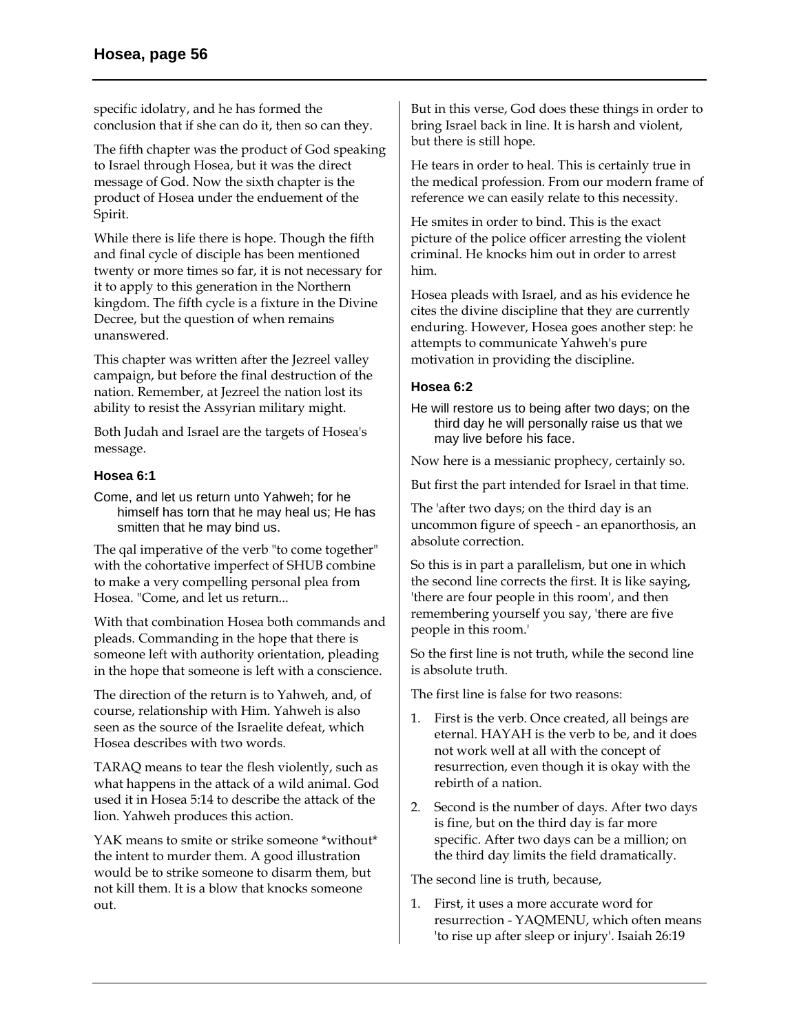specific idolatry, and he has formed the conclusion that if she can do it, then so can they.

The fifth chapter was the product of God speaking to Israel through Hosea, but it was the direct message of God. Now the sixth chapter is the product of Hosea under the enduement of the Spirit.

While there is life there is hope. Though the fifth and final cycle of disciple has been mentioned twenty or more times so far, it is not necessary for it to apply to this generation in the Northern kingdom. The fifth cycle is a fixture in the Divine Decree, but the question of when remains unanswered.

This chapter was written after the Jezreel valley campaign, but before the final destruction of the nation. Remember, at Jezreel the nation lost its ability to resist the Assyrian military might.

Both Judah and Israel are the targets of Hosea's message.

### Hosea 6:1

Come, and let us return unto Yahweh; for he himself has torn that he may heal us; He has smitten that he may bind us.

The qal imperative of the verb "to come together" with the cohortative imperfect of SHUB combine to make a very compelling personal plea from Hosea. "Come, and let us return...

With that combination Hosea both commands and pleads. Commanding in the hope that there is someone left with authority orientation, pleading in the hope that someone is left with a conscience.

The direction of the return is to Yahweh, and, of course, relationship with Him. Yahweh is also seen as the source of the Israelite defeat, which Hosea describes with two words.

TARAQ means to tear the flesh violently, such as what happens in the attack of a wild animal. God used it in Hosea 5:14 to describe the attack of the lion. Yahweh produces this action.

YAK means to smite or strike someone *without* the intent to murder them. A good illustration would be to strike someone to disarm them, but not kill them. It is a blow that knocks someone out.

But in this verse, God does these things in order to bring Israel back in line. It is harsh and violent, but there is still hope.

He tears in order to heal. This is certainly true in the medical profession. From our modern frame of reference we can easily relate to this necessity.

He smites in order to bind. This is the exact picture of the police officer arresting the violent criminal. He knocks him out in order to arrest him.

Hosea pleads with Israel, and as his evidence he cites the divine discipline that they are currently enduring. However, Hosea goes another step: he attempts to communicate Yahweh's pure motivation in providing the discipline.

### Hosea 6:2

He will restore us to being after two days; on the third day he will personally raise us that we may live before his face.

Now here is a messianic prophecy, certainly so.

But first the part intended for Israel in that time.

The 'after two days; on the third day is an uncommon figure of speech - an epanorthosis, an absolute correction.

So this is in part a parallelism, but one in which the second line corrects the first. It is like saying, 'there are four people in this room', and then remembering yourself you say, 'there are five people in this room.'

So the first line is not truth, while the second line is absolute truth.

The first line is false for two reasons:

1. First is the verb. Once created, all beings are eternal. HAYAH is the verb to be, and it does not work well at all with the concept of resurrection, even though it is okay with the rebirth of a nation.
2. Second is the number of days. After two days is fine, but on the third day is far more specific. After two days can be a million; on the third day limits the field dramatically.

The second line is truth, because,

1. First, it uses a more accurate word for resurrection - YAQMENU, which often means 'to rise up after sleep or injury'. Isaiah 26:19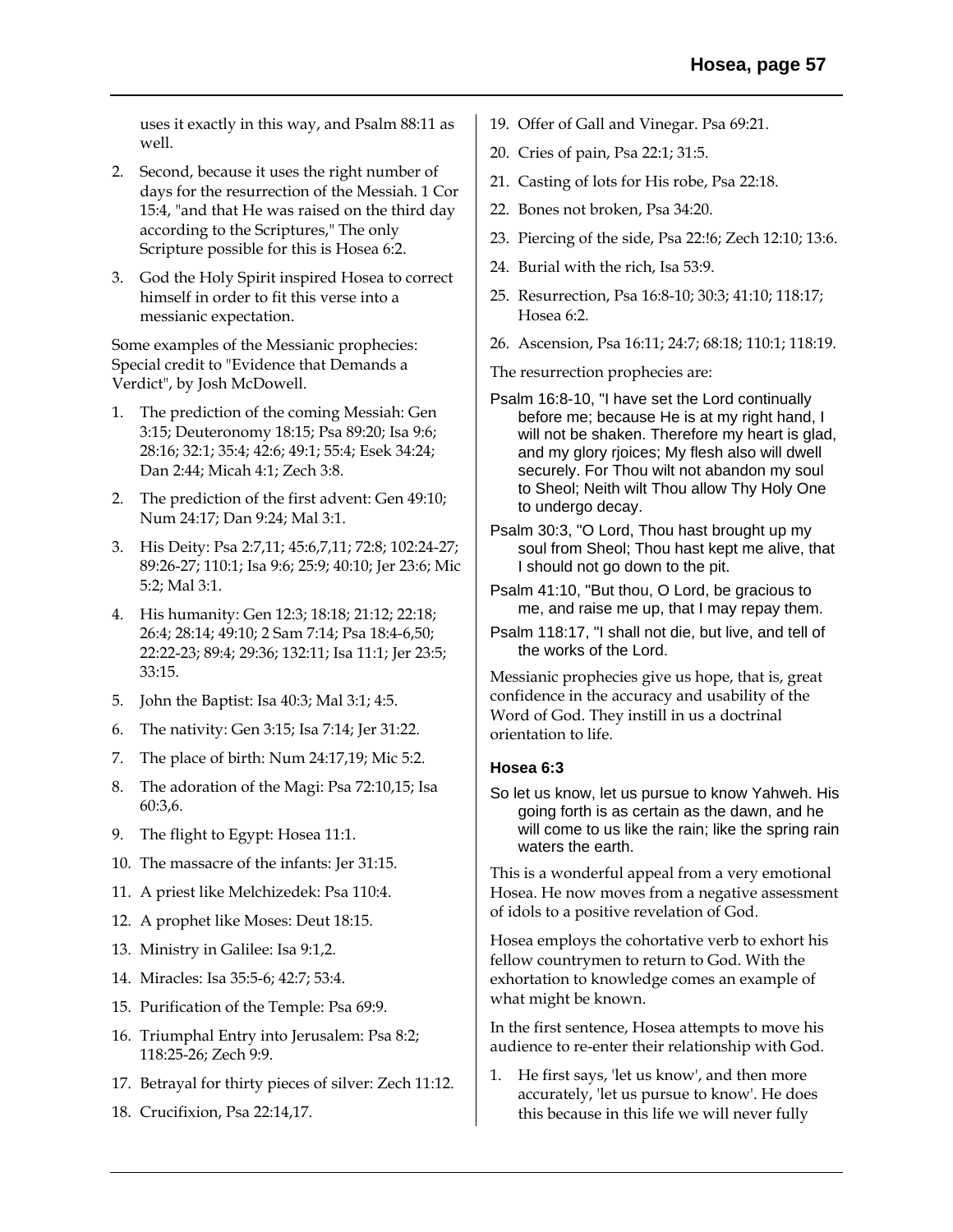uses it exactly in this way, and Psalm 88:11 as well.

2. Second, because it uses the right number of days for the resurrection of the Messiah. 1 Cor 15:4, "and that He was raised on the third day according to the Scriptures," The only Scripture possible for this is Hosea 6:2.

3. God the Holy Spirit inspired Hosea to correct himself in order to fit this verse into a messianic expectation.

Some examples of the Messianic prophecies: Special credit to "Evidence that Demands a Verdict", by Josh McDowell.

1. The prediction of the coming Messiah: Gen 3:15; Deuteronomy 18:15; Psa 89:20; Isa 9:6; 28:16; 32:1; 35:4; 42:6; 49:1; 55:4; Esek 34:24; Dan 2:44; Micah 4:1; Zech 3:8.
2. The prediction of the first advent: Gen 49:10; Num 24:17; Dan 9:24; Mal 3:1.
3. His Deity: Psa 2:7,11; 45:6,7,11; 72:8; 102:24-27; 89:26-27; 110:1; Isa 9:6; 25:9; 40:10; Jer 23:6; Mic 5:2; Mal 3:1.
4. His humanity: Gen 12:3; 18:18; 21:12; 22:18; 26:4; 28:14; 49:10; 2 Sam 7:14; Psa 18:4-6,50; 22:22-23; 89:4; 29:36; 132:11; Isa 11:1; Jer 23:5; 33:15.
5. John the Baptist: Isa 40:3; Mal 3:1; 4:5.
6. The nativity: Gen 3:15; Isa 7:14; Jer 31:22.
7. The place of birth: Num 24:17,19; Mic 5:2.
8. The adoration of the Magi: Psa 72:10,15; Isa 60:3,6.
9. The flight to Egypt: Hosea 11:1.
10. The massacre of the infants: Jer 31:15.
11. A priest like Melchizedek: Psa 110:4.
12. A prophet like Moses: Deut 18:15.
13. Ministry in Galilee: Isa 9:1,2.
14. Miracles: Isa 35:5-6; 42:7; 53:4.
15. Purification of the Temple: Psa 69:9.
16. Triumphal Entry into Jerusalem: Psa 8:2; 118:25-26; Zech 9:9.
17. Betrayal for thirty pieces of silver: Zech 11:12.
18. Crucifixion, Psa 22:14,17.
19. Offer of Gall and Vinegar. Psa 69:21.
20. Cries of pain, Psa 22:1; 31:5.
21. Casting of lots for His robe, Psa 22:18.
22. Bones not broken, Psa 34:20.
23. Piercing of the side, Psa 22:!6; Zech 12:10; 13:6.
24. Burial with the rich, Isa 53:9.
25. Resurrection, Psa 16:8-10; 30:3; 41:10; 118:17; Hosea 6:2.
26. Ascension, Psa 16:11; 24:7; 68:18; 110:1; 118:19.

The resurrection prophecies are:

Psalm 16:8-10, "I have set the Lord continually before me; because He is at my right hand, I will not be shaken. Therefore my heart is glad, and my glory rjoices; My flesh also will dwell securely. For Thou wilt not abandon my soul to Sheol; Neith wilt Thou allow Thy Holy One to undergo decay.

Psalm 30:3, "O Lord, Thou hast brought up my soul from Sheol; Thou hast kept me alive, that I should not go down to the pit.

Psalm 41:10, "But thou, O Lord, be gracious to me, and raise me up, that I may repay them.

Psalm 118:17, "I shall not die, but live, and tell of the works of the Lord.

Messianic prophecies give us hope, that is, great confidence in the accuracy and usability of the Word of God. They instill in us a doctrinal orientation to life.

### Hosea 6:3

So let us know, let us pursue to know Yahweh. His going forth is as certain as the dawn, and he will come to us like the rain; like the spring rain waters the earth.

This is a wonderful appeal from a very emotional Hosea. He now moves from a negative assessment of idols to a positive revelation of God.

Hosea employs the cohortative verb to exhort his fellow countrymen to return to God. With the exhortation to knowledge comes an example of what might be known.

In the first sentence, Hosea attempts to move his audience to re-enter their relationship with God.

1. He first says, 'let us know', and then more accurately, 'let us pursue to know'. He does this because in this life we will never fully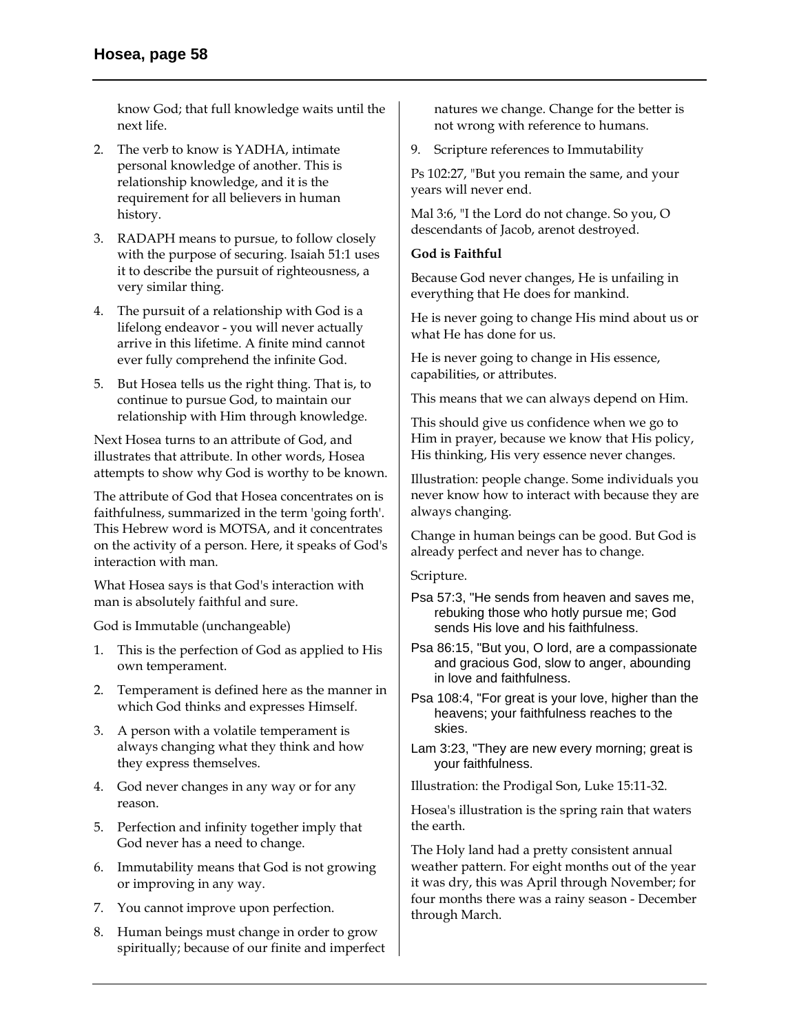know God; that full knowledge waits until the next life.

2. The verb to know is YADHA, intimate personal knowledge of another. This is relationship knowledge, and it is the requirement for all believers in human history.
3. RADAPH means to pursue, to follow closely with the purpose of securing. Isaiah 51:1 uses it to describe the pursuit of righteousness, a very similar thing.
4. The pursuit of a relationship with God is a lifelong endeavor - you will never actually arrive in this lifetime. A finite mind cannot ever fully comprehend the infinite God.
5. But Hosea tells us the right thing. That is, to continue to pursue God, to maintain our relationship with Him through knowledge.

Next Hosea turns to an attribute of God, and illustrates that attribute. In other words, Hosea attempts to show why God is worthy to be known.

The attribute of God that Hosea concentrates on is faithfulness, summarized in the term 'going forth'. This Hebrew word is MOTSA, and it concentrates on the activity of a person. Here, it speaks of God's interaction with man.

What Hosea says is that God's interaction with man is absolutely faithful and sure.

God is Immutable (unchangeable)

1. This is the perfection of God as applied to His own temperament.
2. Temperament is defined here as the manner in which God thinks and expresses Himself.
3. A person with a volatile temperament is always changing what they think and how they express themselves.
4. God never changes in any way or for any reason.
5. Perfection and infinity together imply that God never has a need to change.
6. Immutability means that God is not growing or improving in any way.
7. You cannot improve upon perfection.
8. Human beings must change in order to grow spiritually; because of our finite and imperfect natures we change. Change for the better is not wrong with reference to humans.
9. Scripture references to Immutability

Ps 102:27, "But you remain the same, and your years will never end.

Mal 3:6, "I the Lord do not change. So you, O descendants of Jacob, arenot destroyed.

**God is Faithful**

Because God never changes, He is unfailing in everything that He does for mankind.

He is never going to change His mind about us or what He has done for us.

He is never going to change in His essence, capabilities, or attributes.

This means that we can always depend on Him.

This should give us confidence when we go to Him in prayer, because we know that His policy, His thinking, His very essence never changes.

Illustration: people change. Some individuals you never know how to interact with because they are always changing.

Change in human beings can be good. But God is already perfect and never has to change.

Scripture.

Psa 57:3, "He sends from heaven and saves me, rebuking those who hotly pursue me; God sends His love and his faithfulness.

Psa 86:15, "But you, O lord, are a compassionate and gracious God, slow to anger, abounding in love and faithfulness.

Psa 108:4, "For great is your love, higher than the heavens; your faithfulness reaches to the skies.

Lam 3:23, "They are new every morning; great is your faithfulness.

Illustration: the Prodigal Son, Luke 15:11-32.

Hosea's illustration is the spring rain that waters the earth.

The Holy land had a pretty consistent annual weather pattern. For eight months out of the year it was dry, this was April through November; for four months there was a rainy season - December through March.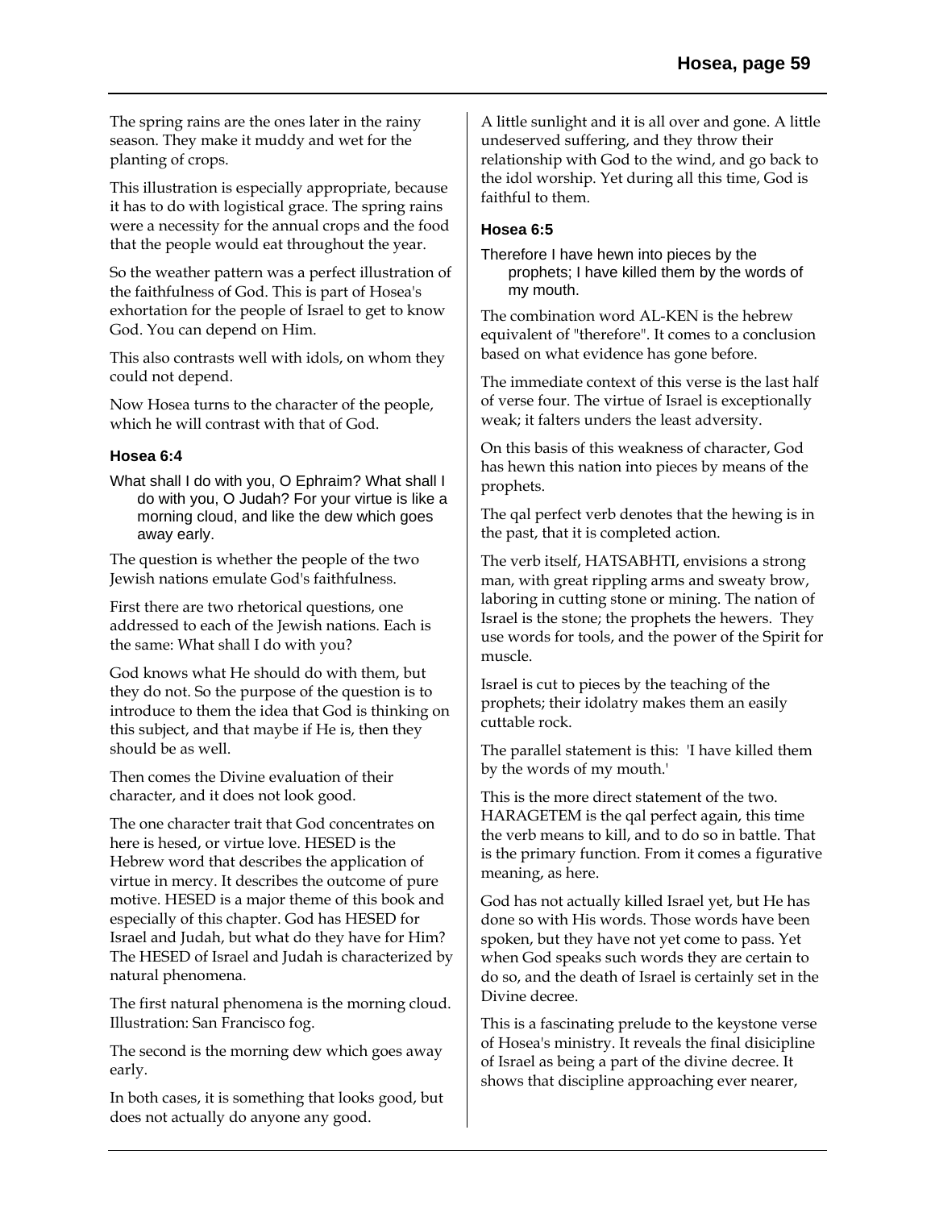The spring rains are the ones later in the rainy season. They make it muddy and wet for the planting of crops.

This illustration is especially appropriate, because it has to do with logistical grace. The spring rains were a necessity for the annual crops and the food that the people would eat throughout the year.

So the weather pattern was a perfect illustration of the faithfulness of God. This is part of Hosea's exhortation for the people of Israel to get to know God. You can depend on Him.

This also contrasts well with idols, on whom they could not depend.

Now Hosea turns to the character of the people, which he will contrast with that of God.

### Hosea 6:4

What shall I do with you, O Ephraim? What shall I do with you, O Judah? For your virtue is like a morning cloud, and like the dew which goes away early.

The question is whether the people of the two Jewish nations emulate God's faithfulness.

First there are two rhetorical questions, one addressed to each of the Jewish nations. Each is the same: What shall I do with you?

God knows what He should do with them, but they do not. So the purpose of the question is to introduce to them the idea that God is thinking on this subject, and that maybe if He is, then they should be as well.

Then comes the Divine evaluation of their character, and it does not look good.

The one character trait that God concentrates on here is hesed, or virtue love. HESED is the Hebrew word that describes the application of virtue in mercy. It describes the outcome of pure motive. HESED is a major theme of this book and especially of this chapter. God has HESED for Israel and Judah, but what do they have for Him? The HESED of Israel and Judah is characterized by natural phenomena.

The first natural phenomena is the morning cloud. Illustration: San Francisco fog.

The second is the morning dew which goes away early.

In both cases, it is something that looks good, but does not actually do anyone any good.

A little sunlight and it is all over and gone. A little undeserved suffering, and they throw their relationship with God to the wind, and go back to the idol worship. Yet during all this time, God is faithful to them.

### Hosea 6:5

Therefore I have hewn into pieces by the prophets; I have killed them by the words of my mouth.

The combination word AL-KEN is the hebrew equivalent of "therefore". It comes to a conclusion based on what evidence has gone before.

The immediate context of this verse is the last half of verse four. The virtue of Israel is exceptionally weak; it falters unders the least adversity.

On this basis of this weakness of character, God has hewn this nation into pieces by means of the prophets.

The qal perfect verb denotes that the hewing is in the past, that it is completed action.

The verb itself, HATSABHTI, envisions a strong man, with great rippling arms and sweaty brow, laboring in cutting stone or mining. The nation of Israel is the stone; the prophets the hewers. They use words for tools, and the power of the Spirit for muscle.

Israel is cut to pieces by the teaching of the prophets; their idolatry makes them an easily cuttable rock.

The parallel statement is this: 'I have killed them by the words of my mouth.'

This is the more direct statement of the two. HARAGETEM is the qal perfect again, this time the verb means to kill, and to do so in battle. That is the primary function. From it comes a figurative meaning, as here.

God has not actually killed Israel yet, but He has done so with His words. Those words have been spoken, but they have not yet come to pass. Yet when God speaks such words they are certain to do so, and the death of Israel is certainly set in the Divine decree.

This is a fascinating prelude to the keystone verse of Hosea's ministry. It reveals the final disicipline of Israel as being a part of the divine decree. It shows that discipline approaching ever nearer,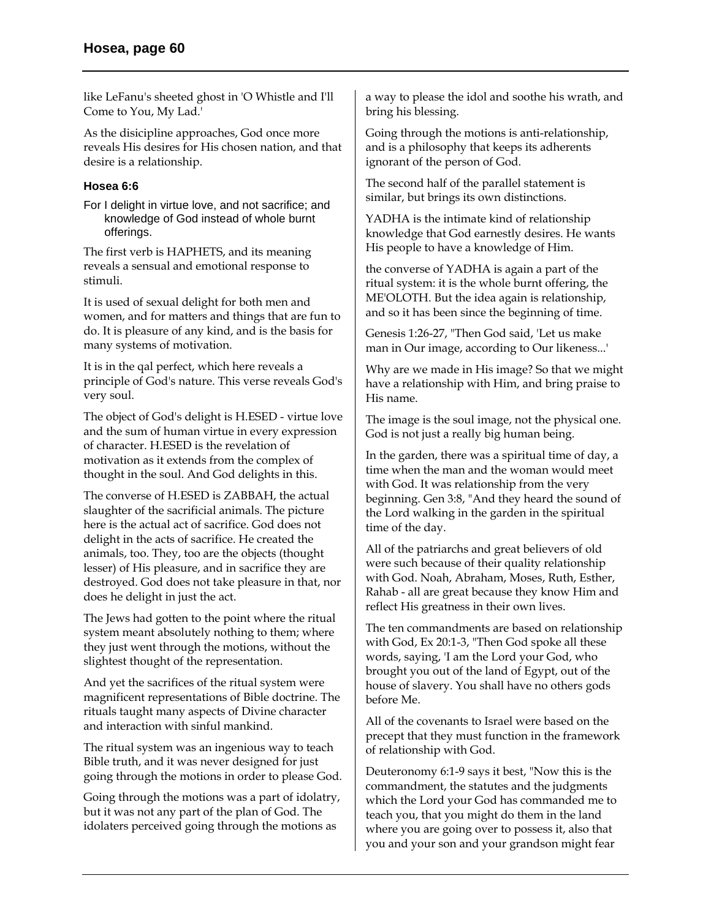like LeFanu's sheeted ghost in 'O Whistle and I'll Come to You, My Lad.'

As the disicipline approaches, God once more reveals His desires for His chosen nation, and that desire is a relationship.

#### Hosea 6:6

For I delight in virtue love, and not sacrifice; and knowledge of God instead of whole burnt offerings.

The first verb is HAPHETS, and its meaning reveals a sensual and emotional response to stimuli.

It is used of sexual delight for both men and women, and for matters and things that are fun to do. It is pleasure of any kind, and is the basis for many systems of motivation.

It is in the qal perfect, which here reveals a principle of God's nature. This verse reveals God's very soul.

The object of God's delight is H.ESED - virtue love and the sum of human virtue in every expression of character. H.ESED is the revelation of motivation as it extends from the complex of thought in the soul. And God delights in this.

The converse of H.ESED is ZABBAH, the actual slaughter of the sacrificial animals. The picture here is the actual act of sacrifice. God does not delight in the acts of sacrifice. He created the animals, too. They, too are the objects (thought lesser) of His pleasure, and in sacrifice they are destroyed. God does not take pleasure in that, nor does he delight in just the act.

The Jews had gotten to the point where the ritual system meant absolutely nothing to them; where they just went through the motions, without the slightest thought of the representation.

And yet the sacrifices of the ritual system were magnificent representations of Bible doctrine. The rituals taught many aspects of Divine character and interaction with sinful mankind.

The ritual system was an ingenious way to teach Bible truth, and it was never designed for just going through the motions in order to please God.

Going through the motions was a part of idolatry, but it was not any part of the plan of God. The idolaters perceived going through the motions as a way to please the idol and soothe his wrath, and bring his blessing.

Going through the motions is anti-relationship, and is a philosophy that keeps its adherents ignorant of the person of God.

The second half of the parallel statement is similar, but brings its own distinctions.

YADHA is the intimate kind of relationship knowledge that God earnestly desires. He wants His people to have a knowledge of Him.

the converse of YADHA is again a part of the ritual system: it is the whole burnt offering, the ME'OLOTH. But the idea again is relationship, and so it has been since the beginning of time.

Genesis 1:26-27, "Then God said, 'Let us make man in Our image, according to Our likeness...'

Why are we made in His image? So that we might have a relationship with Him, and bring praise to His name.

The image is the soul image, not the physical one. God is not just a really big human being.

In the garden, there was a spiritual time of day, a time when the man and the woman would meet with God. It was relationship from the very beginning. Gen 3:8, "And they heard the sound of the Lord walking in the garden in the spiritual time of the day.

All of the patriarchs and great believers of old were such because of their quality relationship with God. Noah, Abraham, Moses, Ruth, Esther, Rahab - all are great because they know Him and reflect His greatness in their own lives.

The ten commandments are based on relationship with God, Ex 20:1-3, "Then God spoke all these words, saying, 'I am the Lord your God, who brought you out of the land of Egypt, out of the house of slavery. You shall have no others gods before Me.

All of the covenants to Israel were based on the precept that they must function in the framework of relationship with God.

Deuteronomy 6:1-9 says it best, "Now this is the commandment, the statutes and the judgments which the Lord your God has commanded me to teach you, that you might do them in the land where you are going over to possess it, also that you and your son and your grandson might fear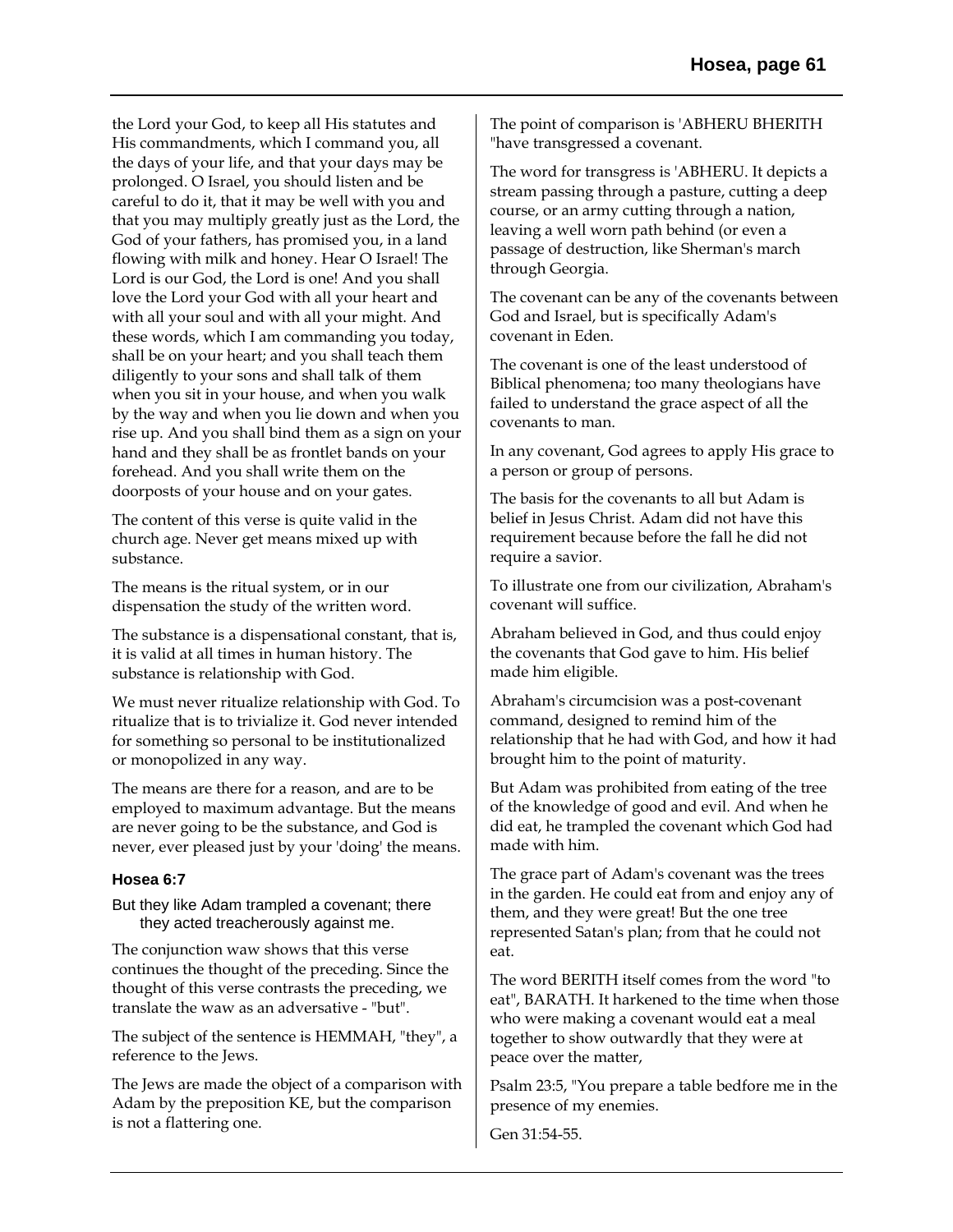the Lord your God, to keep all His statutes and His commandments, which I command you, all the days of your life, and that your days may be prolonged. O Israel, you should listen and be careful to do it, that it may be well with you and that you may multiply greatly just as the Lord, the God of your fathers, has promised you, in a land flowing with milk and honey. Hear O Israel! The Lord is our God, the Lord is one! And you shall love the Lord your God with all your heart and with all your soul and with all your might. And these words, which I am commanding you today, shall be on your heart; and you shall teach them diligently to your sons and shall talk of them when you sit in your house, and when you walk by the way and when you lie down and when you rise up. And you shall bind them as a sign on your hand and they shall be as frontlet bands on your forehead. And you shall write them on the doorposts of your house and on your gates.

The content of this verse is quite valid in the church age. Never get means mixed up with substance.

The means is the ritual system, or in our dispensation the study of the written word.

The substance is a dispensational constant, that is, it is valid at all times in human history. The substance is relationship with God.

We must never ritualize relationship with God. To ritualize that is to trivialize it. God never intended for something so personal to be institutionalized or monopolized in any way.

The means are there for a reason, and are to be employed to maximum advantage. But the means are never going to be the substance, and God is never, ever pleased just by your 'doing' the means.

#### Hosea 6:7

But they like Adam trampled a covenant; there they acted treacherously against me.

The conjunction waw shows that this verse continues the thought of the preceding. Since the thought of this verse contrasts the preceding, we translate the waw as an adversative - "but".

The subject of the sentence is HEMMAH, "they", a reference to the Jews.

The Jews are made the object of a comparison with Adam by the preposition KE, but the comparison is not a flattering one.

The point of comparison is 'ABHERU BHERITH "have transgressed a covenant.

The word for transgress is 'ABHERU. It depicts a stream passing through a pasture, cutting a deep course, or an army cutting through a nation, leaving a well worn path behind (or even a passage of destruction, like Sherman's march through Georgia.

The covenant can be any of the covenants between God and Israel, but is specifically Adam's covenant in Eden.

The covenant is one of the least understood of Biblical phenomena; too many theologians have failed to understand the grace aspect of all the covenants to man.

In any covenant, God agrees to apply His grace to a person or group of persons.

The basis for the covenants to all but Adam is belief in Jesus Christ. Adam did not have this requirement because before the fall he did not require a savior.

To illustrate one from our civilization, Abraham's covenant will suffice.

Abraham believed in God, and thus could enjoy the covenants that God gave to him. His belief made him eligible.

Abraham's circumcision was a post-covenant command, designed to remind him of the relationship that he had with God, and how it had brought him to the point of maturity.

But Adam was prohibited from eating of the tree of the knowledge of good and evil. And when he did eat, he trampled the covenant which God had made with him.

The grace part of Adam's covenant was the trees in the garden. He could eat from and enjoy any of them, and they were great! But the one tree represented Satan's plan; from that he could not eat.

The word BERITH itself comes from the word "to eat", BARATH. It harkened to the time when those who were making a covenant would eat a meal together to show outwardly that they were at peace over the matter,

Psalm 23:5, "You prepare a table bedfore me in the presence of my enemies.

Gen 31:54-55.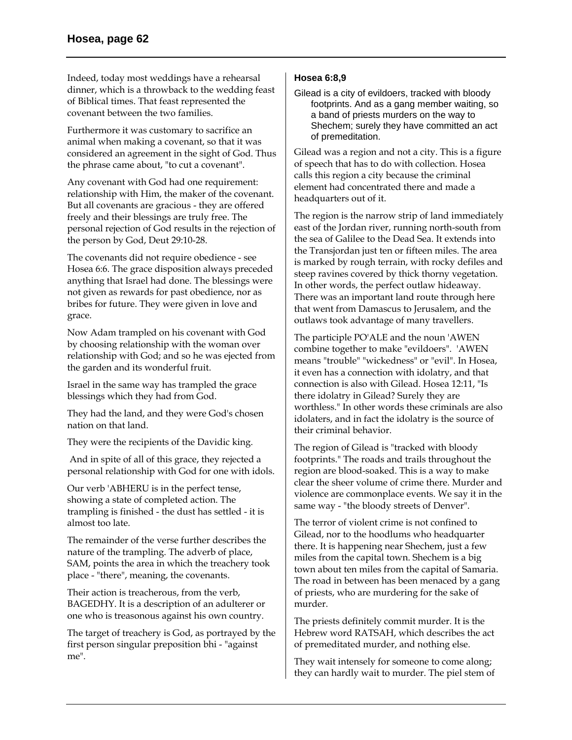Indeed, today most weddings have a rehearsal dinner, which is a throwback to the wedding feast of Biblical times. That feast represented the covenant between the two families.

Furthermore it was customary to sacrifice an animal when making a covenant, so that it was considered an agreement in the sight of God. Thus the phrase came about, "to cut a covenant".

Any covenant with God had one requirement: relationship with Him, the maker of the covenant. But all covenants are gracious - they are offered freely and their blessings are truly free. The personal rejection of God results in the rejection of the person by God, Deut 29:10-28.

The covenants did not require obedience - see Hosea 6:6. The grace disposition always preceded anything that Israel had done. The blessings were not given as rewards for past obedience, nor as bribes for future. They were given in love and grace.

Now Adam trampled on his covenant with God by choosing relationship with the woman over relationship with God; and so he was ejected from the garden and its wonderful fruit.

Israel in the same way has trampled the grace blessings which they had from God.

They had the land, and they were God's chosen nation on that land.

They were the recipients of the Davidic king.

And in spite of all of this grace, they rejected a personal relationship with God for one with idols.

Our verb 'ABHERU is in the perfect tense, showing a state of completed action. The trampling is finished - the dust has settled - it is almost too late.

The remainder of the verse further describes the nature of the trampling. The adverb of place, SAM, points the area in which the treachery took place - "there", meaning, the covenants.

Their action is treacherous, from the verb, BAGEDHY. It is a description of an adulterer or one who is treasonous against his own country.

The target of treachery is God, as portrayed by the first person singular preposition bhi - "against me".

### Hosea 6:8,9

Gilead is a city of evildoers, tracked with bloody footprints. And as a gang member waiting, so a band of priests murders on the way to Shechem; surely they have committed an act of premeditation.

Gilead was a region and not a city. This is a figure of speech that has to do with collection. Hosea calls this region a city because the criminal element had concentrated there and made a headquarters out of it.

The region is the narrow strip of land immediately east of the Jordan river, running north-south from the sea of Galilee to the Dead Sea. It extends into the Transjordan just ten or fifteen miles. The area is marked by rough terrain, with rocky defiles and steep ravines covered by thick thorny vegetation. In other words, the perfect outlaw hideaway. There was an important land route through here that went from Damascus to Jerusalem, and the outlaws took advantage of many travellers.

The participle PO'ALE and the noun 'AWEN combine together to make "evildoers". 'AWEN means "trouble" "wickedness" or "evil". In Hosea, it even has a connection with idolatry, and that connection is also with Gilead. Hosea 12:11, "Is there idolatry in Gilead? Surely they are worthless." In other words these criminals are also idolaters, and in fact the idolatry is the source of their criminal behavior.

The region of Gilead is "tracked with bloody footprints." The roads and trails throughout the region are blood-soaked. This is a way to make clear the sheer volume of crime there. Murder and violence are commonplace events. We say it in the same way - "the bloody streets of Denver".

The terror of violent crime is not confined to Gilead, nor to the hoodlums who headquarter there. It is happening near Shechem, just a few miles from the capital town. Shechem is a big town about ten miles from the capital of Samaria. The road in between has been menaced by a gang of priests, who are murdering for the sake of murder.

The priests definitely commit murder. It is the Hebrew word RATSAH, which describes the act of premeditated murder, and nothing else.

They wait intensely for someone to come along; they can hardly wait to murder. The piel stem of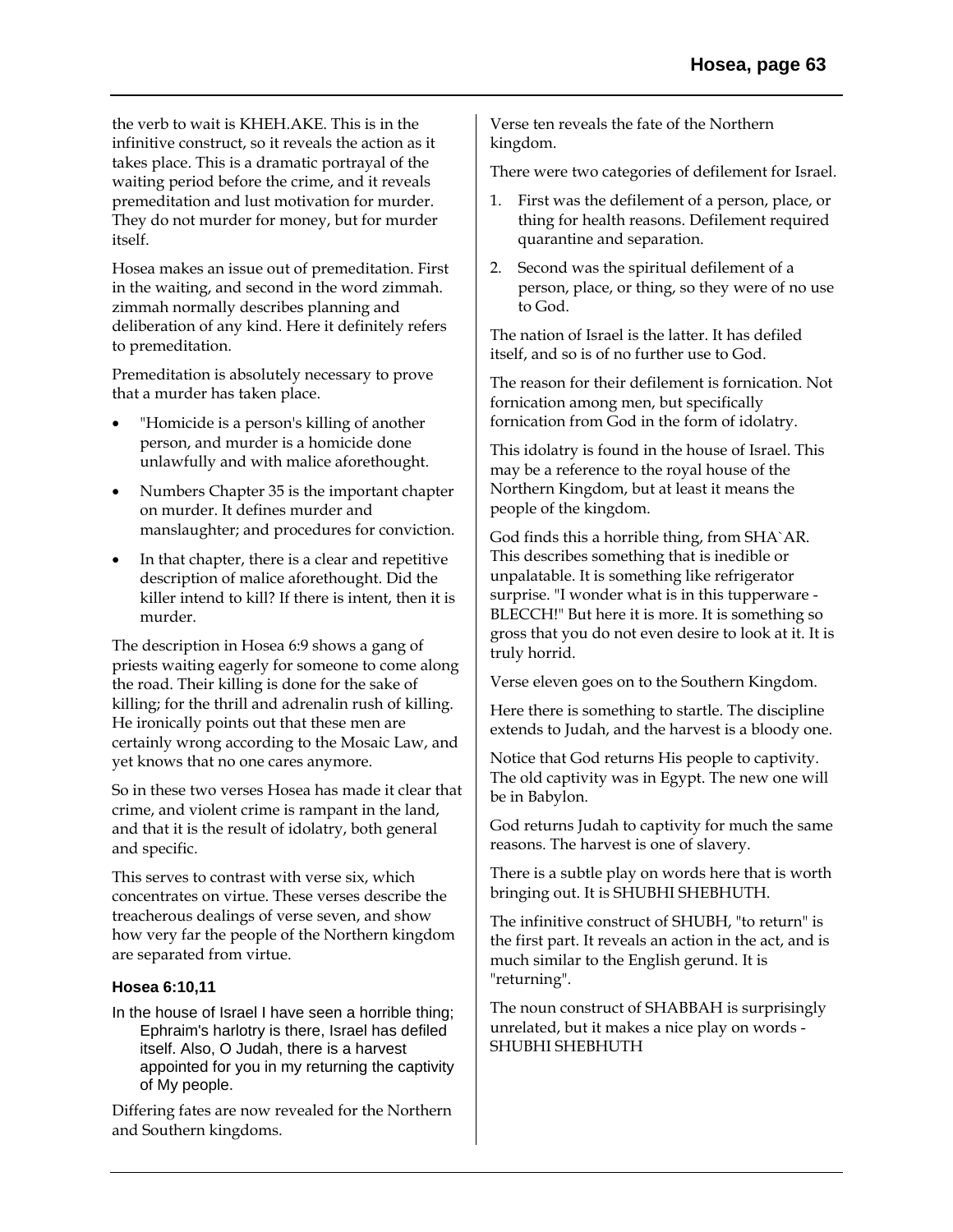the verb to wait is KHEH.AKE. This is in the infinitive construct, so it reveals the action as it takes place. This is a dramatic portrayal of the waiting period before the crime, and it reveals premeditation and lust motivation for murder. They do not murder for money, but for murder itself.

Hosea makes an issue out of premeditation. First in the waiting, and second in the word zimmah. zimmah normally describes planning and deliberation of any kind. Here it definitely refers to premeditation.

Premeditation is absolutely necessary to prove that a murder has taken place.

- "Homicide is a person's killing of another person, and murder is a homicide done unlawfully and with malice aforethought.
- Numbers Chapter 35 is the important chapter on murder. It defines murder and manslaughter; and procedures for conviction.
- In that chapter, there is a clear and repetitive description of malice aforethought. Did the killer intend to kill? If there is intent, then it is murder.

The description in Hosea 6:9 shows a gang of priests waiting eagerly for someone to come along the road. Their killing is done for the sake of killing; for the thrill and adrenalin rush of killing. He ironically points out that these men are certainly wrong according to the Mosaic Law, and yet knows that no one cares anymore.

So in these two verses Hosea has made it clear that crime, and violent crime is rampant in the land, and that it is the result of idolatry, both general and specific.

This serves to contrast with verse six, which concentrates on virtue. These verses describe the treacherous dealings of verse seven, and show how very far the people of the Northern kingdom are separated from virtue.

### Hosea 6:10,11

In the house of Israel I have seen a horrible thing; Ephraim's harlotry is there, Israel has defiled itself. Also, O Judah, there is a harvest appointed for you in my returning the captivity of My people.

Differing fates are now revealed for the Northern and Southern kingdoms.

Verse ten reveals the fate of the Northern kingdom.

There were two categories of defilement for Israel.

1. First was the defilement of a person, place, or thing for health reasons. Defilement required quarantine and separation.
2. Second was the spiritual defilement of a person, place, or thing, so they were of no use to God.

The nation of Israel is the latter. It has defiled itself, and so is of no further use to God.

The reason for their defilement is fornication. Not fornication among men, but specifically fornication from God in the form of idolatry.

This idolatry is found in the house of Israel. This may be a reference to the royal house of the Northern Kingdom, but at least it means the people of the kingdom.

God finds this a horrible thing, from SHA`AR. This describes something that is inedible or unpalatable. It is something like refrigerator surprise. "I wonder what is in this tupperware - BLECCH!" But here it is more. It is something so gross that you do not even desire to look at it. It is truly horrid.

Verse eleven goes on to the Southern Kingdom.

Here there is something to startle. The discipline extends to Judah, and the harvest is a bloody one.

Notice that God returns His people to captivity. The old captivity was in Egypt. The new one will be in Babylon.

God returns Judah to captivity for much the same reasons. The harvest is one of slavery.

There is a subtle play on words here that is worth bringing out. It is SHUBHI SHEBHUTH.

The infinitive construct of SHUBH, "to return" is the first part. It reveals an action in the act, and is much similar to the English gerund. It is "returning".

The noun construct of SHABBAH is surprisingly unrelated, but it makes a nice play on words - SHUBHI SHEBHUTH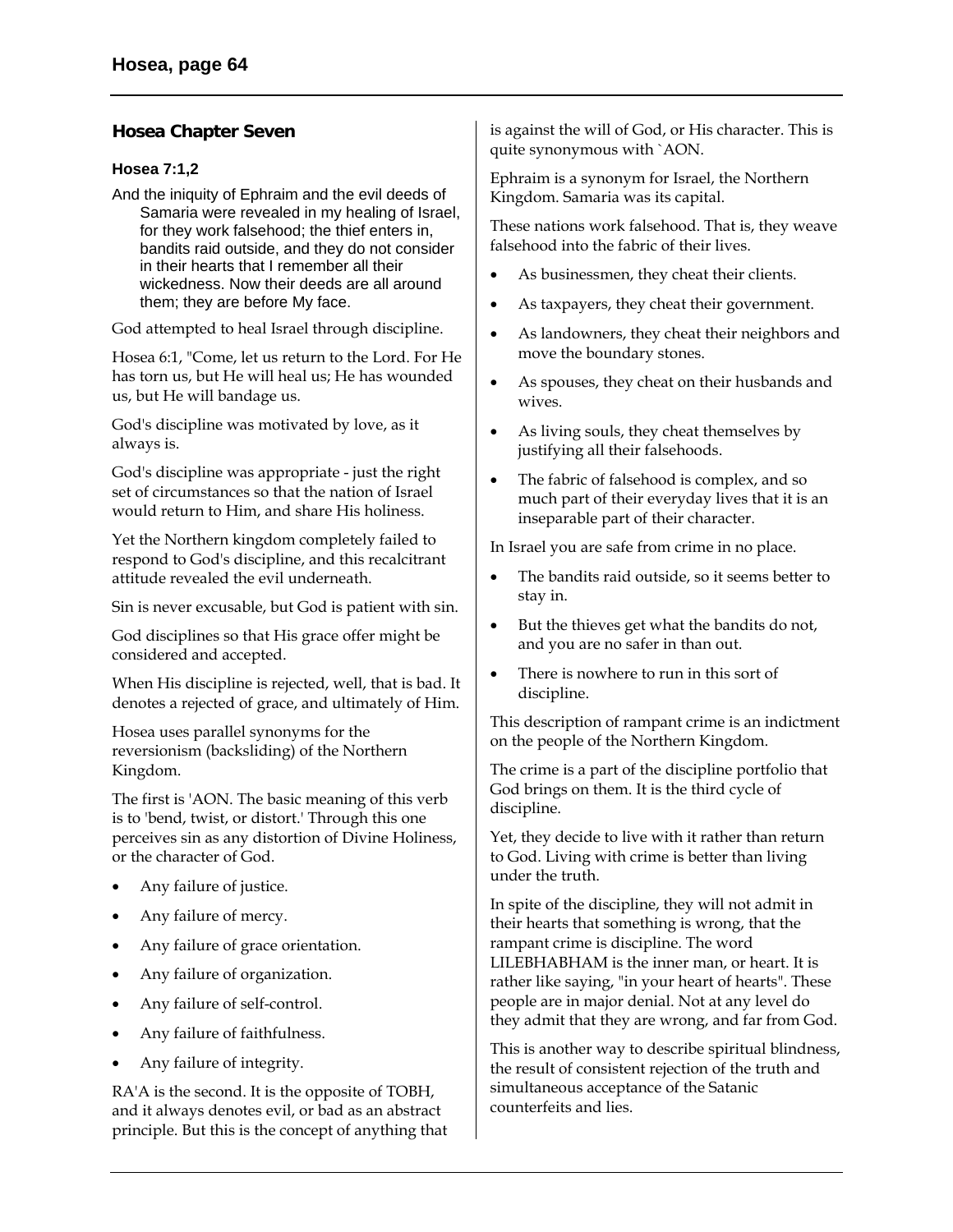## Hosea Chapter Seven

### Hosea 7:1,2

And the iniquity of Ephraim and the evil deeds of Samaria were revealed in my healing of Israel, for they work falsehood; the thief enters in, bandits raid outside, and they do not consider in their hearts that I remember all their wickedness. Now their deeds are all around them; they are before My face.

God attempted to heal Israel through discipline.

Hosea 6:1, "Come, let us return to the Lord. For He has torn us, but He will heal us; He has wounded us, but He will bandage us.

God's discipline was motivated by love, as it always is.

God's discipline was appropriate - just the right set of circumstances so that the nation of Israel would return to Him, and share His holiness.

Yet the Northern kingdom completely failed to respond to God's discipline, and this recalcitrant attitude revealed the evil underneath.

Sin is never excusable, but God is patient with sin.

God disciplines so that His grace offer might be considered and accepted.

When His discipline is rejected, well, that is bad. It denotes a rejected of grace, and ultimately of Him.

Hosea uses parallel synonyms for the reversionism (backsliding) of the Northern Kingdom.

The first is 'AON. The basic meaning of this verb is to 'bend, twist, or distort.' Through this one perceives sin as any distortion of Divine Holiness, or the character of God.

- Any failure of justice.
- Any failure of mercy.
- Any failure of grace orientation.
- Any failure of organization.
- Any failure of self-control.
- Any failure of faithfulness.
- Any failure of integrity.

RA'A is the second. It is the opposite of TOBH, and it always denotes evil, or bad as an abstract principle. But this is the concept of anything that is against the will of God, or His character. This is quite synonymous with `AON.

Ephraim is a synonym for Israel, the Northern Kingdom. Samaria was its capital.

These nations work falsehood. That is, they weave falsehood into the fabric of their lives.

- As businessmen, they cheat their clients.
- As taxpayers, they cheat their government.
- As landowners, they cheat their neighbors and move the boundary stones.
- As spouses, they cheat on their husbands and wives.
- As living souls, they cheat themselves by justifying all their falsehoods.
- The fabric of falsehood is complex, and so much part of their everyday lives that it is an inseparable part of their character.

In Israel you are safe from crime in no place.

- The bandits raid outside, so it seems better to stay in.
- But the thieves get what the bandits do not, and you are no safer in than out.
- There is nowhere to run in this sort of discipline.

This description of rampant crime is an indictment on the people of the Northern Kingdom.

The crime is a part of the discipline portfolio that God brings on them. It is the third cycle of discipline.

Yet, they decide to live with it rather than return to God. Living with crime is better than living under the truth.

In spite of the discipline, they will not admit in their hearts that something is wrong, that the rampant crime is discipline. The word LILEBHABHAM is the inner man, or heart. It is rather like saying, "in your heart of hearts". These people are in major denial. Not at any level do they admit that they are wrong, and far from God.

This is another way to describe spiritual blindness, the result of consistent rejection of the truth and simultaneous acceptance of the Satanic counterfeits and lies.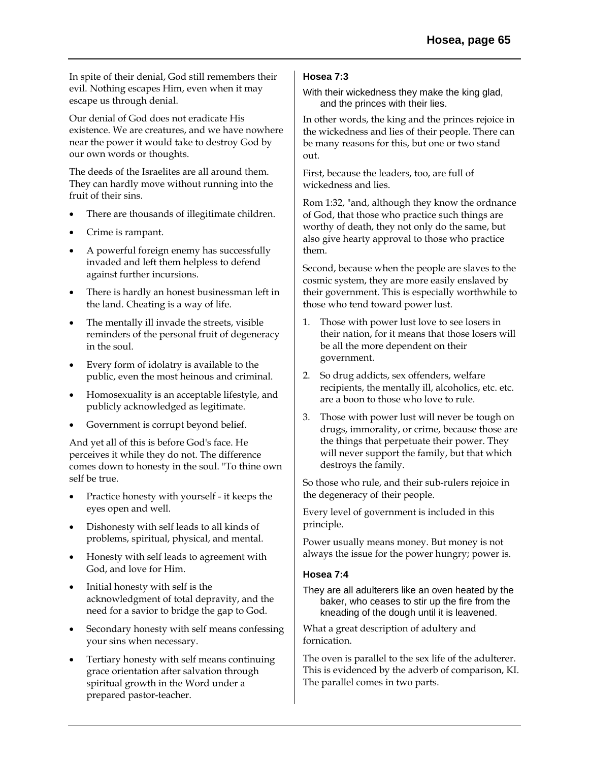In spite of their denial, God still remembers their evil. Nothing escapes Him, even when it may escape us through denial.

Our denial of God does not eradicate His existence. We are creatures, and we have nowhere near the power it would take to destroy God by our own words or thoughts.

The deeds of the Israelites are all around them. They can hardly move without running into the fruit of their sins.

- There are thousands of illegitimate children.
- Crime is rampant.
- A powerful foreign enemy has successfully invaded and left them helpless to defend against further incursions.
- There is hardly an honest businessman left in the land. Cheating is a way of life.
- The mentally ill invade the streets, visible reminders of the personal fruit of degeneracy in the soul.
- Every form of idolatry is available to the public, even the most heinous and criminal.
- Homosexuality is an acceptable lifestyle, and publicly acknowledged as legitimate.
- Government is corrupt beyond belief.

And yet all of this is before God's face. He perceives it while they do not. The difference comes down to honesty in the soul. "To thine own self be true.

- Practice honesty with yourself - it keeps the eyes open and well.
- Dishonesty with self leads to all kinds of problems, spiritual, physical, and mental.
- Honesty with self leads to agreement with God, and love for Him.
- Initial honesty with self is the acknowledgment of total depravity, and the need for a savior to bridge the gap to God.
- Secondary honesty with self means confessing your sins when necessary.
- Tertiary honesty with self means continuing grace orientation after salvation through spiritual growth in the Word under a prepared pastor-teacher.

### Hosea 7:3

With their wickedness they make the king glad,
and the princes with their lies.

In other words, the king and the princes rejoice in the wickedness and lies of their people. There can be many reasons for this, but one or two stand out.

First, because the leaders, too, are full of wickedness and lies.

Rom 1:32, "and, although they know the ordnance of God, that those who practice such things are worthy of death, they not only do the same, but also give hearty approval to those who practice them.

Second, because when the people are slaves to the cosmic system, they are more easily enslaved by their government. This is especially worthwhile to those who tend toward power lust.

1. Those with power lust love to see losers in their nation, for it means that those losers will be all the more dependent on their government.
2. So drug addicts, sex offenders, welfare recipients, the mentally ill, alcoholics, etc. etc. are a boon to those who love to rule.
3. Those with power lust will never be tough on drugs, immorality, or crime, because those are the things that perpetuate their power. They will never support the family, but that which destroys the family.

So those who rule, and their sub-rulers rejoice in the degeneracy of their people.

Every level of government is included in this principle.

Power usually means money. But money is not always the issue for the power hungry; power is.

### Hosea 7:4

They are all adulterers like an oven heated by the baker, who ceases to stir up the fire from the kneading of the dough until it is leavened.

What a great description of adultery and fornication.

The oven is parallel to the sex life of the adulterer. This is evidenced by the adverb of comparison, KI. The parallel comes in two parts.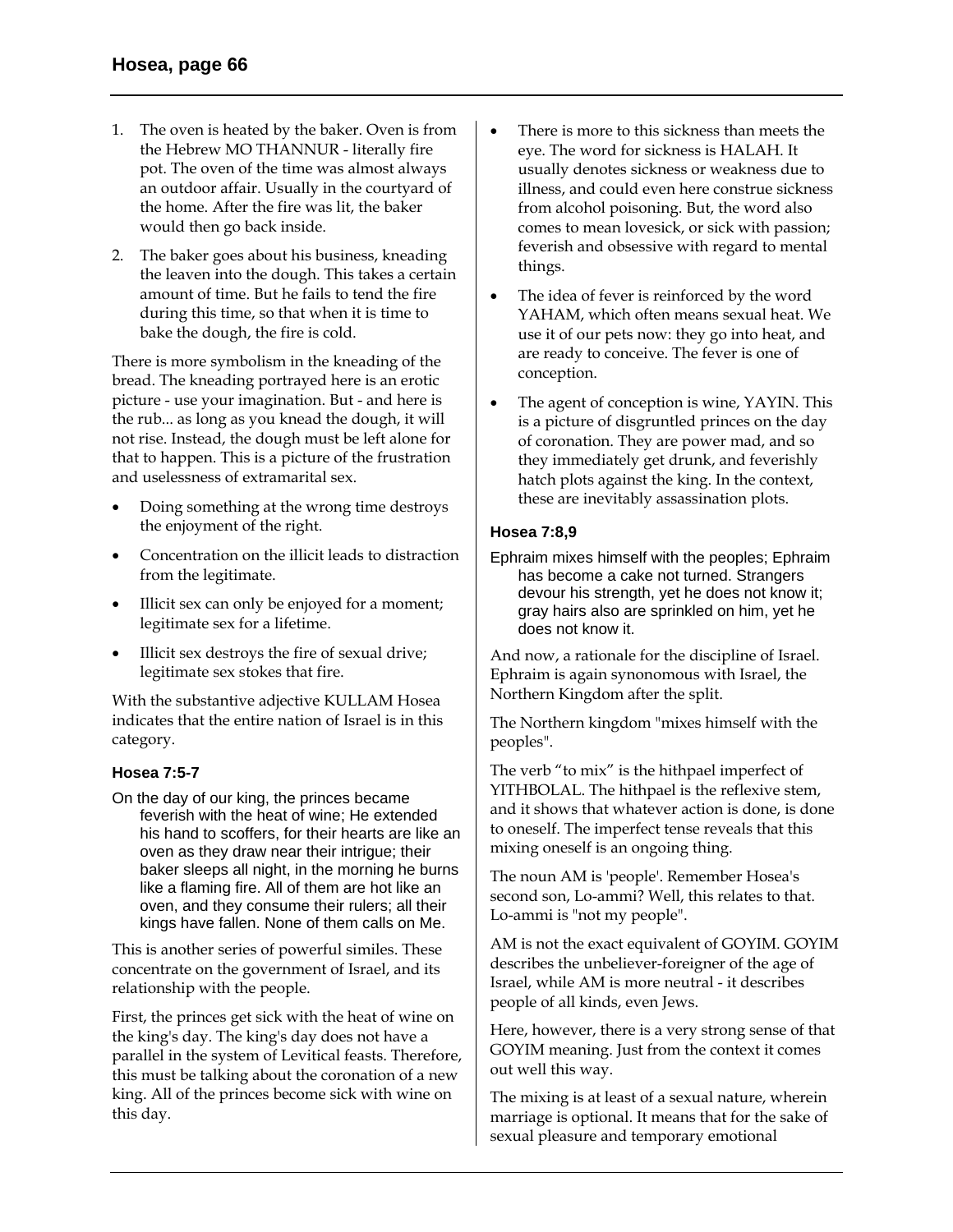1. The oven is heated by the baker. Oven is from the Hebrew MO THANNUR - literally fire pot. The oven of the time was almost always an outdoor affair. Usually in the courtyard of the home. After the fire was lit, the baker would then go back inside.
2. The baker goes about his business, kneading the leaven into the dough. This takes a certain amount of time. But he fails to tend the fire during this time, so that when it is time to bake the dough, the fire is cold.

There is more symbolism in the kneading of the bread. The kneading portrayed here is an erotic picture - use your imagination. But - and here is the rub... as long as you knead the dough, it will not rise. Instead, the dough must be left alone for that to happen. This is a picture of the frustration and uselessness of extramarital sex.

- Doing something at the wrong time destroys the enjoyment of the right.
- Concentration on the illicit leads to distraction from the legitimate.
- Illicit sex can only be enjoyed for a moment; legitimate sex for a lifetime.
- Illicit sex destroys the fire of sexual drive; legitimate sex stokes that fire.

With the substantive adjective KULLAM Hosea indicates that the entire nation of Israel is in this category.

### Hosea 7:5-7

On the day of our king, the princes became feverish with the heat of wine; He extended his hand to scoffers, for their hearts are like an oven as they draw near their intrigue; their baker sleeps all night, in the morning he burns like a flaming fire. All of them are hot like an oven, and they consume their rulers; all their kings have fallen. None of them calls on Me.

This is another series of powerful similes. These concentrate on the government of Israel, and its relationship with the people.

First, the princes get sick with the heat of wine on the king's day. The king's day does not have a parallel in the system of Levitical feasts. Therefore, this must be talking about the coronation of a new king. All of the princes become sick with wine on this day.

- There is more to this sickness than meets the eye. The word for sickness is HALAH. It usually denotes sickness or weakness due to illness, and could even here construe sickness from alcohol poisoning. But, the word also comes to mean lovesick, or sick with passion; feverish and obsessive with regard to mental things.
- The idea of fever is reinforced by the word YAHAM, which often means sexual heat. We use it of our pets now: they go into heat, and are ready to conceive. The fever is one of conception.
- The agent of conception is wine, YAYIN. This is a picture of disgruntled princes on the day of coronation. They are power mad, and so they immediately get drunk, and feverishly hatch plots against the king. In the context, these are inevitably assassination plots.

### Hosea 7:8,9

Ephraim mixes himself with the peoples; Ephraim has become a cake not turned. Strangers devour his strength, yet he does not know it; gray hairs also are sprinkled on him, yet he does not know it.

And now, a rationale for the discipline of Israel. Ephraim is again synonomous with Israel, the Northern Kingdom after the split.

The Northern kingdom "mixes himself with the peoples".

The verb "to mix" is the hithpael imperfect of YITHBOLAL. The hithpael is the reflexive stem, and it shows that whatever action is done, is done to oneself. The imperfect tense reveals that this mixing oneself is an ongoing thing.

The noun AM is 'people'. Remember Hosea's second son, Lo-ammi? Well, this relates to that. Lo-ammi is "not my people".

AM is not the exact equivalent of GOYIM. GOYIM describes the unbeliever-foreigner of the age of Israel, while AM is more neutral - it describes people of all kinds, even Jews.

Here, however, there is a very strong sense of that GOYIM meaning. Just from the context it comes out well this way.

The mixing is at least of a sexual nature, wherein marriage is optional. It means that for the sake of sexual pleasure and temporary emotional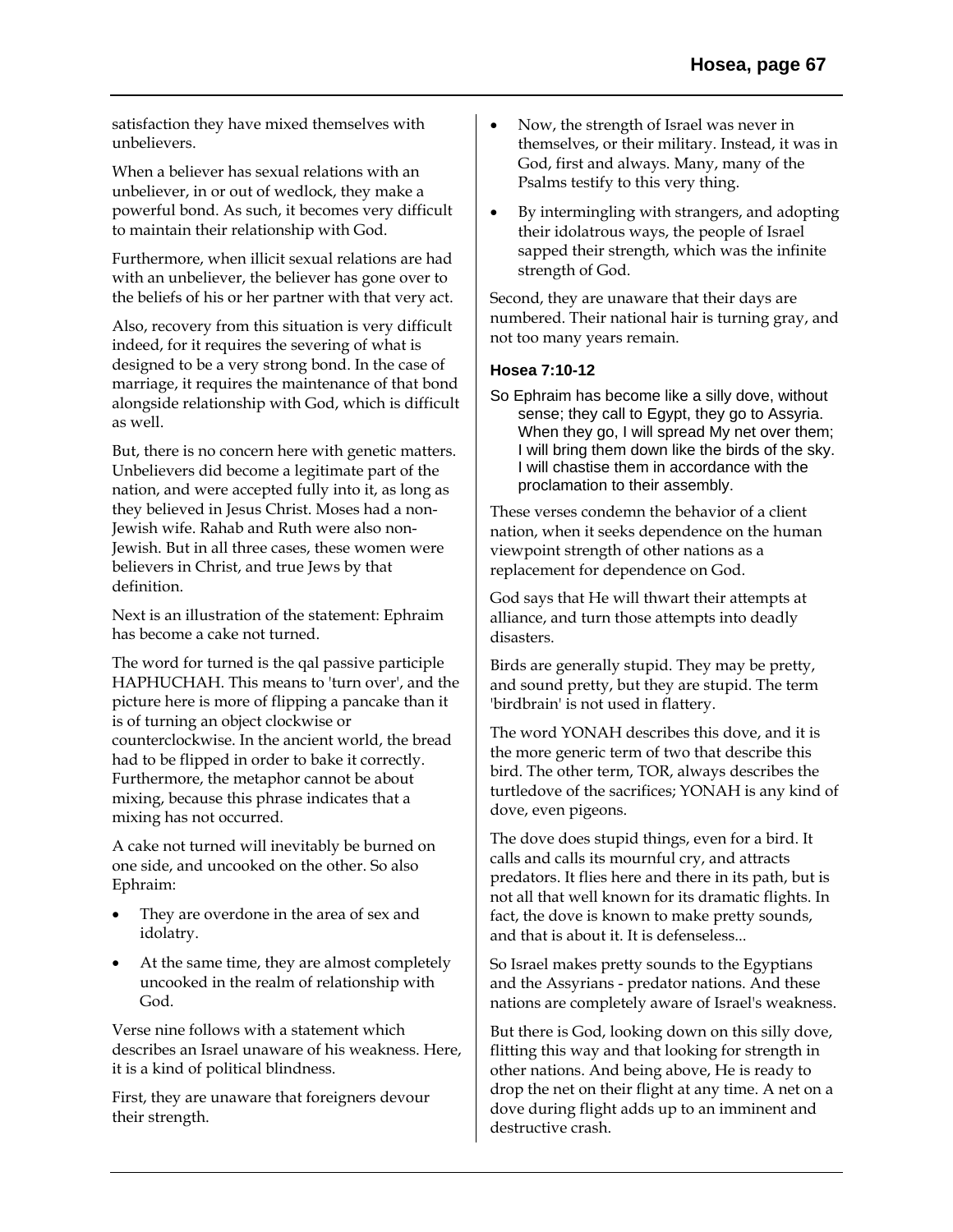satisfaction they have mixed themselves with unbelievers.

When a believer has sexual relations with an unbeliever, in or out of wedlock, they make a powerful bond. As such, it becomes very difficult to maintain their relationship with God.

Furthermore, when illicit sexual relations are had with an unbeliever, the believer has gone over to the beliefs of his or her partner with that very act.

Also, recovery from this situation is very difficult indeed, for it requires the severing of what is designed to be a very strong bond. In the case of marriage, it requires the maintenance of that bond alongside relationship with God, which is difficult as well.

But, there is no concern here with genetic matters. Unbelievers did become a legitimate part of the nation, and were accepted fully into it, as long as they believed in Jesus Christ. Moses had a non-Jewish wife. Rahab and Ruth were also non-Jewish. But in all three cases, these women were believers in Christ, and true Jews by that definition.

Next is an illustration of the statement: Ephraim has become a cake not turned.

The word for turned is the qal passive participle HAPHUCHAH. This means to 'turn over', and the picture here is more of flipping a pancake than it is of turning an object clockwise or counterclockwise. In the ancient world, the bread had to be flipped in order to bake it correctly. Furthermore, the metaphor cannot be about mixing, because this phrase indicates that a mixing has not occurred.

A cake not turned will inevitably be burned on one side, and uncooked on the other. So also Ephraim:

- They are overdone in the area of sex and idolatry.
- At the same time, they are almost completely uncooked in the realm of relationship with God.

Verse nine follows with a statement which describes an Israel unaware of his weakness. Here, it is a kind of political blindness.

First, they are unaware that foreigners devour their strength.

- Now, the strength of Israel was never in themselves, or their military. Instead, it was in God, first and always. Many, many of the Psalms testify to this very thing.
- By intermingling with strangers, and adopting their idolatrous ways, the people of Israel sapped their strength, which was the infinite strength of God.

Second, they are unaware that their days are numbered. Their national hair is turning gray, and not too many years remain.

#### Hosea 7:10-12

So Ephraim has become like a silly dove, without sense; they call to Egypt, they go to Assyria. When they go, I will spread My net over them; I will bring them down like the birds of the sky. I will chastise them in accordance with the proclamation to their assembly.

These verses condemn the behavior of a client nation, when it seeks dependence on the human viewpoint strength of other nations as a replacement for dependence on God.

God says that He will thwart their attempts at alliance, and turn those attempts into deadly disasters.

Birds are generally stupid. They may be pretty, and sound pretty, but they are stupid. The term 'birdbrain' is not used in flattery.

The word YONAH describes this dove, and it is the more generic term of two that describe this bird. The other term, TOR, always describes the turtledove of the sacrifices; YONAH is any kind of dove, even pigeons.

The dove does stupid things, even for a bird. It calls and calls its mournful cry, and attracts predators. It flies here and there in its path, but is not all that well known for its dramatic flights. In fact, the dove is known to make pretty sounds, and that is about it. It is defenseless...

So Israel makes pretty sounds to the Egyptians and the Assyrians - predator nations. And these nations are completely aware of Israel's weakness.

But there is God, looking down on this silly dove, flitting this way and that looking for strength in other nations. And being above, He is ready to drop the net on their flight at any time. A net on a dove during flight adds up to an imminent and destructive crash.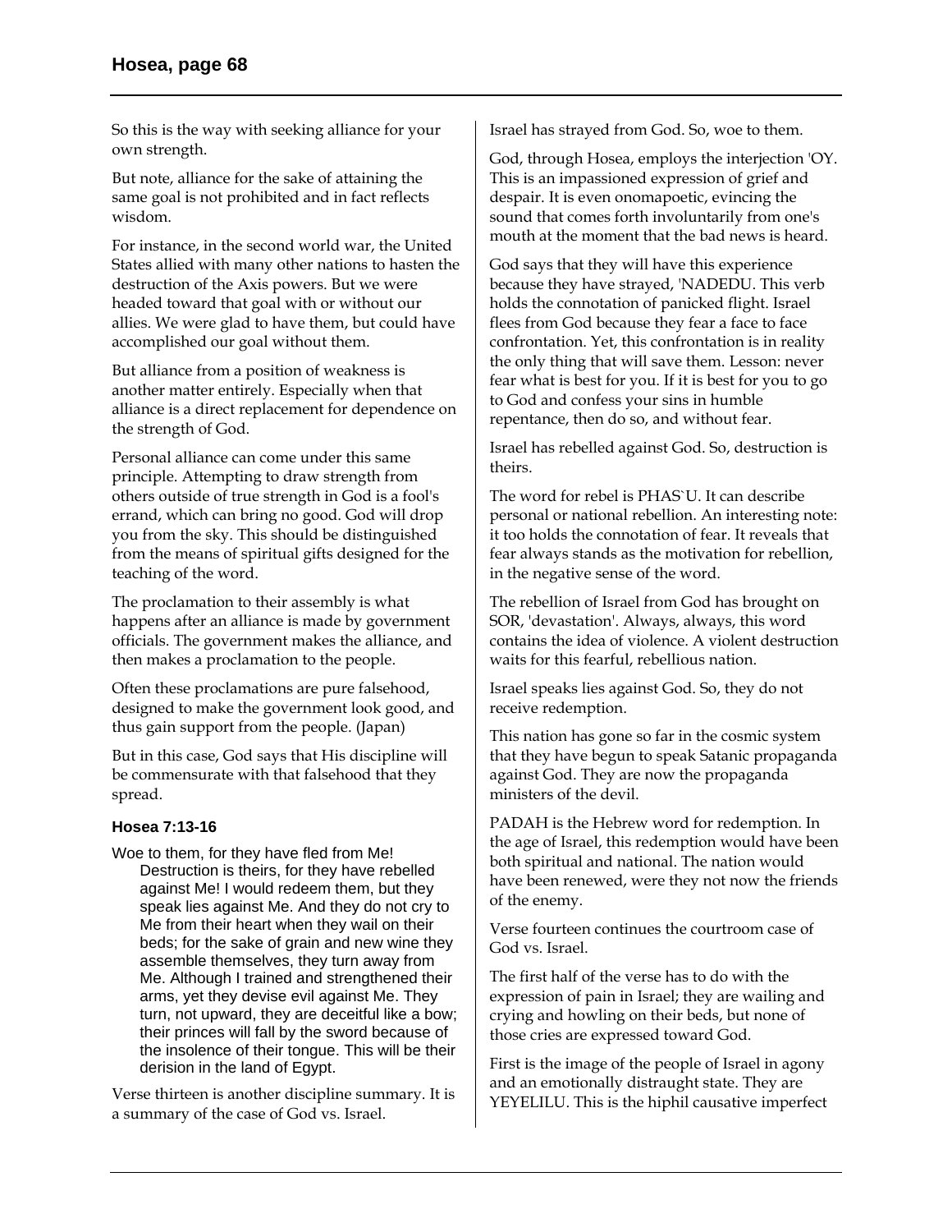So this is the way with seeking alliance for your own strength.

But note, alliance for the sake of attaining the same goal is not prohibited and in fact reflects wisdom.

For instance, in the second world war, the United States allied with many other nations to hasten the destruction of the Axis powers. But we were headed toward that goal with or without our allies. We were glad to have them, but could have accomplished our goal without them.

But alliance from a position of weakness is another matter entirely. Especially when that alliance is a direct replacement for dependence on the strength of God.

Personal alliance can come under this same principle. Attempting to draw strength from others outside of true strength in God is a fool's errand, which can bring no good. God will drop you from the sky. This should be distinguished from the means of spiritual gifts designed for the teaching of the word.

The proclamation to their assembly is what happens after an alliance is made by government officials. The government makes the alliance, and then makes a proclamation to the people.

Often these proclamations are pure falsehood, designed to make the government look good, and thus gain support from the people. (Japan)

But in this case, God says that His discipline will be commensurate with that falsehood that they spread.

### Hosea 7:13-16

Woe to them, for they have fled from Me! Destruction is theirs, for they have rebelled against Me! I would redeem them, but they speak lies against Me. And they do not cry to Me from their heart when they wail on their beds; for the sake of grain and new wine they assemble themselves, they turn away from Me. Although I trained and strengthened their arms, yet they devise evil against Me. They turn, not upward, they are deceitful like a bow; their princes will fall by the sword because of the insolence of their tongue. This will be their derision in the land of Egypt.

Verse thirteen is another discipline summary. It is a summary of the case of God vs. Israel.

Israel has strayed from God. So, woe to them.

God, through Hosea, employs the interjection 'OY. This is an impassioned expression of grief and despair. It is even onomapoetic, evincing the sound that comes forth involuntarily from one's mouth at the moment that the bad news is heard.

God says that they will have this experience because they have strayed, 'NADEDU. This verb holds the connotation of panicked flight. Israel flees from God because they fear a face to face confrontation. Yet, this confrontation is in reality the only thing that will save them. Lesson: never fear what is best for you. If it is best for you to go to God and confess your sins in humble repentance, then do so, and without fear.

Israel has rebelled against God. So, destruction is theirs.

The word for rebel is PHAS`U. It can describe personal or national rebellion. An interesting note: it too holds the connotation of fear. It reveals that fear always stands as the motivation for rebellion, in the negative sense of the word.

The rebellion of Israel from God has brought on SOR, 'devastation'. Always, always, this word contains the idea of violence. A violent destruction waits for this fearful, rebellious nation.

Israel speaks lies against God. So, they do not receive redemption.

This nation has gone so far in the cosmic system that they have begun to speak Satanic propaganda against God. They are now the propaganda ministers of the devil.

PADAH is the Hebrew word for redemption. In the age of Israel, this redemption would have been both spiritual and national. The nation would have been renewed, were they not now the friends of the enemy.

Verse fourteen continues the courtroom case of God vs. Israel.

The first half of the verse has to do with the expression of pain in Israel; they are wailing and crying and howling on their beds, but none of those cries are expressed toward God.

First is the image of the people of Israel in agony and an emotionally distraught state. They are YEYELILU. This is the hiphil causative imperfect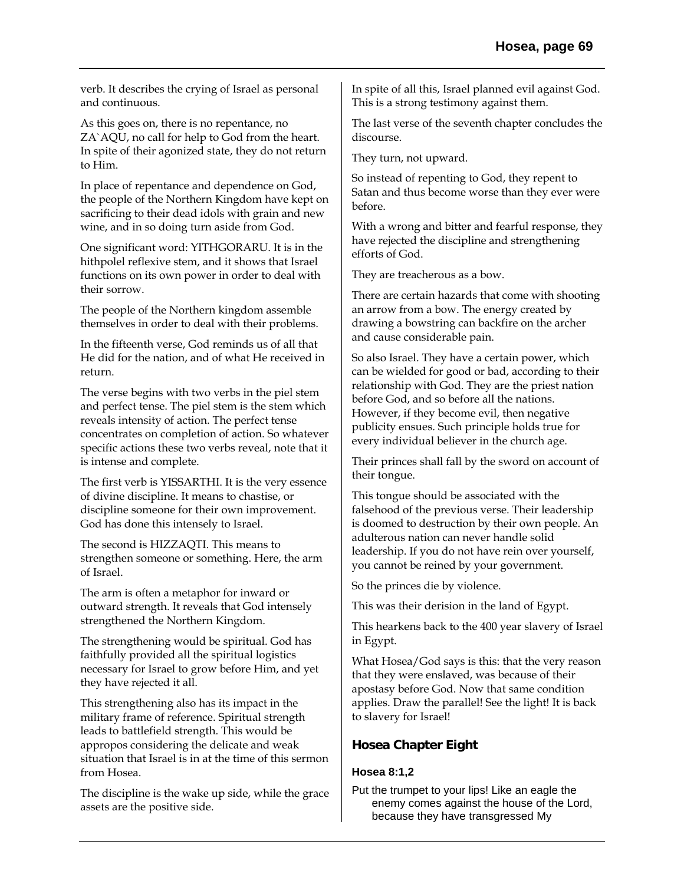verb. It describes the crying of Israel as personal and continuous.

As this goes on, there is no repentance, no ZA`AQU, no call for help to God from the heart. In spite of their agonized state, they do not return to Him.

In place of repentance and dependence on God, the people of the Northern Kingdom have kept on sacrificing to their dead idols with grain and new wine, and in so doing turn aside from God.

One significant word: YITHGORARU. It is in the hithpolel reflexive stem, and it shows that Israel functions on its own power in order to deal with their sorrow.

The people of the Northern kingdom assemble themselves in order to deal with their problems.

In the fifteenth verse, God reminds us of all that He did for the nation, and of what He received in return.

The verse begins with two verbs in the piel stem and perfect tense. The piel stem is the stem which reveals intensity of action. The perfect tense concentrates on completion of action. So whatever specific actions these two verbs reveal, note that it is intense and complete.

The first verb is YISSARTHI. It is the very essence of divine discipline. It means to chastise, or discipline someone for their own improvement. God has done this intensely to Israel.

The second is HIZZAQTI. This means to strengthen someone or something. Here, the arm of Israel.

The arm is often a metaphor for inward or outward strength. It reveals that God intensely strengthened the Northern Kingdom.

The strengthening would be spiritual. God has faithfully provided all the spiritual logistics necessary for Israel to grow before Him, and yet they have rejected it all.

This strengthening also has its impact in the military frame of reference. Spiritual strength leads to battlefield strength. This would be appropos considering the delicate and weak situation that Israel is in at the time of this sermon from Hosea.

The discipline is the wake up side, while the grace assets are the positive side.

In spite of all this, Israel planned evil against God. This is a strong testimony against them.

The last verse of the seventh chapter concludes the discourse.

They turn, not upward.

So instead of repenting to God, they repent to Satan and thus become worse than they ever were before.

With a wrong and bitter and fearful response, they have rejected the discipline and strengthening efforts of God.

They are treacherous as a bow.

There are certain hazards that come with shooting an arrow from a bow. The energy created by drawing a bowstring can backfire on the archer and cause considerable pain.

So also Israel. They have a certain power, which can be wielded for good or bad, according to their relationship with God. They are the priest nation before God, and so before all the nations. However, if they become evil, then negative publicity ensues. Such principle holds true for every individual believer in the church age.

Their princes shall fall by the sword on account of their tongue.

This tongue should be associated with the falsehood of the previous verse. Their leadership is doomed to destruction by their own people. An adulterous nation can never handle solid leadership. If you do not have rein over yourself, you cannot be reined by your government.

So the princes die by violence.

This was their derision in the land of Egypt.

This hearkens back to the 400 year slavery of Israel in Egypt.

What Hosea/God says is this: that the very reason that they were enslaved, was because of their apostasy before God. Now that same condition applies. Draw the parallel! See the light! It is back to slavery for Israel!

## Hosea Chapter Eight

### Hosea 8:1,2

Put the trumpet to your lips! Like an eagle the enemy comes against the house of the Lord, because they have transgressed My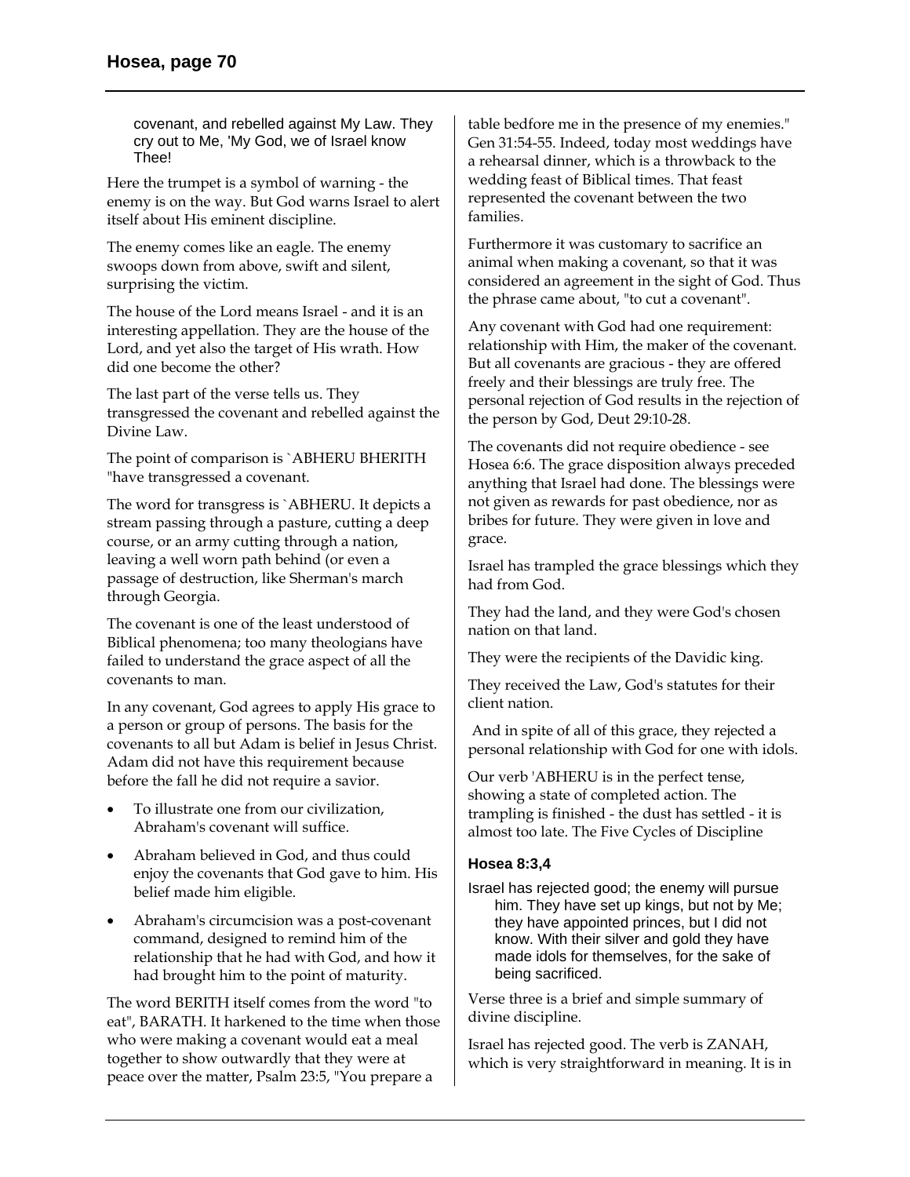covenant, and rebelled against My Law. They cry out to Me, 'My God, we of Israel know Thee!

Here the trumpet is a symbol of warning - the enemy is on the way. But God warns Israel to alert itself about His eminent discipline.

The enemy comes like an eagle. The enemy swoops down from above, swift and silent, surprising the victim.

The house of the Lord means Israel - and it is an interesting appellation. They are the house of the Lord, and yet also the target of His wrath. How did one become the other?

The last part of the verse tells us. They transgressed the covenant and rebelled against the Divine Law.

The point of comparison is `ABHERU BHERITH "have transgressed a covenant.

The word for transgress is `ABHERU. It depicts a stream passing through a pasture, cutting a deep course, or an army cutting through a nation, leaving a well worn path behind (or even a passage of destruction, like Sherman's march through Georgia.

The covenant is one of the least understood of Biblical phenomena; too many theologians have failed to understand the grace aspect of all the covenants to man.

In any covenant, God agrees to apply His grace to a person or group of persons. The basis for the covenants to all but Adam is belief in Jesus Christ. Adam did not have this requirement because before the fall he did not require a savior.

- To illustrate one from our civilization, Abraham's covenant will suffice.
- Abraham believed in God, and thus could enjoy the covenants that God gave to him. His belief made him eligible.
- Abraham's circumcision was a post-covenant command, designed to remind him of the relationship that he had with God, and how it had brought him to the point of maturity.

The word BERITH itself comes from the word "to eat", BARATH. It harkened to the time when those who were making a covenant would eat a meal together to show outwardly that they were at peace over the matter, Psalm 23:5, "You prepare a table bedfore me in the presence of my enemies." Gen 31:54-55. Indeed, today most weddings have a rehearsal dinner, which is a throwback to the wedding feast of Biblical times. That feast represented the covenant between the two families.

Furthermore it was customary to sacrifice an animal when making a covenant, so that it was considered an agreement in the sight of God. Thus the phrase came about, "to cut a covenant".

Any covenant with God had one requirement: relationship with Him, the maker of the covenant. But all covenants are gracious - they are offered freely and their blessings are truly free. The personal rejection of God results in the rejection of the person by God, Deut 29:10-28.

The covenants did not require obedience - see Hosea 6:6. The grace disposition always preceded anything that Israel had done. The blessings were not given as rewards for past obedience, nor as bribes for future. They were given in love and grace.

Israel has trampled the grace blessings which they had from God.

They had the land, and they were God's chosen nation on that land.

They were the recipients of the Davidic king.

They received the Law, God's statutes for their client nation.

And in spite of all of this grace, they rejected a personal relationship with God for one with idols.

Our verb 'ABHERU is in the perfect tense, showing a state of completed action. The trampling is finished - the dust has settled - it is almost too late. The Five Cycles of Discipline

### Hosea 8:3,4

Israel has rejected good; the enemy will pursue him. They have set up kings, but not by Me; they have appointed princes, but I did not know. With their silver and gold they have made idols for themselves, for the sake of being sacrificed.

Verse three is a brief and simple summary of divine discipline.

Israel has rejected good. The verb is ZANAH, which is very straightforward in meaning. It is in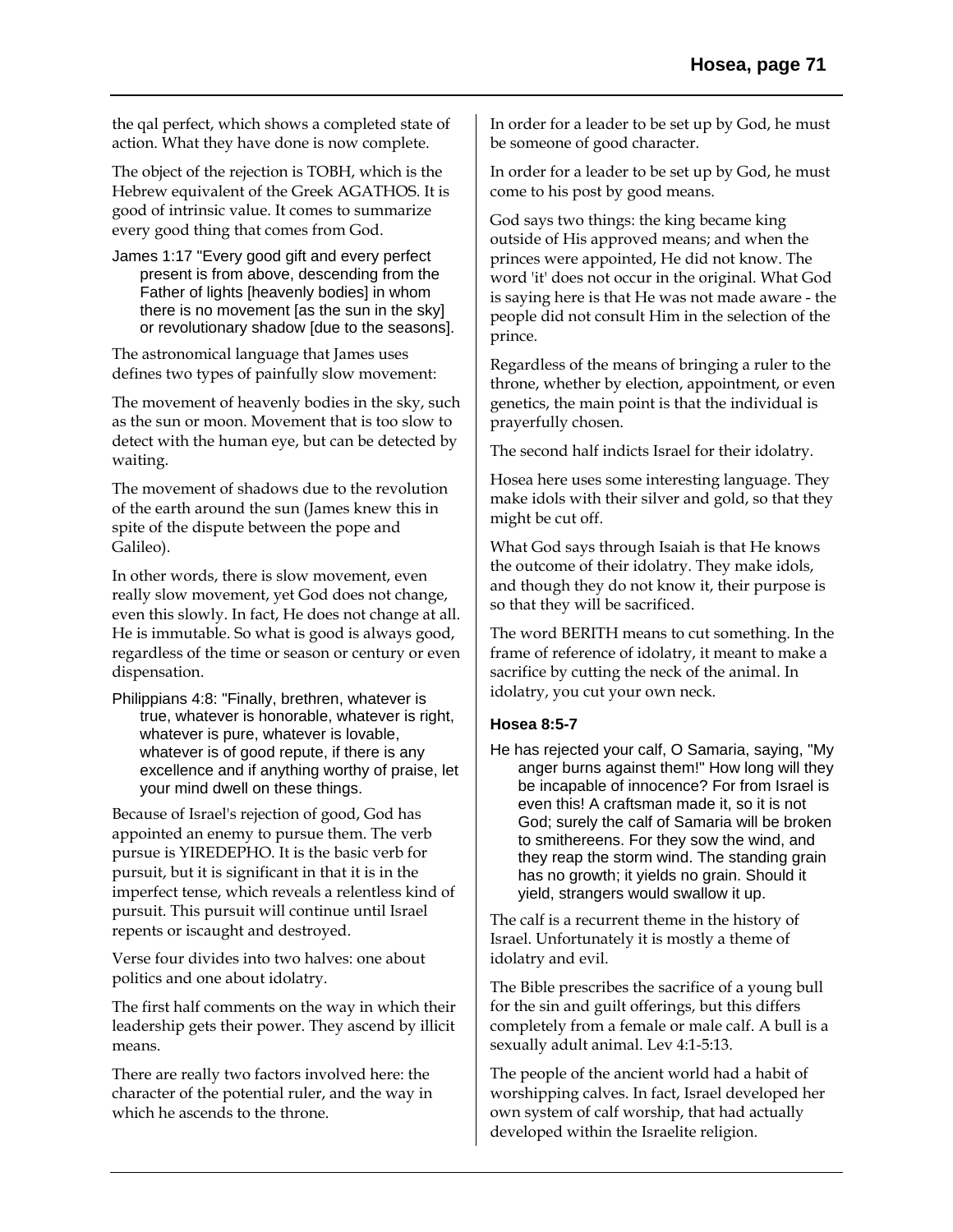the qal perfect, which shows a completed state of action. What they have done is now complete.

The object of the rejection is TOBH, which is the Hebrew equivalent of the Greek AGATHOS. It is good of intrinsic value. It comes to summarize every good thing that comes from God.

James 1:17 "Every good gift and every perfect present is from above, descending from the Father of lights [heavenly bodies] in whom there is no movement [as the sun in the sky] or revolutionary shadow [due to the seasons].

The astronomical language that James uses defines two types of painfully slow movement:

The movement of heavenly bodies in the sky, such as the sun or moon. Movement that is too slow to detect with the human eye, but can be detected by waiting.

The movement of shadows due to the revolution of the earth around the sun (James knew this in spite of the dispute between the pope and Galileo).

In other words, there is slow movement, even really slow movement, yet God does not change, even this slowly. In fact, He does not change at all. He is immutable. So what is good is always good, regardless of the time or season or century or even dispensation.

Philippians 4:8: "Finally, brethren, whatever is true, whatever is honorable, whatever is right, whatever is pure, whatever is lovable, whatever is of good repute, if there is any excellence and if anything worthy of praise, let your mind dwell on these things.

Because of Israel's rejection of good, God has appointed an enemy to pursue them. The verb pursue is YIREDEPHO. It is the basic verb for pursuit, but it is significant in that it is in the imperfect tense, which reveals a relentless kind of pursuit. This pursuit will continue until Israel repents or iscaught and destroyed.

Verse four divides into two halves: one about politics and one about idolatry.

The first half comments on the way in which their leadership gets their power. They ascend by illicit means.

There are really two factors involved here: the character of the potential ruler, and the way in which he ascends to the throne.

In order for a leader to be set up by God, he must be someone of good character.

In order for a leader to be set up by God, he must come to his post by good means.

God says two things: the king became king outside of His approved means; and when the princes were appointed, He did not know. The word 'it' does not occur in the original. What God is saying here is that He was not made aware - the people did not consult Him in the selection of the prince.

Regardless of the means of bringing a ruler to the throne, whether by election, appointment, or even genetics, the main point is that the individual is prayerfully chosen.

The second half indicts Israel for their idolatry.

Hosea here uses some interesting language. They make idols with their silver and gold, so that they might be cut off.

What God says through Isaiah is that He knows the outcome of their idolatry. They make idols, and though they do not know it, their purpose is so that they will be sacrificed.

The word BERITH means to cut something. In the frame of reference of idolatry, it meant to make a sacrifice by cutting the neck of the animal. In idolatry, you cut your own neck.

#### Hosea 8:5-7

He has rejected your calf, O Samaria, saying, "My anger burns against them!" How long will they be incapable of innocence? For from Israel is even this! A craftsman made it, so it is not God; surely the calf of Samaria will be broken to smithereens. For they sow the wind, and they reap the storm wind. The standing grain has no growth; it yields no grain. Should it yield, strangers would swallow it up.

The calf is a recurrent theme in the history of Israel. Unfortunately it is mostly a theme of idolatry and evil.

The Bible prescribes the sacrifice of a young bull for the sin and guilt offerings, but this differs completely from a female or male calf. A bull is a sexually adult animal. Lev 4:1-5:13.

The people of the ancient world had a habit of worshipping calves. In fact, Israel developed her own system of calf worship, that had actually developed within the Israelite religion.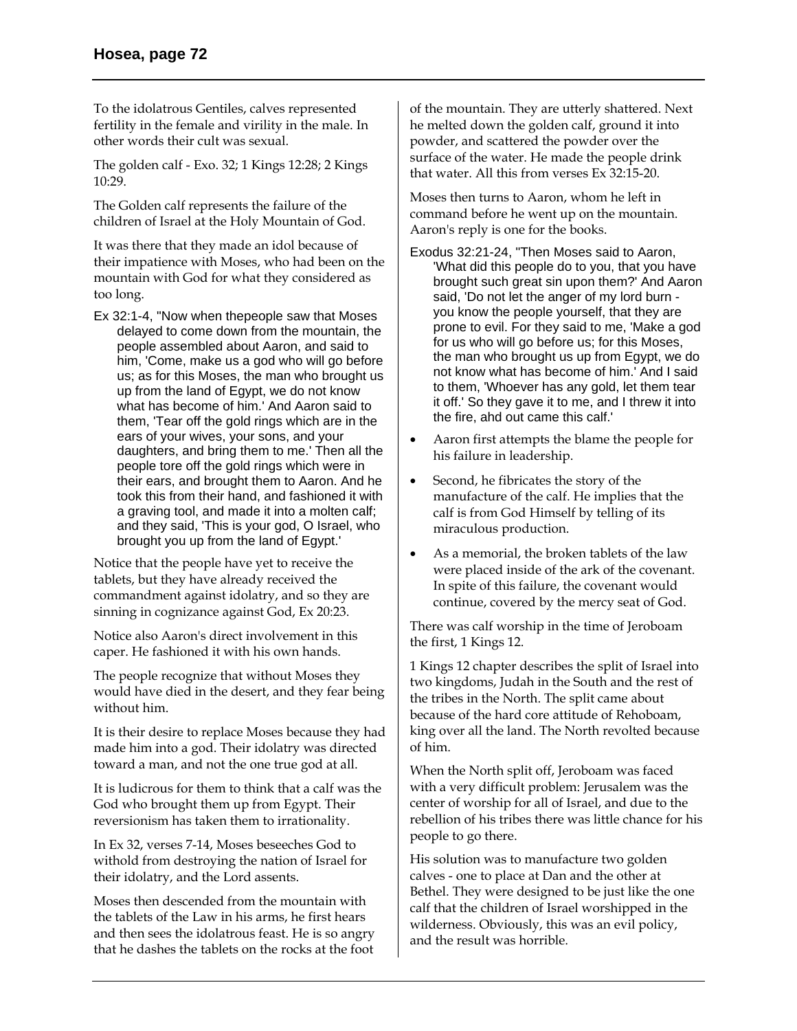To the idolatrous Gentiles, calves represented fertility in the female and virility in the male. In other words their cult was sexual.

The golden calf - Exo. 32; 1 Kings 12:28; 2 Kings 10:29.

The Golden calf represents the failure of the children of Israel at the Holy Mountain of God.

It was there that they made an idol because of their impatience with Moses, who had been on the mountain with God for what they considered as too long.

Ex 32:1-4, "Now when thepeople saw that Moses delayed to come down from the mountain, the people assembled about Aaron, and said to him, 'Come, make us a god who will go before us; as for this Moses, the man who brought us up from the land of Egypt, we do not know what has become of him.' And Aaron said to them, 'Tear off the gold rings which are in the ears of your wives, your sons, and your daughters, and bring them to me.' Then all the people tore off the gold rings which were in their ears, and brought them to Aaron. And he took this from their hand, and fashioned it with a graving tool, and made it into a molten calf; and they said, 'This is your god, O Israel, who brought you up from the land of Egypt.'

Notice that the people have yet to receive the tablets, but they have already received the commandment against idolatry, and so they are sinning in cognizance against God, Ex 20:23.

Notice also Aaron's direct involvement in this caper. He fashioned it with his own hands.

The people recognize that without Moses they would have died in the desert, and they fear being without him.

It is their desire to replace Moses because they had made him into a god. Their idolatry was directed toward a man, and not the one true god at all.

It is ludicrous for them to think that a calf was the God who brought them up from Egypt. Their reversionism has taken them to irrationality.

In Ex 32, verses 7-14, Moses beseeches God to withold from destroying the nation of Israel for their idolatry, and the Lord assents.

Moses then descended from the mountain with the tablets of the Law in his arms, he first hears and then sees the idolatrous feast. He is so angry that he dashes the tablets on the rocks at the foot of the mountain. They are utterly shattered. Next he melted down the golden calf, ground it into powder, and scattered the powder over the surface of the water. He made the people drink that water. All this from verses Ex 32:15-20.

Moses then turns to Aaron, whom he left in command before he went up on the mountain. Aaron's reply is one for the books.

Exodus 32:21-24, "Then Moses said to Aaron, 'What did this people do to you, that you have brought such great sin upon them?' And Aaron said, 'Do not let the anger of my lord burn - you know the people yourself, that they are prone to evil. For they said to me, 'Make a god for us who will go before us; for this Moses, the man who brought us up from Egypt, we do not know what has become of him.' And I said to them, 'Whoever has any gold, let them tear it off.' So they gave it to me, and I threw it into the fire, ahd out came this calf.'

- Aaron first attempts the blame the people for his failure in leadership.
- Second, he fibricates the story of the manufacture of the calf. He implies that the calf is from God Himself by telling of its miraculous production.
- As a memorial, the broken tablets of the law were placed inside of the ark of the covenant. In spite of this failure, the covenant would continue, covered by the mercy seat of God.

There was calf worship in the time of Jeroboam the first, 1 Kings 12.

1 Kings 12 chapter describes the split of Israel into two kingdoms, Judah in the South and the rest of the tribes in the North. The split came about because of the hard core attitude of Rehoboam, king over all the land. The North revolted because of him.

When the North split off, Jeroboam was faced with a very difficult problem: Jerusalem was the center of worship for all of Israel, and due to the rebellion of his tribes there was little chance for his people to go there.

His solution was to manufacture two golden calves - one to place at Dan and the other at Bethel. They were designed to be just like the one calf that the children of Israel worshipped in the wilderness. Obviously, this was an evil policy, and the result was horrible.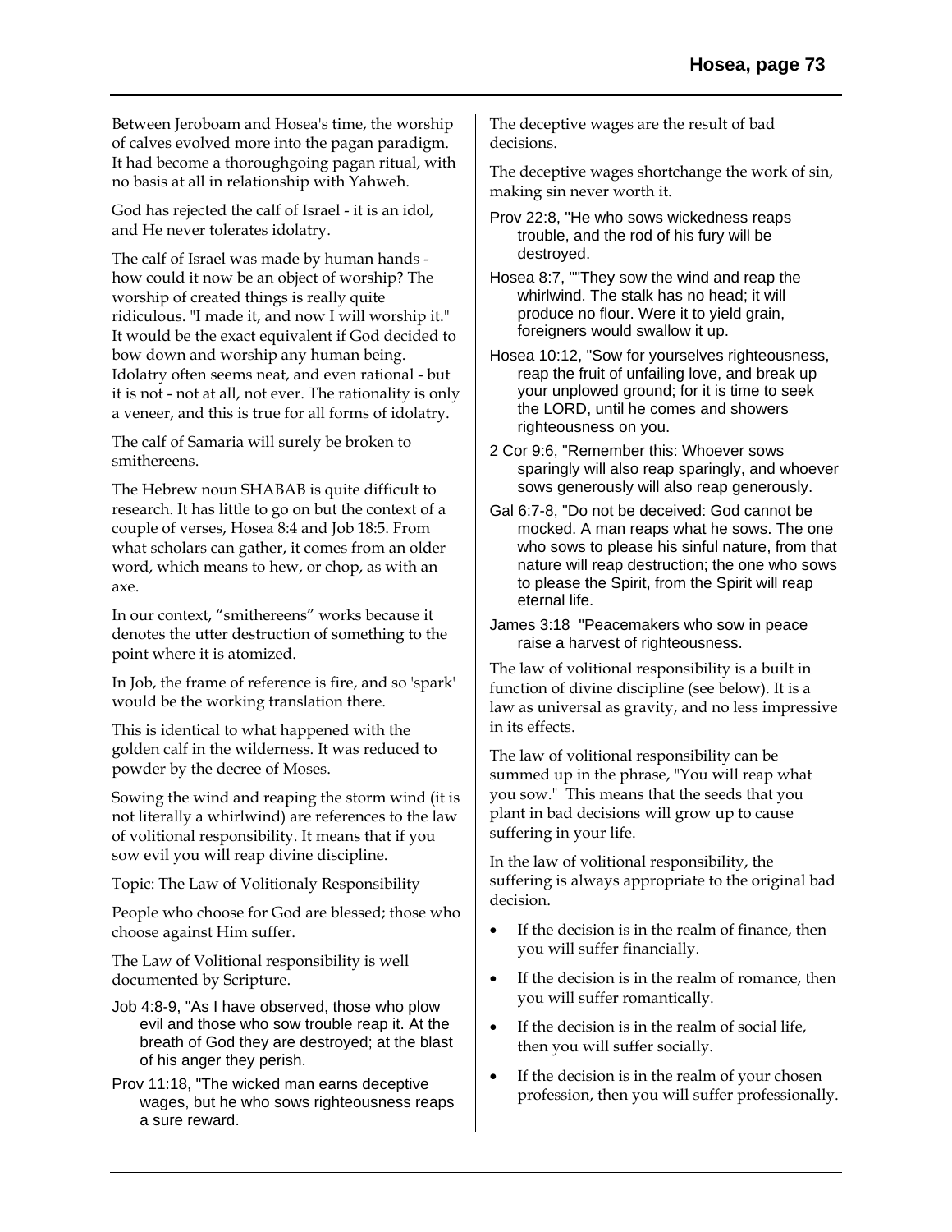Between Jeroboam and Hosea's time, the worship of calves evolved more into the pagan paradigm. It had become a thoroughgoing pagan ritual, with no basis at all in relationship with Yahweh.

God has rejected the calf of Israel - it is an idol, and He never tolerates idolatry.

The calf of Israel was made by human hands - how could it now be an object of worship? The worship of created things is really quite ridiculous. "I made it, and now I will worship it." It would be the exact equivalent if God decided to bow down and worship any human being. Idolatry often seems neat, and even rational - but it is not - not at all, not ever. The rationality is only a veneer, and this is true for all forms of idolatry.

The calf of Samaria will surely be broken to smithereens.

The Hebrew noun SHABAB is quite difficult to research. It has little to go on but the context of a couple of verses, Hosea 8:4 and Job 18:5. From what scholars can gather, it comes from an older word, which means to hew, or chop, as with an axe.

In our context, "smithereens" works because it denotes the utter destruction of something to the point where it is atomized.

In Job, the frame of reference is fire, and so 'spark' would be the working translation there.

This is identical to what happened with the golden calf in the wilderness. It was reduced to powder by the decree of Moses.

Sowing the wind and reaping the storm wind (it is not literally a whirlwind) are references to the law of volitional responsibility. It means that if you sow evil you will reap divine discipline.

Topic: The Law of Volitionaly Responsibility

People who choose for God are blessed; those who choose against Him suffer.

The Law of Volitional responsibility is well documented by Scripture.

Job 4:8-9, "As I have observed, those who plow evil and those who sow trouble reap it. At the breath of God they are destroyed; at the blast of his anger they perish.

Prov 11:18, "The wicked man earns deceptive wages, but he who sows righteousness reaps a sure reward.

The deceptive wages are the result of bad decisions.

The deceptive wages shortchange the work of sin, making sin never worth it.

Prov 22:8, "He who sows wickedness reaps trouble, and the rod of his fury will be destroyed.

Hosea 8:7, ""They sow the wind and reap the whirlwind. The stalk has no head; it will produce no flour. Were it to yield grain, foreigners would swallow it up.

Hosea 10:12, "Sow for yourselves righteousness, reap the fruit of unfailing love, and break up your unplowed ground; for it is time to seek the LORD, until he comes and showers righteousness on you.

2 Cor 9:6, "Remember this: Whoever sows sparingly will also reap sparingly, and whoever sows generously will also reap generously.

Gal 6:7-8, "Do not be deceived: God cannot be mocked. A man reaps what he sows. The one who sows to please his sinful nature, from that nature will reap destruction; the one who sows to please the Spirit, from the Spirit will reap eternal life.

James 3:18 "Peacemakers who sow in peace raise a harvest of righteousness.

The law of volitional responsibility is a built in function of divine discipline (see below). It is a law as universal as gravity, and no less impressive in its effects.

The law of volitional responsibility can be summed up in the phrase, "You will reap what you sow." This means that the seeds that you plant in bad decisions will grow up to cause suffering in your life.

In the law of volitional responsibility, the suffering is always appropriate to the original bad decision.

- If the decision is in the realm of finance, then you will suffer financially.
- If the decision is in the realm of romance, then you will suffer romantically.
- If the decision is in the realm of social life, then you will suffer socially.
- If the decision is in the realm of your chosen profession, then you will suffer professionally.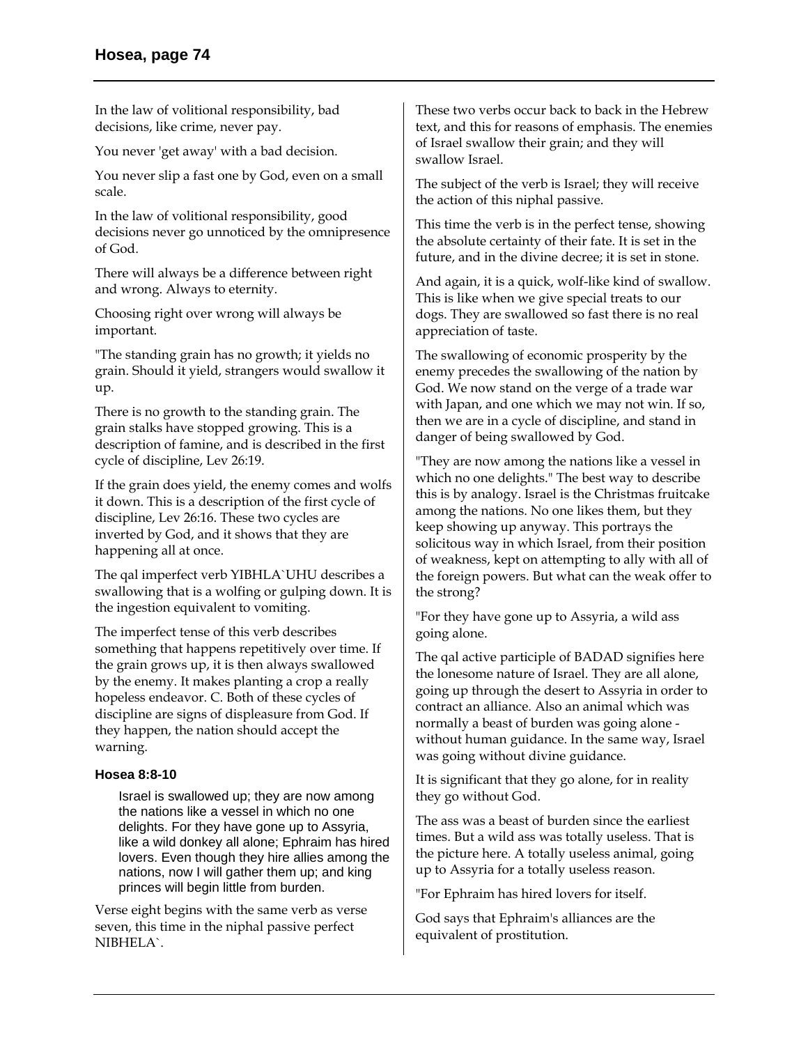In the law of volitional responsibility, bad decisions, like crime, never pay.

You never 'get away' with a bad decision.

You never slip a fast one by God, even on a small scale.

In the law of volitional responsibility, good decisions never go unnoticed by the omnipresence of God.

There will always be a difference between right and wrong. Always to eternity.

Choosing right over wrong will always be important.

"The standing grain has no growth; it yields no grain. Should it yield, strangers would swallow it up.

There is no growth to the standing grain. The grain stalks have stopped growing. This is a description of famine, and is described in the first cycle of discipline, Lev 26:19.

If the grain does yield, the enemy comes and wolfs it down. This is a description of the first cycle of discipline, Lev 26:16. These two cycles are inverted by God, and it shows that they are happening all at once.

The qal imperfect verb YIBHLA`UHU describes a swallowing that is a wolfing or gulping down. It is the ingestion equivalent to vomiting.

The imperfect tense of this verb describes something that happens repetitively over time. If the grain grows up, it is then always swallowed by the enemy. It makes planting a crop a really hopeless endeavor. C. Both of these cycles of discipline are signs of displeasure from God. If they happen, the nation should accept the warning.

### Hosea 8:8-10

> Israel is swallowed up; they are now among the nations like a vessel in which no one delights. For they have gone up to Assyria, like a wild donkey all alone; Ephraim has hired lovers. Even though they hire allies among the nations, now I will gather them up; and king princes will begin little from burden.

Verse eight begins with the same verb as verse seven, this time in the niphal passive perfect NIBHELA`.

These two verbs occur back to back in the Hebrew text, and this for reasons of emphasis. The enemies of Israel swallow their grain; and they will swallow Israel.

The subject of the verb is Israel; they will receive the action of this niphal passive.

This time the verb is in the perfect tense, showing the absolute certainty of their fate. It is set in the future, and in the divine decree; it is set in stone.

And again, it is a quick, wolf-like kind of swallow. This is like when we give special treats to our dogs. They are swallowed so fast there is no real appreciation of taste.

The swallowing of economic prosperity by the enemy precedes the swallowing of the nation by God. We now stand on the verge of a trade war with Japan, and one which we may not win. If so, then we are in a cycle of discipline, and stand in danger of being swallowed by God.

"They are now among the nations like a vessel in which no one delights." The best way to describe this is by analogy. Israel is the Christmas fruitcake among the nations. No one likes them, but they keep showing up anyway. This portrays the solicitous way in which Israel, from their position of weakness, kept on attempting to ally with all of the foreign powers. But what can the weak offer to the strong?

"For they have gone up to Assyria, a wild ass going alone.

The qal active participle of BADAD signifies here the lonesome nature of Israel. They are all alone, going up through the desert to Assyria in order to contract an alliance. Also an animal which was normally a beast of burden was going alone - without human guidance. In the same way, Israel was going without divine guidance.

It is significant that they go alone, for in reality they go without God.

The ass was a beast of burden since the earliest times. But a wild ass was totally useless. That is the picture here. A totally useless animal, going up to Assyria for a totally useless reason.

"For Ephraim has hired lovers for itself.

God says that Ephraim's alliances are the equivalent of prostitution.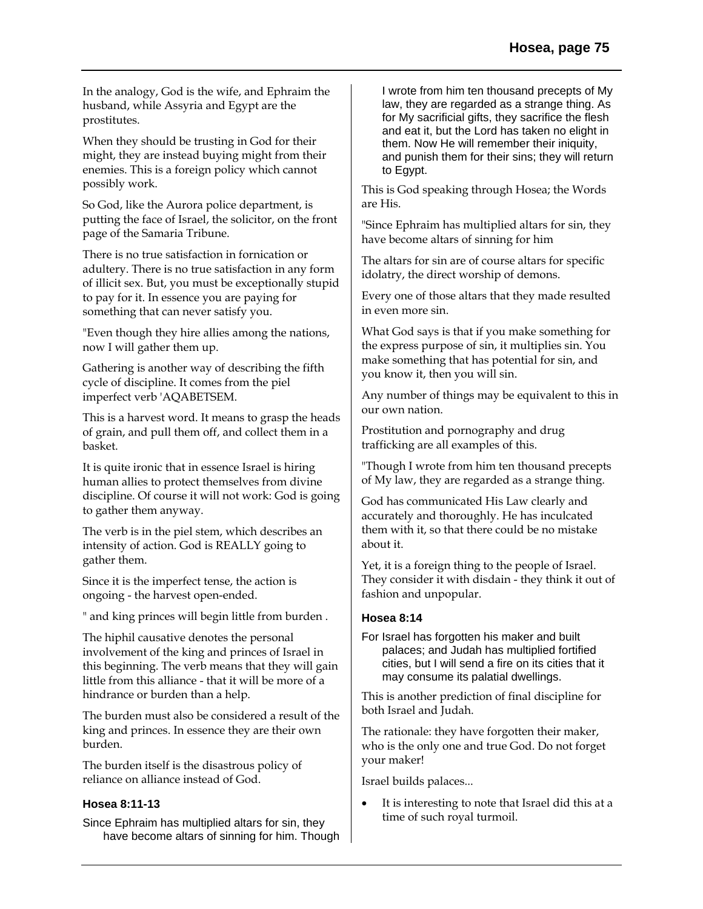In the analogy, God is the wife, and Ephraim the husband, while Assyria and Egypt are the prostitutes.

When they should be trusting in God for their might, they are instead buying might from their enemies. This is a foreign policy which cannot possibly work.

So God, like the Aurora police department, is putting the face of Israel, the solicitor, on the front page of the Samaria Tribune.

There is no true satisfaction in fornication or adultery. There is no true satisfaction in any form of illicit sex. But, you must be exceptionally stupid to pay for it. In essence you are paying for something that can never satisfy you.

"Even though they hire allies among the nations, now I will gather them up.

Gathering is another way of describing the fifth cycle of discipline. It comes from the piel imperfect verb 'AQABETSEM.

This is a harvest word. It means to grasp the heads of grain, and pull them off, and collect them in a basket.

It is quite ironic that in essence Israel is hiring human allies to protect themselves from divine discipline. Of course it will not work: God is going to gather them anyway.

The verb is in the piel stem, which describes an intensity of action. God is REALLY going to gather them.

Since it is the imperfect tense, the action is ongoing - the harvest open-ended.

" and king princes will begin little from burden .

The hiphil causative denotes the personal involvement of the king and princes of Israel in this beginning. The verb means that they will gain little from this alliance - that it will be more of a hindrance or burden than a help.

The burden must also be considered a result of the king and princes. In essence they are their own burden.

The burden itself is the disastrous policy of reliance on alliance instead of God.

### Hosea 8:11-13

Since Ephraim has multiplied altars for sin, they have become altars of sinning for him. Though I wrote from him ten thousand precepts of My law, they are regarded as a strange thing. As for My sacrificial gifts, they sacrifice the flesh and eat it, but the Lord has taken no elight in them. Now He will remember their iniquity, and punish them for their sins; they will return to Egypt.

This is God speaking through Hosea; the Words are His.

"Since Ephraim has multiplied altars for sin, they have become altars of sinning for him

The altars for sin are of course altars for specific idolatry, the direct worship of demons.

Every one of those altars that they made resulted in even more sin.

What God says is that if you make something for the express purpose of sin, it multiplies sin. You make something that has potential for sin, and you know it, then you will sin.

Any number of things may be equivalent to this in our own nation.

Prostitution and pornography and drug trafficking are all examples of this.

"Though I wrote from him ten thousand precepts of My law, they are regarded as a strange thing.

God has communicated His Law clearly and accurately and thoroughly. He has inculcated them with it, so that there could be no mistake about it.

Yet, it is a foreign thing to the people of Israel. They consider it with disdain - they think it out of fashion and unpopular.

### Hosea 8:14

For Israel has forgotten his maker and built palaces; and Judah has multiplied fortified cities, but I will send a fire on its cities that it may consume its palatial dwellings.

This is another prediction of final discipline for both Israel and Judah.

The rationale: they have forgotten their maker, who is the only one and true God. Do not forget your maker!

Israel builds palaces...

- It is interesting to note that Israel did this at a time of such royal turmoil.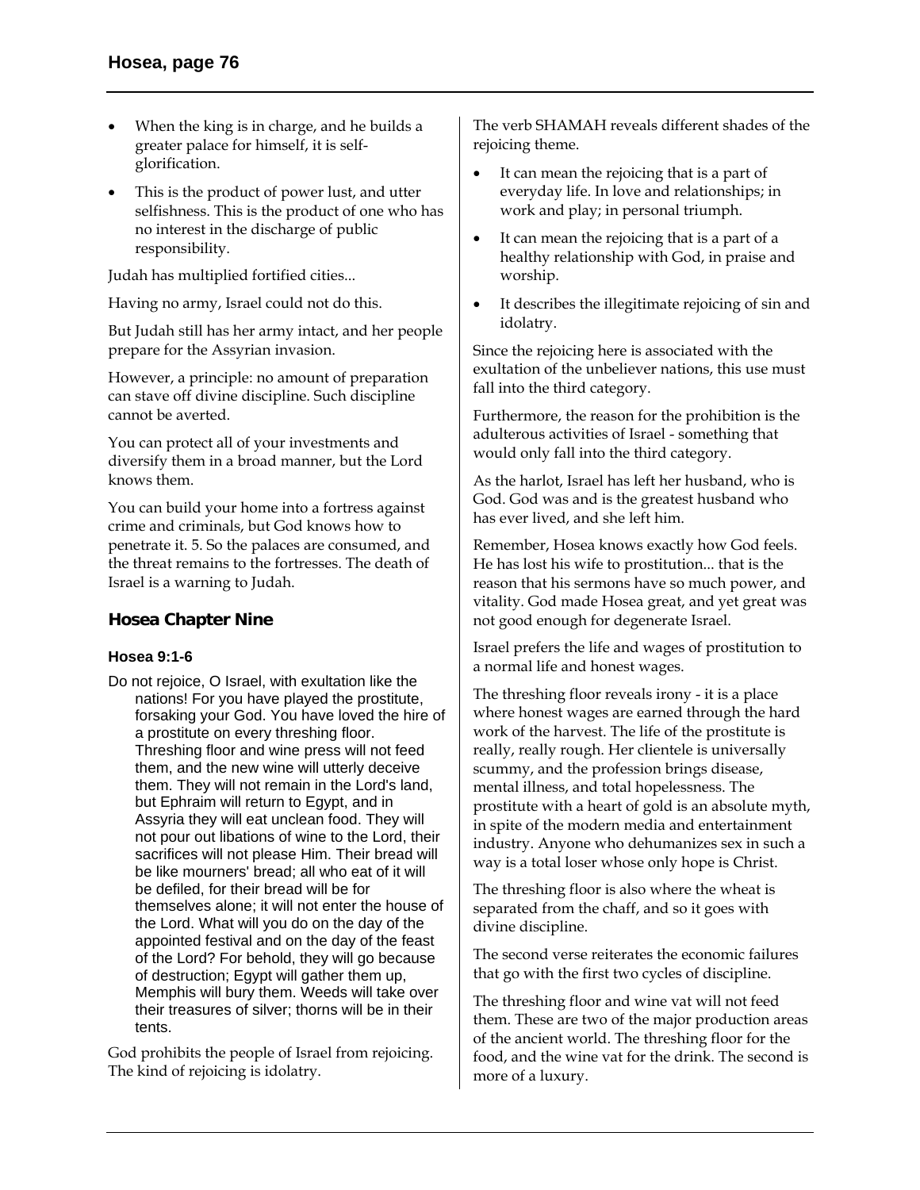- When the king is in charge, and he builds a greater palace for himself, it is self-glorification.
- This is the product of power lust, and utter selfishness. This is the product of one who has no interest in the discharge of public responsibility.

Judah has multiplied fortified cities...

Having no army, Israel could not do this.

But Judah still has her army intact, and her people prepare for the Assyrian invasion.

However, a principle: no amount of preparation can stave off divine discipline. Such discipline cannot be averted.

You can protect all of your investments and diversify them in a broad manner, but the Lord knows them.

You can build your home into a fortress against crime and criminals, but God knows how to penetrate it. 5. So the palaces are consumed, and the threat remains to the fortresses. The death of Israel is a warning to Judah.

## Hosea Chapter Nine

### Hosea 9:1-6

Do not rejoice, O Israel, with exultation like the nations! For you have played the prostitute, forsaking your God. You have loved the hire of a prostitute on every threshing floor. Threshing floor and wine press will not feed them, and the new wine will utterly deceive them. They will not remain in the Lord's land, but Ephraim will return to Egypt, and in Assyria they will eat unclean food. They will not pour out libations of wine to the Lord, their sacrifices will not please Him. Their bread will be like mourners' bread; all who eat of it will be defiled, for their bread will be for themselves alone; it will not enter the house of the Lord. What will you do on the day of the appointed festival and on the day of the feast of the Lord? For behold, they will go because of destruction; Egypt will gather them up, Memphis will bury them. Weeds will take over their treasures of silver; thorns will be in their tents.

God prohibits the people of Israel from rejoicing. The kind of rejoicing is idolatry.

The verb SHAMAH reveals different shades of the rejoicing theme.

- It can mean the rejoicing that is a part of everyday life. In love and relationships; in work and play; in personal triumph.
- It can mean the rejoicing that is a part of a healthy relationship with God, in praise and worship.
- It describes the illegitimate rejoicing of sin and idolatry.

Since the rejoicing here is associated with the exultation of the unbeliever nations, this use must fall into the third category.

Furthermore, the reason for the prohibition is the adulterous activities of Israel - something that would only fall into the third category.

As the harlot, Israel has left her husband, who is God. God was and is the greatest husband who has ever lived, and she left him.

Remember, Hosea knows exactly how God feels. He has lost his wife to prostitution... that is the reason that his sermons have so much power, and vitality. God made Hosea great, and yet great was not good enough for degenerate Israel.

Israel prefers the life and wages of prostitution to a normal life and honest wages.

The threshing floor reveals irony - it is a place where honest wages are earned through the hard work of the harvest. The life of the prostitute is really, really rough. Her clientele is universally scummy, and the profession brings disease, mental illness, and total hopelessness. The prostitute with a heart of gold is an absolute myth, in spite of the modern media and entertainment industry. Anyone who dehumanizes sex in such a way is a total loser whose only hope is Christ.

The threshing floor is also where the wheat is separated from the chaff, and so it goes with divine discipline.

The second verse reiterates the economic failures that go with the first two cycles of discipline.

The threshing floor and wine vat will not feed them. These are two of the major production areas of the ancient world. The threshing floor for the food, and the wine vat for the drink. The second is more of a luxury.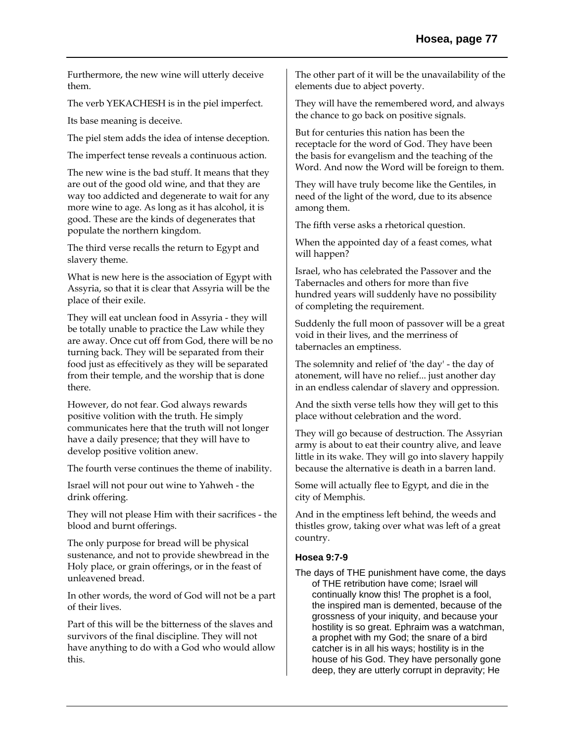Furthermore, the new wine will utterly deceive them.

The verb YEKACHESH is in the piel imperfect.

Its base meaning is deceive.

The piel stem adds the idea of intense deception.

The imperfect tense reveals a continuous action.

The new wine is the bad stuff. It means that they are out of the good old wine, and that they are way too addicted and degenerate to wait for any more wine to age. As long as it has alcohol, it is good. These are the kinds of degenerates that populate the northern kingdom.

The third verse recalls the return to Egypt and slavery theme.

What is new here is the association of Egypt with Assyria, so that it is clear that Assyria will be the place of their exile.

They will eat unclean food in Assyria - they will be totally unable to practice the Law while they are away. Once cut off from God, there will be no turning back. They will be separated from their food just as effecitively as they will be separated from their temple, and the worship that is done there.

However, do not fear. God always rewards positive volition with the truth. He simply communicates here that the truth will not longer have a daily presence; that they will have to develop positive volition anew.

The fourth verse continues the theme of inability.

Israel will not pour out wine to Yahweh - the drink offering.

They will not please Him with their sacrifices - the blood and burnt offerings.

The only purpose for bread will be physical sustenance, and not to provide shewbread in the Holy place, or grain offerings, or in the feast of unleavened bread.

In other words, the word of God will not be a part of their lives.

Part of this will be the bitterness of the slaves and survivors of the final discipline. They will not have anything to do with a God who would allow this.

The other part of it will be the unavailability of the elements due to abject poverty.

They will have the remembered word, and always the chance to go back on positive signals.

But for centuries this nation has been the receptacle for the word of God. They have been the basis for evangelism and the teaching of the Word. And now the Word will be foreign to them.

They will have truly become like the Gentiles, in need of the light of the word, due to its absence among them.

The fifth verse asks a rhetorical question.

When the appointed day of a feast comes, what will happen?

Israel, who has celebrated the Passover and the Tabernacles and others for more than five hundred years will suddenly have no possibility of completing the requirement.

Suddenly the full moon of passover will be a great void in their lives, and the merriness of tabernacles an emptiness.

The solemnity and relief of 'the day' - the day of atonement, will have no relief... just another day in an endless calendar of slavery and oppression.

And the sixth verse tells how they will get to this place without celebration and the word.

They will go because of destruction. The Assyrian army is about to eat their country alive, and leave little in its wake. They will go into slavery happily because the alternative is death in a barren land.

Some will actually flee to Egypt, and die in the city of Memphis.

And in the emptiness left behind, the weeds and thistles grow, taking over what was left of a great country.

### Hosea 9:7-9

The days of THE punishment have come, the days of THE retribution have come; Israel will continually know this! The prophet is a fool, the inspired man is demented, because of the grossness of your iniquity, and because your hostility is so great. Ephraim was a watchman, a prophet with my God; the snare of a bird catcher is in all his ways; hostility is in the house of his God. They have personally gone deep, they are utterly corrupt in depravity; He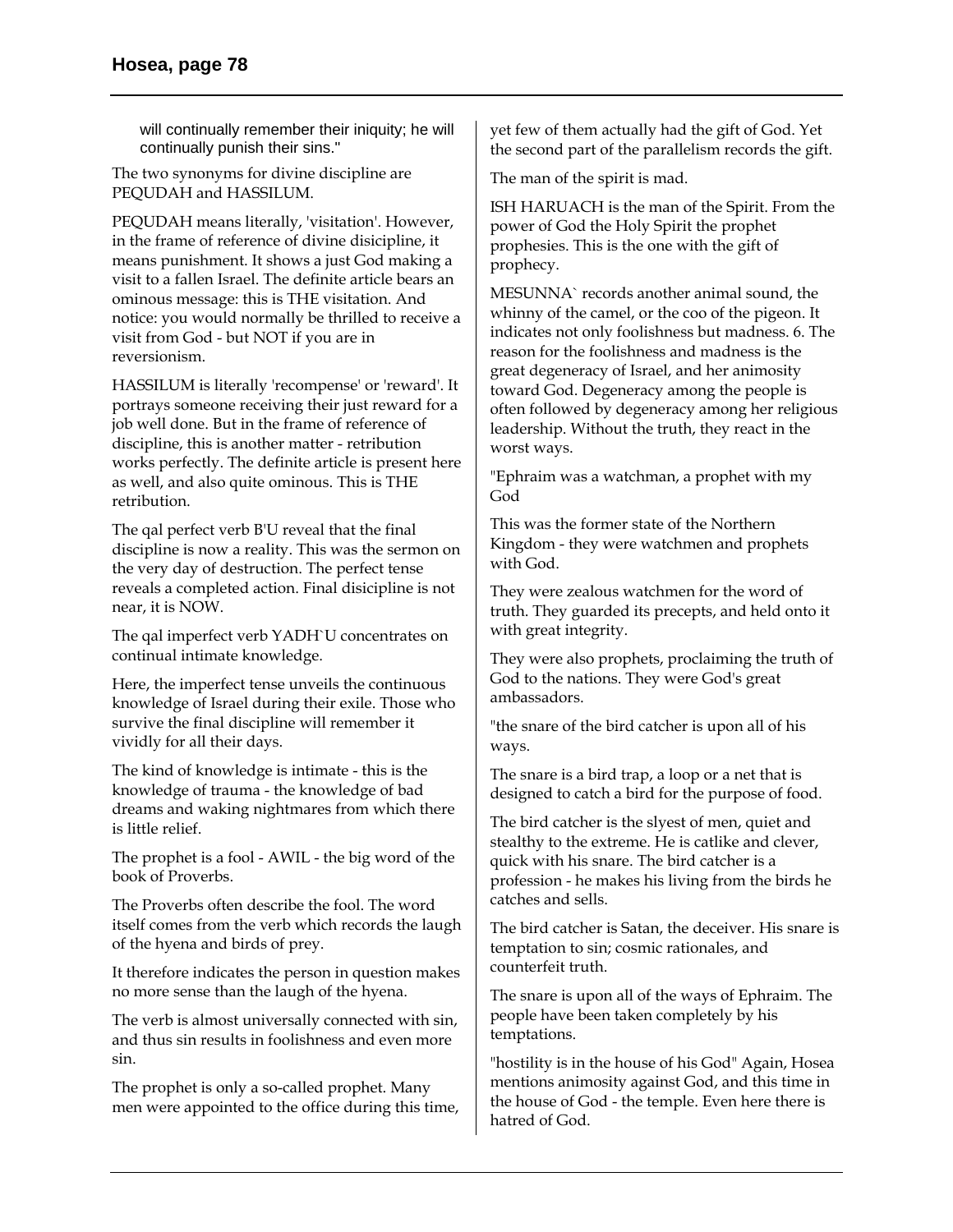will continually remember their iniquity; he will continually punish their sins."

The two synonyms for divine discipline are PEQUDAH and HASSILUM.

PEQUDAH means literally, 'visitation'. However, in the frame of reference of divine disicipline, it means punishment. It shows a just God making a visit to a fallen Israel. The definite article bears an ominous message: this is THE visitation. And notice: you would normally be thrilled to receive a visit from God - but NOT if you are in reversionism.

HASSILUM is literally 'recompense' or 'reward'. It portrays someone receiving their just reward for a job well done. But in the frame of reference of discipline, this is another matter - retribution works perfectly. The definite article is present here as well, and also quite ominous. This is THE retribution.

The qal perfect verb B'U reveal that the final discipline is now a reality. This was the sermon on the very day of destruction. The perfect tense reveals a completed action. Final disicipline is not near, it is NOW.

The qal imperfect verb YADH`U concentrates on continual intimate knowledge.

Here, the imperfect tense unveils the continuous knowledge of Israel during their exile. Those who survive the final discipline will remember it vividly for all their days.

The kind of knowledge is intimate - this is the knowledge of trauma - the knowledge of bad dreams and waking nightmares from which there is little relief.

The prophet is a fool - AWIL - the big word of the book of Proverbs.

The Proverbs often describe the fool. The word itself comes from the verb which records the laugh of the hyena and birds of prey.

It therefore indicates the person in question makes no more sense than the laugh of the hyena.

The verb is almost universally connected with sin, and thus sin results in foolishness and even more sin.

The prophet is only a so-called prophet. Many men were appointed to the office during this time, yet few of them actually had the gift of God. Yet the second part of the parallelism records the gift.

The man of the spirit is mad.

ISH HARUACH is the man of the Spirit. From the power of God the Holy Spirit the prophet prophesies. This is the one with the gift of prophecy.

MESUNNA` records another animal sound, the whinny of the camel, or the coo of the pigeon. It indicates not only foolishness but madness. 6. The reason for the foolishness and madness is the great degeneracy of Israel, and her animosity toward God. Degeneracy among the people is often followed by degeneracy among her religious leadership. Without the truth, they react in the worst ways.

"Ephraim was a watchman, a prophet with my God

This was the former state of the Northern Kingdom - they were watchmen and prophets with God.

They were zealous watchmen for the word of truth. They guarded its precepts, and held onto it with great integrity.

They were also prophets, proclaiming the truth of God to the nations. They were God's great ambassadors.

"the snare of the bird catcher is upon all of his ways.

The snare is a bird trap, a loop or a net that is designed to catch a bird for the purpose of food.

The bird catcher is the slyest of men, quiet and stealthy to the extreme. He is catlike and clever, quick with his snare. The bird catcher is a profession - he makes his living from the birds he catches and sells.

The bird catcher is Satan, the deceiver. His snare is temptation to sin; cosmic rationales, and counterfeit truth.

The snare is upon all of the ways of Ephraim. The people have been taken completely by his temptations.

"hostility is in the house of his God" Again, Hosea mentions animosity against God, and this time in the house of God - the temple. Even here there is hatred of God.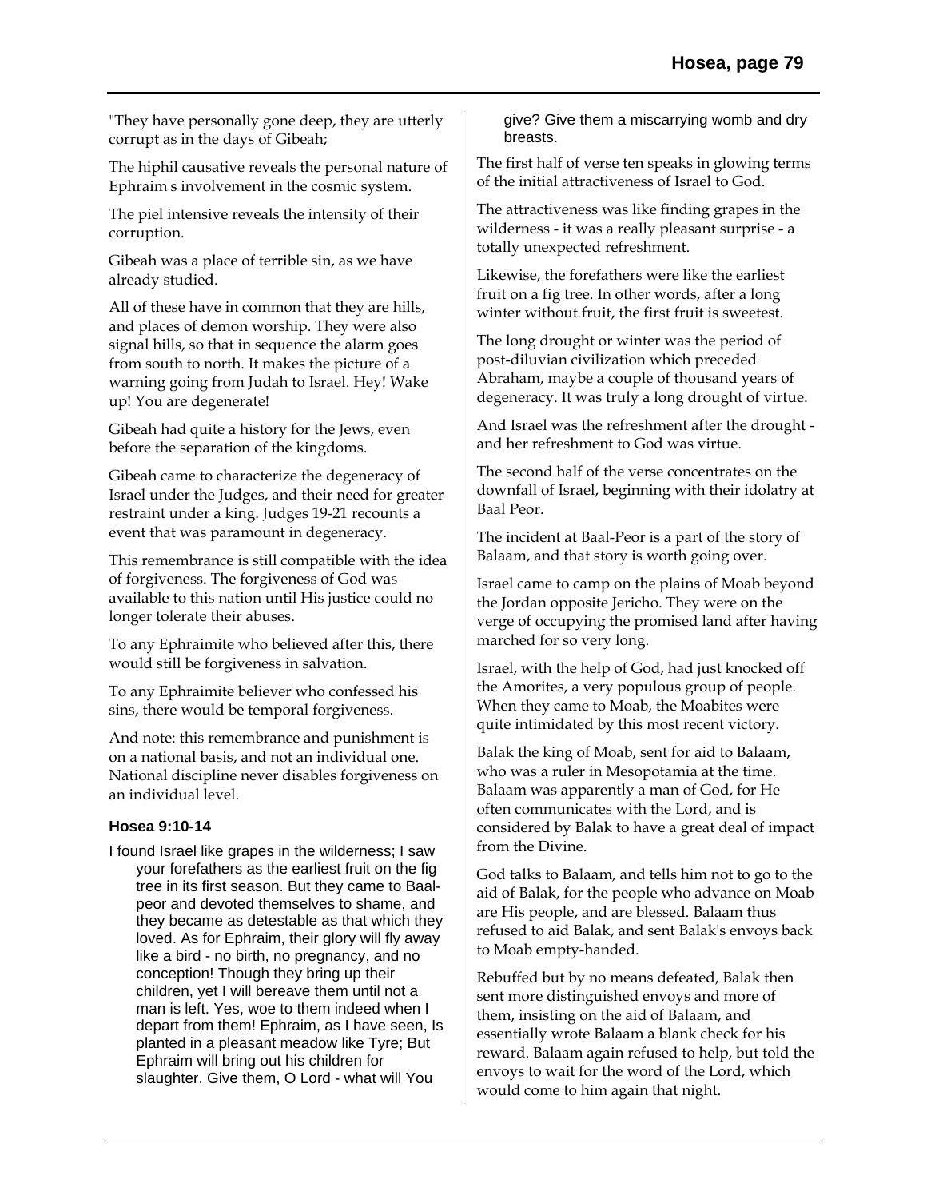"They have personally gone deep, they are utterly corrupt as in the days of Gibeah;

The hiphil causative reveals the personal nature of Ephraim's involvement in the cosmic system.

The piel intensive reveals the intensity of their corruption.

Gibeah was a place of terrible sin, as we have already studied.

All of these have in common that they are hills, and places of demon worship. They were also signal hills, so that in sequence the alarm goes from south to north. It makes the picture of a warning going from Judah to Israel. Hey! Wake up! You are degenerate!

Gibeah had quite a history for the Jews, even before the separation of the kingdoms.

Gibeah came to characterize the degeneracy of Israel under the Judges, and their need for greater restraint under a king. Judges 19-21 recounts a event that was paramount in degeneracy.

This remembrance is still compatible with the idea of forgiveness. The forgiveness of God was available to this nation until His justice could no longer tolerate their abuses.

To any Ephraimite who believed after this, there would still be forgiveness in salvation.

To any Ephraimite believer who confessed his sins, there would be temporal forgiveness.

And note: this remembrance and punishment is on a national basis, and not an individual one. National discipline never disables forgiveness on an individual level.

### Hosea 9:10-14

I found Israel like grapes in the wilderness; I saw your forefathers as the earliest fruit on the fig tree in its first season. But they came to Baal-peor and devoted themselves to shame, and they became as detestable as that which they loved. As for Ephraim, their glory will fly away like a bird - no birth, no pregnancy, and no conception! Though they bring up their children, yet I will bereave them until not a man is left. Yes, woe to them indeed when I depart from them! Ephraim, as I have seen, Is planted in a pleasant meadow like Tyre; But Ephraim will bring out his children for slaughter. Give them, O Lord - what will You give? Give them a miscarrying womb and dry breasts.

The first half of verse ten speaks in glowing terms of the initial attractiveness of Israel to God.

The attractiveness was like finding grapes in the wilderness - it was a really pleasant surprise - a totally unexpected refreshment.

Likewise, the forefathers were like the earliest fruit on a fig tree. In other words, after a long winter without fruit, the first fruit is sweetest.

The long drought or winter was the period of post-diluvian civilization which preceded Abraham, maybe a couple of thousand years of degeneracy. It was truly a long drought of virtue.

And Israel was the refreshment after the drought - and her refreshment to God was virtue.

The second half of the verse concentrates on the downfall of Israel, beginning with their idolatry at Baal Peor.

The incident at Baal-Peor is a part of the story of Balaam, and that story is worth going over.

Israel came to camp on the plains of Moab beyond the Jordan opposite Jericho. They were on the verge of occupying the promised land after having marched for so very long.

Israel, with the help of God, had just knocked off the Amorites, a very populous group of people. When they came to Moab, the Moabites were quite intimidated by this most recent victory.

Balak the king of Moab, sent for aid to Balaam, who was a ruler in Mesopotamia at the time. Balaam was apparently a man of God, for He often communicates with the Lord, and is considered by Balak to have a great deal of impact from the Divine.

God talks to Balaam, and tells him not to go to the aid of Balak, for the people who advance on Moab are His people, and are blessed. Balaam thus refused to aid Balak, and sent Balak's envoys back to Moab empty-handed.

Rebuffed but by no means defeated, Balak then sent more distinguished envoys and more of them, insisting on the aid of Balaam, and essentially wrote Balaam a blank check for his reward. Balaam again refused to help, but told the envoys to wait for the word of the Lord, which would come to him again that night.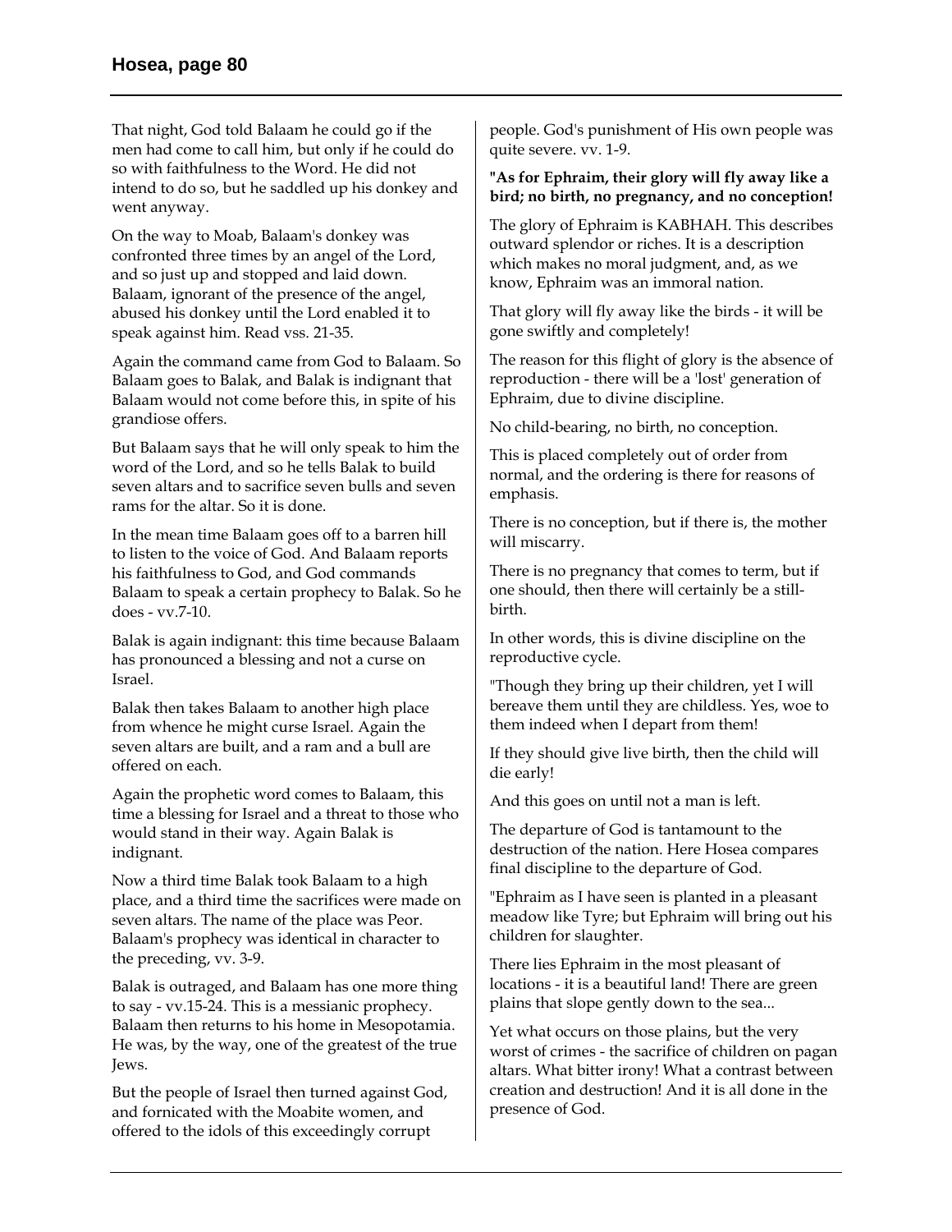That night, God told Balaam he could go if the men had come to call him, but only if he could do so with faithfulness to the Word. He did not intend to do so, but he saddled up his donkey and went anyway.

On the way to Moab, Balaam's donkey was confronted three times by an angel of the Lord, and so just up and stopped and laid down. Balaam, ignorant of the presence of the angel, abused his donkey until the Lord enabled it to speak against him. Read vss. 21-35.

Again the command came from God to Balaam. So Balaam goes to Balak, and Balak is indignant that Balaam would not come before this, in spite of his grandiose offers.

But Balaam says that he will only speak to him the word of the Lord, and so he tells Balak to build seven altars and to sacrifice seven bulls and seven rams for the altar. So it is done.

In the mean time Balaam goes off to a barren hill to listen to the voice of God. And Balaam reports his faithfulness to God, and God commands Balaam to speak a certain prophecy to Balak. So he does - vv.7-10.

Balak is again indignant: this time because Balaam has pronounced a blessing and not a curse on Israel.

Balak then takes Balaam to another high place from whence he might curse Israel. Again the seven altars are built, and a ram and a bull are offered on each.

Again the prophetic word comes to Balaam, this time a blessing for Israel and a threat to those who would stand in their way. Again Balak is indignant.

Now a third time Balak took Balaam to a high place, and a third time the sacrifices were made on seven altars. The name of the place was Peor. Balaam's prophecy was identical in character to the preceding, vv. 3-9.

Balak is outraged, and Balaam has one more thing to say - vv.15-24. This is a messianic prophecy. Balaam then returns to his home in Mesopotamia. He was, by the way, one of the greatest of the true Jews.

But the people of Israel then turned against God, and fornicated with the Moabite women, and offered to the idols of this exceedingly corrupt people. God's punishment of His own people was quite severe. vv. 1-9.

**"As for Ephraim, their glory will fly away like a bird; no birth, no pregnancy, and no conception!**

The glory of Ephraim is KABHAH. This describes outward splendor or riches. It is a description which makes no moral judgment, and, as we know, Ephraim was an immoral nation.

That glory will fly away like the birds - it will be gone swiftly and completely!

The reason for this flight of glory is the absence of reproduction - there will be a 'lost' generation of Ephraim, due to divine discipline.

No child-bearing, no birth, no conception.

This is placed completely out of order from normal, and the ordering is there for reasons of emphasis.

There is no conception, but if there is, the mother will miscarry.

There is no pregnancy that comes to term, but if one should, then there will certainly be a still-birth.

In other words, this is divine discipline on the reproductive cycle.

"Though they bring up their children, yet I will bereave them until they are childless. Yes, woe to them indeed when I depart from them!

If they should give live birth, then the child will die early!

And this goes on until not a man is left.

The departure of God is tantamount to the destruction of the nation. Here Hosea compares final discipline to the departure of God.

"Ephraim as I have seen is planted in a pleasant meadow like Tyre; but Ephraim will bring out his children for slaughter.

There lies Ephraim in the most pleasant of locations - it is a beautiful land! There are green plains that slope gently down to the sea...

Yet what occurs on those plains, but the very worst of crimes - the sacrifice of children on pagan altars. What bitter irony! What a contrast between creation and destruction! And it is all done in the presence of God.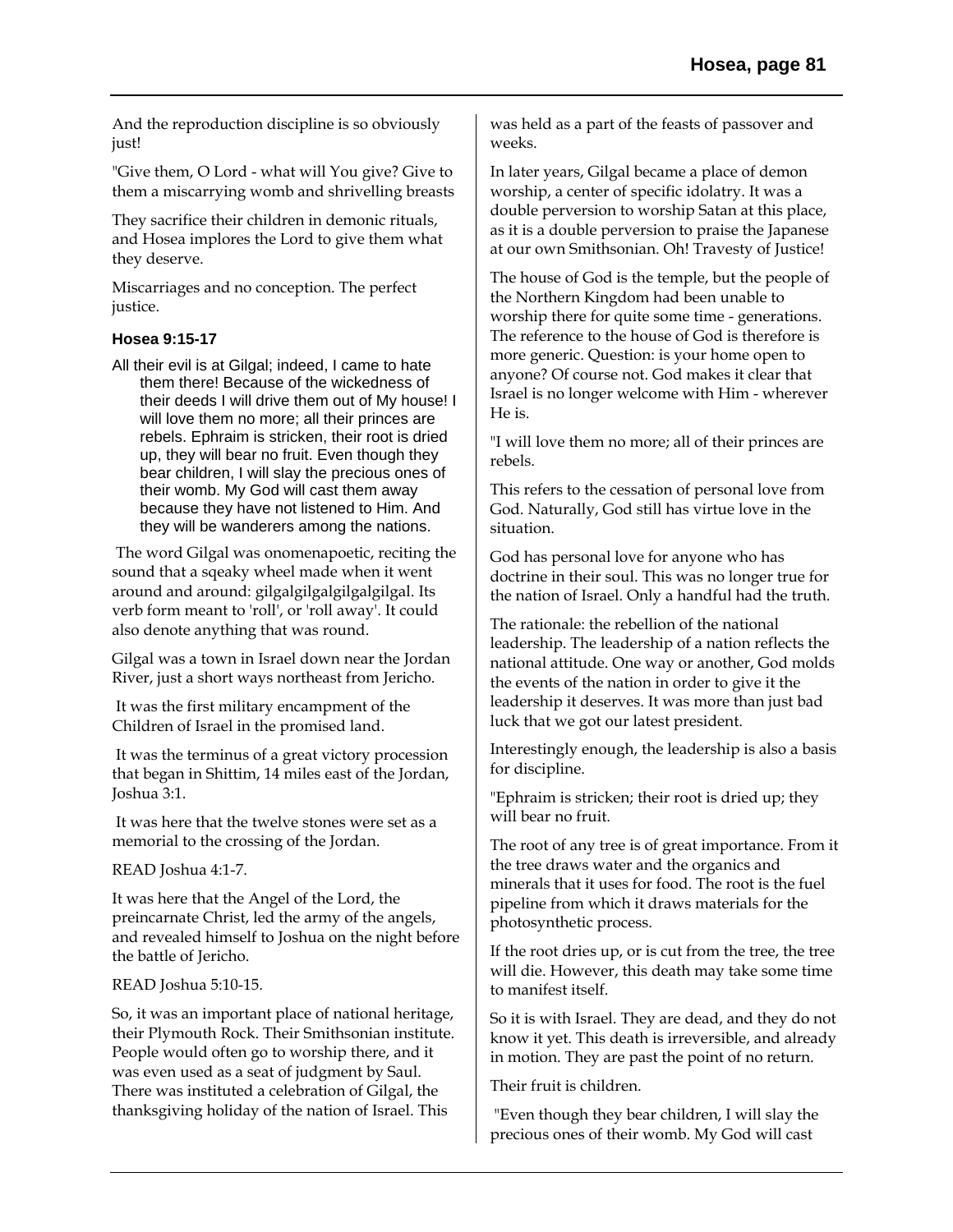And the reproduction discipline is so obviously just!

"Give them, O Lord - what will You give? Give to them a miscarrying womb and shrivelling breasts

They sacrifice their children in demonic rituals, and Hosea implores the Lord to give them what they deserve.

Miscarriages and no conception. The perfect justice.

### Hosea 9:15-17

> All their evil is at Gilgal; indeed, I came to hate them there! Because of the wickedness of their deeds I will drive them out of My house! I will love them no more; all their princes are rebels. Ephraim is stricken, their root is dried up, they will bear no fruit. Even though they bear children, I will slay the precious ones of their womb. My God will cast them away because they have not listened to Him. And they will be wanderers among the nations.

The word Gilgal was onomenapoetic, reciting the sound that a sqeaky wheel made when it went around and around: gilgalgilgalgilgalgilgal. Its verb form meant to 'roll', or 'roll away'. It could also denote anything that was round.

Gilgal was a town in Israel down near the Jordan River, just a short ways northeast from Jericho.

It was the first military encampment of the Children of Israel in the promised land.

It was the terminus of a great victory procession that began in Shittim, 14 miles east of the Jordan, Joshua 3:1.

It was here that the twelve stones were set as a memorial to the crossing of the Jordan.

READ Joshua 4:1-7.

It was here that the Angel of the Lord, the preincarnate Christ, led the army of the angels, and revealed himself to Joshua on the night before the battle of Jericho.

READ Joshua 5:10-15.

So, it was an important place of national heritage, their Plymouth Rock. Their Smithsonian institute. People would often go to worship there, and it was even used as a seat of judgment by Saul. There was instituted a celebration of Gilgal, the thanksgiving holiday of the nation of Israel. This was held as a part of the feasts of passover and weeks.

In later years, Gilgal became a place of demon worship, a center of specific idolatry. It was a double perversion to worship Satan at this place, as it is a double perversion to praise the Japanese at our own Smithsonian. Oh! Travesty of Justice!

The house of God is the temple, but the people of the Northern Kingdom had been unable to worship there for quite some time - generations. The reference to the house of God is therefore is more generic. Question: is your home open to anyone? Of course not. God makes it clear that Israel is no longer welcome with Him - wherever He is.

"I will love them no more; all of their princes are rebels.

This refers to the cessation of personal love from God. Naturally, God still has virtue love in the situation.

God has personal love for anyone who has doctrine in their soul. This was no longer true for the nation of Israel. Only a handful had the truth.

The rationale: the rebellion of the national leadership. The leadership of a nation reflects the national attitude. One way or another, God molds the events of the nation in order to give it the leadership it deserves. It was more than just bad luck that we got our latest president.

Interestingly enough, the leadership is also a basis for discipline.

"Ephraim is stricken; their root is dried up; they will bear no fruit.

The root of any tree is of great importance. From it the tree draws water and the organics and minerals that it uses for food. The root is the fuel pipeline from which it draws materials for the photosynthetic process.

If the root dries up, or is cut from the tree, the tree will die. However, this death may take some time to manifest itself.

So it is with Israel. They are dead, and they do not know it yet. This death is irreversible, and already in motion. They are past the point of no return.

Their fruit is children.

"Even though they bear children, I will slay the precious ones of their womb. My God will cast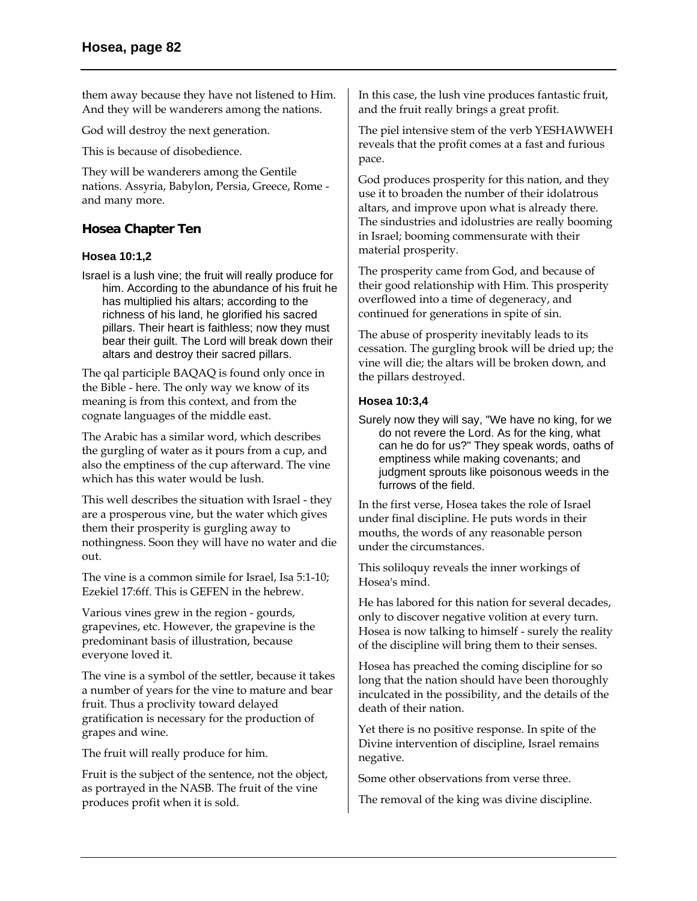them away because they have not listened to Him. And they will be wanderers among the nations.

God will destroy the next generation.

This is because of disobedience.

They will be wanderers among the Gentile nations. Assyria, Babylon, Persia, Greece, Rome - and many more.

## Hosea Chapter Ten

### Hosea 10:1,2

Israel is a lush vine; the fruit will really produce for him. According to the abundance of his fruit he has multiplied his altars; according to the richness of his land, he glorified his sacred pillars. Their heart is faithless; now they must bear their guilt. The Lord will break down their altars and destroy their sacred pillars.

The qal participle BAQAQ is found only once in the Bible - here. The only way we know of its meaning is from this context, and from the cognate languages of the middle east.

The Arabic has a similar word, which describes the gurgling of water as it pours from a cup, and also the emptiness of the cup afterward. The vine which has this water would be lush.

This well describes the situation with Israel - they are a prosperous vine, but the water which gives them their prosperity is gurgling away to nothingness. Soon they will have no water and die out.

The vine is a common simile for Israel, Isa 5:1-10; Ezekiel 17:6ff. This is GEFEN in the hebrew.

Various vines grew in the region - gourds, grapevines, etc. However, the grapevine is the predominant basis of illustration, because everyone loved it.

The vine is a symbol of the settler, because it takes a number of years for the vine to mature and bear fruit. Thus a proclivity toward delayed gratification is necessary for the production of grapes and wine.

The fruit will really produce for him.

Fruit is the subject of the sentence, not the object, as portrayed in the NASB. The fruit of the vine produces profit when it is sold.

In this case, the lush vine produces fantastic fruit, and the fruit really brings a great profit.

The piel intensive stem of the verb YESHAWWEH reveals that the profit comes at a fast and furious pace.

God produces prosperity for this nation, and they use it to broaden the number of their idolatrous altars, and improve upon what is already there. The sindustries and idolustries are really booming in Israel; booming commensurate with their material prosperity.

The prosperity came from God, and because of their good relationship with Him. This prosperity overflowed into a time of degeneracy, and continued for generations in spite of sin.

The abuse of prosperity inevitably leads to its cessation. The gurgling brook will be dried up; the vine will die; the altars will be broken down, and the pillars destroyed.

### Hosea 10:3,4

Surely now they will say, "We have no king, for we do not revere the Lord. As for the king, what can he do for us?" They speak words, oaths of emptiness while making covenants; and judgment sprouts like poisonous weeds in the furrows of the field.

In the first verse, Hosea takes the role of Israel under final discipline. He puts words in their mouths, the words of any reasonable person under the circumstances.

This soliloquy reveals the inner workings of Hosea's mind.

He has labored for this nation for several decades, only to discover negative volition at every turn. Hosea is now talking to himself - surely the reality of the discipline will bring them to their senses.

Hosea has preached the coming discipline for so long that the nation should have been thoroughly inculcated in the possibility, and the details of the death of their nation.

Yet there is no positive response. In spite of the Divine intervention of discipline, Israel remains negative.

Some other observations from verse three.

The removal of the king was divine discipline.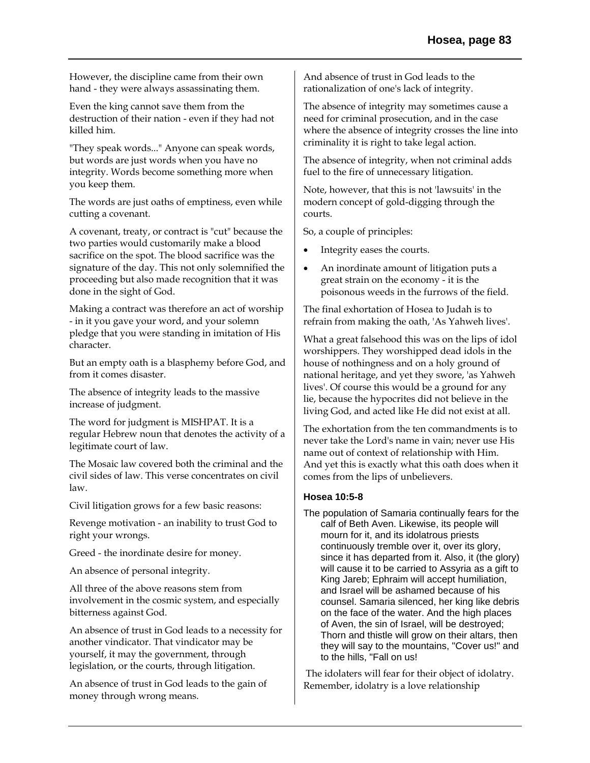However, the discipline came from their own hand - they were always assassinating them.

Even the king cannot save them from the destruction of their nation - even if they had not killed him.

"They speak words..." Anyone can speak words, but words are just words when you have no integrity. Words become something more when you keep them.

The words are just oaths of emptiness, even while cutting a covenant.

A covenant, treaty, or contract is "cut" because the two parties would customarily make a blood sacrifice on the spot. The blood sacrifice was the signature of the day. This not only solemnified the proceeding but also made recognition that it was done in the sight of God.

Making a contract was therefore an act of worship - in it you gave your word, and your solemn pledge that you were standing in imitation of His character.

But an empty oath is a blasphemy before God, and from it comes disaster.

The absence of integrity leads to the massive increase of judgment.

The word for judgment is MISHPAT. It is a regular Hebrew noun that denotes the activity of a legitimate court of law.

The Mosaic law covered both the criminal and the civil sides of law. This verse concentrates on civil law.

Civil litigation grows for a few basic reasons:

Revenge motivation - an inability to trust God to right your wrongs.

Greed - the inordinate desire for money.

An absence of personal integrity.

All three of the above reasons stem from involvement in the cosmic system, and especially bitterness against God.

An absence of trust in God leads to a necessity for another vindicator. That vindicator may be yourself, it may the government, through legislation, or the courts, through litigation.

An absence of trust in God leads to the gain of money through wrong means.

And absence of trust in God leads to the rationalization of one's lack of integrity.

The absence of integrity may sometimes cause a need for criminal prosecution, and in the case where the absence of integrity crosses the line into criminality it is right to take legal action.

The absence of integrity, when not criminal adds fuel to the fire of unnecessary litigation.

Note, however, that this is not 'lawsuits' in the modern concept of gold-digging through the courts.

So, a couple of principles:

- Integrity eases the courts.
- An inordinate amount of litigation puts a great strain on the economy - it is the poisonous weeds in the furrows of the field.

The final exhortation of Hosea to Judah is to refrain from making the oath, 'As Yahweh lives'.

What a great falsehood this was on the lips of idol worshippers. They worshipped dead idols in the house of nothingness and on a holy ground of national heritage, and yet they swore, 'as Yahweh lives'. Of course this would be a ground for any lie, because the hypocrites did not believe in the living God, and acted like He did not exist at all.

The exhortation from the ten commandments is to never take the Lord's name in vain; never use His name out of context of relationship with Him. And yet this is exactly what this oath does when it comes from the lips of unbelievers.

#### Hosea 10:5-8

The population of Samaria continually fears for the calf of Beth Aven. Likewise, its people will mourn for it, and its idolatrous priests continuously tremble over it, over its glory, since it has departed from it. Also, it (the glory) will cause it to be carried to Assyria as a gift to King Jareb; Ephraim will accept humiliation, and Israel will be ashamed because of his counsel. Samaria silenced, her king like debris on the face of the water. And the high places of Aven, the sin of Israel, will be destroyed; Thorn and thistle will grow on their altars, then they will say to the mountains, "Cover us!" and to the hills, "Fall on us!

The idolaters will fear for their object of idolatry. Remember, idolatry is a love relationship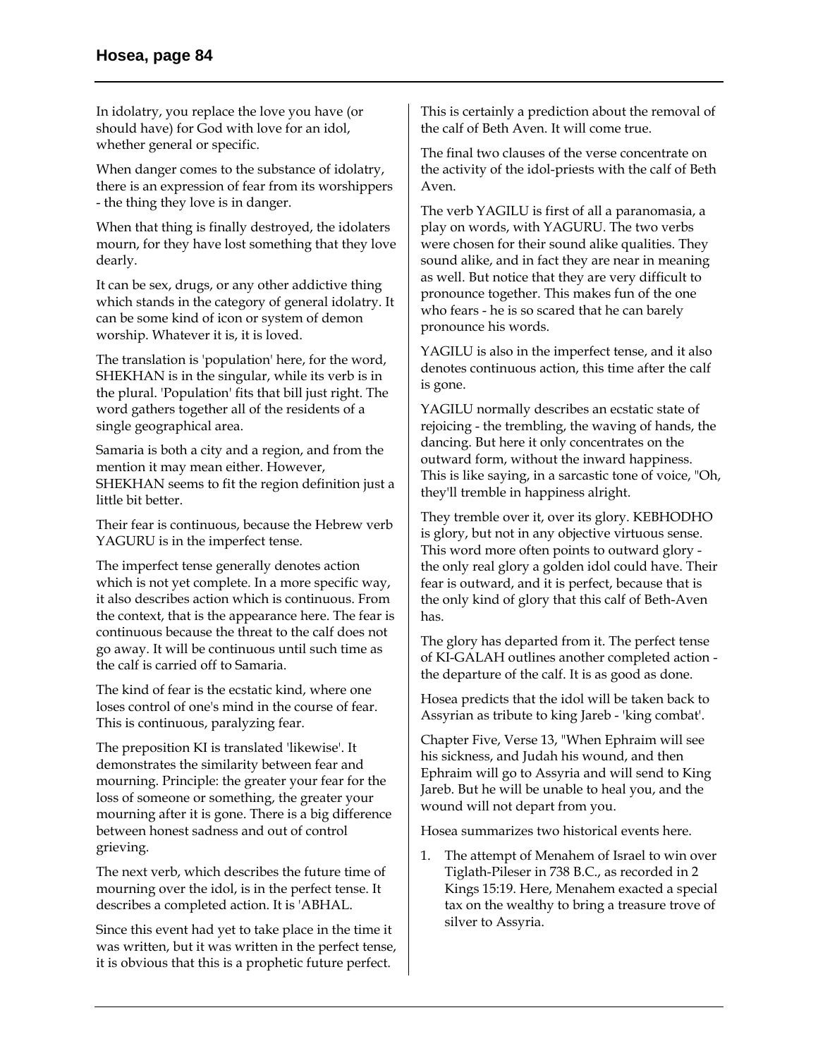In idolatry, you replace the love you have (or should have) for God with love for an idol, whether general or specific.

When danger comes to the substance of idolatry, there is an expression of fear from its worshippers - the thing they love is in danger.

When that thing is finally destroyed, the idolaters mourn, for they have lost something that they love dearly.

It can be sex, drugs, or any other addictive thing which stands in the category of general idolatry. It can be some kind of icon or system of demon worship. Whatever it is, it is loved.

The translation is 'population' here, for the word, SHEKHAN is in the singular, while its verb is in the plural. 'Population' fits that bill just right. The word gathers together all of the residents of a single geographical area.

Samaria is both a city and a region, and from the mention it may mean either. However, SHEKHAN seems to fit the region definition just a little bit better.

Their fear is continuous, because the Hebrew verb YAGURU is in the imperfect tense.

The imperfect tense generally denotes action which is not yet complete. In a more specific way, it also describes action which is continuous. From the context, that is the appearance here. The fear is continuous because the threat to the calf does not go away. It will be continuous until such time as the calf is carried off to Samaria.

The kind of fear is the ecstatic kind, where one loses control of one's mind in the course of fear. This is continuous, paralyzing fear.

The preposition KI is translated 'likewise'. It demonstrates the similarity between fear and mourning. Principle: the greater your fear for the loss of someone or something, the greater your mourning after it is gone. There is a big difference between honest sadness and out of control grieving.

The next verb, which describes the future time of mourning over the idol, is in the perfect tense. It describes a completed action. It is 'ABHAL.

Since this event had yet to take place in the time it was written, but it was written in the perfect tense, it is obvious that this is a prophetic future perfect.

This is certainly a prediction about the removal of the calf of Beth Aven. It will come true.

The final two clauses of the verse concentrate on the activity of the idol-priests with the calf of Beth Aven.

The verb YAGILU is first of all a paranomasia, a play on words, with YAGURU. The two verbs were chosen for their sound alike qualities. They sound alike, and in fact they are near in meaning as well. But notice that they are very difficult to pronounce together. This makes fun of the one who fears - he is so scared that he can barely pronounce his words.

YAGILU is also in the imperfect tense, and it also denotes continuous action, this time after the calf is gone.

YAGILU normally describes an ecstatic state of rejoicing - the trembling, the waving of hands, the dancing. But here it only concentrates on the outward form, without the inward happiness. This is like saying, in a sarcastic tone of voice, "Oh, they'll tremble in happiness alright.

They tremble over it, over its glory. KEBHODHO is glory, but not in any objective virtuous sense. This word more often points to outward glory - the only real glory a golden idol could have. Their fear is outward, and it is perfect, because that is the only kind of glory that this calf of Beth-Aven has.

The glory has departed from it. The perfect tense of KI-GALAH outlines another completed action - the departure of the calf. It is as good as done.

Hosea predicts that the idol will be taken back to Assyrian as tribute to king Jareb - 'king combat'.

Chapter Five, Verse 13, "When Ephraim will see his sickness, and Judah his wound, and then Ephraim will go to Assyria and will send to King Jareb. But he will be unable to heal you, and the wound will not depart from you.

Hosea summarizes two historical events here.

1. The attempt of Menahem of Israel to win over Tiglath-Pileser in 738 B.C., as recorded in 2 Kings 15:19. Here, Menahem exacted a special tax on the wealthy to bring a treasure trove of silver to Assyria.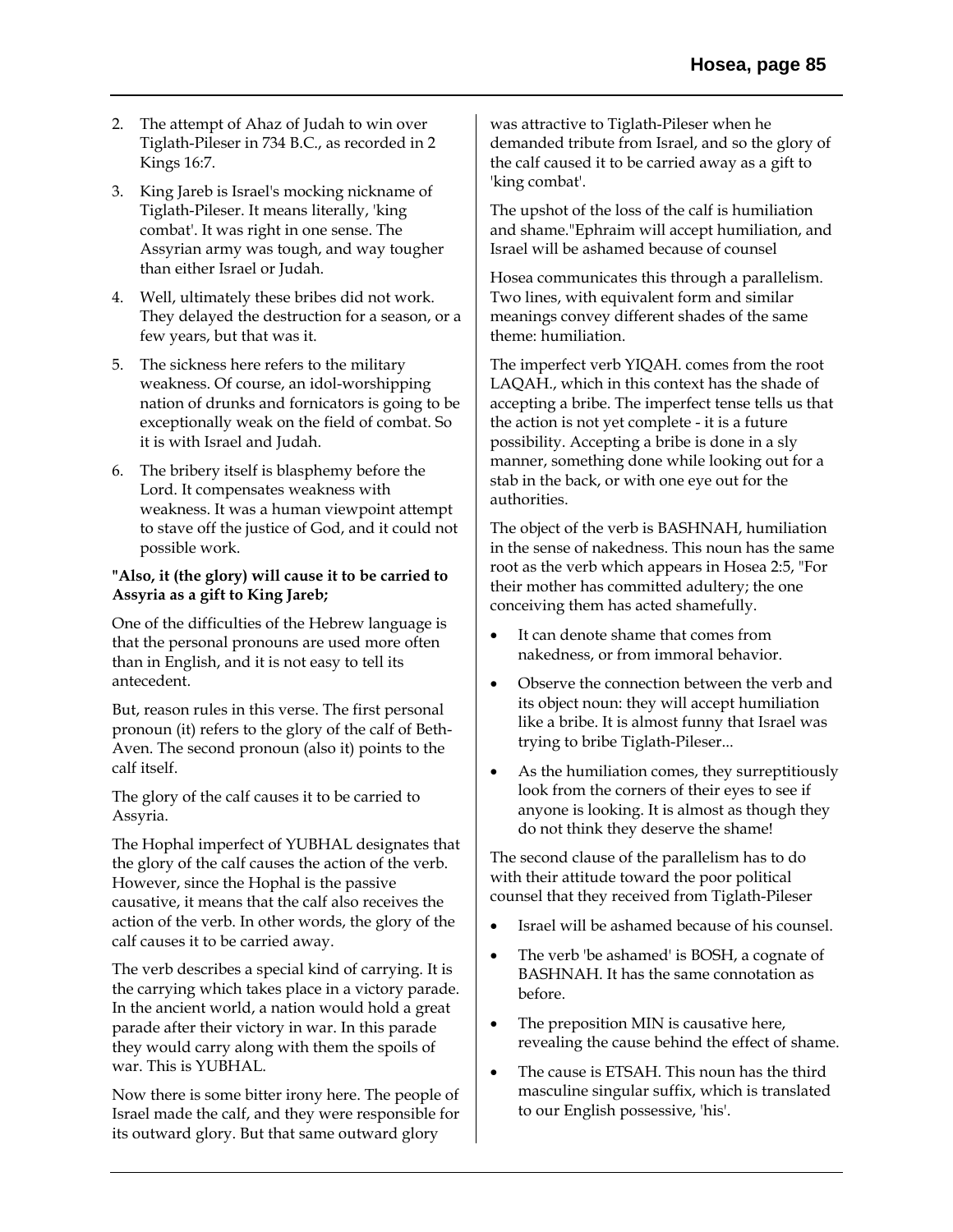2. The attempt of Ahaz of Judah to win over Tiglath-Pileser in 734 B.C., as recorded in 2 Kings 16:7.
3. King Jareb is Israel's mocking nickname of Tiglath-Pileser. It means literally, 'king combat'. It was right in one sense. The Assyrian army was tough, and way tougher than either Israel or Judah.
4. Well, ultimately these bribes did not work. They delayed the destruction for a season, or a few years, but that was it.
5. The sickness here refers to the military weakness. Of course, an idol-worshipping nation of drunks and fornicators is going to be exceptionally weak on the field of combat. So it is with Israel and Judah.
6. The bribery itself is blasphemy before the Lord. It compensates weakness with weakness. It was a human viewpoint attempt to stave off the justice of God, and it could not possible work.

**"Also, it (the glory) will cause it to be carried to Assyria as a gift to King Jareb;**

One of the difficulties of the Hebrew language is that the personal pronouns are used more often than in English, and it is not easy to tell its antecedent.

But, reason rules in this verse. The first personal pronoun (it) refers to the glory of the calf of Beth-Aven. The second pronoun (also it) points to the calf itself.

The glory of the calf causes it to be carried to Assyria.

The Hophal imperfect of YUBHAL designates that the glory of the calf causes the action of the verb. However, since the Hophal is the passive causative, it means that the calf also receives the action of the verb. In other words, the glory of the calf causes it to be carried away.

The verb describes a special kind of carrying. It is the carrying which takes place in a victory parade. In the ancient world, a nation would hold a great parade after their victory in war. In this parade they would carry along with them the spoils of war. This is YUBHAL.

Now there is some bitter irony here. The people of Israel made the calf, and they were responsible for its outward glory. But that same outward glory was attractive to Tiglath-Pileser when he demanded tribute from Israel, and so the glory of the calf caused it to be carried away as a gift to 'king combat'.

The upshot of the loss of the calf is humiliation and shame."Ephraim will accept humiliation, and Israel will be ashamed because of counsel

Hosea communicates this through a parallelism. Two lines, with equivalent form and similar meanings convey different shades of the same theme: humiliation.

The imperfect verb YIQAH. comes from the root LAQAH., which in this context has the shade of accepting a bribe. The imperfect tense tells us that the action is not yet complete - it is a future possibility. Accepting a bribe is done in a sly manner, something done while looking out for a stab in the back, or with one eye out for the authorities.

The object of the verb is BASHNAH, humiliation in the sense of nakedness. This noun has the same root as the verb which appears in Hosea 2:5, "For their mother has committed adultery; the one conceiving them has acted shamefully.

- It can denote shame that comes from nakedness, or from immoral behavior.
- Observe the connection between the verb and its object noun: they will accept humiliation like a bribe. It is almost funny that Israel was trying to bribe Tiglath-Pileser...
- As the humiliation comes, they surreptitiously look from the corners of their eyes to see if anyone is looking. It is almost as though they do not think they deserve the shame!

The second clause of the parallelism has to do with their attitude toward the poor political counsel that they received from Tiglath-Pileser

- Israel will be ashamed because of his counsel.
- The verb 'be ashamed' is BOSH, a cognate of BASHNAH. It has the same connotation as before.
- The preposition MIN is causative here, revealing the cause behind the effect of shame.
- The cause is ETSAH. This noun has the third masculine singular suffix, which is translated to our English possessive, 'his'.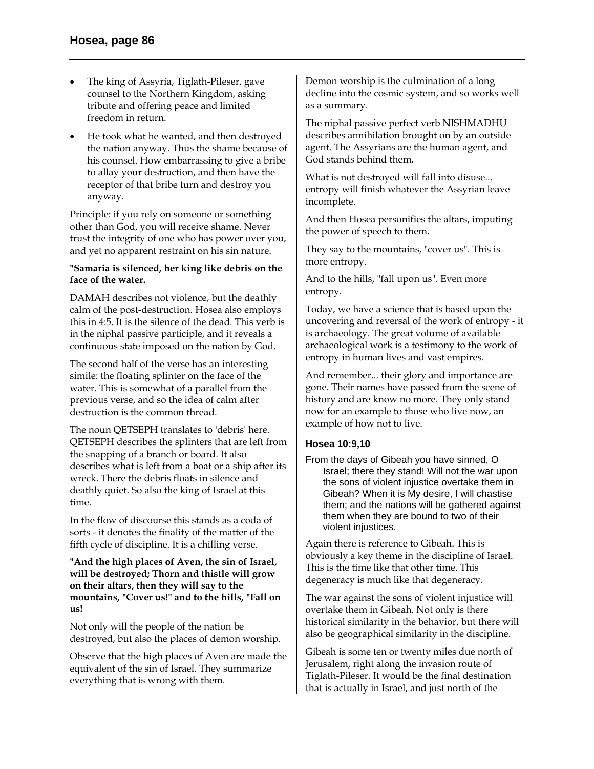- The king of Assyria, Tiglath-Pileser, gave counsel to the Northern Kingdom, asking tribute and offering peace and limited freedom in return.
- He took what he wanted, and then destroyed the nation anyway. Thus the shame because of his counsel. How embarrassing to give a bribe to allay your destruction, and then have the receptor of that bribe turn and destroy you anyway.

Principle: if you rely on someone or something other than God, you will receive shame. Never trust the integrity of one who has power over you, and yet no apparent restraint on his sin nature.

**"Samaria is silenced, her king like debris on the face of the water.**

DAMAH describes not violence, but the deathly calm of the post-destruction. Hosea also employs this in 4:5. It is the silence of the dead. This verb is in the niphal passive participle, and it reveals a continuous state imposed on the nation by God.

The second half of the verse has an interesting simile: the floating splinter on the face of the water. This is somewhat of a parallel from the previous verse, and so the idea of calm after destruction is the common thread.

The noun QETSEPH translates to 'debris' here. QETSEPH describes the splinters that are left from the snapping of a branch or board. It also describes what is left from a boat or a ship after its wreck. There the debris floats in silence and deathly quiet. So also the king of Israel at this time.

In the flow of discourse this stands as a coda of sorts - it denotes the finality of the matter of the fifth cycle of discipline. It is a chilling verse.

**"And the high places of Aven, the sin of Israel, will be destroyed; Thorn and thistle will grow on their altars, then they will say to the mountains, "Cover us!" and to the hills, "Fall on us!**

Not only will the people of the nation be destroyed, but also the places of demon worship.

Observe that the high places of Aven are made the equivalent of the sin of Israel. They summarize everything that is wrong with them.

Demon worship is the culmination of a long decline into the cosmic system, and so works well as a summary.

The niphal passive perfect verb NISHMADHU describes annihilation brought on by an outside agent. The Assyrians are the human agent, and God stands behind them.

What is not destroyed will fall into disuse... entropy will finish whatever the Assyrian leave incomplete.

And then Hosea personifies the altars, imputing the power of speech to them.

They say to the mountains, "cover us". This is more entropy.

And to the hills, "fall upon us". Even more entropy.

Today, we have a science that is based upon the uncovering and reversal of the work of entropy - it is archaeology. The great volume of available archaeological work is a testimony to the work of entropy in human lives and vast empires.

And remember... their glory and importance are gone. Their names have passed from the scene of history and are know no more. They only stand now for an example to those who live now, an example of how not to live.

### Hosea 10:9,10

From the days of Gibeah you have sinned, O Israel; there they stand! Will not the war upon the sons of violent injustice overtake them in Gibeah? When it is My desire, I will chastise them; and the nations will be gathered against them when they are bound to two of their violent injustices.

Again there is reference to Gibeah. This is obviously a key theme in the discipline of Israel. This is the time like that other time. This degeneracy is much like that degeneracy.

The war against the sons of violent injustice will overtake them in Gibeah. Not only is there historical similarity in the behavior, but there will also be geographical similarity in the discipline.

Gibeah is some ten or twenty miles due north of Jerusalem, right along the invasion route of Tiglath-Pileser. It would be the final destination that is actually in Israel, and just north of the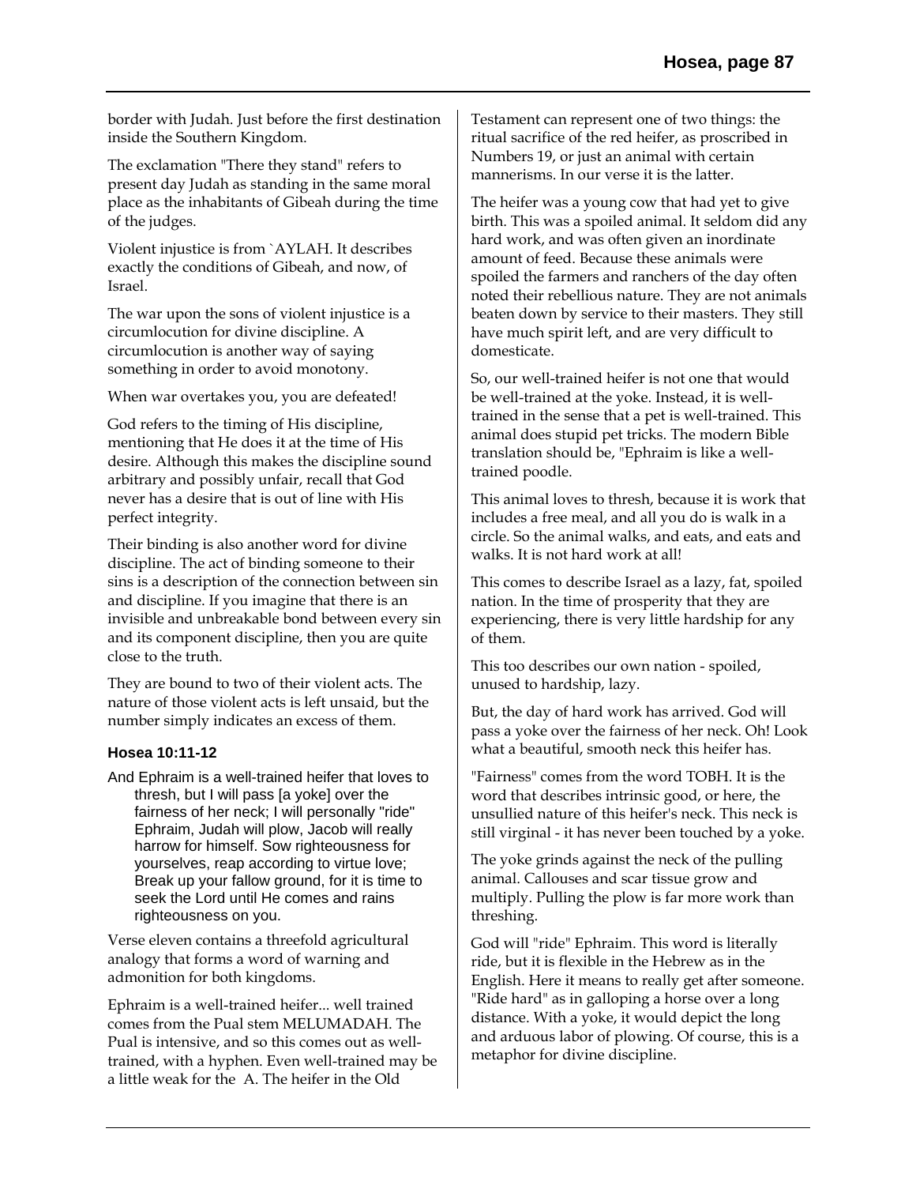border with Judah. Just before the first destination inside the Southern Kingdom.

The exclamation "There they stand" refers to present day Judah as standing in the same moral place as the inhabitants of Gibeah during the time of the judges.

Violent injustice is from `AYLAH. It describes exactly the conditions of Gibeah, and now, of Israel.

The war upon the sons of violent injustice is a circumlocution for divine discipline. A circumlocution is another way of saying something in order to avoid monotony.

When war overtakes you, you are defeated!

God refers to the timing of His discipline, mentioning that He does it at the time of His desire. Although this makes the discipline sound arbitrary and possibly unfair, recall that God never has a desire that is out of line with His perfect integrity.

Their binding is also another word for divine discipline. The act of binding someone to their sins is a description of the connection between sin and discipline. If you imagine that there is an invisible and unbreakable bond between every sin and its component discipline, then you are quite close to the truth.

They are bound to two of their violent acts. The nature of those violent acts is left unsaid, but the number simply indicates an excess of them.

### Hosea 10:11-12

And Ephraim is a well-trained heifer that loves to thresh, but I will pass [a yoke] over the fairness of her neck; I will personally "ride" Ephraim, Judah will plow, Jacob will really harrow for himself. Sow righteousness for yourselves, reap according to virtue love; Break up your fallow ground, for it is time to seek the Lord until He comes and rains righteousness on you.

Verse eleven contains a threefold agricultural analogy that forms a word of warning and admonition for both kingdoms.

Ephraim is a well-trained heifer... well trained comes from the Pual stem MELUMADAH. The Pual is intensive, and so this comes out as well-trained, with a hyphen. Even well-trained may be a little weak for the A. The heifer in the Old Testament can represent one of two things: the ritual sacrifice of the red heifer, as proscribed in Numbers 19, or just an animal with certain mannerisms. In our verse it is the latter.

The heifer was a young cow that had yet to give birth. This was a spoiled animal. It seldom did any hard work, and was often given an inordinate amount of feed. Because these animals were spoiled the farmers and ranchers of the day often noted their rebellious nature. They are not animals beaten down by service to their masters. They still have much spirit left, and are very difficult to domesticate.

So, our well-trained heifer is not one that would be well-trained at the yoke. Instead, it is well-trained in the sense that a pet is well-trained. This animal does stupid pet tricks. The modern Bible translation should be, "Ephraim is like a well-trained poodle.

This animal loves to thresh, because it is work that includes a free meal, and all you do is walk in a circle. So the animal walks, and eats, and eats and walks. It is not hard work at all!

This comes to describe Israel as a lazy, fat, spoiled nation. In the time of prosperity that they are experiencing, there is very little hardship for any of them.

This too describes our own nation - spoiled, unused to hardship, lazy.

But, the day of hard work has arrived. God will pass a yoke over the fairness of her neck. Oh! Look what a beautiful, smooth neck this heifer has.

"Fairness" comes from the word TOBH. It is the word that describes intrinsic good, or here, the unsullied nature of this heifer's neck. This neck is still virginal - it has never been touched by a yoke.

The yoke grinds against the neck of the pulling animal. Callouses and scar tissue grow and multiply. Pulling the plow is far more work than threshing.

God will "ride" Ephraim. This word is literally ride, but it is flexible in the Hebrew as in the English. Here it means to really get after someone. "Ride hard" as in galloping a horse over a long distance. With a yoke, it would depict the long and arduous labor of plowing. Of course, this is a metaphor for divine discipline.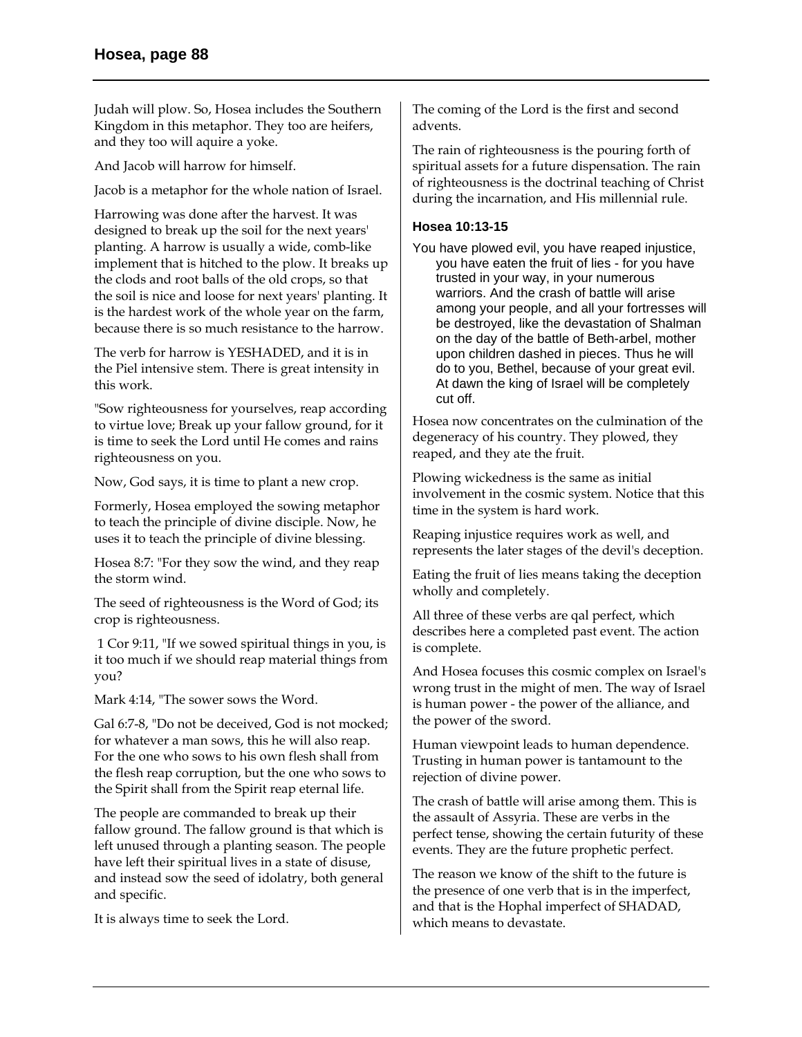Judah will plow. So, Hosea includes the Southern Kingdom in this metaphor. They too are heifers, and they too will aquire a yoke.

And Jacob will harrow for himself.

Jacob is a metaphor for the whole nation of Israel.

Harrowing was done after the harvest. It was designed to break up the soil for the next years' planting. A harrow is usually a wide, comb-like implement that is hitched to the plow. It breaks up the clods and root balls of the old crops, so that the soil is nice and loose for next years' planting. It is the hardest work of the whole year on the farm, because there is so much resistance to the harrow.

The verb for harrow is YESHADED, and it is in the Piel intensive stem. There is great intensity in this work.

"Sow righteousness for yourselves, reap according to virtue love; Break up your fallow ground, for it is time to seek the Lord until He comes and rains righteousness on you.

Now, God says, it is time to plant a new crop.

Formerly, Hosea employed the sowing metaphor to teach the principle of divine disciple. Now, he uses it to teach the principle of divine blessing.

Hosea 8:7: "For they sow the wind, and they reap the storm wind.

The seed of righteousness is the Word of God; its crop is righteousness.

1 Cor 9:11, "If we sowed spiritual things in you, is it too much if we should reap material things from you?

Mark 4:14, "The sower sows the Word.

Gal 6:7-8, "Do not be deceived, God is not mocked; for whatever a man sows, this he will also reap. For the one who sows to his own flesh shall from the flesh reap corruption, but the one who sows to the Spirit shall from the Spirit reap eternal life.

The people are commanded to break up their fallow ground. The fallow ground is that which is left unused through a planting season. The people have left their spiritual lives in a state of disuse, and instead sow the seed of idolatry, both general and specific.

It is always time to seek the Lord.

The coming of the Lord is the first and second advents.

The rain of righteousness is the pouring forth of spiritual assets for a future dispensation. The rain of righteousness is the doctrinal teaching of Christ during the incarnation, and His millennial rule.

### Hosea 10:13-15

You have plowed evil, you have reaped injustice, you have eaten the fruit of lies - for you have trusted in your way, in your numerous warriors. And the crash of battle will arise among your people, and all your fortresses will be destroyed, like the devastation of Shalman on the day of the battle of Beth-arbel, mother upon children dashed in pieces. Thus he will do to you, Bethel, because of your great evil. At dawn the king of Israel will be completely cut off.

Hosea now concentrates on the culmination of the degeneracy of his country. They plowed, they reaped, and they ate the fruit.

Plowing wickedness is the same as initial involvement in the cosmic system. Notice that this time in the system is hard work.

Reaping injustice requires work as well, and represents the later stages of the devil's deception.

Eating the fruit of lies means taking the deception wholly and completely.

All three of these verbs are qal perfect, which describes here a completed past event. The action is complete.

And Hosea focuses this cosmic complex on Israel's wrong trust in the might of men. The way of Israel is human power - the power of the alliance, and the power of the sword.

Human viewpoint leads to human dependence. Trusting in human power is tantamount to the rejection of divine power.

The crash of battle will arise among them. This is the assault of Assyria. These are verbs in the perfect tense, showing the certain futurity of these events. They are the future prophetic perfect.

The reason we know of the shift to the future is the presence of one verb that is in the imperfect, and that is the Hophal imperfect of SHADAD, which means to devastate.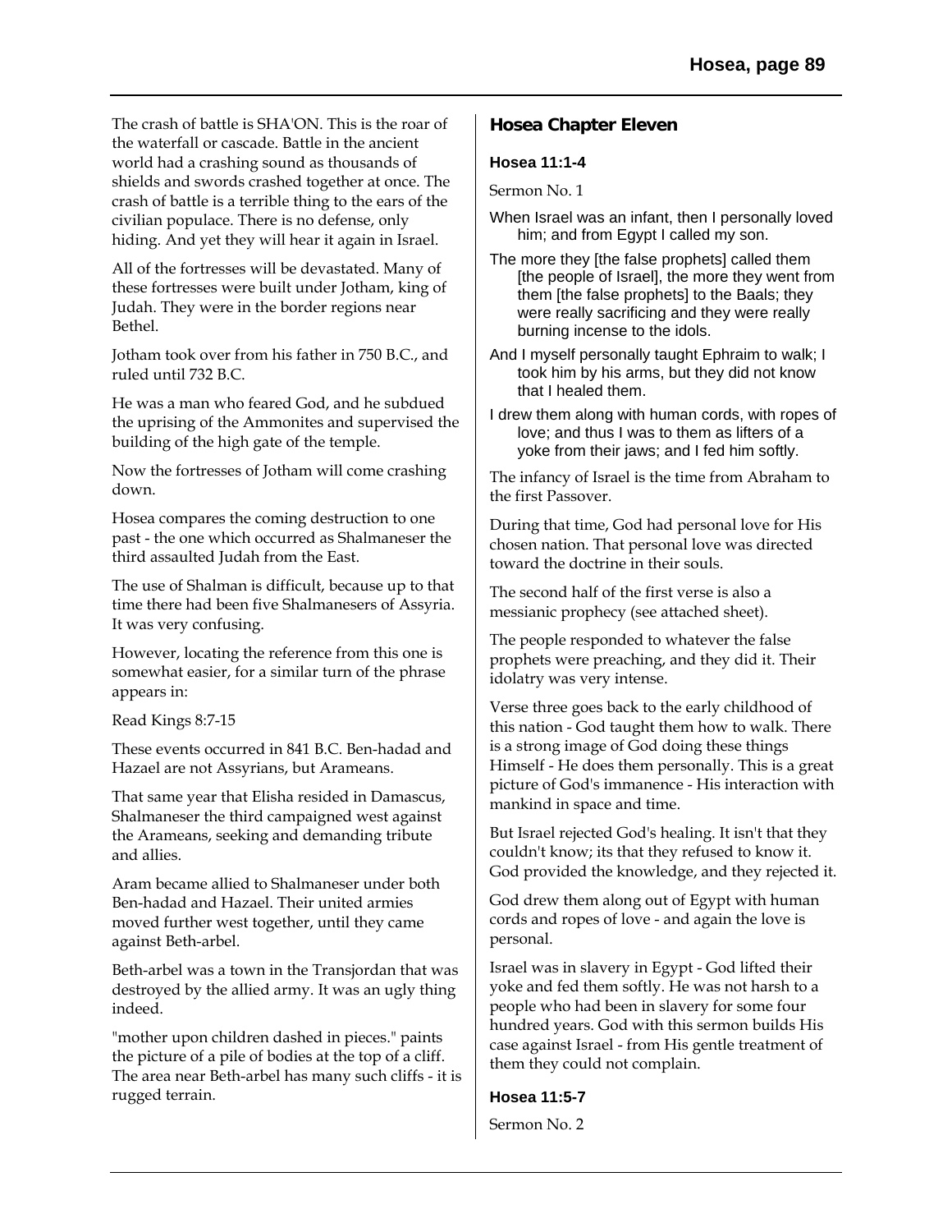The crash of battle is SHA'ON. This is the roar of the waterfall or cascade. Battle in the ancient world had a crashing sound as thousands of shields and swords crashed together at once. The crash of battle is a terrible thing to the ears of the civilian populace. There is no defense, only hiding. And yet they will hear it again in Israel.

All of the fortresses will be devastated. Many of these fortresses were built under Jotham, king of Judah. They were in the border regions near Bethel.

Jotham took over from his father in 750 B.C., and ruled until 732 B.C.

He was a man who feared God, and he subdued the uprising of the Ammonites and supervised the building of the high gate of the temple.

Now the fortresses of Jotham will come crashing down.

Hosea compares the coming destruction to one past - the one which occurred as Shalmaneser the third assaulted Judah from the East.

The use of Shalman is difficult, because up to that time there had been five Shalmanesers of Assyria. It was very confusing.

However, locating the reference from this one is somewhat easier, for a similar turn of the phrase appears in:

Read Kings 8:7-15

These events occurred in 841 B.C. Ben-hadad and Hazael are not Assyrians, but Arameans.

That same year that Elisha resided in Damascus, Shalmaneser the third campaigned west against the Arameans, seeking and demanding tribute and allies.

Aram became allied to Shalmaneser under both Ben-hadad and Hazael. Their united armies moved further west together, until they came against Beth-arbel.

Beth-arbel was a town in the Transjordan that was destroyed by the allied army. It was an ugly thing indeed.

"mother upon children dashed in pieces." paints the picture of a pile of bodies at the top of a cliff. The area near Beth-arbel has many such cliffs - it is rugged terrain.

## Hosea Chapter Eleven

### Hosea 11:1-4

Sermon No. 1

When Israel was an infant, then I personally loved him; and from Egypt I called my son.

The more they [the false prophets] called them [the people of Israel], the more they went from them [the false prophets] to the Baals; they were really sacrificing and they were really burning incense to the idols.

And I myself personally taught Ephraim to walk; I took him by his arms, but they did not know that I healed them.

I drew them along with human cords, with ropes of love; and thus I was to them as lifters of a yoke from their jaws; and I fed him softly.

The infancy of Israel is the time from Abraham to the first Passover.

During that time, God had personal love for His chosen nation. That personal love was directed toward the doctrine in their souls.

The second half of the first verse is also a messianic prophecy (see attached sheet).

The people responded to whatever the false prophets were preaching, and they did it. Their idolatry was very intense.

Verse three goes back to the early childhood of this nation - God taught them how to walk. There is a strong image of God doing these things Himself - He does them personally. This is a great picture of God's immanence - His interaction with mankind in space and time.

But Israel rejected God's healing. It isn't that they couldn't know; its that they refused to know it. God provided the knowledge, and they rejected it.

God drew them along out of Egypt with human cords and ropes of love - and again the love is personal.

Israel was in slavery in Egypt - God lifted their yoke and fed them softly. He was not harsh to a people who had been in slavery for some four hundred years. God with this sermon builds His case against Israel - from His gentle treatment of them they could not complain.

### Hosea 11:5-7

Sermon No. 2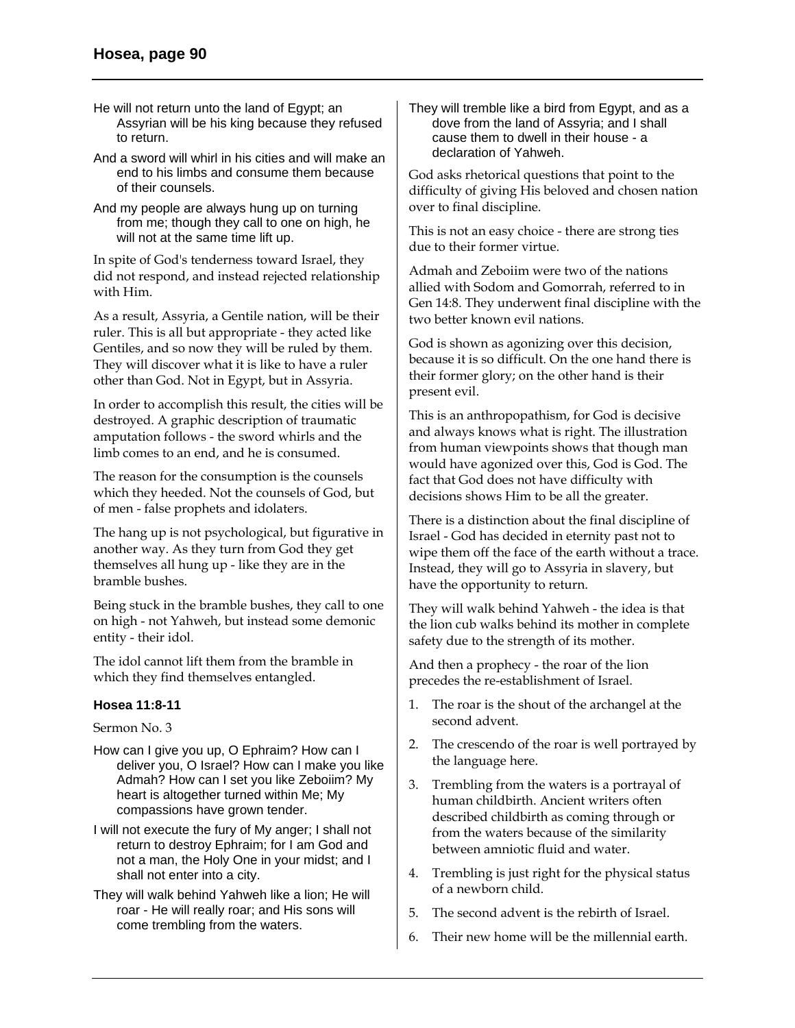He will not return unto the land of Egypt; an Assyrian will be his king because they refused to return.

And a sword will whirl in his cities and will make an end to his limbs and consume them because of their counsels.

And my people are always hung up on turning from me; though they call to one on high, he will not at the same time lift up.

In spite of God's tenderness toward Israel, they did not respond, and instead rejected relationship with Him.

As a result, Assyria, a Gentile nation, will be their ruler. This is all but appropriate - they acted like Gentiles, and so now they will be ruled by them. They will discover what it is like to have a ruler other than God. Not in Egypt, but in Assyria.

In order to accomplish this result, the cities will be destroyed. A graphic description of traumatic amputation follows - the sword whirls and the limb comes to an end, and he is consumed.

The reason for the consumption is the counsels which they heeded. Not the counsels of God, but of men - false prophets and idolaters.

The hang up is not psychological, but figurative in another way. As they turn from God they get themselves all hung up - like they are in the bramble bushes.

Being stuck in the bramble bushes, they call to one on high - not Yahweh, but instead some demonic entity - their idol.

The idol cannot lift them from the bramble in which they find themselves entangled.

### Hosea 11:8-11

Sermon No. 3

How can I give you up, O Ephraim? How can I deliver you, O Israel? How can I make you like Admah? How can I set you like Zeboiim? My heart is altogether turned within Me; My compassions have grown tender.

I will not execute the fury of My anger; I shall not return to destroy Ephraim; for I am God and not a man, the Holy One in your midst; and I shall not enter into a city.

They will walk behind Yahweh like a lion; He will roar - He will really roar; and His sons will come trembling from the waters.

They will tremble like a bird from Egypt, and as a dove from the land of Assyria; and I shall cause them to dwell in their house - a declaration of Yahweh.

God asks rhetorical questions that point to the difficulty of giving His beloved and chosen nation over to final discipline.

This is not an easy choice - there are strong ties due to their former virtue.

Admah and Zeboiim were two of the nations allied with Sodom and Gomorrah, referred to in Gen 14:8. They underwent final discipline with the two better known evil nations.

God is shown as agonizing over this decision, because it is so difficult. On the one hand there is their former glory; on the other hand is their present evil.

This is an anthropopathism, for God is decisive and always knows what is right. The illustration from human viewpoints shows that though man would have agonized over this, God is God. The fact that God does not have difficulty with decisions shows Him to be all the greater.

There is a distinction about the final discipline of Israel - God has decided in eternity past not to wipe them off the face of the earth without a trace. Instead, they will go to Assyria in slavery, but have the opportunity to return.

They will walk behind Yahweh - the idea is that the lion cub walks behind its mother in complete safety due to the strength of its mother.

And then a prophecy - the roar of the lion precedes the re-establishment of Israel.

1. The roar is the shout of the archangel at the second advent.
2. The crescendo of the roar is well portrayed by the language here.
3. Trembling from the waters is a portrayal of human childbirth. Ancient writers often described childbirth as coming through or from the waters because of the similarity between amniotic fluid and water.
4. Trembling is just right for the physical status of a newborn child.
5. The second advent is the rebirth of Israel.
6. Their new home will be the millennial earth.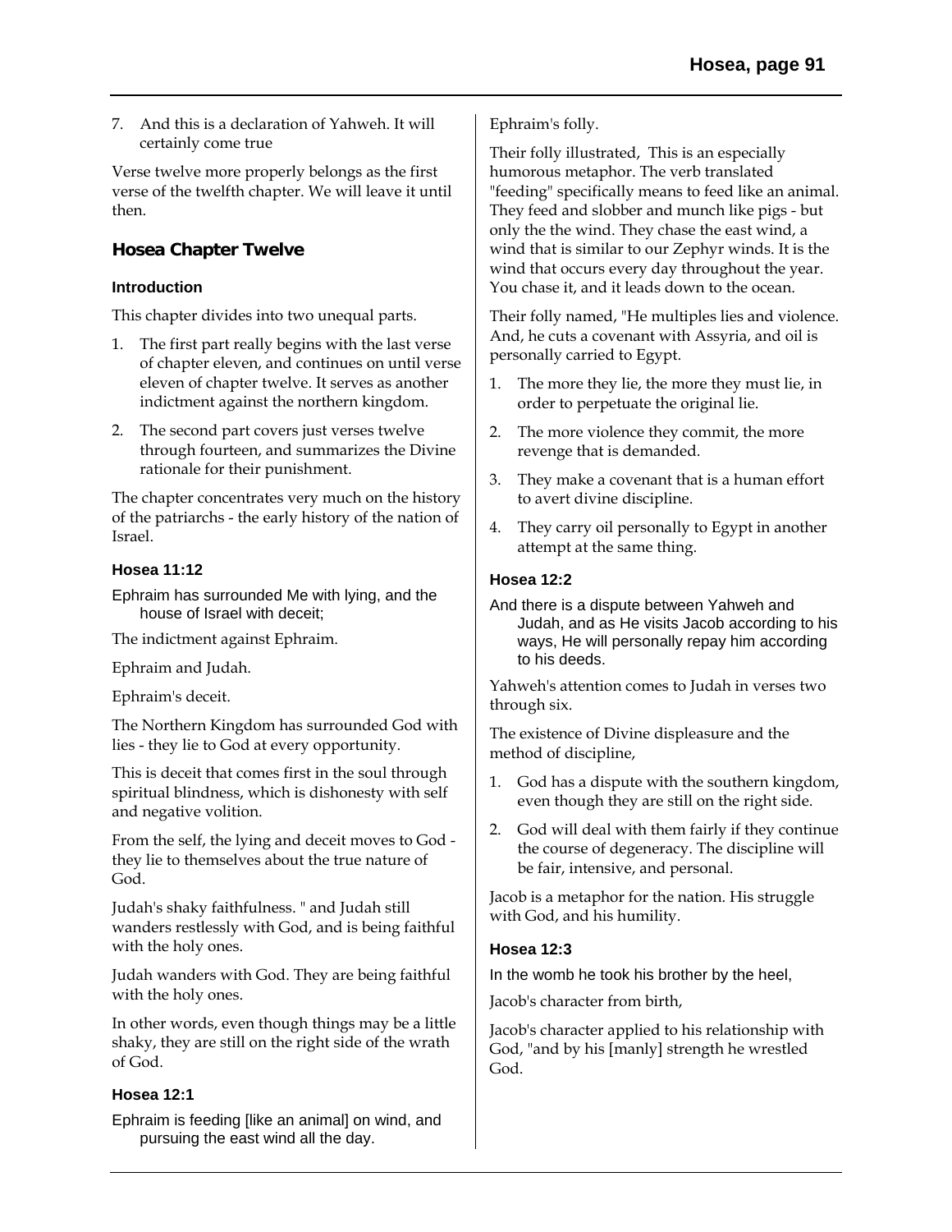7. And this is a declaration of Yahweh. It will certainly come true

Verse twelve more properly belongs as the first verse of the twelfth chapter. We will leave it until then.

## Hosea Chapter Twelve

### Introduction

This chapter divides into two unequal parts.

1. The first part really begins with the last verse of chapter eleven, and continues on until verse eleven of chapter twelve. It serves as another indictment against the northern kingdom.
2. The second part covers just verses twelve through fourteen, and summarizes the Divine rationale for their punishment.

The chapter concentrates very much on the history of the patriarchs - the early history of the nation of Israel.

### Hosea 11:12

Ephraim has surrounded Me with lying, and the house of Israel with deceit;

The indictment against Ephraim.

Ephraim and Judah.

Ephraim's deceit.

The Northern Kingdom has surrounded God with lies - they lie to God at every opportunity.

This is deceit that comes first in the soul through spiritual blindness, which is dishonesty with self and negative volition.

From the self, the lying and deceit moves to God - they lie to themselves about the true nature of God.

Judah's shaky faithfulness. " and Judah still wanders restlessly with God, and is being faithful with the holy ones.

Judah wanders with God. They are being faithful with the holy ones.

In other words, even though things may be a little shaky, they are still on the right side of the wrath of God.

### Hosea 12:1

Ephraim is feeding [like an animal] on wind, and pursuing the east wind all the day.

Ephraim's folly.

Their folly illustrated, This is an especially humorous metaphor. The verb translated "feeding" specifically means to feed like an animal. They feed and slobber and munch like pigs - but only the the wind. They chase the east wind, a wind that is similar to our Zephyr winds. It is the wind that occurs every day throughout the year. You chase it, and it leads down to the ocean.

Their folly named, "He multiples lies and violence. And, he cuts a covenant with Assyria, and oil is personally carried to Egypt.

1. The more they lie, the more they must lie, in order to perpetuate the original lie.
2. The more violence they commit, the more revenge that is demanded.
3. They make a covenant that is a human effort to avert divine discipline.
4. They carry oil personally to Egypt in another attempt at the same thing.

### Hosea 12:2

And there is a dispute between Yahweh and Judah, and as He visits Jacob according to his ways, He will personally repay him according to his deeds.

Yahweh's attention comes to Judah in verses two through six.

The existence of Divine displeasure and the method of discipline,

1. God has a dispute with the southern kingdom, even though they are still on the right side.
2. God will deal with them fairly if they continue the course of degeneracy. The discipline will be fair, intensive, and personal.

Jacob is a metaphor for the nation. His struggle with God, and his humility.

### Hosea 12:3

In the womb he took his brother by the heel,

Jacob's character from birth,

Jacob's character applied to his relationship with God, "and by his [manly] strength he wrestled God.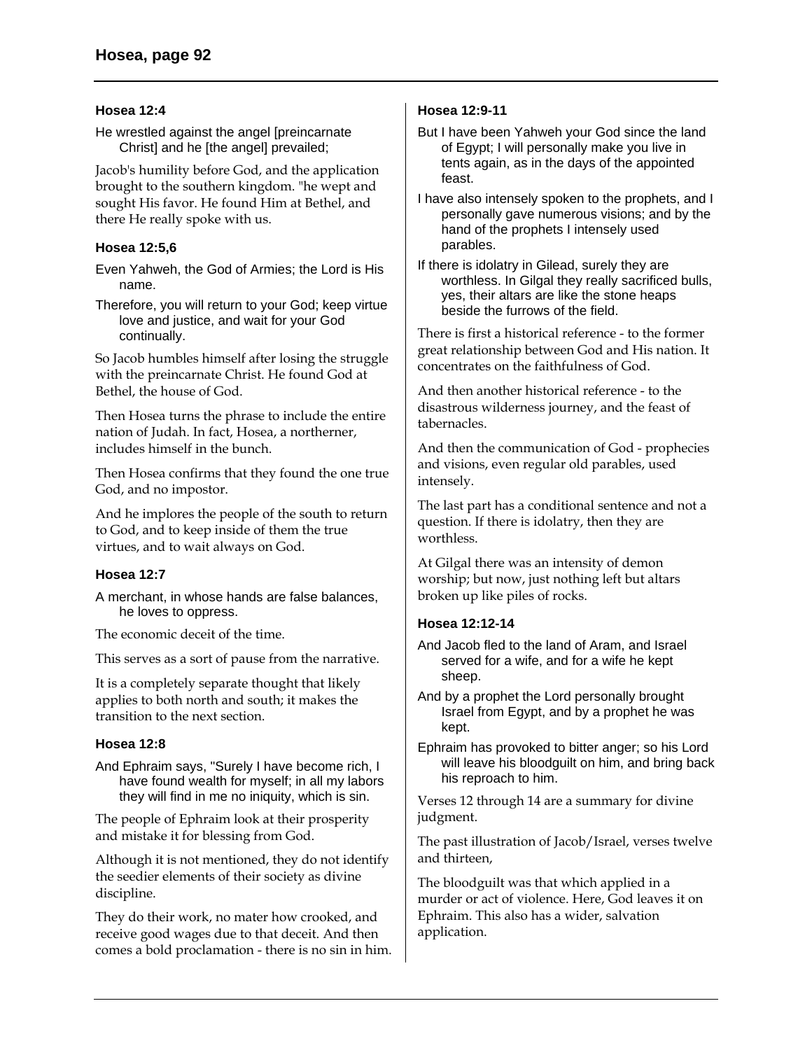### Hosea 12:4

He wrestled against the angel [preincarnate Christ] and he [the angel] prevailed;

Jacob's humility before God, and the application brought to the southern kingdom. "he wept and sought His favor. He found Him at Bethel, and there He really spoke with us.

### Hosea 12:5,6

Even Yahweh, the God of Armies; the Lord is His name.

Therefore, you will return to your God; keep virtue love and justice, and wait for your God continually.

So Jacob humbles himself after losing the struggle with the preincarnate Christ. He found God at Bethel, the house of God.

Then Hosea turns the phrase to include the entire nation of Judah. In fact, Hosea, a northerner, includes himself in the bunch.

Then Hosea confirms that they found the one true God, and no impostor.

And he implores the people of the south to return to God, and to keep inside of them the true virtues, and to wait always on God.

### Hosea 12:7

A merchant, in whose hands are false balances, he loves to oppress.

The economic deceit of the time.

This serves as a sort of pause from the narrative.

It is a completely separate thought that likely applies to both north and south; it makes the transition to the next section.

### Hosea 12:8

And Ephraim says, "Surely I have become rich, I have found wealth for myself; in all my labors they will find in me no iniquity, which is sin.

The people of Ephraim look at their prosperity and mistake it for blessing from God.

Although it is not mentioned, they do not identify the seedier elements of their society as divine discipline.

They do their work, no mater how crooked, and receive good wages due to that deceit. And then comes a bold proclamation - there is no sin in him.

### Hosea 12:9-11

But I have been Yahweh your God since the land of Egypt; I will personally make you live in tents again, as in the days of the appointed feast.

I have also intensely spoken to the prophets, and I personally gave numerous visions; and by the hand of the prophets I intensely used parables.

If there is idolatry in Gilead, surely they are worthless. In Gilgal they really sacrificed bulls, yes, their altars are like the stone heaps beside the furrows of the field.

There is first a historical reference - to the former great relationship between God and His nation. It concentrates on the faithfulness of God.

And then another historical reference - to the disastrous wilderness journey, and the feast of tabernacles.

And then the communication of God - prophecies and visions, even regular old parables, used intensely.

The last part has a conditional sentence and not a question. If there is idolatry, then they are worthless.

At Gilgal there was an intensity of demon worship; but now, just nothing left but altars broken up like piles of rocks.

### Hosea 12:12-14

And Jacob fled to the land of Aram, and Israel served for a wife, and for a wife he kept sheep.

And by a prophet the Lord personally brought Israel from Egypt, and by a prophet he was kept.

Ephraim has provoked to bitter anger; so his Lord will leave his bloodguilt on him, and bring back his reproach to him.

Verses 12 through 14 are a summary for divine judgment.

The past illustration of Jacob/Israel, verses twelve and thirteen,

The bloodguilt was that which applied in a murder or act of violence. Here, God leaves it on Ephraim. This also has a wider, salvation application.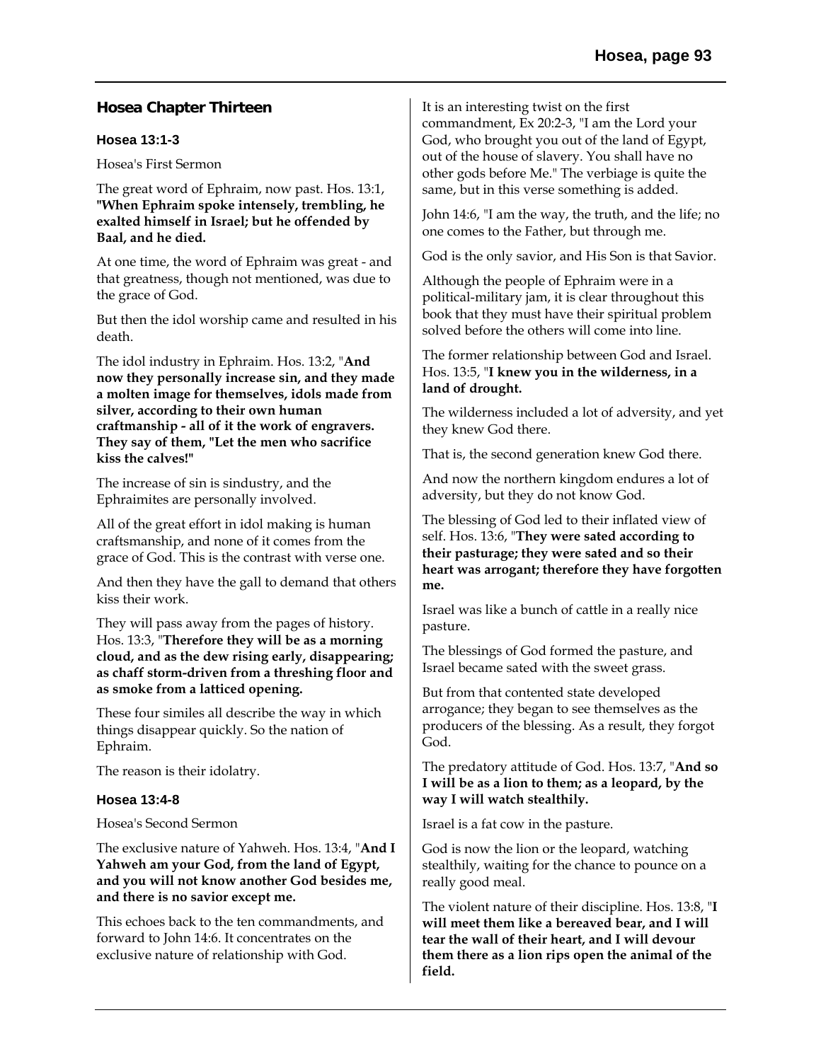## Hosea Chapter Thirteen

### Hosea 13:1-3

Hosea's First Sermon

The great word of Ephraim, now past. Hos. 13:1, **"When Ephraim spoke intensely, trembling, he exalted himself in Israel; but he offended by Baal, and he died.**

At one time, the word of Ephraim was great - and that greatness, though not mentioned, was due to the grace of God.

But then the idol worship came and resulted in his death.

The idol industry in Ephraim. Hos. 13:2, "**And now they personally increase sin, and they made a molten image for themselves, idols made from silver, according to their own human craftmanship - all of it the work of engravers. They say of them, "Let the men who sacrifice kiss the calves!"**

The increase of sin is sindustry, and the Ephraimites are personally involved.

All of the great effort in idol making is human craftsmanship, and none of it comes from the grace of God. This is the contrast with verse one.

And then they have the gall to demand that others kiss their work.

They will pass away from the pages of history. Hos. 13:3, "**Therefore they will be as a morning cloud, and as the dew rising early, disappearing; as chaff storm-driven from a threshing floor and as smoke from a latticed opening.**

These four similes all describe the way in which things disappear quickly. So the nation of Ephraim.

The reason is their idolatry.

### Hosea 13:4-8

Hosea's Second Sermon

The exclusive nature of Yahweh. Hos. 13:4, "**And I Yahweh am your God, from the land of Egypt, and you will not know another God besides me, and there is no savior except me.**

This echoes back to the ten commandments, and forward to John 14:6. It concentrates on the exclusive nature of relationship with God.

It is an interesting twist on the first commandment, Ex 20:2-3, "I am the Lord your God, who brought you out of the land of Egypt, out of the house of slavery. You shall have no other gods before Me." The verbiage is quite the same, but in this verse something is added.

John 14:6, "I am the way, the truth, and the life; no one comes to the Father, but through me.

God is the only savior, and His Son is that Savior.

Although the people of Ephraim were in a political-military jam, it is clear throughout this book that they must have their spiritual problem solved before the others will come into line.

The former relationship between God and Israel. Hos. 13:5, "**I knew you in the wilderness, in a land of drought.**

The wilderness included a lot of adversity, and yet they knew God there.

That is, the second generation knew God there.

And now the northern kingdom endures a lot of adversity, but they do not know God.

The blessing of God led to their inflated view of self. Hos. 13:6, "**They were sated according to their pasturage; they were sated and so their heart was arrogant; therefore they have forgotten me.**

Israel was like a bunch of cattle in a really nice pasture.

The blessings of God formed the pasture, and Israel became sated with the sweet grass.

But from that contented state developed arrogance; they began to see themselves as the producers of the blessing. As a result, they forgot God.

The predatory attitude of God. Hos. 13:7, "**And so I will be as a lion to them; as a leopard, by the way I will watch stealthily.**

Israel is a fat cow in the pasture.

God is now the lion or the leopard, watching stealthily, waiting for the chance to pounce on a really good meal.

The violent nature of their discipline. Hos. 13:8, "**I will meet them like a bereaved bear, and I will tear the wall of their heart, and I will devour them there as a lion rips open the animal of the field.**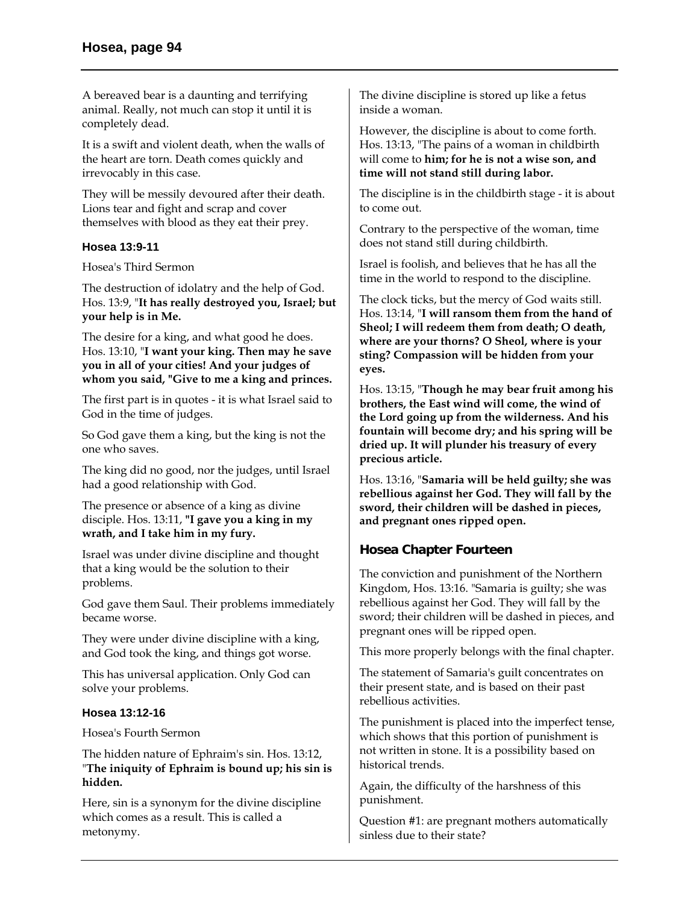A bereaved bear is a daunting and terrifying animal. Really, not much can stop it until it is completely dead.

It is a swift and violent death, when the walls of the heart are torn. Death comes quickly and irrevocably in this case.

They will be messily devoured after their death. Lions tear and fight and scrap and cover themselves with blood as they eat their prey.

### Hosea 13:9-11

Hosea's Third Sermon

The destruction of idolatry and the help of God. Hos. 13:9, "**It has really destroyed you, Israel; but your help is in Me.**

The desire for a king, and what good he does. Hos. 13:10, "**I want your king. Then may he save you in all of your cities! And your judges of whom you said, "Give to me a king and princes.**

The first part is in quotes - it is what Israel said to God in the time of judges.

So God gave them a king, but the king is not the one who saves.

The king did no good, nor the judges, until Israel had a good relationship with God.

The presence or absence of a king as divine disciple. Hos. 13:11, **"I gave you a king in my wrath, and I take him in my fury.**

Israel was under divine discipline and thought that a king would be the solution to their problems.

God gave them Saul. Their problems immediately became worse.

They were under divine discipline with a king, and God took the king, and things got worse.

This has universal application. Only God can solve your problems.

### Hosea 13:12-16

Hosea's Fourth Sermon

The hidden nature of Ephraim's sin. Hos. 13:12, "**The iniquity of Ephraim is bound up; his sin is hidden.**

Here, sin is a synonym for the divine discipline which comes as a result. This is called a metonymy.

The divine discipline is stored up like a fetus inside a woman.

However, the discipline is about to come forth. Hos. 13:13, "The pains of a woman in childbirth will come to **him; for he is not a wise son, and time will not stand still during labor.**

The discipline is in the childbirth stage - it is about to come out.

Contrary to the perspective of the woman, time does not stand still during childbirth.

Israel is foolish, and believes that he has all the time in the world to respond to the discipline.

The clock ticks, but the mercy of God waits still. Hos. 13:14, "**I will ransom them from the hand of Sheol; I will redeem them from death; O death, where are your thorns? O Sheol, where is your sting? Compassion will be hidden from your eyes.**

Hos. 13:15, "**Though he may bear fruit among his brothers, the East wind will come, the wind of the Lord going up from the wilderness. And his fountain will become dry; and his spring will be dried up. It will plunder his treasury of every precious article.**

Hos. 13:16, "**Samaria will be held guilty; she was rebellious against her God. They will fall by the sword, their children will be dashed in pieces, and pregnant ones ripped open.**

## Hosea Chapter Fourteen

The conviction and punishment of the Northern Kingdom, Hos. 13:16. "Samaria is guilty; she was rebellious against her God. They will fall by the sword; their children will be dashed in pieces, and pregnant ones will be ripped open.

This more properly belongs with the final chapter.

The statement of Samaria's guilt concentrates on their present state, and is based on their past rebellious activities.

The punishment is placed into the imperfect tense, which shows that this portion of punishment is not written in stone. It is a possibility based on historical trends.

Again, the difficulty of the harshness of this punishment.

Question #1: are pregnant mothers automatically sinless due to their state?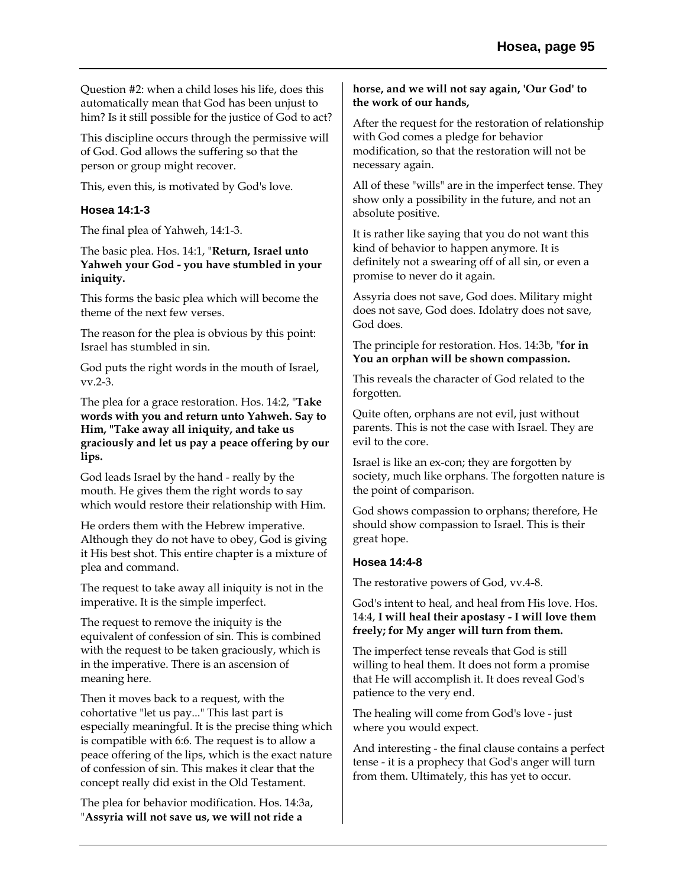Question #2: when a child loses his life, does this automatically mean that God has been unjust to him? Is it still possible for the justice of God to act?

This discipline occurs through the permissive will of God. God allows the suffering so that the person or group might recover.

This, even this, is motivated by God's love.

### Hosea 14:1-3

The final plea of Yahweh, 14:1-3.

The basic plea. Hos. 14:1, "**Return, Israel unto Yahweh your God - you have stumbled in your iniquity.**

This forms the basic plea which will become the theme of the next few verses.

The reason for the plea is obvious by this point: Israel has stumbled in sin.

God puts the right words in the mouth of Israel, vv.2-3.

The plea for a grace restoration. Hos. 14:2, "**Take words with you and return unto Yahweh. Say to Him, "Take away all iniquity, and take us graciously and let us pay a peace offering by our lips.**

God leads Israel by the hand - really by the mouth. He gives them the right words to say which would restore their relationship with Him.

He orders them with the Hebrew imperative. Although they do not have to obey, God is giving it His best shot. This entire chapter is a mixture of plea and command.

The request to take away all iniquity is not in the imperative. It is the simple imperfect.

The request to remove the iniquity is the equivalent of confession of sin. This is combined with the request to be taken graciously, which is in the imperative. There is an ascension of meaning here.

Then it moves back to a request, with the cohortative "let us pay..." This last part is especially meaningful. It is the precise thing which is compatible with 6:6. The request is to allow a peace offering of the lips, which is the exact nature of confession of sin. This makes it clear that the concept really did exist in the Old Testament.

The plea for behavior modification. Hos. 14:3a, "**Assyria will not save us, we will not ride a horse, and we will not say again, 'Our God' to the work of our hands,**

After the request for the restoration of relationship with God comes a pledge for behavior modification, so that the restoration will not be necessary again.

All of these "wills" are in the imperfect tense. They show only a possibility in the future, and not an absolute positive.

It is rather like saying that you do not want this kind of behavior to happen anymore. It is definitely not a swearing off of all sin, or even a promise to never do it again.

Assyria does not save, God does. Military might does not save, God does. Idolatry does not save, God does.

The principle for restoration. Hos. 14:3b, "**for in You an orphan will be shown compassion.**

This reveals the character of God related to the forgotten.

Quite often, orphans are not evil, just without parents. This is not the case with Israel. They are evil to the core.

Israel is like an ex-con; they are forgotten by society, much like orphans. The forgotten nature is the point of comparison.

God shows compassion to orphans; therefore, He should show compassion to Israel. This is their great hope.

### Hosea 14:4-8

The restorative powers of God, vv.4-8.

God's intent to heal, and heal from His love. Hos. 14:4, **I will heal their apostasy - I will love them freely; for My anger will turn from them.**

The imperfect tense reveals that God is still willing to heal them. It does not form a promise that He will accomplish it. It does reveal God's patience to the very end.

The healing will come from God's love - just where you would expect.

And interesting - the final clause contains a perfect tense - it is a prophecy that God's anger will turn from them. Ultimately, this has yet to occur.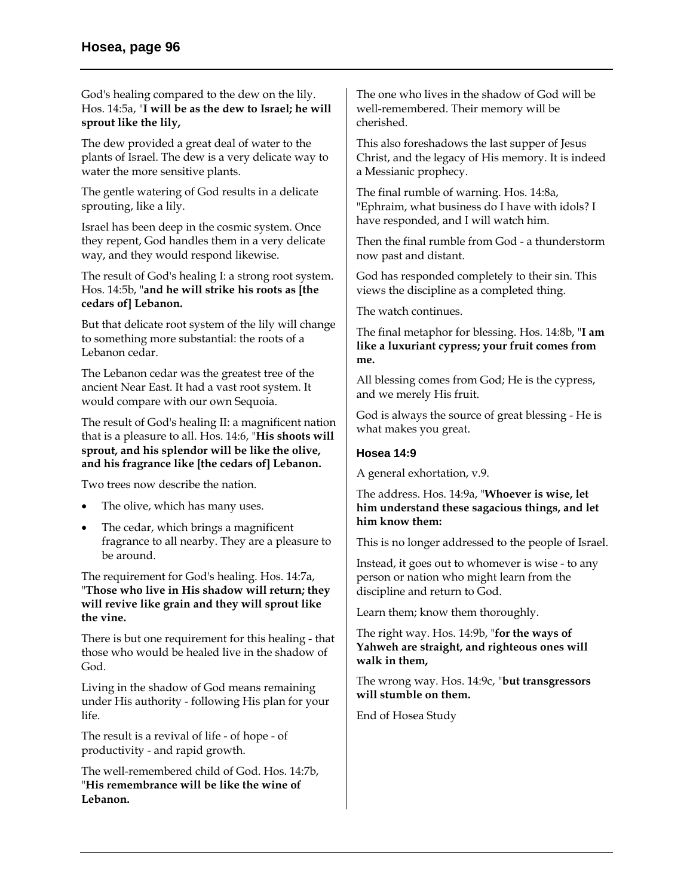God's healing compared to the dew on the lily. Hos. 14:5a, "**I will be as the dew to Israel; he will sprout like the lily,**

The dew provided a great deal of water to the plants of Israel. The dew is a very delicate way to water the more sensitive plants.

The gentle watering of God results in a delicate sprouting, like a lily.

Israel has been deep in the cosmic system. Once they repent, God handles them in a very delicate way, and they would respond likewise.

The result of God's healing I: a strong root system. Hos. 14:5b, "**and he will strike his roots as [the cedars of] Lebanon.**

But that delicate root system of the lily will change to something more substantial: the roots of a Lebanon cedar.

The Lebanon cedar was the greatest tree of the ancient Near East. It had a vast root system. It would compare with our own Sequoia.

The result of God's healing II: a magnificent nation that is a pleasure to all. Hos. 14:6, "**His shoots will sprout, and his splendor will be like the olive, and his fragrance like [the cedars of] Lebanon.**

Two trees now describe the nation.

- The olive, which has many uses.
- The cedar, which brings a magnificent fragrance to all nearby. They are a pleasure to be around.

The requirement for God's healing. Hos. 14:7a, "**Those who live in His shadow will return; they will revive like grain and they will sprout like the vine.**

There is but one requirement for this healing - that those who would be healed live in the shadow of God.

Living in the shadow of God means remaining under His authority - following His plan for your life.

The result is a revival of life - of hope - of productivity - and rapid growth.

The well-remembered child of God. Hos. 14:7b, "**His remembrance will be like the wine of Lebanon.**

The one who lives in the shadow of God will be well-remembered. Their memory will be cherished.

This also foreshadows the last supper of Jesus Christ, and the legacy of His memory. It is indeed a Messianic prophecy.

The final rumble of warning. Hos. 14:8a, "Ephraim, what business do I have with idols? I have responded, and I will watch him.

Then the final rumble from God - a thunderstorm now past and distant.

God has responded completely to their sin. This views the discipline as a completed thing.

The watch continues.

The final metaphor for blessing. Hos. 14:8b, "**I am like a luxuriant cypress; your fruit comes from me.**

All blessing comes from God; He is the cypress, and we merely His fruit.

God is always the source of great blessing - He is what makes you great.

### Hosea 14:9

A general exhortation, v.9.

The address. Hos. 14:9a, "**Whoever is wise, let him understand these sagacious things, and let him know them:**

This is no longer addressed to the people of Israel.

Instead, it goes out to whomever is wise - to any person or nation who might learn from the discipline and return to God.

Learn them; know them thoroughly.

The right way. Hos. 14:9b, "**for the ways of Yahweh are straight, and righteous ones will walk in them,**

The wrong way. Hos. 14:9c, "**but transgressors will stumble on them.**

End of Hosea Study